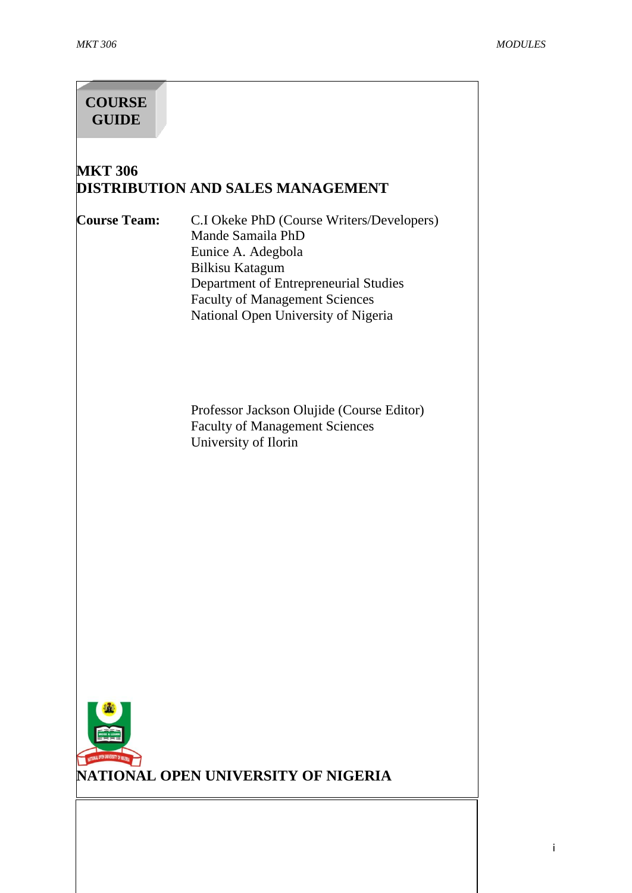**COURSE GUIDE**

# MKT 306
# DISTRIBUTION AND SALES MANAGEMENT

**Course Team:** C.I Okeke PhD (Course Writers/Developers)
Mande Samaila PhD
Eunice A. Adegbola
Bilkisu Katagum
Department of Entrepreneurial Studies
Faculty of Management Sciences
National Open University of Nigeria

Professor Jackson Olujide (Course Editor)
Faculty of Management Sciences
University of Ilorin

**NATIONAL OPEN UNIVERSITY OF NIGERIA**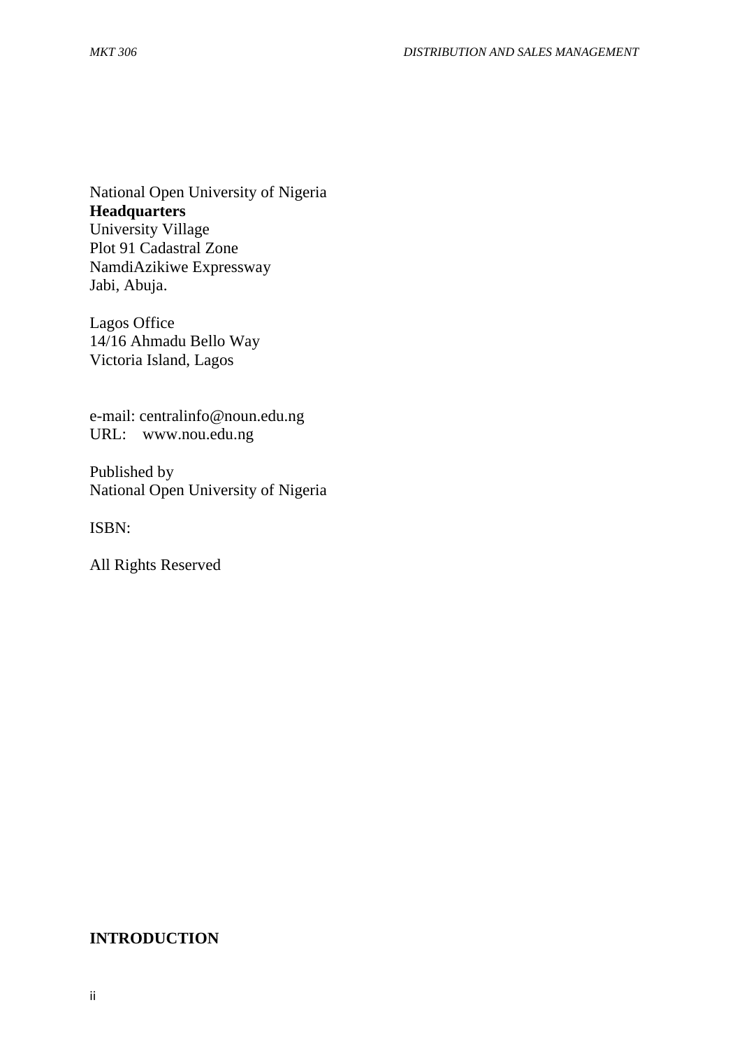National Open University of Nigeria
**Headquarters**
University Village
Plot 91 Cadastral Zone
NamdiAzikiwe Expressway
Jabi, Abuja.

Lagos Office
14/16 Ahmadu Bello Way
Victoria Island, Lagos

e-mail: centralinfo@noun.edu.ng
URL: www.nou.edu.ng

Published by
National Open University of Nigeria

ISBN:

All Rights Reserved

## INTRODUCTION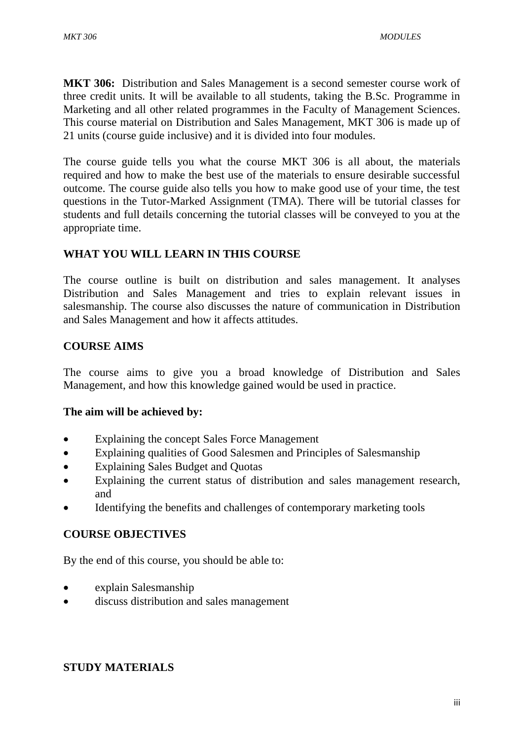**MKT 306:** Distribution and Sales Management is a second semester course work of three credit units. It will be available to all students, taking the B.Sc. Programme in Marketing and all other related programmes in the Faculty of Management Sciences. This course material on Distribution and Sales Management, MKT 306 is made up of 21 units (course guide inclusive) and it is divided into four modules.

The course guide tells you what the course MKT 306 is all about, the materials required and how to make the best use of the materials to ensure desirable successful outcome. The course guide also tells you how to make good use of your time, the test questions in the Tutor-Marked Assignment (TMA). There will be tutorial classes for students and full details concerning the tutorial classes will be conveyed to you at the appropriate time.

## WHAT YOU WILL LEARN IN THIS COURSE

The course outline is built on distribution and sales management. It analyses Distribution and Sales Management and tries to explain relevant issues in salesmanship. The course also discusses the nature of communication in Distribution and Sales Management and how it affects attitudes.

## COURSE AIMS

The course aims to give you a broad knowledge of Distribution and Sales Management, and how this knowledge gained would be used in practice.

**The aim will be achieved by:**

- Explaining the concept Sales Force Management
- Explaining qualities of Good Salesmen and Principles of Salesmanship
- Explaining Sales Budget and Quotas
- Explaining the current status of distribution and sales management research, and
- Identifying the benefits and challenges of contemporary marketing tools

## COURSE OBJECTIVES

By the end of this course, you should be able to:

- explain Salesmanship
- discuss distribution and sales management

## STUDY MATERIALS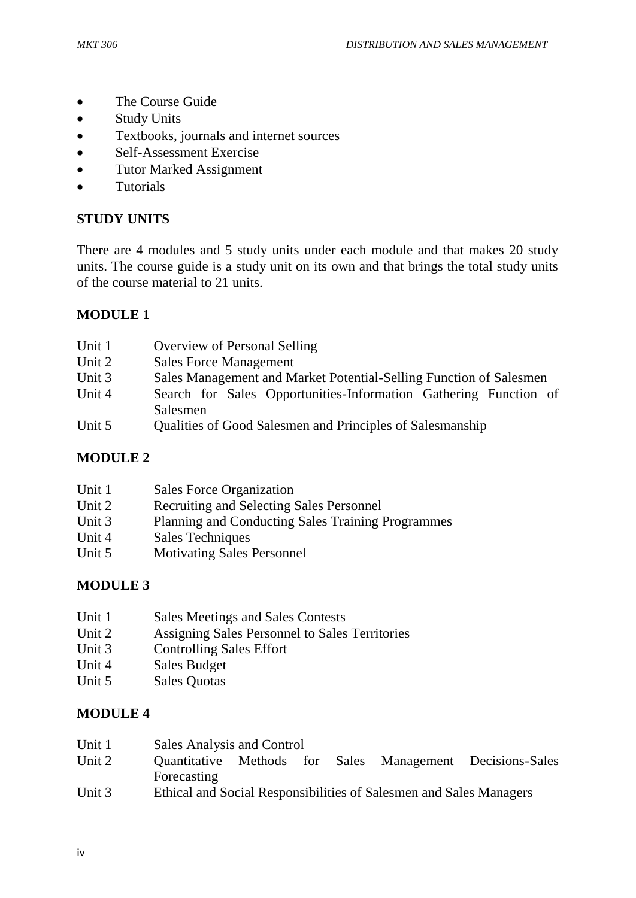- The Course Guide
- Study Units
- Textbooks, journals and internet sources
- Self-Assessment Exercise
- Tutor Marked Assignment
- Tutorials

## STUDY UNITS

There are 4 modules and 5 study units under each module and that makes 20 study units. The course guide is a study unit on its own and that brings the total study units of the course material to 21 units.

### MODULE 1

Unit 1 Overview of Personal Selling
Unit 2 Sales Force Management
Unit 3 Sales Management and Market Potential-Selling Function of Salesmen
Unit 4 Search for Sales Opportunities-Information Gathering Function of Salesmen
Unit 5 Qualities of Good Salesmen and Principles of Salesmanship

### MODULE 2

Unit 1 Sales Force Organization
Unit 2 Recruiting and Selecting Sales Personnel
Unit 3 Planning and Conducting Sales Training Programmes
Unit 4 Sales Techniques
Unit 5 Motivating Sales Personnel

### MODULE 3

Unit 1 Sales Meetings and Sales Contests
Unit 2 Assigning Sales Personnel to Sales Territories
Unit 3 Controlling Sales Effort
Unit 4 Sales Budget
Unit 5 Sales Quotas

### MODULE 4

Unit 1 Sales Analysis and Control
Unit 2 Quantitative Methods for Sales Management Decisions-Sales Forecasting
Unit 3 Ethical and Social Responsibilities of Salesmen and Sales Managers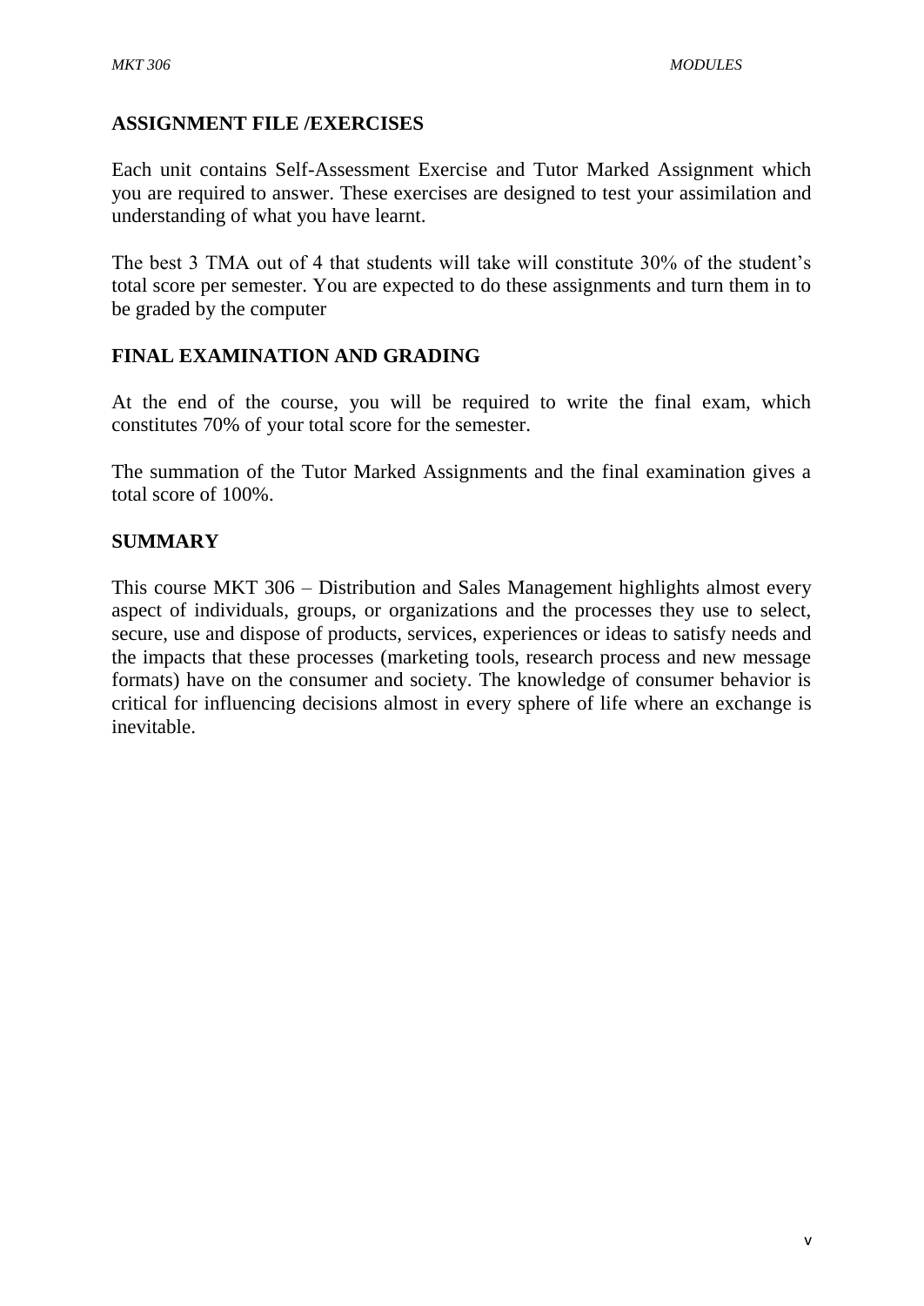## ASSIGNMENT FILE /EXERCISES

Each unit contains Self-Assessment Exercise and Tutor Marked Assignment which you are required to answer. These exercises are designed to test your assimilation and understanding of what you have learnt.

The best 3 TMA out of 4 that students will take will constitute 30% of the student's total score per semester. You are expected to do these assignments and turn them in to be graded by the computer

## FINAL EXAMINATION AND GRADING

At the end of the course, you will be required to write the final exam, which constitutes 70% of your total score for the semester.

The summation of the Tutor Marked Assignments and the final examination gives a total score of 100%.

## SUMMARY

This course MKT 306 – Distribution and Sales Management highlights almost every aspect of individuals, groups, or organizations and the processes they use to select, secure, use and dispose of products, services, experiences or ideas to satisfy needs and the impacts that these processes (marketing tools, research process and new message formats) have on the consumer and society. The knowledge of consumer behavior is critical for influencing decisions almost in every sphere of life where an exchange is inevitable.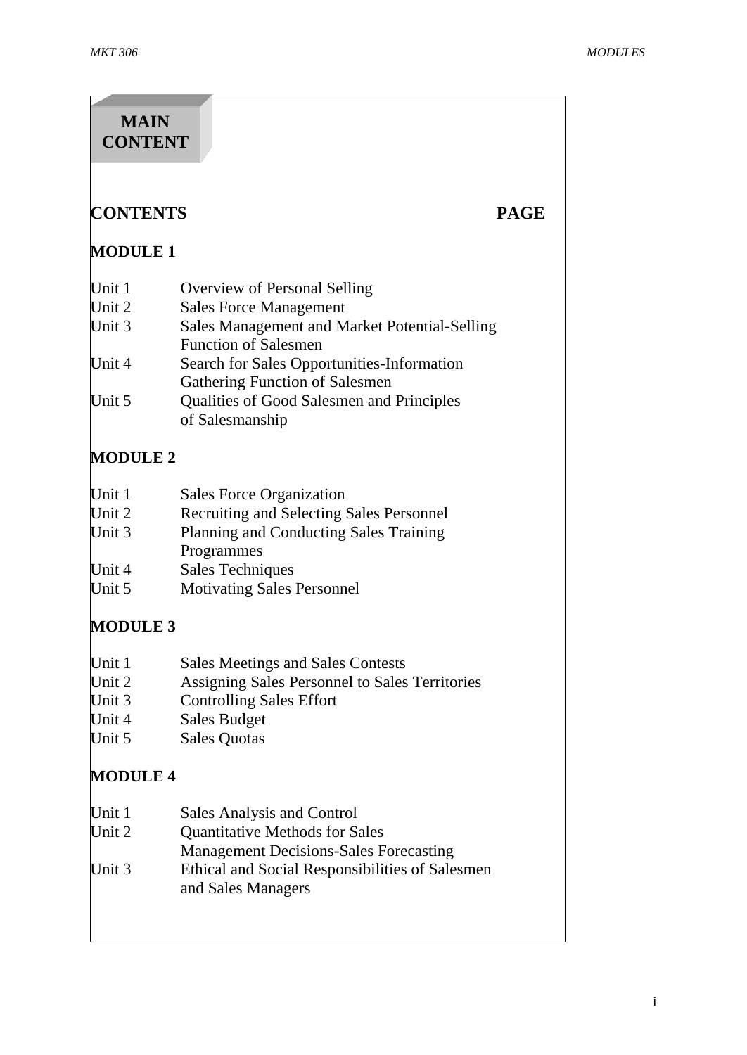**MAIN CONTENT**

**CONTENTS** **PAGE**

## MODULE 1

| | |
|---|---|
| Unit 1 | Overview of Personal Selling |
| Unit 2 | Sales Force Management |
| Unit 3 | Sales Management and Market Potential-Selling Function of Salesmen |
| Unit 4 | Search for Sales Opportunities-Information Gathering Function of Salesmen |
| Unit 5 | Qualities of Good Salesmen and Principles of Salesmanship |

## MODULE 2

| | |
|---|---|
| Unit 1 | Sales Force Organization |
| Unit 2 | Recruiting and Selecting Sales Personnel |
| Unit 3 | Planning and Conducting Sales Training Programmes |
| Unit 4 | Sales Techniques |
| Unit 5 | Motivating Sales Personnel |

## MODULE 3

| | |
|---|---|
| Unit 1 | Sales Meetings and Sales Contests |
| Unit 2 | Assigning Sales Personnel to Sales Territories |
| Unit 3 | Controlling Sales Effort |
| Unit 4 | Sales Budget |
| Unit 5 | Sales Quotas |

## MODULE 4

| | |
|---|---|
| Unit 1 | Sales Analysis and Control |
| Unit 2 | Quantitative Methods for Sales Management Decisions-Sales Forecasting |
| Unit 3 | Ethical and Social Responsibilities of Salesmen and Sales Managers |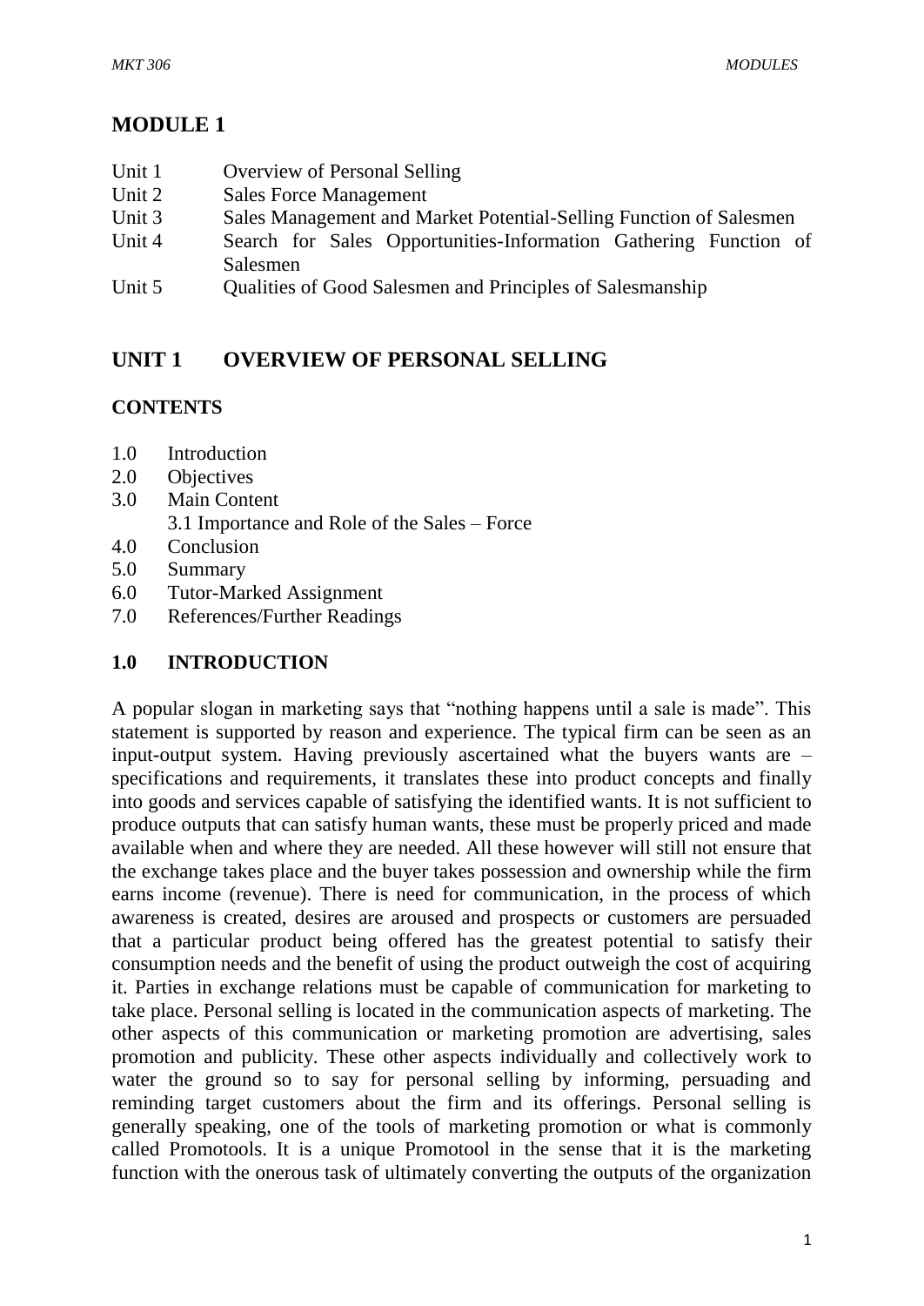# MODULE 1

Unit 1 Overview of Personal Selling
Unit 2 Sales Force Management
Unit 3 Sales Management and Market Potential-Selling Function of Salesmen
Unit 4 Search for Sales Opportunities-Information Gathering Function of Salesmen
Unit 5 Qualities of Good Salesmen and Principles of Salesmanship

## UNIT 1 OVERVIEW OF PERSONAL SELLING

### CONTENTS

1.0 Introduction
2.0 Objectives
3.0 Main Content
  3.1 Importance and Role of the Sales – Force
4.0 Conclusion
5.0 Summary
6.0 Tutor-Marked Assignment
7.0 References/Further Readings

### 1.0 INTRODUCTION

A popular slogan in marketing says that "nothing happens until a sale is made". This statement is supported by reason and experience. The typical firm can be seen as an input-output system. Having previously ascertained what the buyers wants are – specifications and requirements, it translates these into product concepts and finally into goods and services capable of satisfying the identified wants. It is not sufficient to produce outputs that can satisfy human wants, these must be properly priced and made available when and where they are needed. All these however will still not ensure that the exchange takes place and the buyer takes possession and ownership while the firm earns income (revenue). There is need for communication, in the process of which awareness is created, desires are aroused and prospects or customers are persuaded that a particular product being offered has the greatest potential to satisfy their consumption needs and the benefit of using the product outweigh the cost of acquiring it. Parties in exchange relations must be capable of communication for marketing to take place. Personal selling is located in the communication aspects of marketing. The other aspects of this communication or marketing promotion are advertising, sales promotion and publicity. These other aspects individually and collectively work to water the ground so to say for personal selling by informing, persuading and reminding target customers about the firm and its offerings. Personal selling is generally speaking, one of the tools of marketing promotion or what is commonly called Promotools. It is a unique Promotool in the sense that it is the marketing function with the onerous task of ultimately converting the outputs of the organization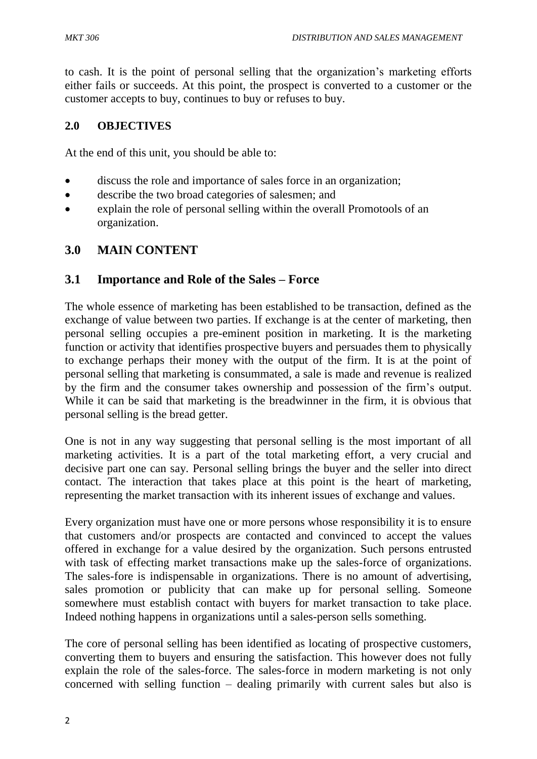to cash. It is the point of personal selling that the organization's marketing efforts either fails or succeeds. At this point, the prospect is converted to a customer or the customer accepts to buy, continues to buy or refuses to buy.

## 2.0 OBJECTIVES

At the end of this unit, you should be able to:

- discuss the role and importance of sales force in an organization;
- describe the two broad categories of salesmen; and
- explain the role of personal selling within the overall Promotools of an organization.

## 3.0 MAIN CONTENT

### 3.1 Importance and Role of the Sales – Force

The whole essence of marketing has been established to be transaction, defined as the exchange of value between two parties. If exchange is at the center of marketing, then personal selling occupies a pre-eminent position in marketing. It is the marketing function or activity that identifies prospective buyers and persuades them to physically to exchange perhaps their money with the output of the firm. It is at the point of personal selling that marketing is consummated, a sale is made and revenue is realized by the firm and the consumer takes ownership and possession of the firm's output. While it can be said that marketing is the breadwinner in the firm, it is obvious that personal selling is the bread getter.

One is not in any way suggesting that personal selling is the most important of all marketing activities. It is a part of the total marketing effort, a very crucial and decisive part one can say. Personal selling brings the buyer and the seller into direct contact. The interaction that takes place at this point is the heart of marketing, representing the market transaction with its inherent issues of exchange and values.

Every organization must have one or more persons whose responsibility it is to ensure that customers and/or prospects are contacted and convinced to accept the values offered in exchange for a value desired by the organization. Such persons entrusted with task of effecting market transactions make up the sales-force of organizations. The sales-fore is indispensable in organizations. There is no amount of advertising, sales promotion or publicity that can make up for personal selling. Someone somewhere must establish contact with buyers for market transaction to take place. Indeed nothing happens in organizations until a sales-person sells something.

The core of personal selling has been identified as locating of prospective customers, converting them to buyers and ensuring the satisfaction. This however does not fully explain the role of the sales-force. The sales-force in modern marketing is not only concerned with selling function – dealing primarily with current sales but also is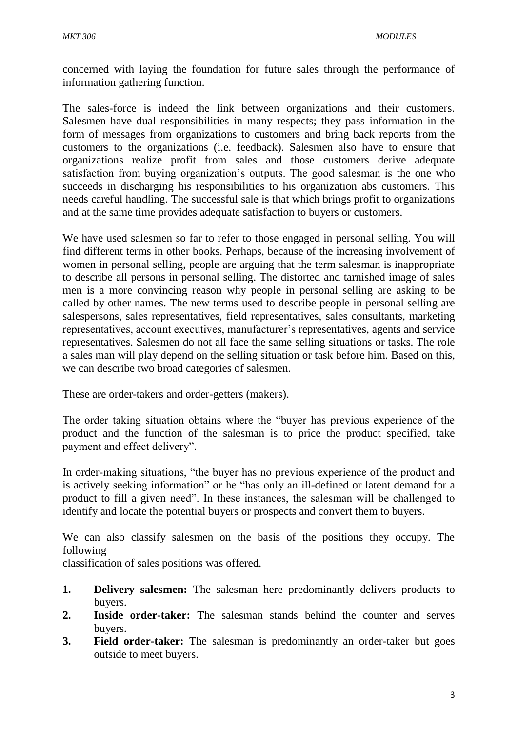concerned with laying the foundation for future sales through the performance of information gathering function.

The sales-force is indeed the link between organizations and their customers. Salesmen have dual responsibilities in many respects; they pass information in the form of messages from organizations to customers and bring back reports from the customers to the organizations (i.e. feedback). Salesmen also have to ensure that organizations realize profit from sales and those customers derive adequate satisfaction from buying organization's outputs. The good salesman is the one who succeeds in discharging his responsibilities to his organization abs customers. This needs careful handling. The successful sale is that which brings profit to organizations and at the same time provides adequate satisfaction to buyers or customers.

We have used salesmen so far to refer to those engaged in personal selling. You will find different terms in other books. Perhaps, because of the increasing involvement of women in personal selling, people are arguing that the term salesman is inappropriate to describe all persons in personal selling. The distorted and tarnished image of sales men is a more convincing reason why people in personal selling are asking to be called by other names. The new terms used to describe people in personal selling are salespersons, sales representatives, field representatives, sales consultants, marketing representatives, account executives, manufacturer's representatives, agents and service representatives. Salesmen do not all face the same selling situations or tasks. The role a sales man will play depend on the selling situation or task before him. Based on this, we can describe two broad categories of salesmen.

These are order-takers and order-getters (makers).

The order taking situation obtains where the "buyer has previous experience of the product and the function of the salesman is to price the product specified, take payment and effect delivery".

In order-making situations, "the buyer has no previous experience of the product and is actively seeking information" or he "has only an ill-defined or latent demand for a product to fill a given need". In these instances, the salesman will be challenged to identify and locate the potential buyers or prospects and convert them to buyers.

We can also classify salesmen on the basis of the positions they occupy. The following
classification of sales positions was offered.

1. **Delivery salesmen:** The salesman here predominantly delivers products to buyers.
2. **Inside order-taker:** The salesman stands behind the counter and serves buyers.
3. **Field order-taker:** The salesman is predominantly an order-taker but goes outside to meet buyers.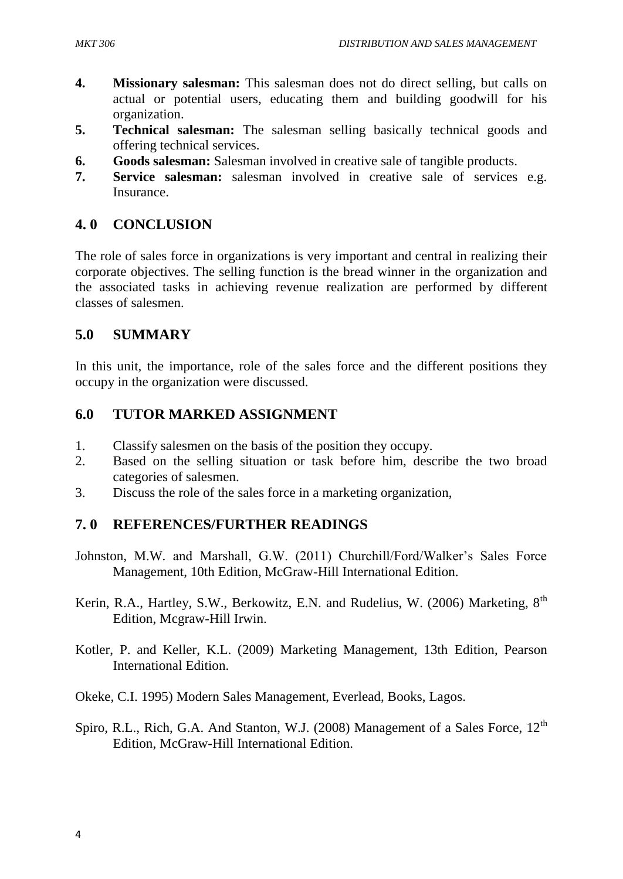4. **Missionary salesman:** This salesman does not do direct selling, but calls on actual or potential users, educating them and building goodwill for his organization.
5. **Technical salesman:** The salesman selling basically technical goods and offering technical services.
6. **Goods salesman:** Salesman involved in creative sale of tangible products.
7. **Service salesman:** salesman involved in creative sale of services e.g. Insurance.

## 4. 0 CONCLUSION

The role of sales force in organizations is very important and central in realizing their corporate objectives. The selling function is the bread winner in the organization and the associated tasks in achieving revenue realization are performed by different classes of salesmen.

## 5.0 SUMMARY

In this unit, the importance, role of the sales force and the different positions they occupy in the organization were discussed.

## 6.0 TUTOR MARKED ASSIGNMENT

1. Classify salesmen on the basis of the position they occupy.
2. Based on the selling situation or task before him, describe the two broad categories of salesmen.
3. Discuss the role of the sales force in a marketing organization,

## 7. 0 REFERENCES/FURTHER READINGS

Johnston, M.W. and Marshall, G.W. (2011) Churchill/Ford/Walker's Sales Force Management, 10th Edition, McGraw-Hill International Edition.

Kerin, R.A., Hartley, S.W., Berkowitz, E.N. and Rudelius, W. (2006) Marketing, 8th Edition, Mcgraw-Hill Irwin.

Kotler, P. and Keller, K.L. (2009) Marketing Management, 13th Edition, Pearson International Edition.

Okeke, C.I. 1995) Modern Sales Management, Everlead, Books, Lagos.

Spiro, R.L., Rich, G.A. And Stanton, W.J. (2008) Management of a Sales Force, 12th Edition, McGraw-Hill International Edition.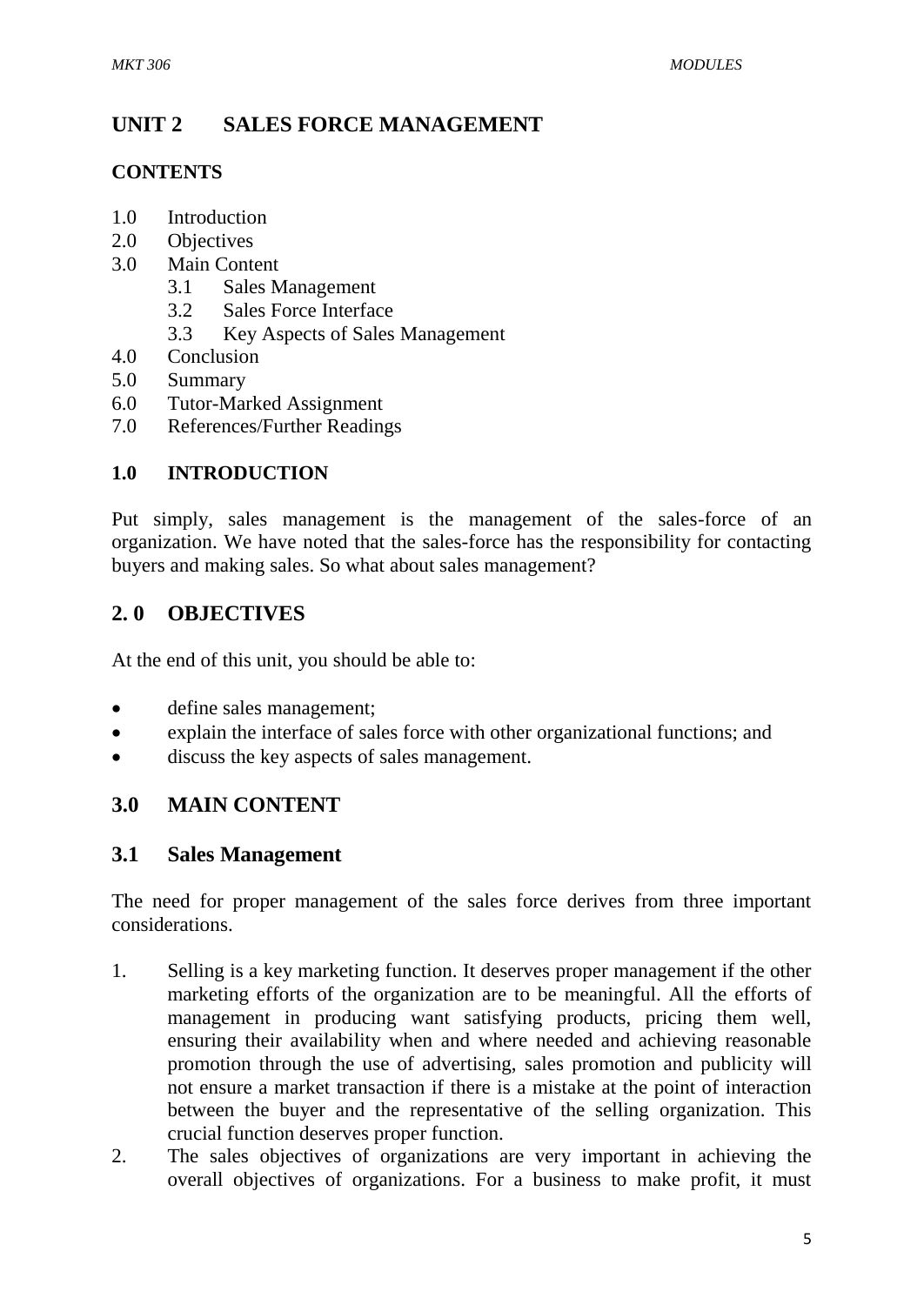# UNIT 2 SALES FORCE MANAGEMENT

## CONTENTS

1.0 Introduction
2.0 Objectives
3.0 Main Content
    3.1 Sales Management
    3.2 Sales Force Interface
    3.3 Key Aspects of Sales Management
4.0 Conclusion
5.0 Summary
6.0 Tutor-Marked Assignment
7.0 References/Further Readings

## 1.0 INTRODUCTION

Put simply, sales management is the management of the sales-force of an organization. We have noted that the sales-force has the responsibility for contacting buyers and making sales. So what about sales management?

## 2. 0 OBJECTIVES

At the end of this unit, you should be able to:

- define sales management;
- explain the interface of sales force with other organizational functions; and
- discuss the key aspects of sales management.

## 3.0 MAIN CONTENT

### 3.1 Sales Management

The need for proper management of the sales force derives from three important considerations.

1. Selling is a key marketing function. It deserves proper management if the other marketing efforts of the organization are to be meaningful. All the efforts of management in producing want satisfying products, pricing them well, ensuring their availability when and where needed and achieving reasonable promotion through the use of advertising, sales promotion and publicity will not ensure a market transaction if there is a mistake at the point of interaction between the buyer and the representative of the selling organization. This crucial function deserves proper function.
2. The sales objectives of organizations are very important in achieving the overall objectives of organizations. For a business to make profit, it must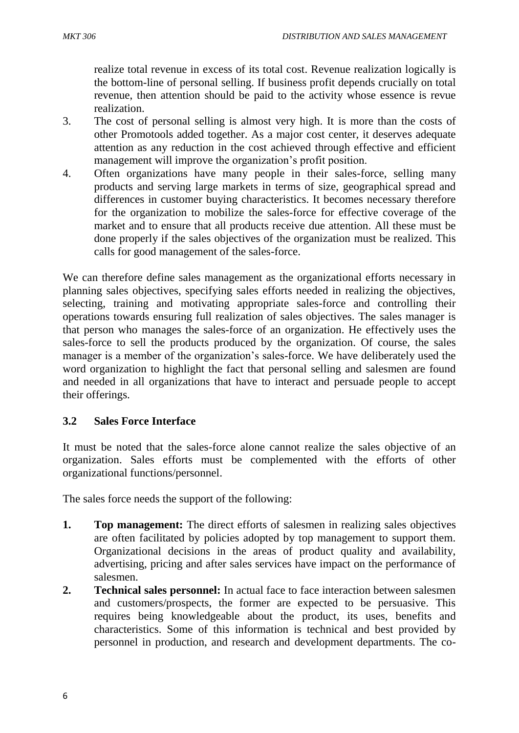realize total revenue in excess of its total cost. Revenue realization logically is the bottom-line of personal selling. If business profit depends crucially on total revenue, then attention should be paid to the activity whose essence is revue realization.

3. The cost of personal selling is almost very high. It is more than the costs of other Promotools added together. As a major cost center, it deserves adequate attention as any reduction in the cost achieved through effective and efficient management will improve the organization's profit position.
4. Often organizations have many people in their sales-force, selling many products and serving large markets in terms of size, geographical spread and differences in customer buying characteristics. It becomes necessary therefore for the organization to mobilize the sales-force for effective coverage of the market and to ensure that all products receive due attention. All these must be done properly if the sales objectives of the organization must be realized. This calls for good management of the sales-force.

We can therefore define sales management as the organizational efforts necessary in planning sales objectives, specifying sales efforts needed in realizing the objectives, selecting, training and motivating appropriate sales-force and controlling their operations towards ensuring full realization of sales objectives. The sales manager is that person who manages the sales-force of an organization. He effectively uses the sales-force to sell the products produced by the organization. Of course, the sales manager is a member of the organization's sales-force. We have deliberately used the word organization to highlight the fact that personal selling and salesmen are found and needed in all organizations that have to interact and persuade people to accept their offerings.

### 3.2 Sales Force Interface

It must be noted that the sales-force alone cannot realize the sales objective of an organization. Sales efforts must be complemented with the efforts of other organizational functions/personnel.

The sales force needs the support of the following:

1. **Top management:** The direct efforts of salesmen in realizing sales objectives are often facilitated by policies adopted by top management to support them. Organizational decisions in the areas of product quality and availability, advertising, pricing and after sales services have impact on the performance of salesmen.
2. **Technical sales personnel:** In actual face to face interaction between salesmen and customers/prospects, the former are expected to be persuasive. This requires being knowledgeable about the product, its uses, benefits and characteristics. Some of this information is technical and best provided by personnel in production, and research and development departments. The co-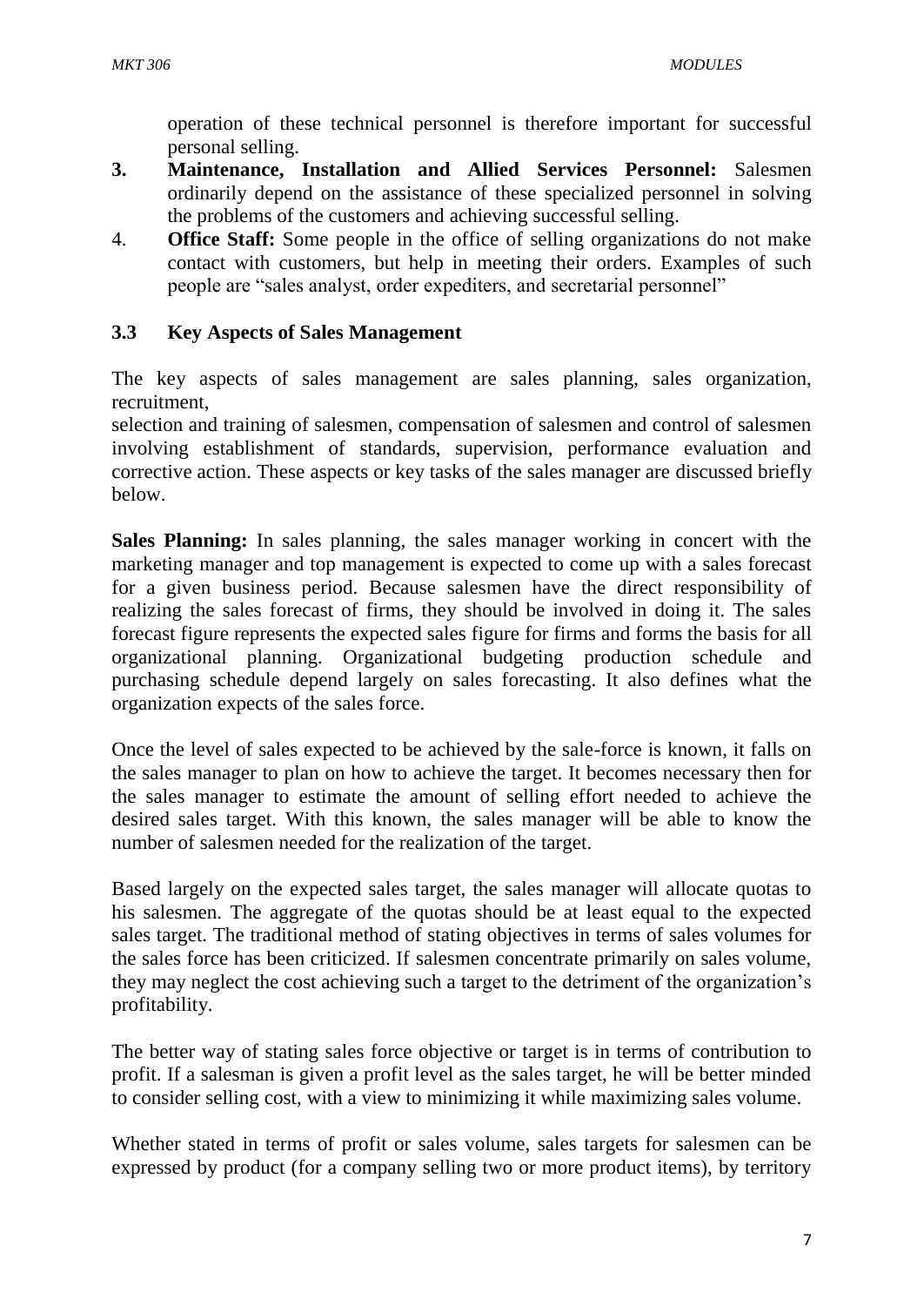operation of these technical personnel is therefore important for successful personal selling.

3. **Maintenance, Installation and Allied Services Personnel:** Salesmen ordinarily depend on the assistance of these specialized personnel in solving the problems of the customers and achieving successful selling.
4. **Office Staff:** Some people in the office of selling organizations do not make contact with customers, but help in meeting their orders. Examples of such people are "sales analyst, order expediters, and secretarial personnel"

### 3.3 Key Aspects of Sales Management

The key aspects of sales management are sales planning, sales organization, recruitment,
selection and training of salesmen, compensation of salesmen and control of salesmen involving establishment of standards, supervision, performance evaluation and corrective action. These aspects or key tasks of the sales manager are discussed briefly below.

**Sales Planning:** In sales planning, the sales manager working in concert with the marketing manager and top management is expected to come up with a sales forecast for a given business period. Because salesmen have the direct responsibility of realizing the sales forecast of firms, they should be involved in doing it. The sales forecast figure represents the expected sales figure for firms and forms the basis for all organizational planning. Organizational budgeting production schedule and purchasing schedule depend largely on sales forecasting. It also defines what the organization expects of the sales force.

Once the level of sales expected to be achieved by the sale-force is known, it falls on the sales manager to plan on how to achieve the target. It becomes necessary then for the sales manager to estimate the amount of selling effort needed to achieve the desired sales target. With this known, the sales manager will be able to know the number of salesmen needed for the realization of the target.

Based largely on the expected sales target, the sales manager will allocate quotas to his salesmen. The aggregate of the quotas should be at least equal to the expected sales target. The traditional method of stating objectives in terms of sales volumes for the sales force has been criticized. If salesmen concentrate primarily on sales volume, they may neglect the cost achieving such a target to the detriment of the organization's profitability.

The better way of stating sales force objective or target is in terms of contribution to profit. If a salesman is given a profit level as the sales target, he will be better minded to consider selling cost, with a view to minimizing it while maximizing sales volume.

Whether stated in terms of profit or sales volume, sales targets for salesmen can be expressed by product (for a company selling two or more product items), by territory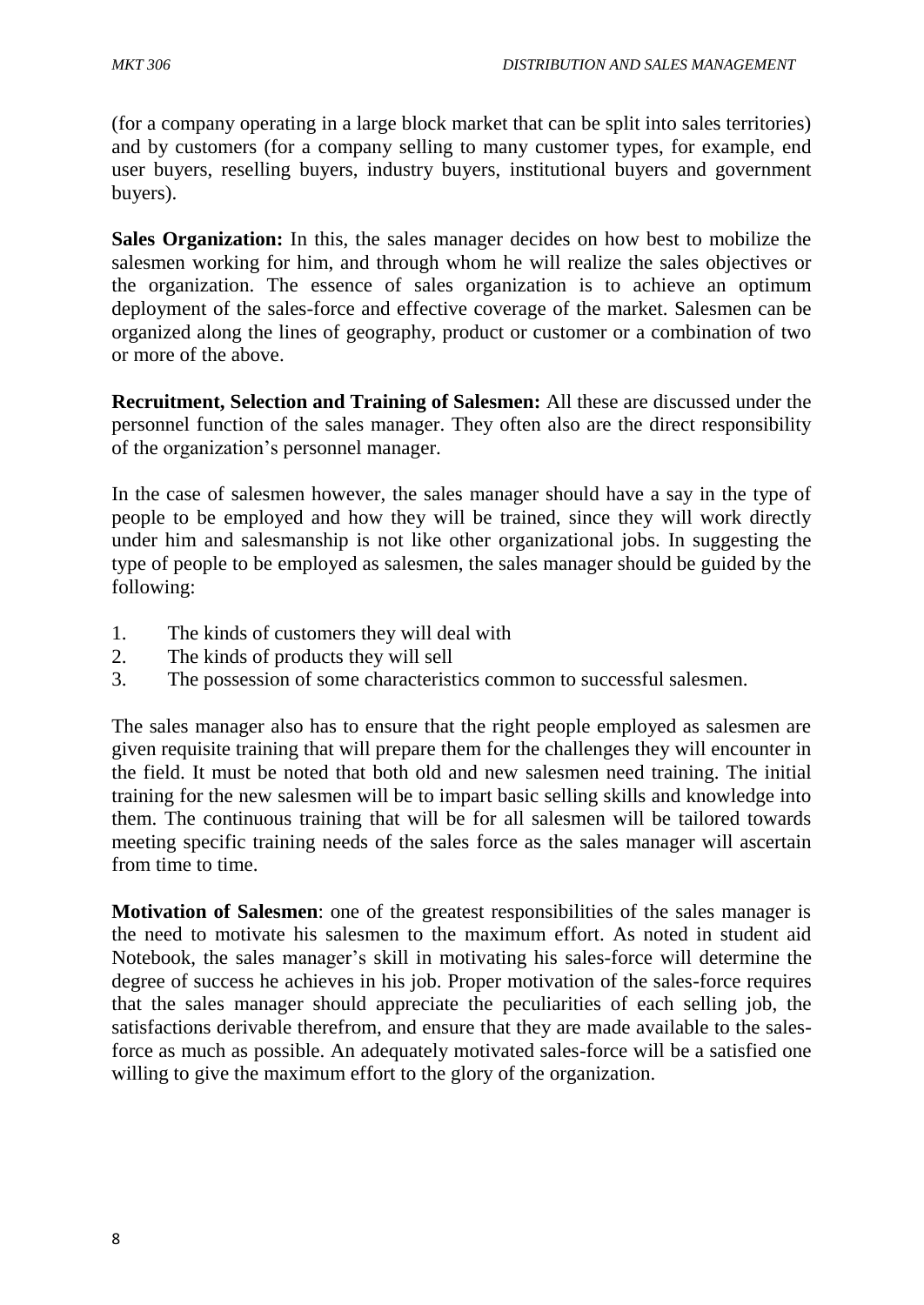(for a company operating in a large block market that can be split into sales territories) and by customers (for a company selling to many customer types, for example, end user buyers, reselling buyers, industry buyers, institutional buyers and government buyers).

**Sales Organization:** In this, the sales manager decides on how best to mobilize the salesmen working for him, and through whom he will realize the sales objectives or the organization. The essence of sales organization is to achieve an optimum deployment of the sales-force and effective coverage of the market. Salesmen can be organized along the lines of geography, product or customer or a combination of two or more of the above.

**Recruitment, Selection and Training of Salesmen:** All these are discussed under the personnel function of the sales manager. They often also are the direct responsibility of the organization's personnel manager.

In the case of salesmen however, the sales manager should have a say in the type of people to be employed and how they will be trained, since they will work directly under him and salesmanship is not like other organizational jobs. In suggesting the type of people to be employed as salesmen, the sales manager should be guided by the following:

1. The kinds of customers they will deal with
2. The kinds of products they will sell
3. The possession of some characteristics common to successful salesmen.

The sales manager also has to ensure that the right people employed as salesmen are given requisite training that will prepare them for the challenges they will encounter in the field. It must be noted that both old and new salesmen need training. The initial training for the new salesmen will be to impart basic selling skills and knowledge into them. The continuous training that will be for all salesmen will be tailored towards meeting specific training needs of the sales force as the sales manager will ascertain from time to time.

**Motivation of Salesmen**: one of the greatest responsibilities of the sales manager is the need to motivate his salesmen to the maximum effort. As noted in student aid Notebook, the sales manager's skill in motivating his sales-force will determine the degree of success he achieves in his job. Proper motivation of the sales-force requires that the sales manager should appreciate the peculiarities of each selling job, the satisfactions derivable therefrom, and ensure that they are made available to the sales-force as much as possible. An adequately motivated sales-force will be a satisfied one willing to give the maximum effort to the glory of the organization.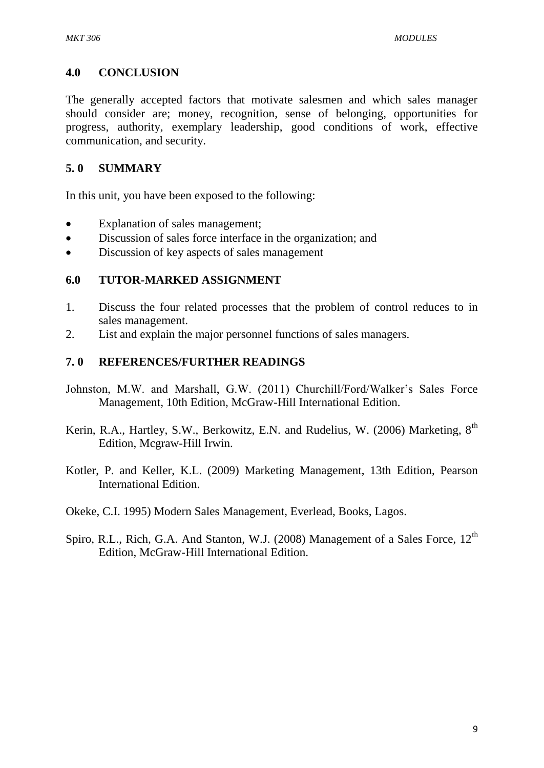## 4.0 CONCLUSION

The generally accepted factors that motivate salesmen and which sales manager should consider are; money, recognition, sense of belonging, opportunities for progress, authority, exemplary leadership, good conditions of work, effective communication, and security.

## 5. 0 SUMMARY

In this unit, you have been exposed to the following:

- Explanation of sales management;
- Discussion of sales force interface in the organization; and
- Discussion of key aspects of sales management

## 6.0 TUTOR-MARKED ASSIGNMENT

1. Discuss the four related processes that the problem of control reduces to in sales management.
2. List and explain the major personnel functions of sales managers.

## 7. 0 REFERENCES/FURTHER READINGS

Johnston, M.W. and Marshall, G.W. (2011) Churchill/Ford/Walker's Sales Force Management, 10th Edition, McGraw-Hill International Edition.

Kerin, R.A., Hartley, S.W., Berkowitz, E.N. and Rudelius, W. (2006) Marketing, 8th Edition, Mcgraw-Hill Irwin.

Kotler, P. and Keller, K.L. (2009) Marketing Management, 13th Edition, Pearson International Edition.

Okeke, C.I. 1995) Modern Sales Management, Everlead, Books, Lagos.

Spiro, R.L., Rich, G.A. And Stanton, W.J. (2008) Management of a Sales Force, 12th Edition, McGraw-Hill International Edition.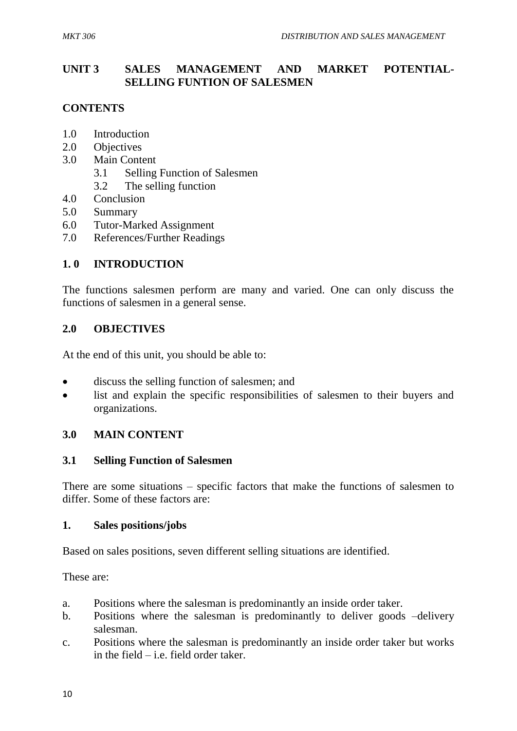## UNIT 3 SALES MANAGEMENT AND MARKET POTENTIAL- SELLING FUNTION OF SALESMEN

### CONTENTS

1.0 Introduction
2.0 Objectives
3.0 Main Content
  3.1 Selling Function of Salesmen
  3.2 The selling function
4.0 Conclusion
5.0 Summary
6.0 Tutor-Marked Assignment
7.0 References/Further Readings

### 1. 0 INTRODUCTION

The functions salesmen perform are many and varied. One can only discuss the functions of salesmen in a general sense.

### 2.0 OBJECTIVES

At the end of this unit, you should be able to:

- discuss the selling function of salesmen; and
- list and explain the specific responsibilities of salesmen to their buyers and organizations.

### 3.0 MAIN CONTENT

### 3.1 Selling Function of Salesmen

There are some situations – specific factors that make the functions of salesmen to differ. Some of these factors are:

**1. Sales positions/jobs**

Based on sales positions, seven different selling situations are identified.

These are:

a. Positions where the salesman is predominantly an inside order taker.
b. Positions where the salesman is predominantly to deliver goods –delivery salesman.
c. Positions where the salesman is predominantly an inside order taker but works in the field – i.e. field order taker.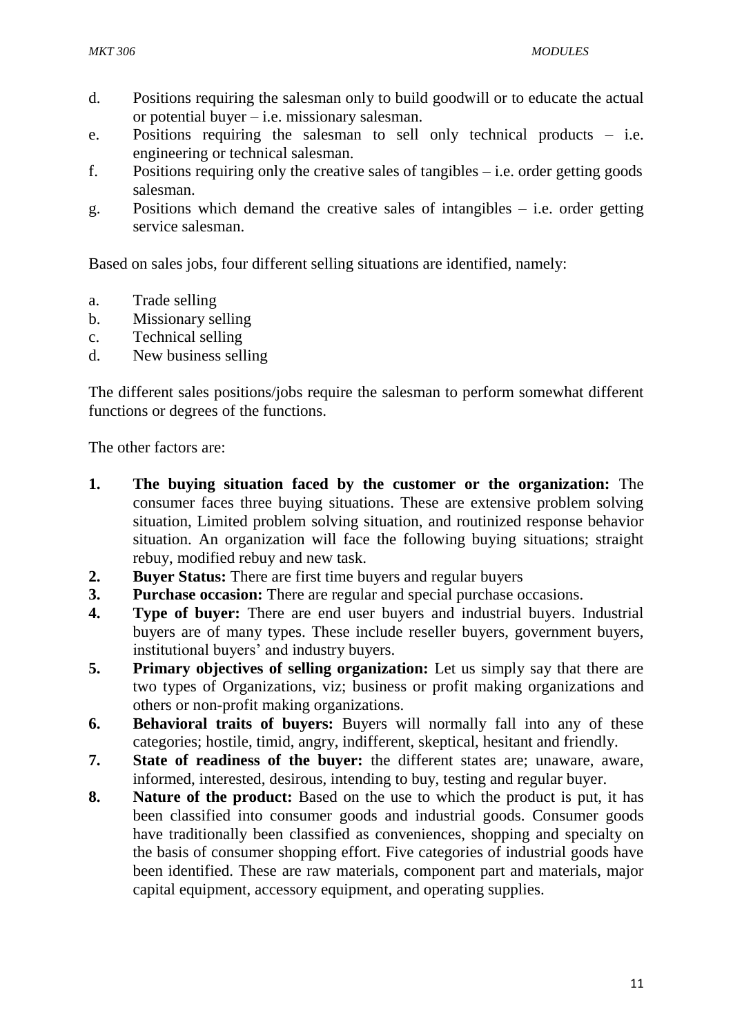d. Positions requiring the salesman only to build goodwill or to educate the actual or potential buyer – i.e. missionary salesman.

e. Positions requiring the salesman to sell only technical products – i.e. engineering or technical salesman.

f. Positions requiring only the creative sales of tangibles – i.e. order getting goods salesman.

g. Positions which demand the creative sales of intangibles – i.e. order getting service salesman.

Based on sales jobs, four different selling situations are identified, namely:

a. Trade selling
b. Missionary selling
c. Technical selling
d. New business selling

The different sales positions/jobs require the salesman to perform somewhat different functions or degrees of the functions.

The other factors are:

1. **The buying situation faced by the customer or the organization:** The consumer faces three buying situations. These are extensive problem solving situation, Limited problem solving situation, and routinized response behavior situation. An organization will face the following buying situations; straight rebuy, modified rebuy and new task.
2. **Buyer Status:** There are first time buyers and regular buyers
3. **Purchase occasion:** There are regular and special purchase occasions.
4. **Type of buyer:** There are end user buyers and industrial buyers. Industrial buyers are of many types. These include reseller buyers, government buyers, institutional buyers' and industry buyers.
5. **Primary objectives of selling organization:** Let us simply say that there are two types of Organizations, viz; business or profit making organizations and others or non-profit making organizations.
6. **Behavioral traits of buyers:** Buyers will normally fall into any of these categories; hostile, timid, angry, indifferent, skeptical, hesitant and friendly.
7. **State of readiness of the buyer:** the different states are; unaware, aware, informed, interested, desirous, intending to buy, testing and regular buyer.
8. **Nature of the product:** Based on the use to which the product is put, it has been classified into consumer goods and industrial goods. Consumer goods have traditionally been classified as conveniences, shopping and specialty on the basis of consumer shopping effort. Five categories of industrial goods have been identified. These are raw materials, component part and materials, major capital equipment, accessory equipment, and operating supplies.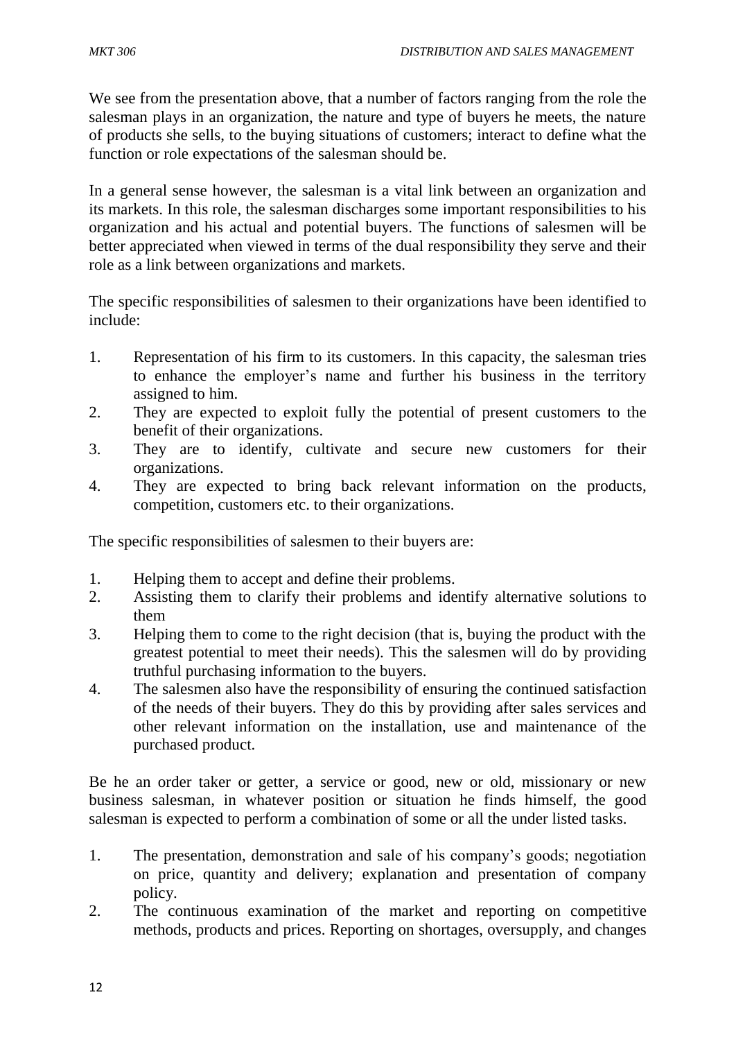We see from the presentation above, that a number of factors ranging from the role the salesman plays in an organization, the nature and type of buyers he meets, the nature of products she sells, to the buying situations of customers; interact to define what the function or role expectations of the salesman should be.

In a general sense however, the salesman is a vital link between an organization and its markets. In this role, the salesman discharges some important responsibilities to his organization and his actual and potential buyers. The functions of salesmen will be better appreciated when viewed in terms of the dual responsibility they serve and their role as a link between organizations and markets.

The specific responsibilities of salesmen to their organizations have been identified to include:

1. Representation of his firm to its customers. In this capacity, the salesman tries to enhance the employer's name and further his business in the territory assigned to him.
2. They are expected to exploit fully the potential of present customers to the benefit of their organizations.
3. They are to identify, cultivate and secure new customers for their organizations.
4. They are expected to bring back relevant information on the products, competition, customers etc. to their organizations.

The specific responsibilities of salesmen to their buyers are:

1. Helping them to accept and define their problems.
2. Assisting them to clarify their problems and identify alternative solutions to them
3. Helping them to come to the right decision (that is, buying the product with the greatest potential to meet their needs). This the salesmen will do by providing truthful purchasing information to the buyers.
4. The salesmen also have the responsibility of ensuring the continued satisfaction of the needs of their buyers. They do this by providing after sales services and other relevant information on the installation, use and maintenance of the purchased product.

Be he an order taker or getter, a service or good, new or old, missionary or new business salesman, in whatever position or situation he finds himself, the good salesman is expected to perform a combination of some or all the under listed tasks.

1. The presentation, demonstration and sale of his company's goods; negotiation on price, quantity and delivery; explanation and presentation of company policy.
2. The continuous examination of the market and reporting on competitive methods, products and prices. Reporting on shortages, oversupply, and changes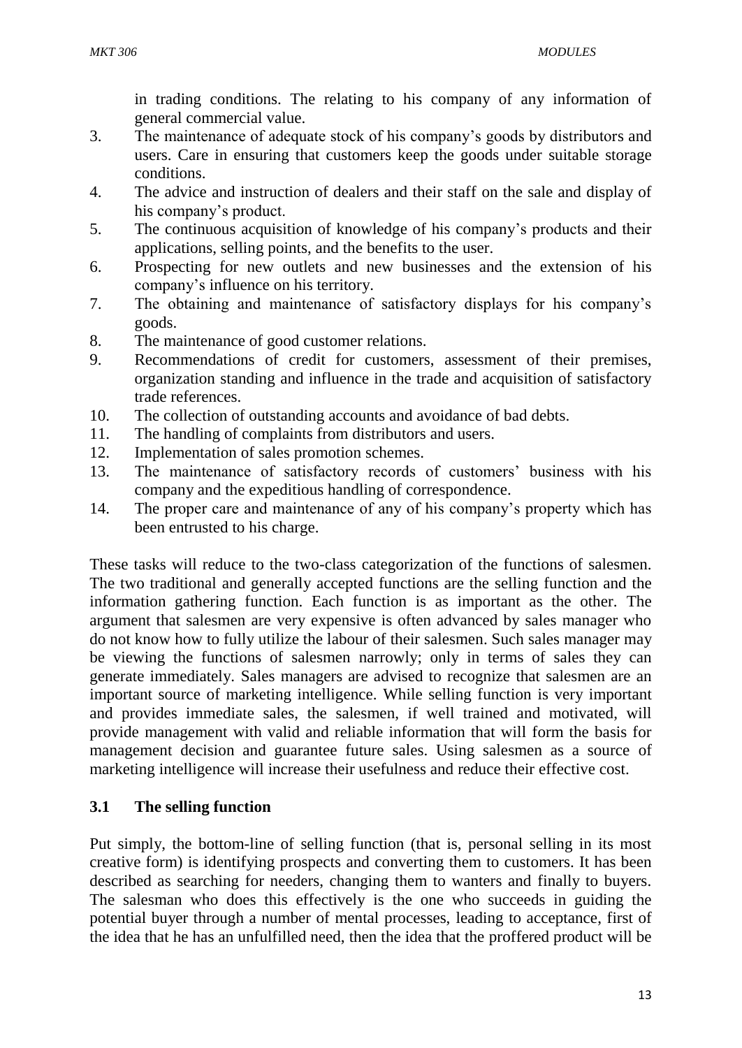in trading conditions. The relating to his company of any information of general commercial value.

3. The maintenance of adequate stock of his company's goods by distributors and users. Care in ensuring that customers keep the goods under suitable storage conditions.
4. The advice and instruction of dealers and their staff on the sale and display of his company's product.
5. The continuous acquisition of knowledge of his company's products and their applications, selling points, and the benefits to the user.
6. Prospecting for new outlets and new businesses and the extension of his company's influence on his territory.
7. The obtaining and maintenance of satisfactory displays for his company's goods.
8. The maintenance of good customer relations.
9. Recommendations of credit for customers, assessment of their premises, organization standing and influence in the trade and acquisition of satisfactory trade references.
10. The collection of outstanding accounts and avoidance of bad debts.
11. The handling of complaints from distributors and users.
12. Implementation of sales promotion schemes.
13. The maintenance of satisfactory records of customers' business with his company and the expeditious handling of correspondence.
14. The proper care and maintenance of any of his company's property which has been entrusted to his charge.

These tasks will reduce to the two-class categorization of the functions of salesmen. The two traditional and generally accepted functions are the selling function and the information gathering function. Each function is as important as the other. The argument that salesmen are very expensive is often advanced by sales manager who do not know how to fully utilize the labour of their salesmen. Such sales manager may be viewing the functions of salesmen narrowly; only in terms of sales they can generate immediately. Sales managers are advised to recognize that salesmen are an important source of marketing intelligence. While selling function is very important and provides immediate sales, the salesmen, if well trained and motivated, will provide management with valid and reliable information that will form the basis for management decision and guarantee future sales. Using salesmen as a source of marketing intelligence will increase their usefulness and reduce their effective cost.

### 3.1 The selling function

Put simply, the bottom-line of selling function (that is, personal selling in its most creative form) is identifying prospects and converting them to customers. It has been described as searching for needers, changing them to wanters and finally to buyers. The salesman who does this effectively is the one who succeeds in guiding the potential buyer through a number of mental processes, leading to acceptance, first of the idea that he has an unfulfilled need, then the idea that the proffered product will be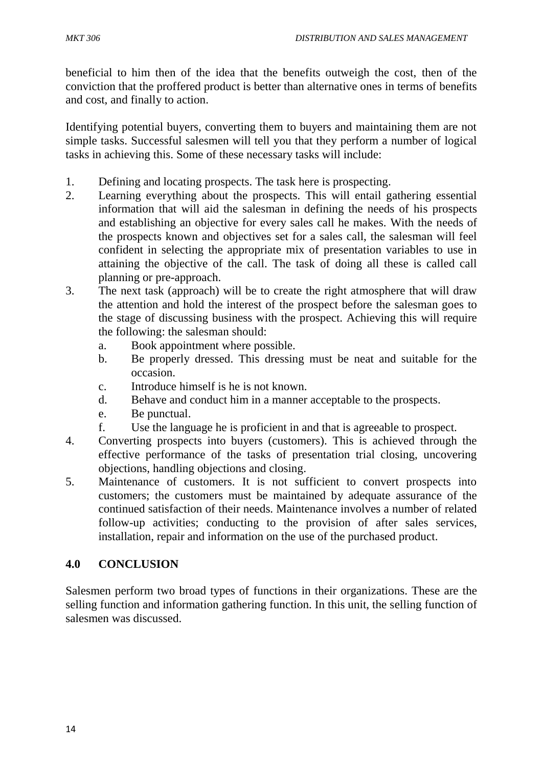beneficial to him then of the idea that the benefits outweigh the cost, then of the conviction that the proffered product is better than alternative ones in terms of benefits and cost, and finally to action.

Identifying potential buyers, converting them to buyers and maintaining them are not simple tasks. Successful salesmen will tell you that they perform a number of logical tasks in achieving this. Some of these necessary tasks will include:

1. Defining and locating prospects. The task here is prospecting.
2. Learning everything about the prospects. This will entail gathering essential information that will aid the salesman in defining the needs of his prospects and establishing an objective for every sales call he makes. With the needs of the prospects known and objectives set for a sales call, the salesman will feel confident in selecting the appropriate mix of presentation variables to use in attaining the objective of the call. The task of doing all these is called call planning or pre-approach.
3. The next task (approach) will be to create the right atmosphere that will draw the attention and hold the interest of the prospect before the salesman goes to the stage of discussing business with the prospect. Achieving this will require the following: the salesman should:
   a. Book appointment where possible.
   b. Be properly dressed. This dressing must be neat and suitable for the occasion.
   c. Introduce himself is he is not known.
   d. Behave and conduct him in a manner acceptable to the prospects.
   e. Be punctual.
   f. Use the language he is proficient in and that is agreeable to prospect.
4. Converting prospects into buyers (customers). This is achieved through the effective performance of the tasks of presentation trial closing, uncovering objections, handling objections and closing.
5. Maintenance of customers. It is not sufficient to convert prospects into customers; the customers must be maintained by adequate assurance of the continued satisfaction of their needs. Maintenance involves a number of related follow-up activities; conducting to the provision of after sales services, installation, repair and information on the use of the purchased product.

## 4.0 CONCLUSION

Salesmen perform two broad types of functions in their organizations. These are the selling function and information gathering function. In this unit, the selling function of salesmen was discussed.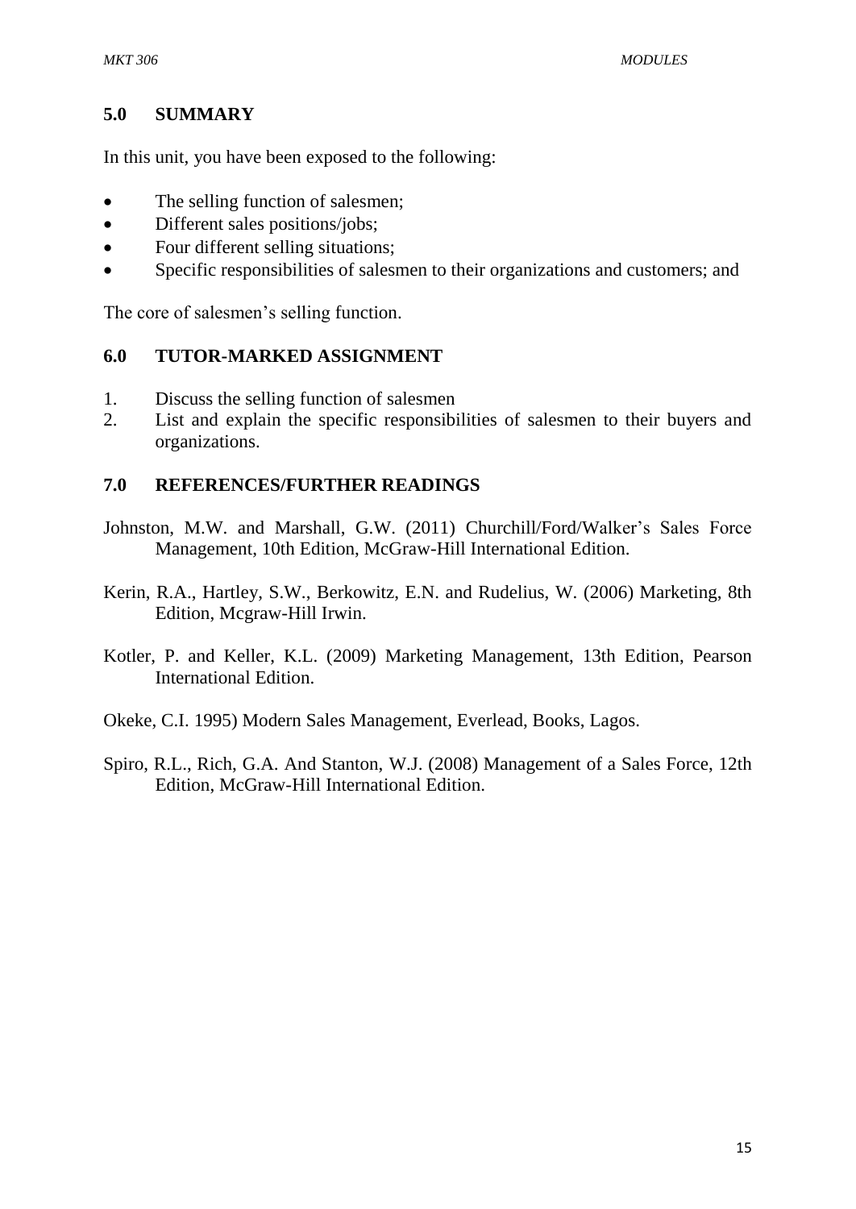## 5.0 SUMMARY

In this unit, you have been exposed to the following:

- The selling function of salesmen;
- Different sales positions/jobs;
- Four different selling situations;
- Specific responsibilities of salesmen to their organizations and customers; and

The core of salesmen's selling function.

## 6.0 TUTOR-MARKED ASSIGNMENT

1. Discuss the selling function of salesmen
2. List and explain the specific responsibilities of salesmen to their buyers and organizations.

## 7.0 REFERENCES/FURTHER READINGS

Johnston, M.W. and Marshall, G.W. (2011) Churchill/Ford/Walker's Sales Force Management, 10th Edition, McGraw-Hill International Edition.

Kerin, R.A., Hartley, S.W., Berkowitz, E.N. and Rudelius, W. (2006) Marketing, 8th Edition, Mcgraw-Hill Irwin.

Kotler, P. and Keller, K.L. (2009) Marketing Management, 13th Edition, Pearson International Edition.

Okeke, C.I. 1995) Modern Sales Management, Everlead, Books, Lagos.

Spiro, R.L., Rich, G.A. And Stanton, W.J. (2008) Management of a Sales Force, 12th Edition, McGraw-Hill International Edition.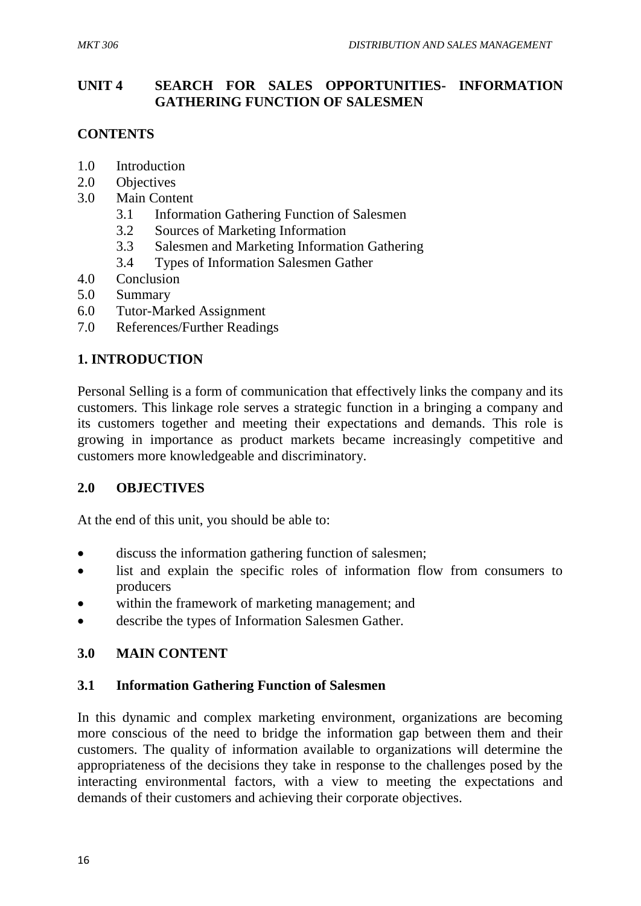## UNIT 4 SEARCH FOR SALES OPPORTUNITIES- INFORMATION GATHERING FUNCTION OF SALESMEN

**CONTENTS**

1.0 Introduction
2.0 Objectives
3.0 Main Content
   3.1 Information Gathering Function of Salesmen
   3.2 Sources of Marketing Information
   3.3 Salesmen and Marketing Information Gathering
   3.4 Types of Information Salesmen Gather
4.0 Conclusion
5.0 Summary
6.0 Tutor-Marked Assignment
7.0 References/Further Readings

### 1. INTRODUCTION

Personal Selling is a form of communication that effectively links the company and its customers. This linkage role serves a strategic function in a bringing a company and its customers together and meeting their expectations and demands. This role is growing in importance as product markets became increasingly competitive and customers more knowledgeable and discriminatory.

### 2.0 OBJECTIVES

At the end of this unit, you should be able to:

- discuss the information gathering function of salesmen;
- list and explain the specific roles of information flow from consumers to producers
- within the framework of marketing management; and
- describe the types of Information Salesmen Gather.

### 3.0 MAIN CONTENT

#### 3.1 Information Gathering Function of Salesmen

In this dynamic and complex marketing environment, organizations are becoming more conscious of the need to bridge the information gap between them and their customers. The quality of information available to organizations will determine the appropriateness of the decisions they take in response to the challenges posed by the interacting environmental factors, with a view to meeting the expectations and demands of their customers and achieving their corporate objectives.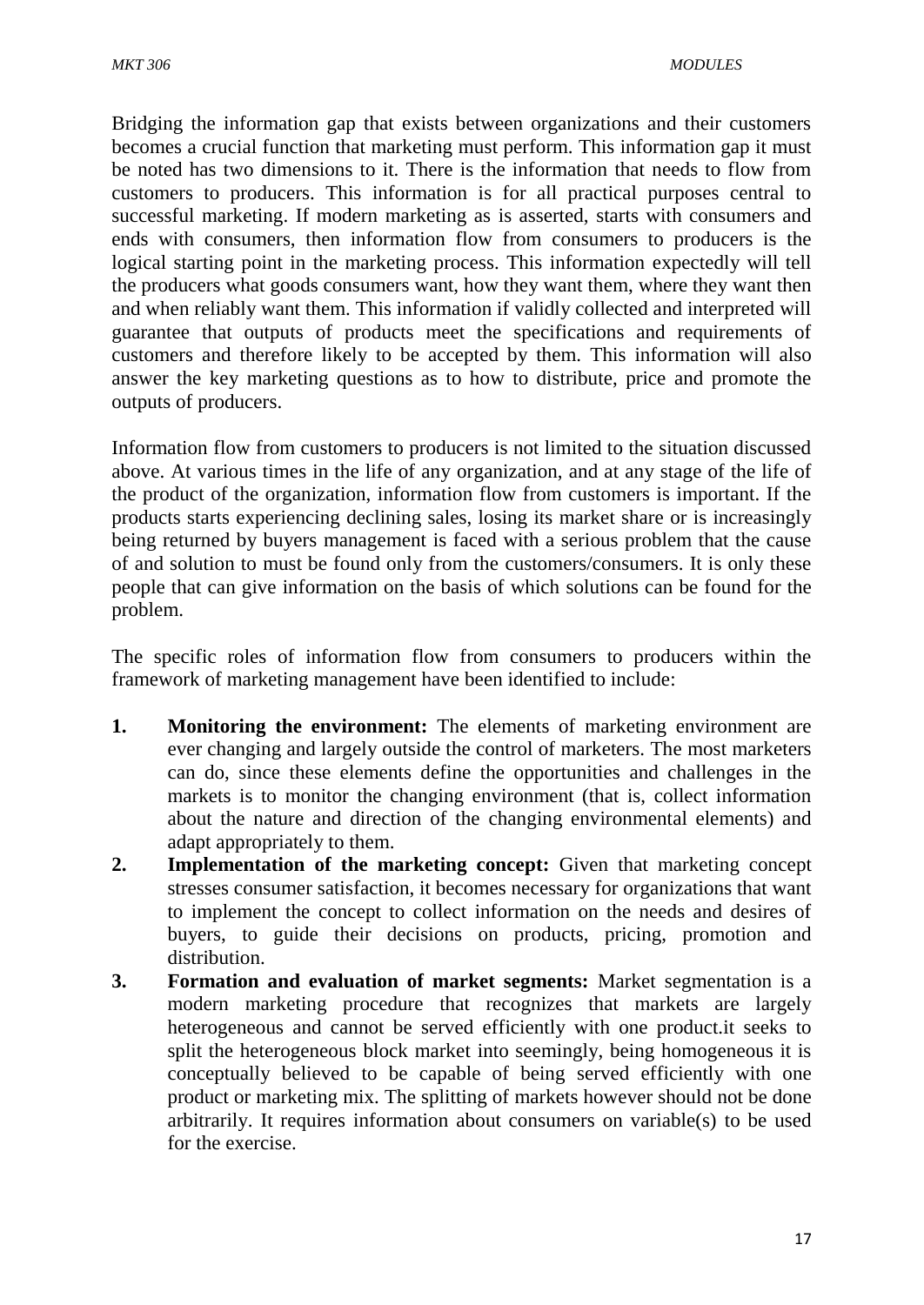Bridging the information gap that exists between organizations and their customers becomes a crucial function that marketing must perform. This information gap it must be noted has two dimensions to it. There is the information that needs to flow from customers to producers. This information is for all practical purposes central to successful marketing. If modern marketing as is asserted, starts with consumers and ends with consumers, then information flow from consumers to producers is the logical starting point in the marketing process. This information expectedly will tell the producers what goods consumers want, how they want them, where they want then and when reliably want them. This information if validly collected and interpreted will guarantee that outputs of products meet the specifications and requirements of customers and therefore likely to be accepted by them. This information will also answer the key marketing questions as to how to distribute, price and promote the outputs of producers.

Information flow from customers to producers is not limited to the situation discussed above. At various times in the life of any organization, and at any stage of the life of the product of the organization, information flow from customers is important. If the products starts experiencing declining sales, losing its market share or is increasingly being returned by buyers management is faced with a serious problem that the cause of and solution to must be found only from the customers/consumers. It is only these people that can give information on the basis of which solutions can be found for the problem.

The specific roles of information flow from consumers to producers within the framework of marketing management have been identified to include:

1. **Monitoring the environment:** The elements of marketing environment are ever changing and largely outside the control of marketers. The most marketers can do, since these elements define the opportunities and challenges in the markets is to monitor the changing environment (that is, collect information about the nature and direction of the changing environmental elements) and adapt appropriately to them.
2. **Implementation of the marketing concept:** Given that marketing concept stresses consumer satisfaction, it becomes necessary for organizations that want to implement the concept to collect information on the needs and desires of buyers, to guide their decisions on products, pricing, promotion and distribution.
3. **Formation and evaluation of market segments:** Market segmentation is a modern marketing procedure that recognizes that markets are largely heterogeneous and cannot be served efficiently with one product.it seeks to split the heterogeneous block market into seemingly, being homogeneous it is conceptually believed to be capable of being served efficiently with one product or marketing mix. The splitting of markets however should not be done arbitrarily. It requires information about consumers on variable(s) to be used for the exercise.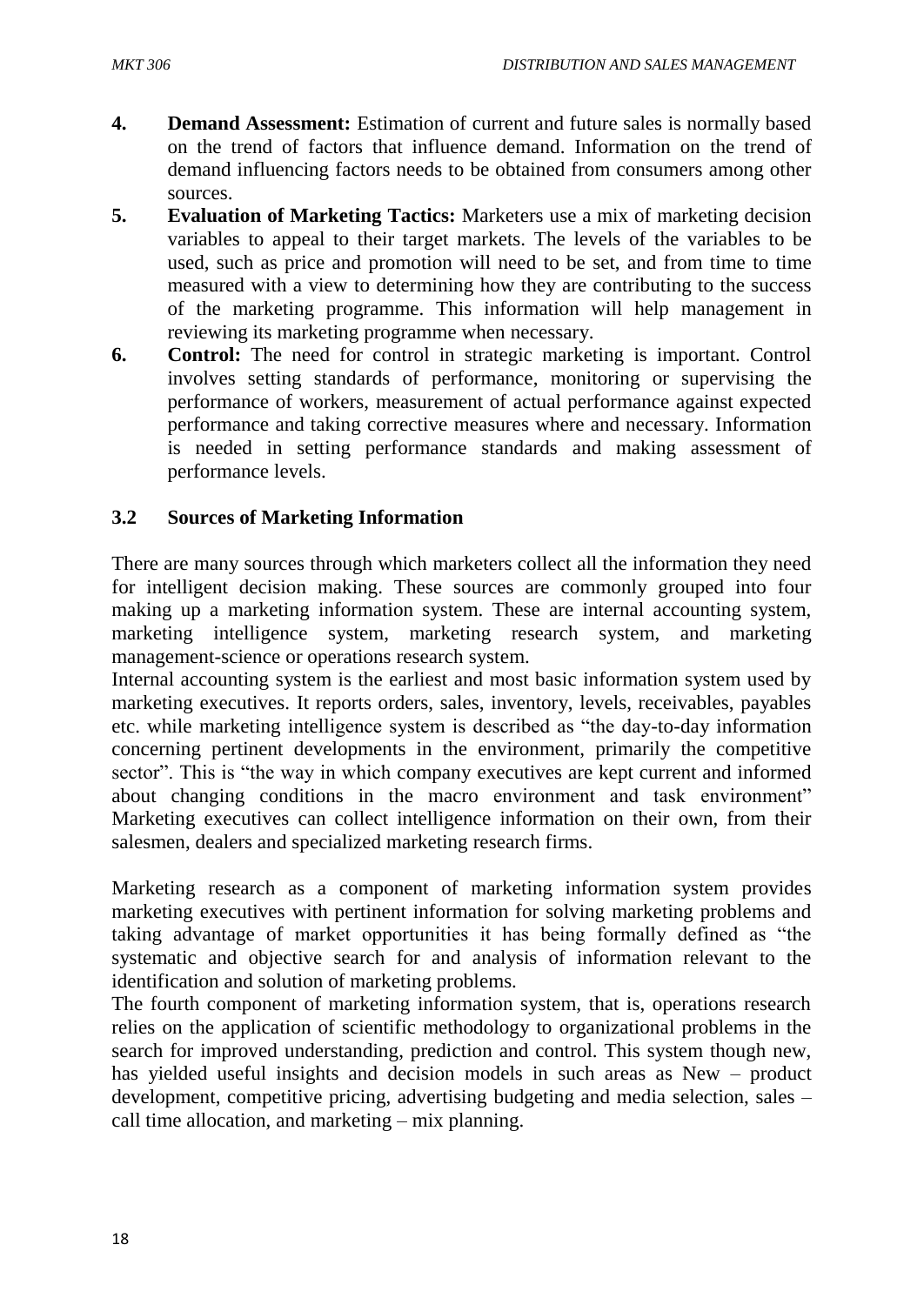4. **Demand Assessment:** Estimation of current and future sales is normally based on the trend of factors that influence demand. Information on the trend of demand influencing factors needs to be obtained from consumers among other sources.
5. **Evaluation of Marketing Tactics:** Marketers use a mix of marketing decision variables to appeal to their target markets. The levels of the variables to be used, such as price and promotion will need to be set, and from time to time measured with a view to determining how they are contributing to the success of the marketing programme. This information will help management in reviewing its marketing programme when necessary.
6. **Control:** The need for control in strategic marketing is important. Control involves setting standards of performance, monitoring or supervising the performance of workers, measurement of actual performance against expected performance and taking corrective measures where and necessary. Information is needed in setting performance standards and making assessment of performance levels.

### 3.2 Sources of Marketing Information

There are many sources through which marketers collect all the information they need for intelligent decision making. These sources are commonly grouped into four making up a marketing information system. These are internal accounting system, marketing intelligence system, marketing research system, and marketing management-science or operations research system.

Internal accounting system is the earliest and most basic information system used by marketing executives. It reports orders, sales, inventory, levels, receivables, payables etc. while marketing intelligence system is described as "the day-to-day information concerning pertinent developments in the environment, primarily the competitive sector". This is "the way in which company executives are kept current and informed about changing conditions in the macro environment and task environment" Marketing executives can collect intelligence information on their own, from their salesmen, dealers and specialized marketing research firms.

Marketing research as a component of marketing information system provides marketing executives with pertinent information for solving marketing problems and taking advantage of market opportunities it has being formally defined as "the systematic and objective search for and analysis of information relevant to the identification and solution of marketing problems.

The fourth component of marketing information system, that is, operations research relies on the application of scientific methodology to organizational problems in the search for improved understanding, prediction and control. This system though new, has yielded useful insights and decision models in such areas as New – product development, competitive pricing, advertising budgeting and media selection, sales – call time allocation, and marketing – mix planning.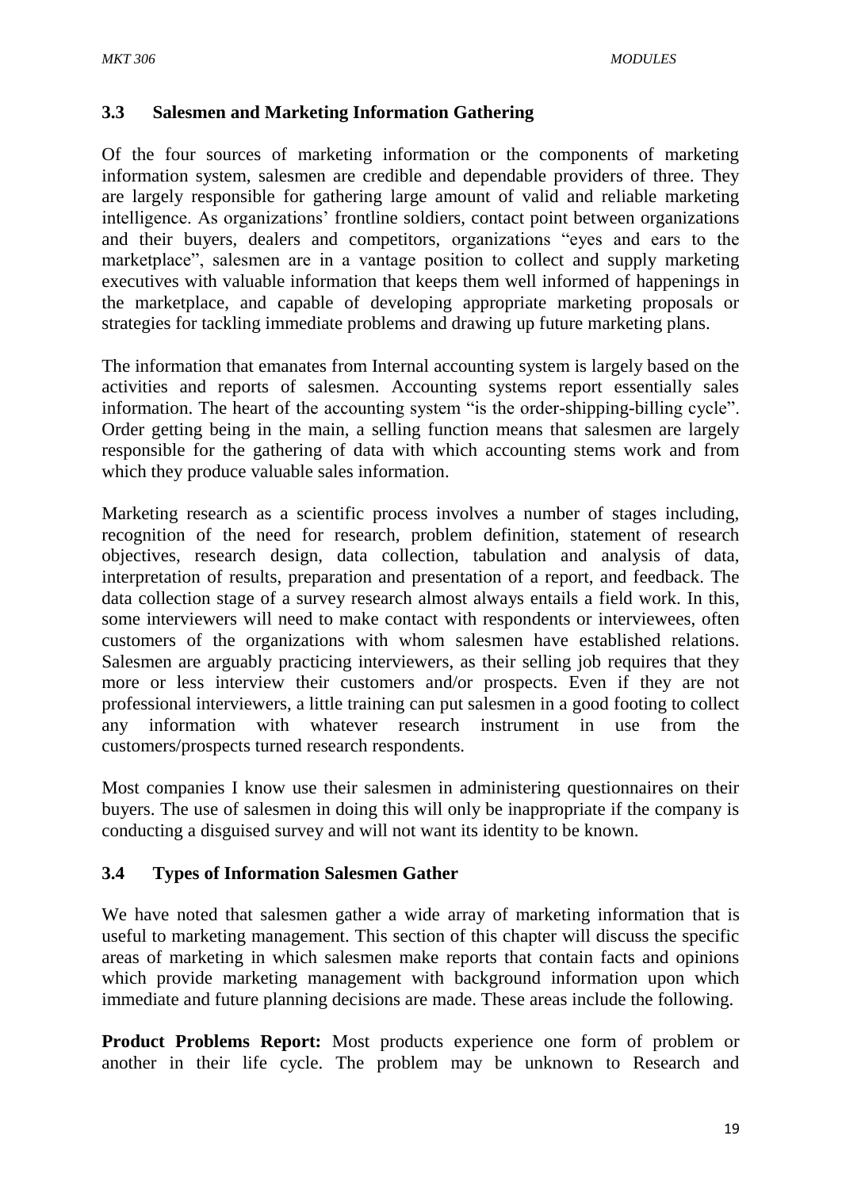### 3.3 Salesmen and Marketing Information Gathering

Of the four sources of marketing information or the components of marketing information system, salesmen are credible and dependable providers of three. They are largely responsible for gathering large amount of valid and reliable marketing intelligence. As organizations' frontline soldiers, contact point between organizations and their buyers, dealers and competitors, organizations "eyes and ears to the marketplace", salesmen are in a vantage position to collect and supply marketing executives with valuable information that keeps them well informed of happenings in the marketplace, and capable of developing appropriate marketing proposals or strategies for tackling immediate problems and drawing up future marketing plans.

The information that emanates from Internal accounting system is largely based on the activities and reports of salesmen. Accounting systems report essentially sales information. The heart of the accounting system "is the order-shipping-billing cycle". Order getting being in the main, a selling function means that salesmen are largely responsible for the gathering of data with which accounting stems work and from which they produce valuable sales information.

Marketing research as a scientific process involves a number of stages including, recognition of the need for research, problem definition, statement of research objectives, research design, data collection, tabulation and analysis of data, interpretation of results, preparation and presentation of a report, and feedback. The data collection stage of a survey research almost always entails a field work. In this, some interviewers will need to make contact with respondents or interviewees, often customers of the organizations with whom salesmen have established relations. Salesmen are arguably practicing interviewers, as their selling job requires that they more or less interview their customers and/or prospects. Even if they are not professional interviewers, a little training can put salesmen in a good footing to collect any information with whatever research instrument in use from the customers/prospects turned research respondents.

Most companies I know use their salesmen in administering questionnaires on their buyers. The use of salesmen in doing this will only be inappropriate if the company is conducting a disguised survey and will not want its identity to be known.

### 3.4 Types of Information Salesmen Gather

We have noted that salesmen gather a wide array of marketing information that is useful to marketing management. This section of this chapter will discuss the specific areas of marketing in which salesmen make reports that contain facts and opinions which provide marketing management with background information upon which immediate and future planning decisions are made. These areas include the following.

**Product Problems Report:** Most products experience one form of problem or another in their life cycle. The problem may be unknown to Research and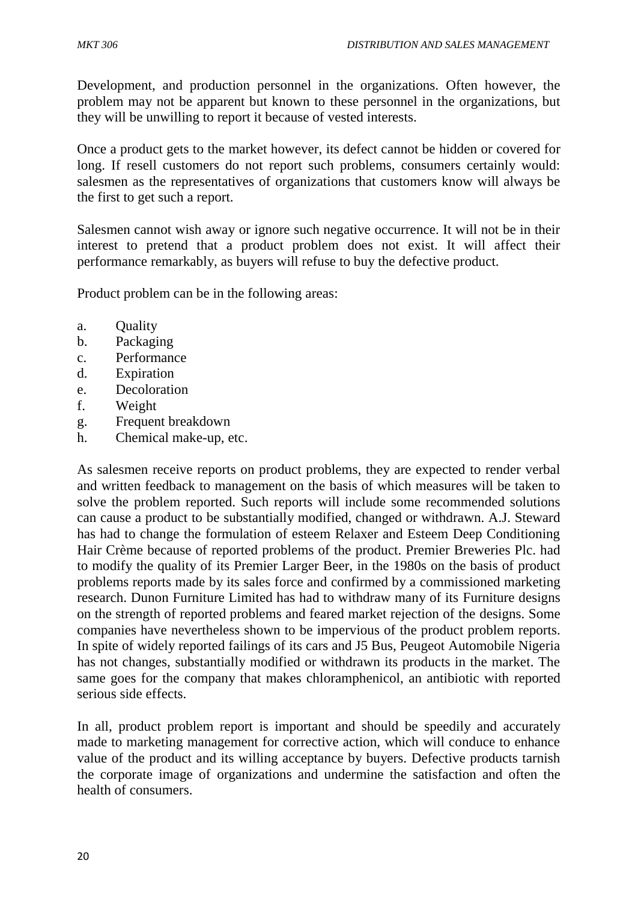Development, and production personnel in the organizations. Often however, the problem may not be apparent but known to these personnel in the organizations, but they will be unwilling to report it because of vested interests.

Once a product gets to the market however, its defect cannot be hidden or covered for long. If resell customers do not report such problems, consumers certainly would: salesmen as the representatives of organizations that customers know will always be the first to get such a report.

Salesmen cannot wish away or ignore such negative occurrence. It will not be in their interest to pretend that a product problem does not exist. It will affect their performance remarkably, as buyers will refuse to buy the defective product.

Product problem can be in the following areas:

a. Quality
b. Packaging
c. Performance
d. Expiration
e. Decoloration
f. Weight
g. Frequent breakdown
h. Chemical make-up, etc.

As salesmen receive reports on product problems, they are expected to render verbal and written feedback to management on the basis of which measures will be taken to solve the problem reported. Such reports will include some recommended solutions can cause a product to be substantially modified, changed or withdrawn. A.J. Steward has had to change the formulation of esteem Relaxer and Esteem Deep Conditioning Hair Crème because of reported problems of the product. Premier Breweries Plc. had to modify the quality of its Premier Larger Beer, in the 1980s on the basis of product problems reports made by its sales force and confirmed by a commissioned marketing research. Dunon Furniture Limited has had to withdraw many of its Furniture designs on the strength of reported problems and feared market rejection of the designs. Some companies have nevertheless shown to be impervious of the product problem reports. In spite of widely reported failings of its cars and J5 Bus, Peugeot Automobile Nigeria has not changes, substantially modified or withdrawn its products in the market. The same goes for the company that makes chloramphenicol, an antibiotic with reported serious side effects.

In all, product problem report is important and should be speedily and accurately made to marketing management for corrective action, which will conduce to enhance value of the product and its willing acceptance by buyers. Defective products tarnish the corporate image of organizations and undermine the satisfaction and often the health of consumers.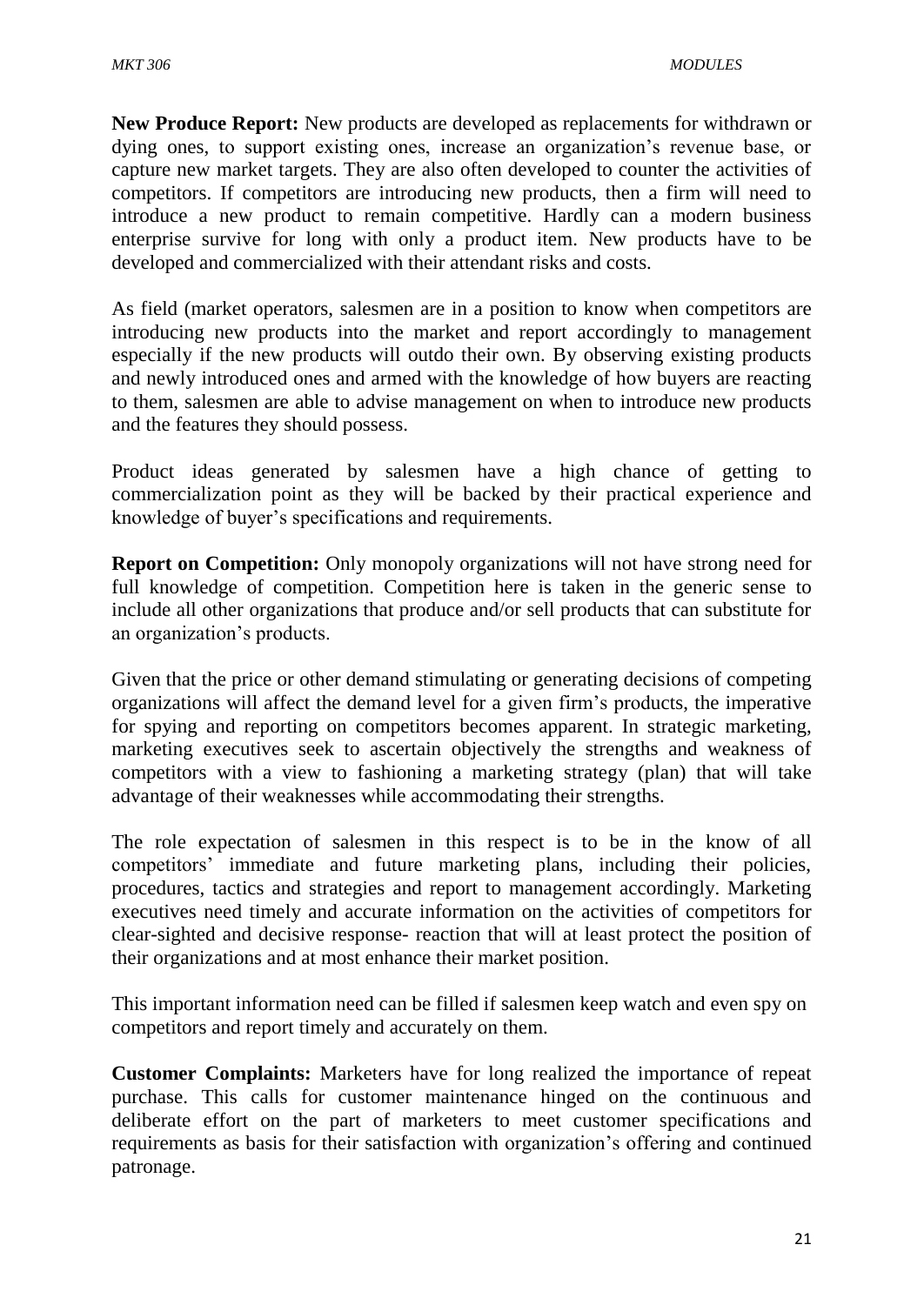**New Produce Report:** New products are developed as replacements for withdrawn or dying ones, to support existing ones, increase an organization's revenue base, or capture new market targets. They are also often developed to counter the activities of competitors. If competitors are introducing new products, then a firm will need to introduce a new product to remain competitive. Hardly can a modern business enterprise survive for long with only a product item. New products have to be developed and commercialized with their attendant risks and costs.

As field (market operators, salesmen are in a position to know when competitors are introducing new products into the market and report accordingly to management especially if the new products will outdo their own. By observing existing products and newly introduced ones and armed with the knowledge of how buyers are reacting to them, salesmen are able to advise management on when to introduce new products and the features they should possess.

Product ideas generated by salesmen have a high chance of getting to commercialization point as they will be backed by their practical experience and knowledge of buyer's specifications and requirements.

**Report on Competition:** Only monopoly organizations will not have strong need for full knowledge of competition. Competition here is taken in the generic sense to include all other organizations that produce and/or sell products that can substitute for an organization's products.

Given that the price or other demand stimulating or generating decisions of competing organizations will affect the demand level for a given firm's products, the imperative for spying and reporting on competitors becomes apparent. In strategic marketing, marketing executives seek to ascertain objectively the strengths and weakness of competitors with a view to fashioning a marketing strategy (plan) that will take advantage of their weaknesses while accommodating their strengths.

The role expectation of salesmen in this respect is to be in the know of all competitors' immediate and future marketing plans, including their policies, procedures, tactics and strategies and report to management accordingly. Marketing executives need timely and accurate information on the activities of competitors for clear-sighted and decisive response- reaction that will at least protect the position of their organizations and at most enhance their market position.

This important information need can be filled if salesmen keep watch and even spy on competitors and report timely and accurately on them.

**Customer Complaints:** Marketers have for long realized the importance of repeat purchase. This calls for customer maintenance hinged on the continuous and deliberate effort on the part of marketers to meet customer specifications and requirements as basis for their satisfaction with organization's offering and continued patronage.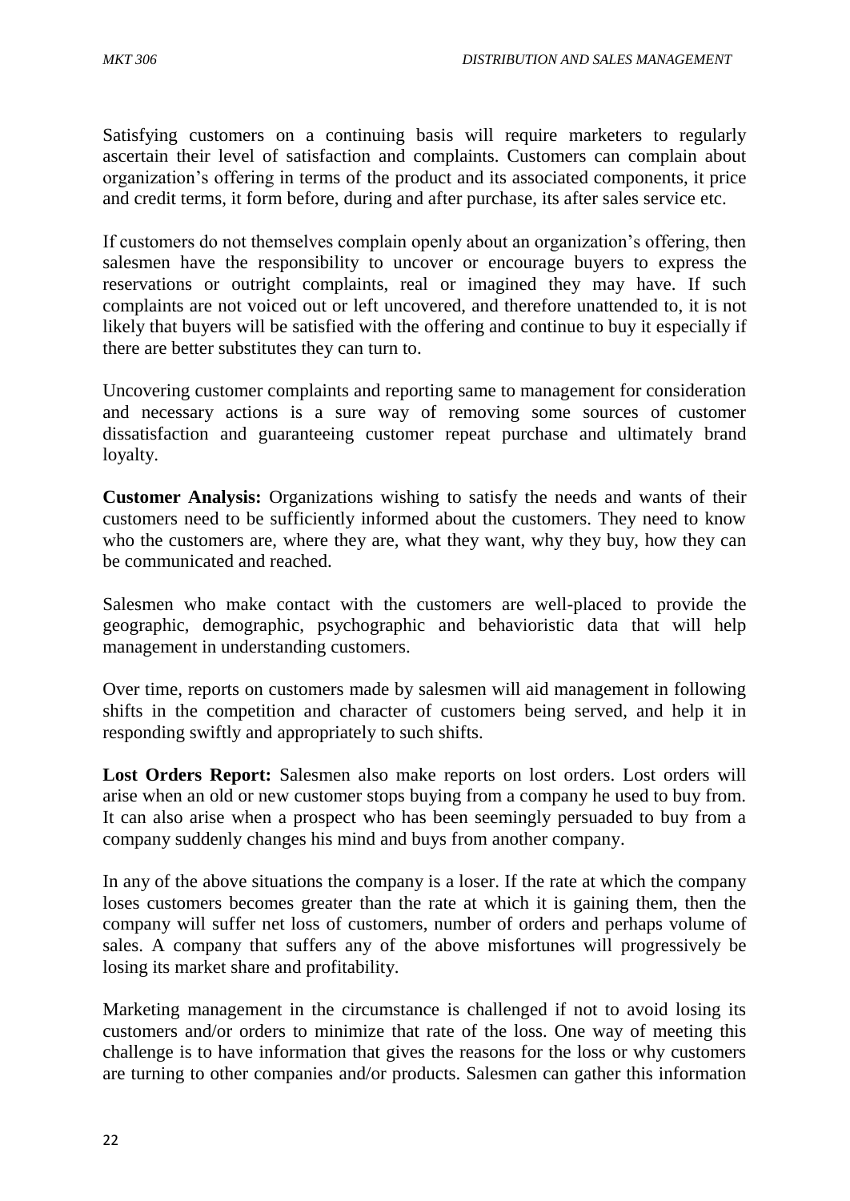Satisfying customers on a continuing basis will require marketers to regularly ascertain their level of satisfaction and complaints. Customers can complain about organization's offering in terms of the product and its associated components, it price and credit terms, it form before, during and after purchase, its after sales service etc.

If customers do not themselves complain openly about an organization's offering, then salesmen have the responsibility to uncover or encourage buyers to express the reservations or outright complaints, real or imagined they may have. If such complaints are not voiced out or left uncovered, and therefore unattended to, it is not likely that buyers will be satisfied with the offering and continue to buy it especially if there are better substitutes they can turn to.

Uncovering customer complaints and reporting same to management for consideration and necessary actions is a sure way of removing some sources of customer dissatisfaction and guaranteeing customer repeat purchase and ultimately brand loyalty.

**Customer Analysis:** Organizations wishing to satisfy the needs and wants of their customers need to be sufficiently informed about the customers. They need to know who the customers are, where they are, what they want, why they buy, how they can be communicated and reached.

Salesmen who make contact with the customers are well-placed to provide the geographic, demographic, psychographic and behavioristic data that will help management in understanding customers.

Over time, reports on customers made by salesmen will aid management in following shifts in the competition and character of customers being served, and help it in responding swiftly and appropriately to such shifts.

**Lost Orders Report:** Salesmen also make reports on lost orders. Lost orders will arise when an old or new customer stops buying from a company he used to buy from. It can also arise when a prospect who has been seemingly persuaded to buy from a company suddenly changes his mind and buys from another company.

In any of the above situations the company is a loser. If the rate at which the company loses customers becomes greater than the rate at which it is gaining them, then the company will suffer net loss of customers, number of orders and perhaps volume of sales. A company that suffers any of the above misfortunes will progressively be losing its market share and profitability.

Marketing management in the circumstance is challenged if not to avoid losing its customers and/or orders to minimize that rate of the loss. One way of meeting this challenge is to have information that gives the reasons for the loss or why customers are turning to other companies and/or products. Salesmen can gather this information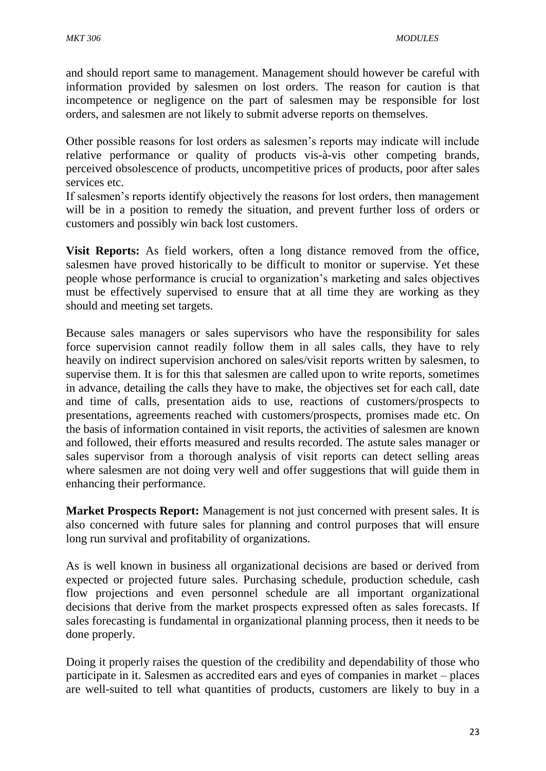and should report same to management. Management should however be careful with information provided by salesmen on lost orders. The reason for caution is that incompetence or negligence on the part of salesmen may be responsible for lost orders, and salesmen are not likely to submit adverse reports on themselves.

Other possible reasons for lost orders as salesmen's reports may indicate will include relative performance or quality of products vis-à-vis other competing brands, perceived obsolescence of products, uncompetitive prices of products, poor after sales services etc.

If salesmen's reports identify objectively the reasons for lost orders, then management will be in a position to remedy the situation, and prevent further loss of orders or customers and possibly win back lost customers.

**Visit Reports:** As field workers, often a long distance removed from the office, salesmen have proved historically to be difficult to monitor or supervise. Yet these people whose performance is crucial to organization's marketing and sales objectives must be effectively supervised to ensure that at all time they are working as they should and meeting set targets.

Because sales managers or sales supervisors who have the responsibility for sales force supervision cannot readily follow them in all sales calls, they have to rely heavily on indirect supervision anchored on sales/visit reports written by salesmen, to supervise them. It is for this that salesmen are called upon to write reports, sometimes in advance, detailing the calls they have to make, the objectives set for each call, date and time of calls, presentation aids to use, reactions of customers/prospects to presentations, agreements reached with customers/prospects, promises made etc. On the basis of information contained in visit reports, the activities of salesmen are known and followed, their efforts measured and results recorded. The astute sales manager or sales supervisor from a thorough analysis of visit reports can detect selling areas where salesmen are not doing very well and offer suggestions that will guide them in enhancing their performance.

**Market Prospects Report:** Management is not just concerned with present sales. It is also concerned with future sales for planning and control purposes that will ensure long run survival and profitability of organizations.

As is well known in business all organizational decisions are based or derived from expected or projected future sales. Purchasing schedule, production schedule, cash flow projections and even personnel schedule are all important organizational decisions that derive from the market prospects expressed often as sales forecasts. If sales forecasting is fundamental in organizational planning process, then it needs to be done properly.

Doing it properly raises the question of the credibility and dependability of those who participate in it. Salesmen as accredited ears and eyes of companies in market – places are well-suited to tell what quantities of products, customers are likely to buy in a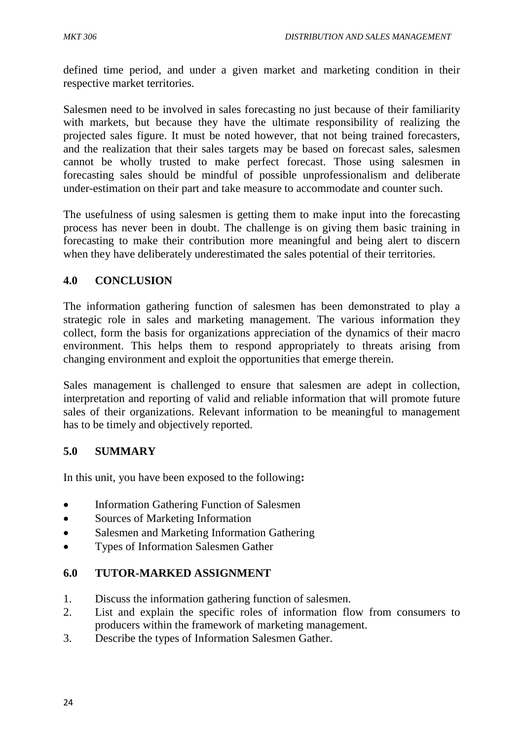defined time period, and under a given market and marketing condition in their respective market territories.

Salesmen need to be involved in sales forecasting no just because of their familiarity with markets, but because they have the ultimate responsibility of realizing the projected sales figure. It must be noted however, that not being trained forecasters, and the realization that their sales targets may be based on forecast sales, salesmen cannot be wholly trusted to make perfect forecast. Those using salesmen in forecasting sales should be mindful of possible unprofessionalism and deliberate under-estimation on their part and take measure to accommodate and counter such.

The usefulness of using salesmen is getting them to make input into the forecasting process has never been in doubt. The challenge is on giving them basic training in forecasting to make their contribution more meaningful and being alert to discern when they have deliberately underestimated the sales potential of their territories.

## 4.0 CONCLUSION

The information gathering function of salesmen has been demonstrated to play a strategic role in sales and marketing management. The various information they collect, form the basis for organizations appreciation of the dynamics of their macro environment. This helps them to respond appropriately to threats arising from changing environment and exploit the opportunities that emerge therein.

Sales management is challenged to ensure that salesmen are adept in collection, interpretation and reporting of valid and reliable information that will promote future sales of their organizations. Relevant information to be meaningful to management has to be timely and objectively reported.

## 5.0 SUMMARY

In this unit, you have been exposed to the following**:**

- Information Gathering Function of Salesmen
- Sources of Marketing Information
- Salesmen and Marketing Information Gathering
- Types of Information Salesmen Gather

## 6.0 TUTOR-MARKED ASSIGNMENT

1. Discuss the information gathering function of salesmen.
2. List and explain the specific roles of information flow from consumers to producers within the framework of marketing management.
3. Describe the types of Information Salesmen Gather.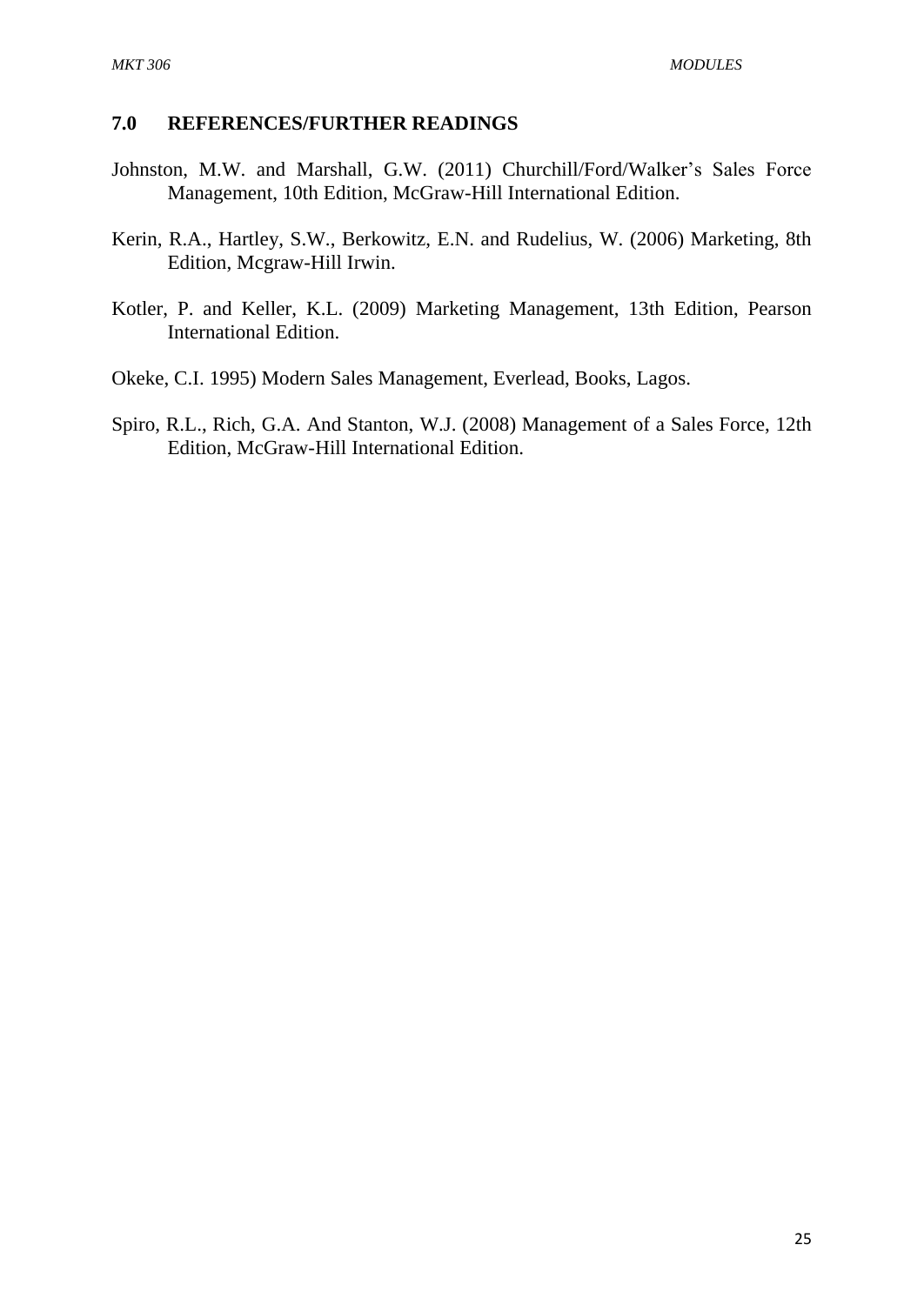## 7.0 REFERENCES/FURTHER READINGS

Johnston, M.W. and Marshall, G.W. (2011) Churchill/Ford/Walker's Sales Force Management, 10th Edition, McGraw-Hill International Edition.

Kerin, R.A., Hartley, S.W., Berkowitz, E.N. and Rudelius, W. (2006) Marketing, 8th Edition, Mcgraw-Hill Irwin.

Kotler, P. and Keller, K.L. (2009) Marketing Management, 13th Edition, Pearson International Edition.

Okeke, C.I. 1995) Modern Sales Management, Everlead, Books, Lagos.

Spiro, R.L., Rich, G.A. And Stanton, W.J. (2008) Management of a Sales Force, 12th Edition, McGraw-Hill International Edition.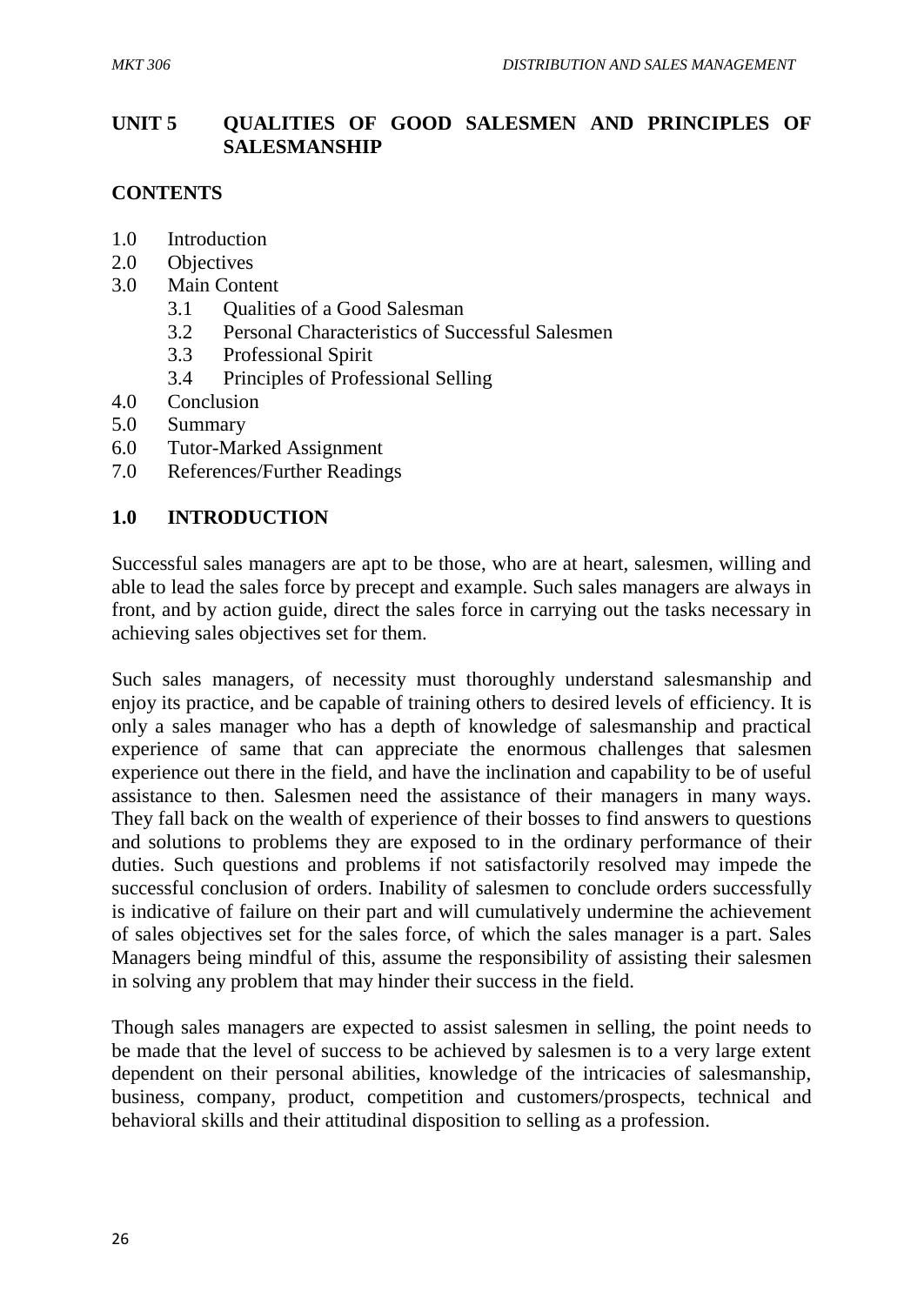## UNIT 5 QUALITIES OF GOOD SALESMEN AND PRINCIPLES OF SALESMANSHIP

### CONTENTS

- 1.0 Introduction
- 2.0 Objectives
- 3.0 Main Content
  - 3.1 Qualities of a Good Salesman
  - 3.2 Personal Characteristics of Successful Salesmen
  - 3.3 Professional Spirit
  - 3.4 Principles of Professional Selling
- 4.0 Conclusion
- 5.0 Summary
- 6.0 Tutor-Marked Assignment
- 7.0 References/Further Readings

### 1.0 INTRODUCTION

Successful sales managers are apt to be those, who are at heart, salesmen, willing and able to lead the sales force by precept and example. Such sales managers are always in front, and by action guide, direct the sales force in carrying out the tasks necessary in achieving sales objectives set for them.

Such sales managers, of necessity must thoroughly understand salesmanship and enjoy its practice, and be capable of training others to desired levels of efficiency. It is only a sales manager who has a depth of knowledge of salesmanship and practical experience of same that can appreciate the enormous challenges that salesmen experience out there in the field, and have the inclination and capability to be of useful assistance to then. Salesmen need the assistance of their managers in many ways. They fall back on the wealth of experience of their bosses to find answers to questions and solutions to problems they are exposed to in the ordinary performance of their duties. Such questions and problems if not satisfactorily resolved may impede the successful conclusion of orders. Inability of salesmen to conclude orders successfully is indicative of failure on their part and will cumulatively undermine the achievement of sales objectives set for the sales force, of which the sales manager is a part. Sales Managers being mindful of this, assume the responsibility of assisting their salesmen in solving any problem that may hinder their success in the field.

Though sales managers are expected to assist salesmen in selling, the point needs to be made that the level of success to be achieved by salesmen is to a very large extent dependent on their personal abilities, knowledge of the intricacies of salesmanship, business, company, product, competition and customers/prospects, technical and behavioral skills and their attitudinal disposition to selling as a profession.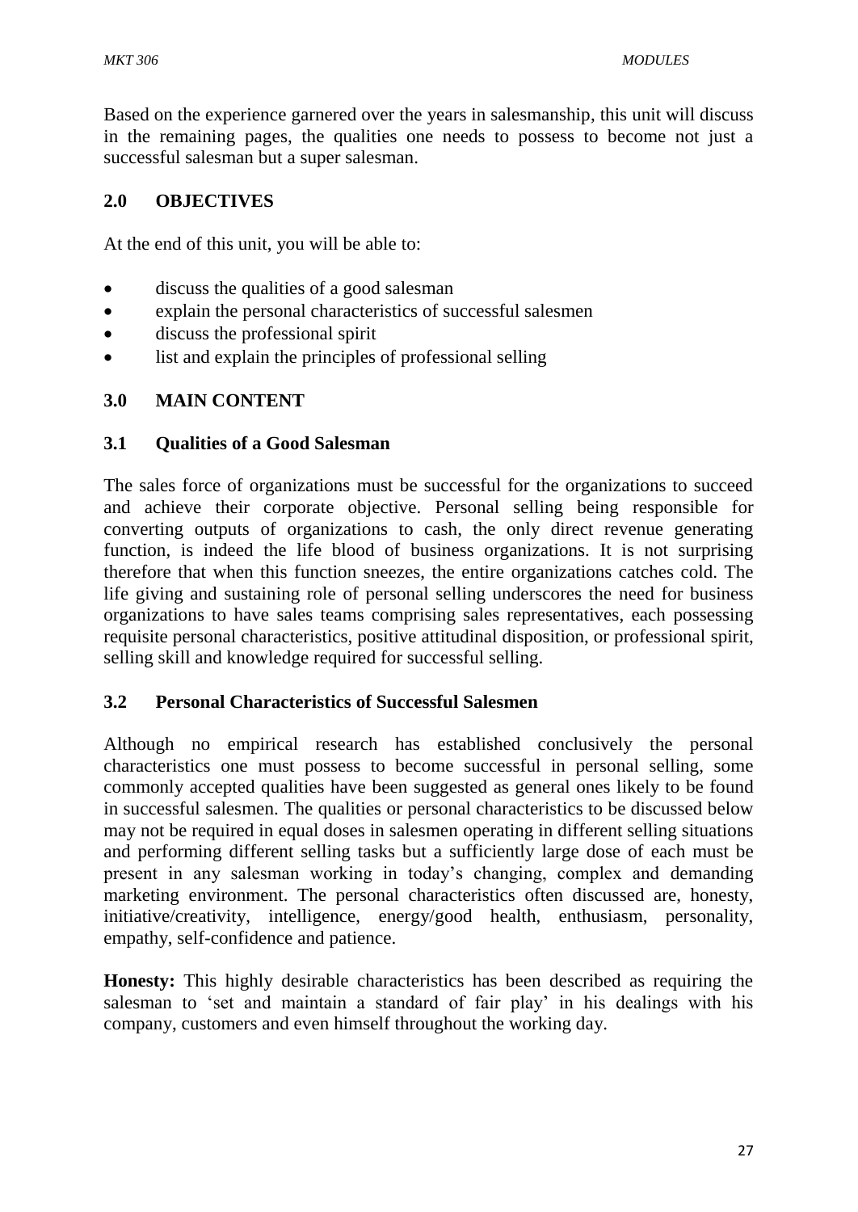Based on the experience garnered over the years in salesmanship, this unit will discuss in the remaining pages, the qualities one needs to possess to become not just a successful salesman but a super salesman.

## 2.0 OBJECTIVES

At the end of this unit, you will be able to:

- discuss the qualities of a good salesman
- explain the personal characteristics of successful salesmen
- discuss the professional spirit
- list and explain the principles of professional selling

## 3.0 MAIN CONTENT

### 3.1 Qualities of a Good Salesman

The sales force of organizations must be successful for the organizations to succeed and achieve their corporate objective. Personal selling being responsible for converting outputs of organizations to cash, the only direct revenue generating function, is indeed the life blood of business organizations. It is not surprising therefore that when this function sneezes, the entire organizations catches cold. The life giving and sustaining role of personal selling underscores the need for business organizations to have sales teams comprising sales representatives, each possessing requisite personal characteristics, positive attitudinal disposition, or professional spirit, selling skill and knowledge required for successful selling.

### 3.2 Personal Characteristics of Successful Salesmen

Although no empirical research has established conclusively the personal characteristics one must possess to become successful in personal selling, some commonly accepted qualities have been suggested as general ones likely to be found in successful salesmen. The qualities or personal characteristics to be discussed below may not be required in equal doses in salesmen operating in different selling situations and performing different selling tasks but a sufficiently large dose of each must be present in any salesman working in today's changing, complex and demanding marketing environment. The personal characteristics often discussed are, honesty, initiative/creativity, intelligence, energy/good health, enthusiasm, personality, empathy, self-confidence and patience.

**Honesty:** This highly desirable characteristics has been described as requiring the salesman to 'set and maintain a standard of fair play' in his dealings with his company, customers and even himself throughout the working day.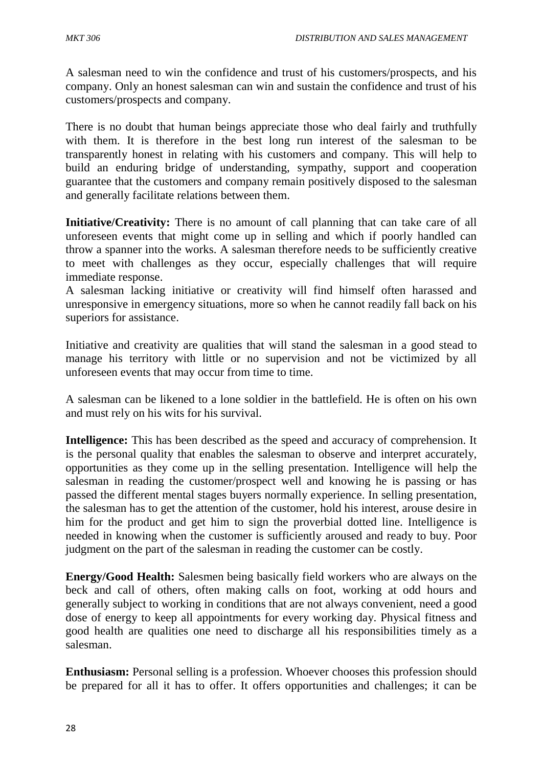A salesman need to win the confidence and trust of his customers/prospects, and his company. Only an honest salesman can win and sustain the confidence and trust of his customers/prospects and company.

There is no doubt that human beings appreciate those who deal fairly and truthfully with them. It is therefore in the best long run interest of the salesman to be transparently honest in relating with his customers and company. This will help to build an enduring bridge of understanding, sympathy, support and cooperation guarantee that the customers and company remain positively disposed to the salesman and generally facilitate relations between them.

**Initiative/Creativity:** There is no amount of call planning that can take care of all unforeseen events that might come up in selling and which if poorly handled can throw a spanner into the works. A salesman therefore needs to be sufficiently creative to meet with challenges as they occur, especially challenges that will require immediate response.
A salesman lacking initiative or creativity will find himself often harassed and unresponsive in emergency situations, more so when he cannot readily fall back on his superiors for assistance.

Initiative and creativity are qualities that will stand the salesman in a good stead to manage his territory with little or no supervision and not be victimized by all unforeseen events that may occur from time to time.

A salesman can be likened to a lone soldier in the battlefield. He is often on his own and must rely on his wits for his survival.

**Intelligence:** This has been described as the speed and accuracy of comprehension. It is the personal quality that enables the salesman to observe and interpret accurately, opportunities as they come up in the selling presentation. Intelligence will help the salesman in reading the customer/prospect well and knowing he is passing or has passed the different mental stages buyers normally experience. In selling presentation, the salesman has to get the attention of the customer, hold his interest, arouse desire in him for the product and get him to sign the proverbial dotted line. Intelligence is needed in knowing when the customer is sufficiently aroused and ready to buy. Poor judgment on the part of the salesman in reading the customer can be costly.

**Energy/Good Health:** Salesmen being basically field workers who are always on the beck and call of others, often making calls on foot, working at odd hours and generally subject to working in conditions that are not always convenient, need a good dose of energy to keep all appointments for every working day. Physical fitness and good health are qualities one need to discharge all his responsibilities timely as a salesman.

**Enthusiasm:** Personal selling is a profession. Whoever chooses this profession should be prepared for all it has to offer. It offers opportunities and challenges; it can be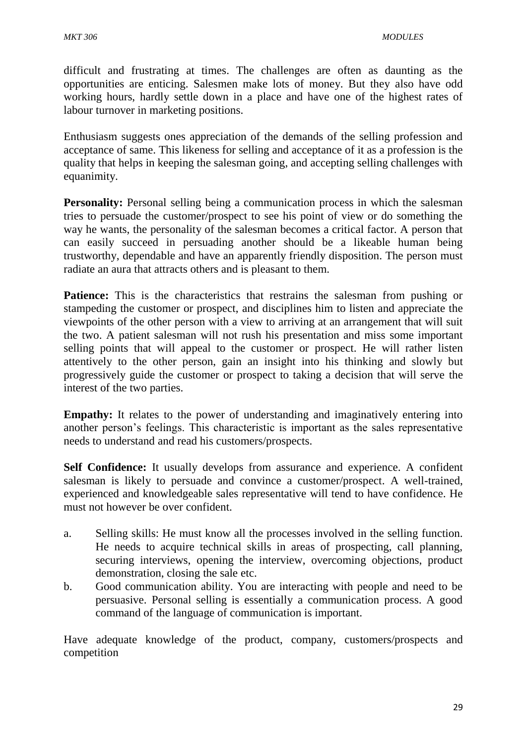difficult and frustrating at times. The challenges are often as daunting as the opportunities are enticing. Salesmen make lots of money. But they also have odd working hours, hardly settle down in a place and have one of the highest rates of labour turnover in marketing positions.

Enthusiasm suggests ones appreciation of the demands of the selling profession and acceptance of same. This likeness for selling and acceptance of it as a profession is the quality that helps in keeping the salesman going, and accepting selling challenges with equanimity.

**Personality:** Personal selling being a communication process in which the salesman tries to persuade the customer/prospect to see his point of view or do something the way he wants, the personality of the salesman becomes a critical factor. A person that can easily succeed in persuading another should be a likeable human being trustworthy, dependable and have an apparently friendly disposition. The person must radiate an aura that attracts others and is pleasant to them.

**Patience:** This is the characteristics that restrains the salesman from pushing or stampeding the customer or prospect, and disciplines him to listen and appreciate the viewpoints of the other person with a view to arriving at an arrangement that will suit the two. A patient salesman will not rush his presentation and miss some important selling points that will appeal to the customer or prospect. He will rather listen attentively to the other person, gain an insight into his thinking and slowly but progressively guide the customer or prospect to taking a decision that will serve the interest of the two parties.

**Empathy:** It relates to the power of understanding and imaginatively entering into another person's feelings. This characteristic is important as the sales representative needs to understand and read his customers/prospects.

**Self Confidence:** It usually develops from assurance and experience. A confident salesman is likely to persuade and convince a customer/prospect. A well-trained, experienced and knowledgeable sales representative will tend to have confidence. He must not however be over confident.

a. Selling skills: He must know all the processes involved in the selling function. He needs to acquire technical skills in areas of prospecting, call planning, securing interviews, opening the interview, overcoming objections, product demonstration, closing the sale etc.
b. Good communication ability. You are interacting with people and need to be persuasive. Personal selling is essentially a communication process. A good command of the language of communication is important.

Have adequate knowledge of the product, company, customers/prospects and competition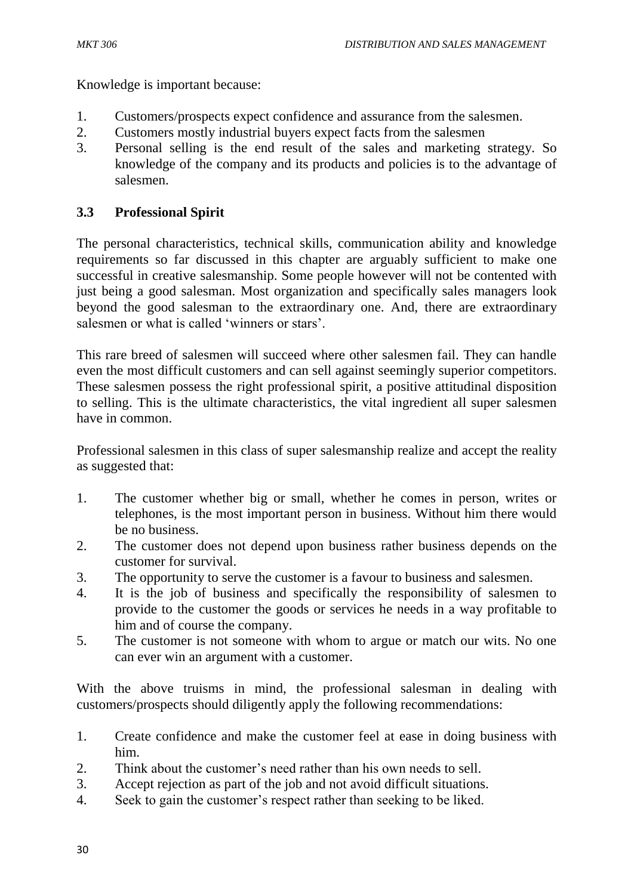Knowledge is important because:

1. Customers/prospects expect confidence and assurance from the salesmen.
2. Customers mostly industrial buyers expect facts from the salesmen
3. Personal selling is the end result of the sales and marketing strategy. So knowledge of the company and its products and policies is to the advantage of salesmen.

### 3.3 Professional Spirit

The personal characteristics, technical skills, communication ability and knowledge requirements so far discussed in this chapter are arguably sufficient to make one successful in creative salesmanship. Some people however will not be contented with just being a good salesman. Most organization and specifically sales managers look beyond the good salesman to the extraordinary one. And, there are extraordinary salesmen or what is called 'winners or stars'.

This rare breed of salesmen will succeed where other salesmen fail. They can handle even the most difficult customers and can sell against seemingly superior competitors. These salesmen possess the right professional spirit, a positive attitudinal disposition to selling. This is the ultimate characteristics, the vital ingredient all super salesmen have in common.

Professional salesmen in this class of super salesmanship realize and accept the reality as suggested that:

1. The customer whether big or small, whether he comes in person, writes or telephones, is the most important person in business. Without him there would be no business.
2. The customer does not depend upon business rather business depends on the customer for survival.
3. The opportunity to serve the customer is a favour to business and salesmen.
4. It is the job of business and specifically the responsibility of salesmen to provide to the customer the goods or services he needs in a way profitable to him and of course the company.
5. The customer is not someone with whom to argue or match our wits. No one can ever win an argument with a customer.

With the above truisms in mind, the professional salesman in dealing with customers/prospects should diligently apply the following recommendations:

1. Create confidence and make the customer feel at ease in doing business with him.
2. Think about the customer's need rather than his own needs to sell.
3. Accept rejection as part of the job and not avoid difficult situations.
4. Seek to gain the customer's respect rather than seeking to be liked.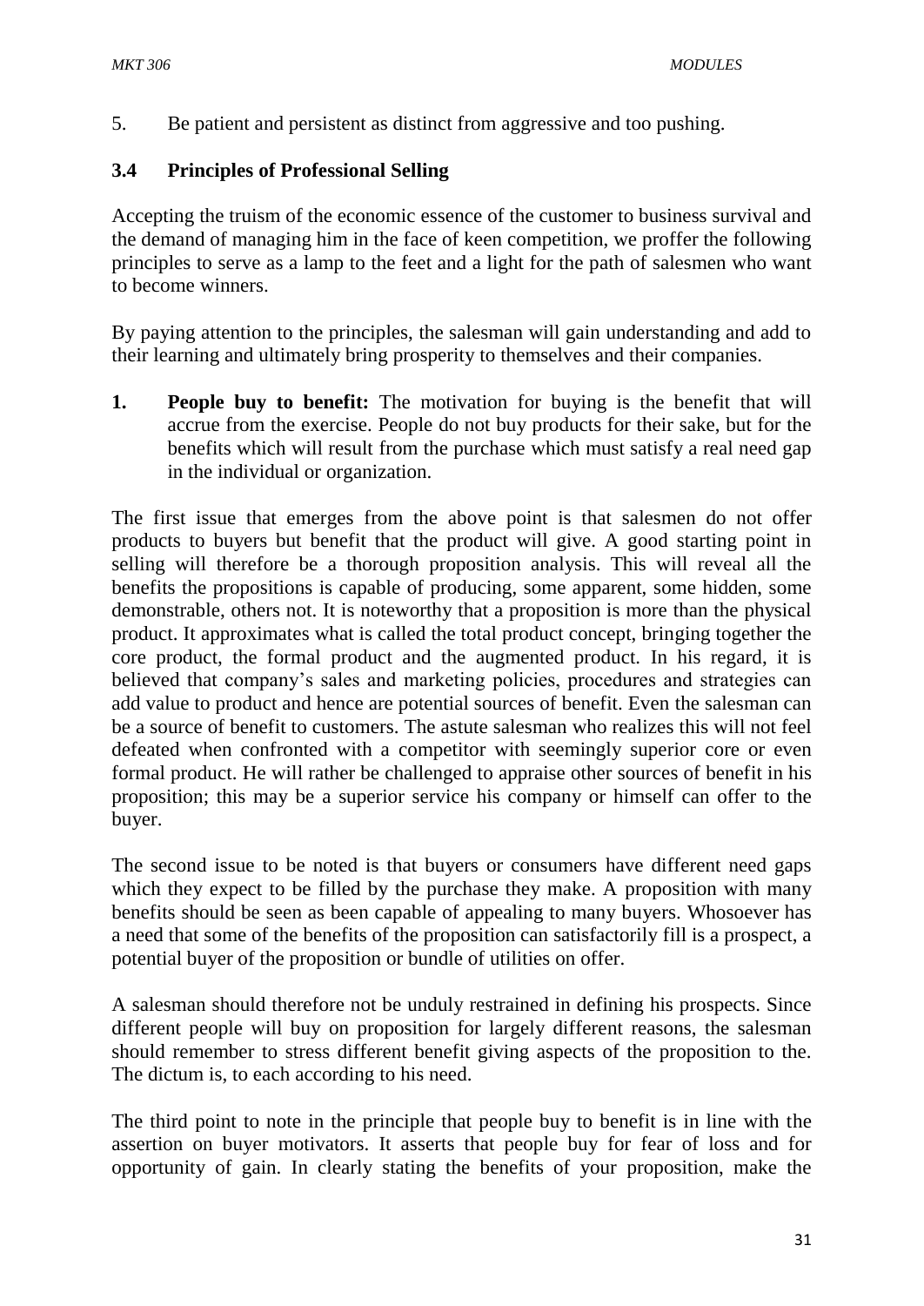5. Be patient and persistent as distinct from aggressive and too pushing.

### 3.4 Principles of Professional Selling

Accepting the truism of the economic essence of the customer to business survival and the demand of managing him in the face of keen competition, we proffer the following principles to serve as a lamp to the feet and a light for the path of salesmen who want to become winners.

By paying attention to the principles, the salesman will gain understanding and add to their learning and ultimately bring prosperity to themselves and their companies.

1. **People buy to benefit:** The motivation for buying is the benefit that will accrue from the exercise. People do not buy products for their sake, but for the benefits which will result from the purchase which must satisfy a real need gap in the individual or organization.

The first issue that emerges from the above point is that salesmen do not offer products to buyers but benefit that the product will give. A good starting point in selling will therefore be a thorough proposition analysis. This will reveal all the benefits the propositions is capable of producing, some apparent, some hidden, some demonstrable, others not. It is noteworthy that a proposition is more than the physical product. It approximates what is called the total product concept, bringing together the core product, the formal product and the augmented product. In his regard, it is believed that company's sales and marketing policies, procedures and strategies can add value to product and hence are potential sources of benefit. Even the salesman can be a source of benefit to customers. The astute salesman who realizes this will not feel defeated when confronted with a competitor with seemingly superior core or even formal product. He will rather be challenged to appraise other sources of benefit in his proposition; this may be a superior service his company or himself can offer to the buyer.

The second issue to be noted is that buyers or consumers have different need gaps which they expect to be filled by the purchase they make. A proposition with many benefits should be seen as been capable of appealing to many buyers. Whosoever has a need that some of the benefits of the proposition can satisfactorily fill is a prospect, a potential buyer of the proposition or bundle of utilities on offer.

A salesman should therefore not be unduly restrained in defining his prospects. Since different people will buy on proposition for largely different reasons, the salesman should remember to stress different benefit giving aspects of the proposition to the. The dictum is, to each according to his need.

The third point to note in the principle that people buy to benefit is in line with the assertion on buyer motivators. It asserts that people buy for fear of loss and for opportunity of gain. In clearly stating the benefits of your proposition, make the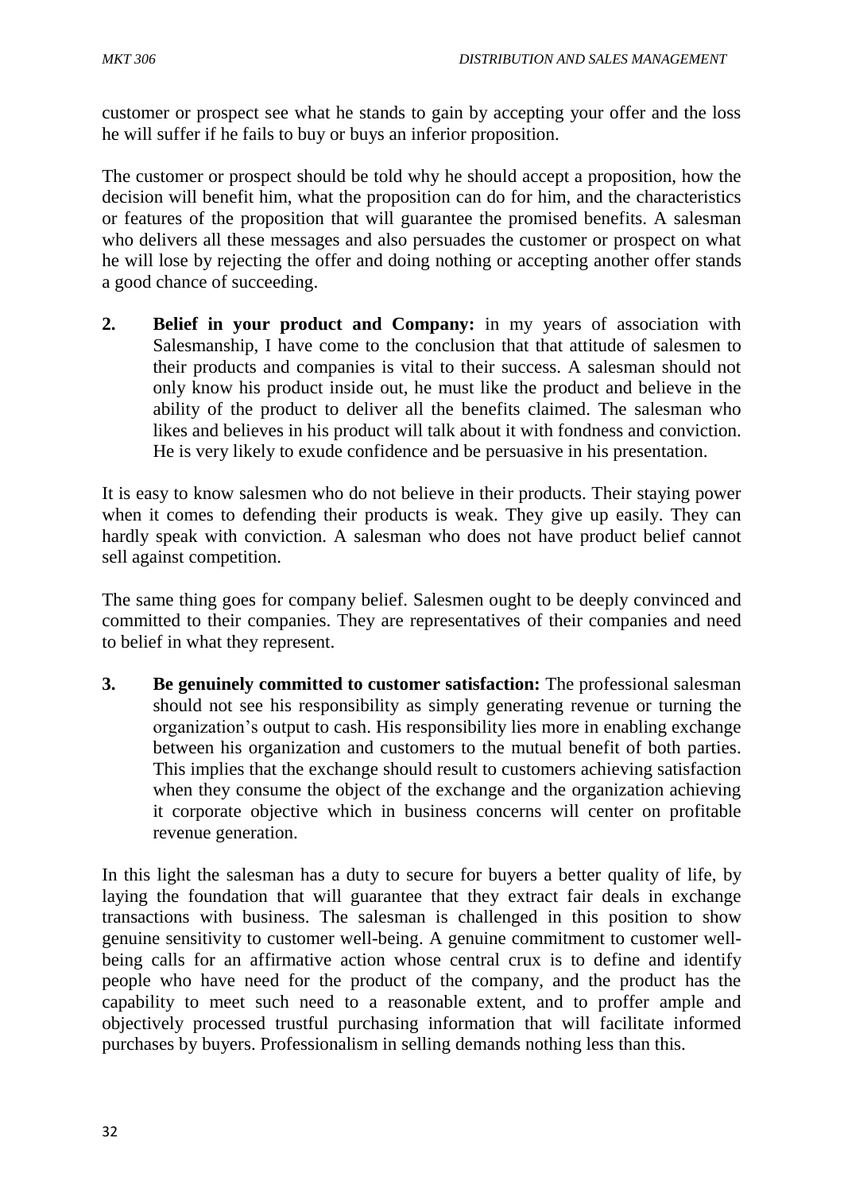customer or prospect see what he stands to gain by accepting your offer and the loss he will suffer if he fails to buy or buys an inferior proposition.

The customer or prospect should be told why he should accept a proposition, how the decision will benefit him, what the proposition can do for him, and the characteristics or features of the proposition that will guarantee the promised benefits. A salesman who delivers all these messages and also persuades the customer or prospect on what he will lose by rejecting the offer and doing nothing or accepting another offer stands a good chance of succeeding.

2. **Belief in your product and Company:** in my years of association with Salesmanship, I have come to the conclusion that that attitude of salesmen to their products and companies is vital to their success. A salesman should not only know his product inside out, he must like the product and believe in the ability of the product to deliver all the benefits claimed. The salesman who likes and believes in his product will talk about it with fondness and conviction. He is very likely to exude confidence and be persuasive in his presentation.

It is easy to know salesmen who do not believe in their products. Their staying power when it comes to defending their products is weak. They give up easily. They can hardly speak with conviction. A salesman who does not have product belief cannot sell against competition.

The same thing goes for company belief. Salesmen ought to be deeply convinced and committed to their companies. They are representatives of their companies and need to belief in what they represent.

3. **Be genuinely committed to customer satisfaction:** The professional salesman should not see his responsibility as simply generating revenue or turning the organization's output to cash. His responsibility lies more in enabling exchange between his organization and customers to the mutual benefit of both parties. This implies that the exchange should result to customers achieving satisfaction when they consume the object of the exchange and the organization achieving it corporate objective which in business concerns will center on profitable revenue generation.

In this light the salesman has a duty to secure for buyers a better quality of life, by laying the foundation that will guarantee that they extract fair deals in exchange transactions with business. The salesman is challenged in this position to show genuine sensitivity to customer well-being. A genuine commitment to customer well-being calls for an affirmative action whose central crux is to define and identify people who have need for the product of the company, and the product has the capability to meet such need to a reasonable extent, and to proffer ample and objectively processed trustful purchasing information that will facilitate informed purchases by buyers. Professionalism in selling demands nothing less than this.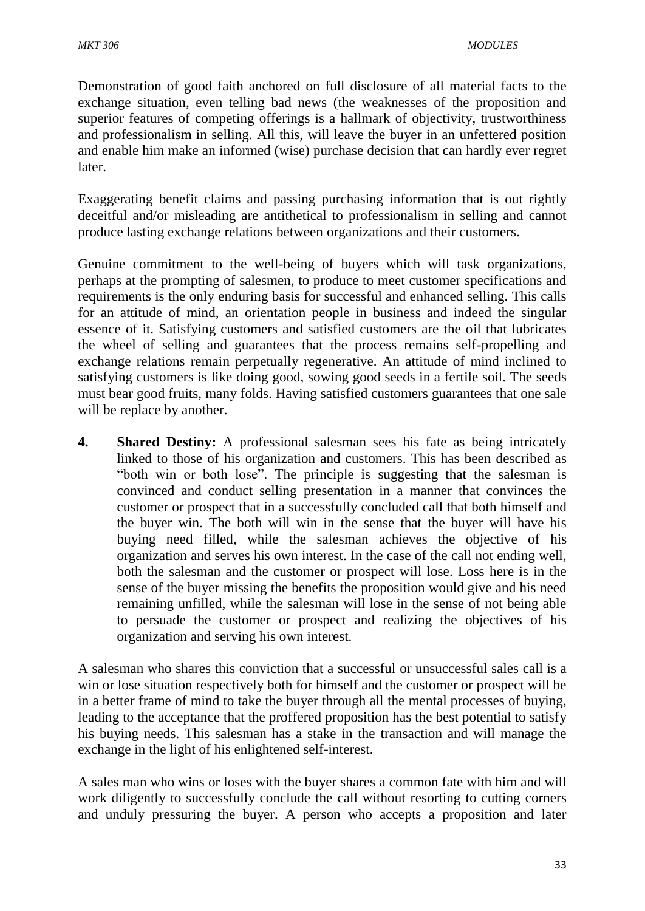Demonstration of good faith anchored on full disclosure of all material facts to the exchange situation, even telling bad news (the weaknesses of the proposition and superior features of competing offerings is a hallmark of objectivity, trustworthiness and professionalism in selling. All this, will leave the buyer in an unfettered position and enable him make an informed (wise) purchase decision that can hardly ever regret later.

Exaggerating benefit claims and passing purchasing information that is out rightly deceitful and/or misleading are antithetical to professionalism in selling and cannot produce lasting exchange relations between organizations and their customers.

Genuine commitment to the well-being of buyers which will task organizations, perhaps at the prompting of salesmen, to produce to meet customer specifications and requirements is the only enduring basis for successful and enhanced selling. This calls for an attitude of mind, an orientation people in business and indeed the singular essence of it. Satisfying customers and satisfied customers are the oil that lubricates the wheel of selling and guarantees that the process remains self-propelling and exchange relations remain perpetually regenerative. An attitude of mind inclined to satisfying customers is like doing good, sowing good seeds in a fertile soil. The seeds must bear good fruits, many folds. Having satisfied customers guarantees that one sale will be replace by another.

4. **Shared Destiny:** A professional salesman sees his fate as being intricately linked to those of his organization and customers. This has been described as "both win or both lose". The principle is suggesting that the salesman is convinced and conduct selling presentation in a manner that convinces the customer or prospect that in a successfully concluded call that both himself and the buyer win. The both will win in the sense that the buyer will have his buying need filled, while the salesman achieves the objective of his organization and serves his own interest. In the case of the call not ending well, both the salesman and the customer or prospect will lose. Loss here is in the sense of the buyer missing the benefits the proposition would give and his need remaining unfilled, while the salesman will lose in the sense of not being able to persuade the customer or prospect and realizing the objectives of his organization and serving his own interest.

A salesman who shares this conviction that a successful or unsuccessful sales call is a win or lose situation respectively both for himself and the customer or prospect will be in a better frame of mind to take the buyer through all the mental processes of buying, leading to the acceptance that the proffered proposition has the best potential to satisfy his buying needs. This salesman has a stake in the transaction and will manage the exchange in the light of his enlightened self-interest.

A sales man who wins or loses with the buyer shares a common fate with him and will work diligently to successfully conclude the call without resorting to cutting corners and unduly pressuring the buyer. A person who accepts a proposition and later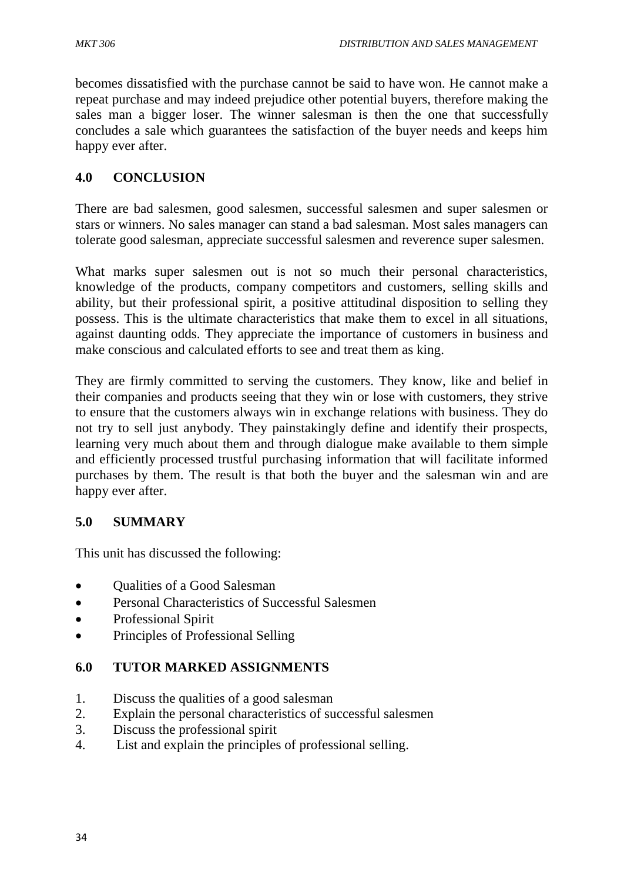becomes dissatisfied with the purchase cannot be said to have won. He cannot make a repeat purchase and may indeed prejudice other potential buyers, therefore making the sales man a bigger loser. The winner salesman is then the one that successfully concludes a sale which guarantees the satisfaction of the buyer needs and keeps him happy ever after.

## 4.0 CONCLUSION

There are bad salesmen, good salesmen, successful salesmen and super salesmen or stars or winners. No sales manager can stand a bad salesman. Most sales managers can tolerate good salesman, appreciate successful salesmen and reverence super salesmen.

What marks super salesmen out is not so much their personal characteristics, knowledge of the products, company competitors and customers, selling skills and ability, but their professional spirit, a positive attitudinal disposition to selling they possess. This is the ultimate characteristics that make them to excel in all situations, against daunting odds. They appreciate the importance of customers in business and make conscious and calculated efforts to see and treat them as king.

They are firmly committed to serving the customers. They know, like and belief in their companies and products seeing that they win or lose with customers, they strive to ensure that the customers always win in exchange relations with business. They do not try to sell just anybody. They painstakingly define and identify their prospects, learning very much about them and through dialogue make available to them simple and efficiently processed trustful purchasing information that will facilitate informed purchases by them. The result is that both the buyer and the salesman win and are happy ever after.

## 5.0 SUMMARY

This unit has discussed the following:

- Qualities of a Good Salesman
- Personal Characteristics of Successful Salesmen
- Professional Spirit
- Principles of Professional Selling

## 6.0 TUTOR MARKED ASSIGNMENTS

1. Discuss the qualities of a good salesman
2. Explain the personal characteristics of successful salesmen
3. Discuss the professional spirit
4. List and explain the principles of professional selling.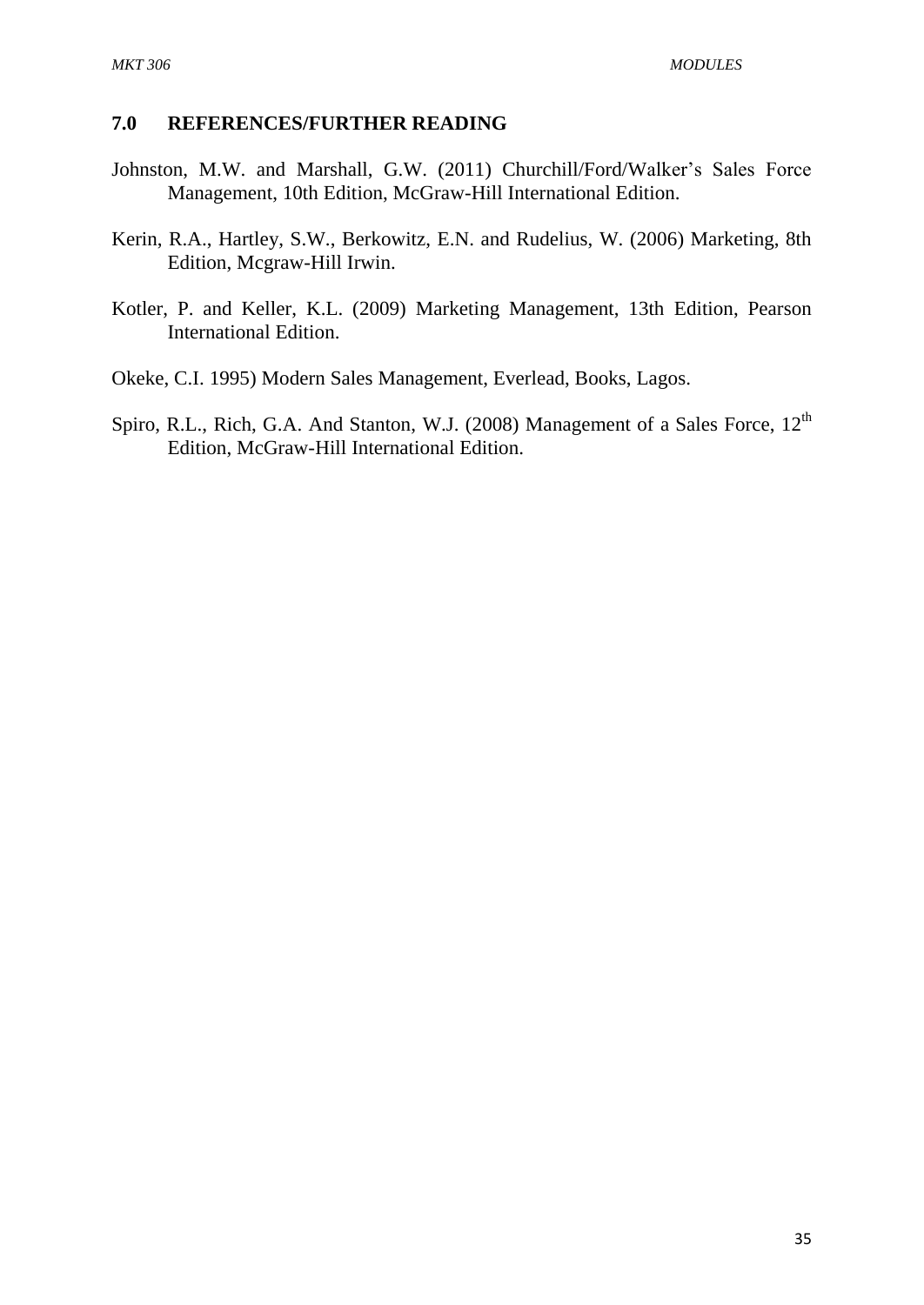## 7.0 REFERENCES/FURTHER READING

Johnston, M.W. and Marshall, G.W. (2011) Churchill/Ford/Walker's Sales Force Management, 10th Edition, McGraw-Hill International Edition.

Kerin, R.A., Hartley, S.W., Berkowitz, E.N. and Rudelius, W. (2006) Marketing, 8th Edition, Mcgraw-Hill Irwin.

Kotler, P. and Keller, K.L. (2009) Marketing Management, 13th Edition, Pearson International Edition.

Okeke, C.I. 1995) Modern Sales Management, Everlead, Books, Lagos.

Spiro, R.L., Rich, G.A. And Stanton, W.J. (2008) Management of a Sales Force, 12th Edition, McGraw-Hill International Edition.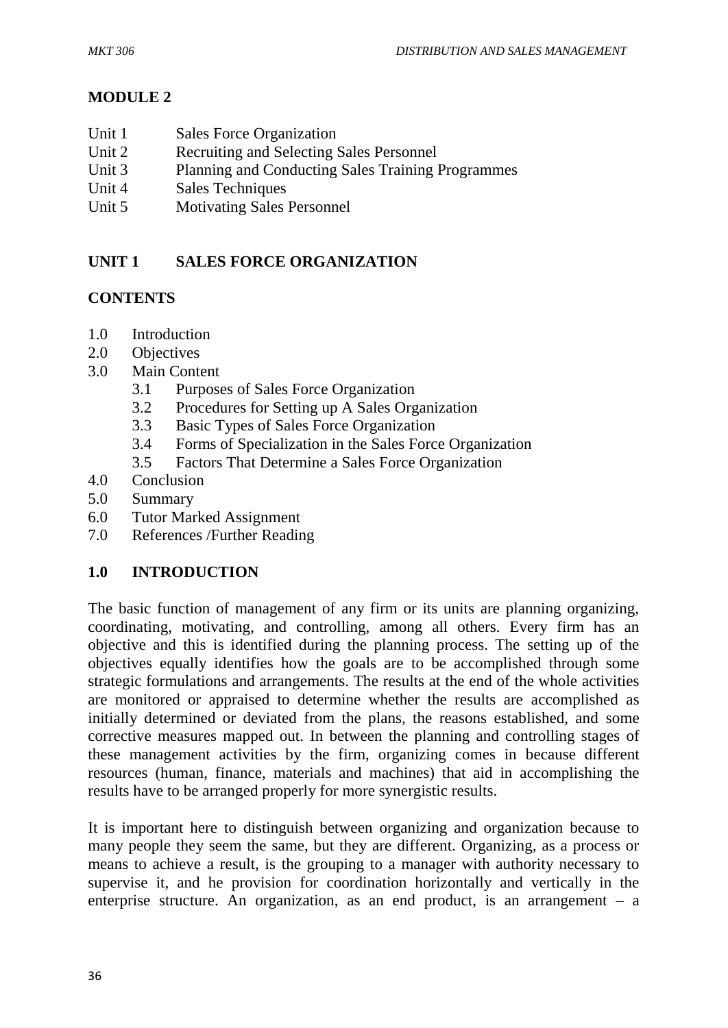## MODULE 2

- Unit 1 Sales Force Organization
- Unit 2 Recruiting and Selecting Sales Personnel
- Unit 3 Planning and Conducting Sales Training Programmes
- Unit 4 Sales Techniques
- Unit 5 Motivating Sales Personnel

## UNIT 1 SALES FORCE ORGANIZATION

### CONTENTS

- 1.0 Introduction
- 2.0 Objectives
- 3.0 Main Content
  - 3.1 Purposes of Sales Force Organization
  - 3.2 Procedures for Setting up A Sales Organization
  - 3.3 Basic Types of Sales Force Organization
  - 3.4 Forms of Specialization in the Sales Force Organization
  - 3.5 Factors That Determine a Sales Force Organization
- 4.0 Conclusion
- 5.0 Summary
- 6.0 Tutor Marked Assignment
- 7.0 References /Further Reading

### 1.0 INTRODUCTION

The basic function of management of any firm or its units are planning organizing, coordinating, motivating, and controlling, among all others. Every firm has an objective and this is identified during the planning process. The setting up of the objectives equally identifies how the goals are to be accomplished through some strategic formulations and arrangements. The results at the end of the whole activities are monitored or appraised to determine whether the results are accomplished as initially determined or deviated from the plans, the reasons established, and some corrective measures mapped out. In between the planning and controlling stages of these management activities by the firm, organizing comes in because different resources (human, finance, materials and machines) that aid in accomplishing the results have to be arranged properly for more synergistic results.

It is important here to distinguish between organizing and organization because to many people they seem the same, but they are different. Organizing, as a process or means to achieve a result, is the grouping to a manager with authority necessary to supervise it, and he provision for coordination horizontally and vertically in the enterprise structure. An organization, as an end product, is an arrangement – a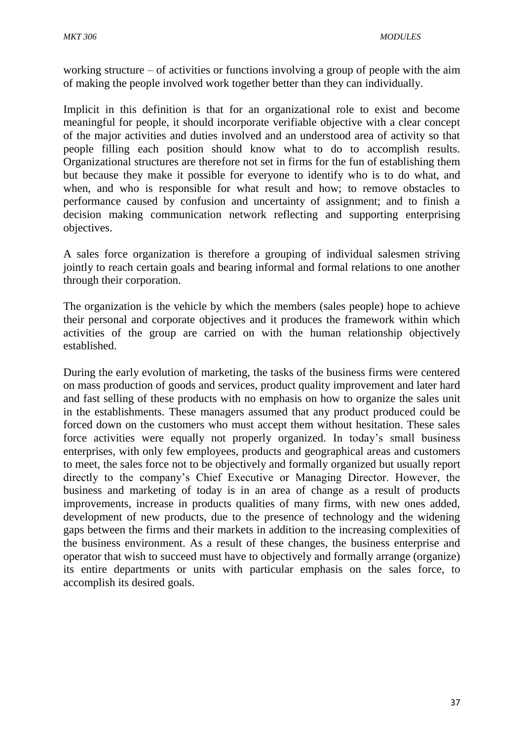working structure – of activities or functions involving a group of people with the aim of making the people involved work together better than they can individually.

Implicit in this definition is that for an organizational role to exist and become meaningful for people, it should incorporate verifiable objective with a clear concept of the major activities and duties involved and an understood area of activity so that people filling each position should know what to do to accomplish results. Organizational structures are therefore not set in firms for the fun of establishing them but because they make it possible for everyone to identify who is to do what, and when, and who is responsible for what result and how; to remove obstacles to performance caused by confusion and uncertainty of assignment; and to finish a decision making communication network reflecting and supporting enterprising objectives.

A sales force organization is therefore a grouping of individual salesmen striving jointly to reach certain goals and bearing informal and formal relations to one another through their corporation.

The organization is the vehicle by which the members (sales people) hope to achieve their personal and corporate objectives and it produces the framework within which activities of the group are carried on with the human relationship objectively established.

During the early evolution of marketing, the tasks of the business firms were centered on mass production of goods and services, product quality improvement and later hard and fast selling of these products with no emphasis on how to organize the sales unit in the establishments. These managers assumed that any product produced could be forced down on the customers who must accept them without hesitation. These sales force activities were equally not properly organized. In today's small business enterprises, with only few employees, products and geographical areas and customers to meet, the sales force not to be objectively and formally organized but usually report directly to the company's Chief Executive or Managing Director. However, the business and marketing of today is in an area of change as a result of products improvements, increase in products qualities of many firms, with new ones added, development of new products, due to the presence of technology and the widening gaps between the firms and their markets in addition to the increasing complexities of the business environment. As a result of these changes, the business enterprise and operator that wish to succeed must have to objectively and formally arrange (organize) its entire departments or units with particular emphasis on the sales force, to accomplish its desired goals.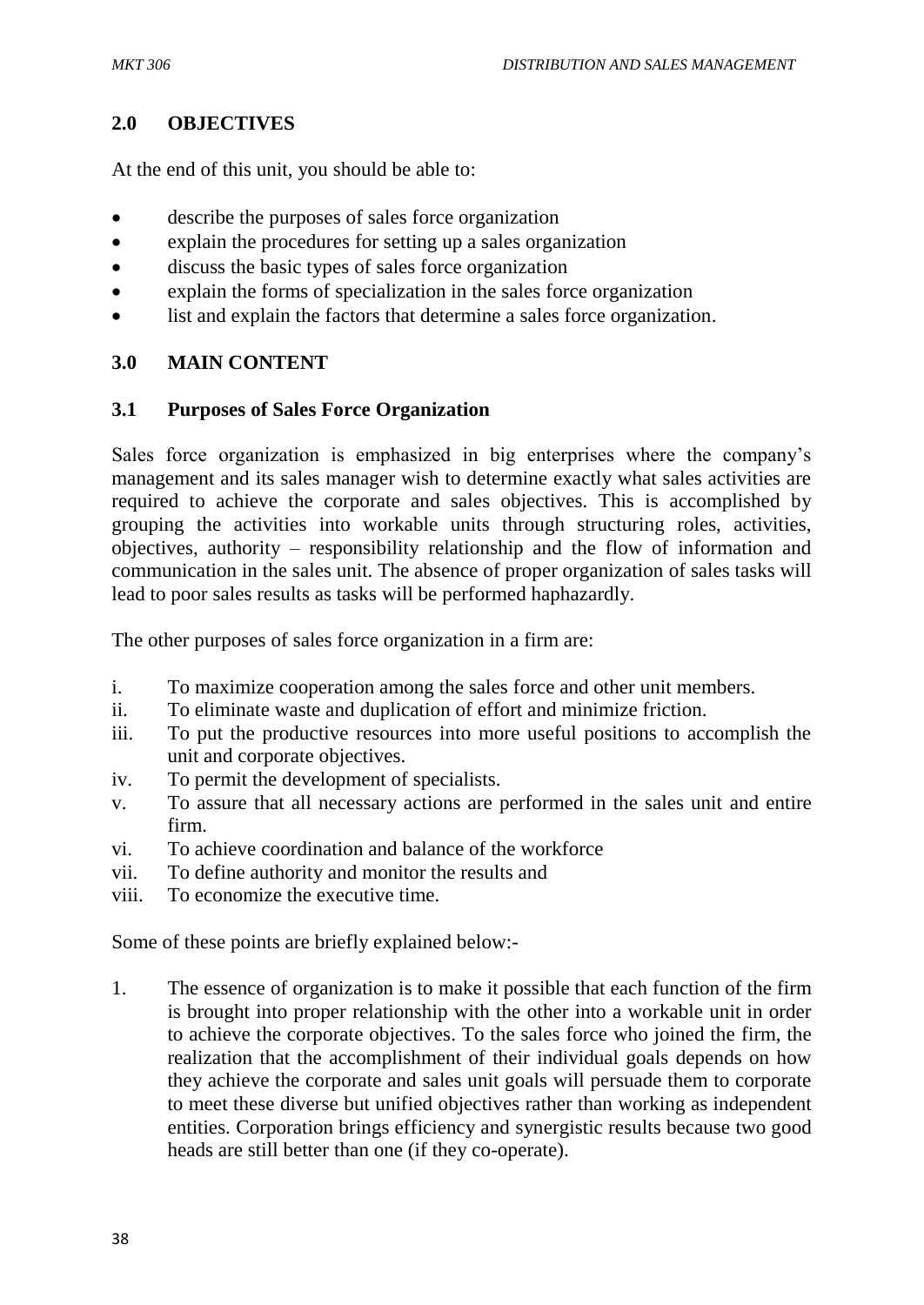## 2.0 OBJECTIVES

At the end of this unit, you should be able to:

- describe the purposes of sales force organization
- explain the procedures for setting up a sales organization
- discuss the basic types of sales force organization
- explain the forms of specialization in the sales force organization
- list and explain the factors that determine a sales force organization.

## 3.0 MAIN CONTENT

### 3.1 Purposes of Sales Force Organization

Sales force organization is emphasized in big enterprises where the company's management and its sales manager wish to determine exactly what sales activities are required to achieve the corporate and sales objectives. This is accomplished by grouping the activities into workable units through structuring roles, activities, objectives, authority – responsibility relationship and the flow of information and communication in the sales unit. The absence of proper organization of sales tasks will lead to poor sales results as tasks will be performed haphazardly.

The other purposes of sales force organization in a firm are:

i. To maximize cooperation among the sales force and other unit members.
ii. To eliminate waste and duplication of effort and minimize friction.
iii. To put the productive resources into more useful positions to accomplish the unit and corporate objectives.
iv. To permit the development of specialists.
v. To assure that all necessary actions are performed in the sales unit and entire firm.
vi. To achieve coordination and balance of the workforce
vii. To define authority and monitor the results and
viii. To economize the executive time.

Some of these points are briefly explained below:-

1. The essence of organization is to make it possible that each function of the firm is brought into proper relationship with the other into a workable unit in order to achieve the corporate objectives. To the sales force who joined the firm, the realization that the accomplishment of their individual goals depends on how they achieve the corporate and sales unit goals will persuade them to corporate to meet these diverse but unified objectives rather than working as independent entities. Corporation brings efficiency and synergistic results because two good heads are still better than one (if they co-operate).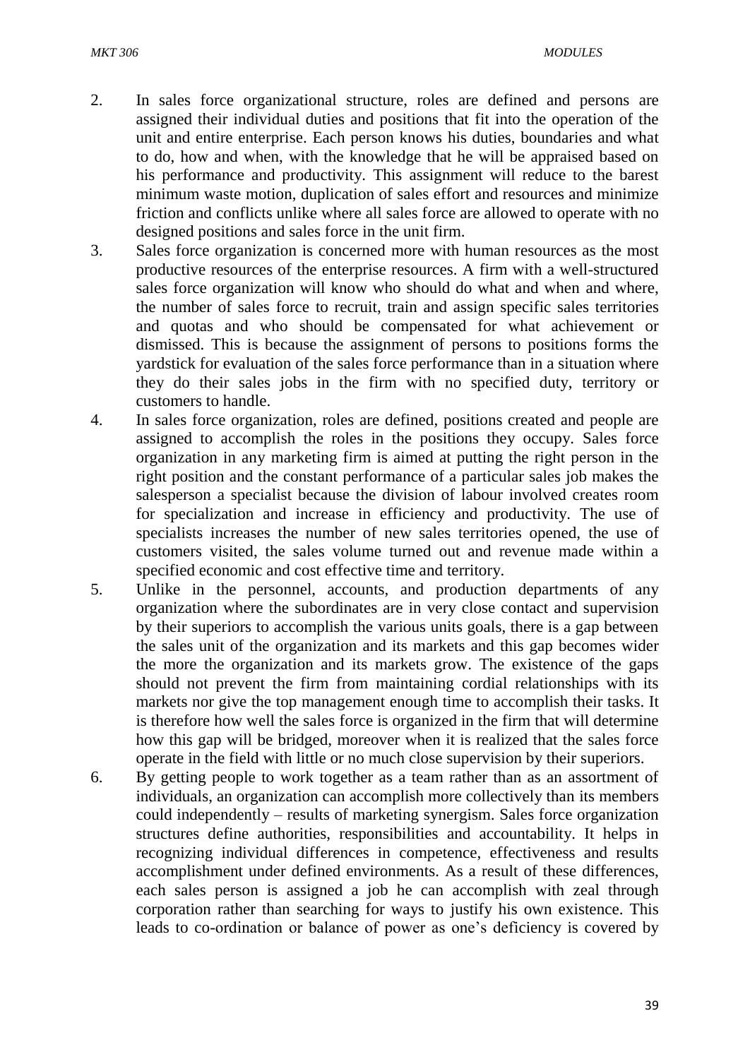2. In sales force organizational structure, roles are defined and persons are assigned their individual duties and positions that fit into the operation of the unit and entire enterprise. Each person knows his duties, boundaries and what to do, how and when, with the knowledge that he will be appraised based on his performance and productivity. This assignment will reduce to the barest minimum waste motion, duplication of sales effort and resources and minimize friction and conflicts unlike where all sales force are allowed to operate with no designed positions and sales force in the unit firm.
3. Sales force organization is concerned more with human resources as the most productive resources of the enterprise resources. A firm with a well-structured sales force organization will know who should do what and when and where, the number of sales force to recruit, train and assign specific sales territories and quotas and who should be compensated for what achievement or dismissed. This is because the assignment of persons to positions forms the yardstick for evaluation of the sales force performance than in a situation where they do their sales jobs in the firm with no specified duty, territory or customers to handle.
4. In sales force organization, roles are defined, positions created and people are assigned to accomplish the roles in the positions they occupy. Sales force organization in any marketing firm is aimed at putting the right person in the right position and the constant performance of a particular sales job makes the salesperson a specialist because the division of labour involved creates room for specialization and increase in efficiency and productivity. The use of specialists increases the number of new sales territories opened, the use of customers visited, the sales volume turned out and revenue made within a specified economic and cost effective time and territory.
5. Unlike in the personnel, accounts, and production departments of any organization where the subordinates are in very close contact and supervision by their superiors to accomplish the various units goals, there is a gap between the sales unit of the organization and its markets and this gap becomes wider the more the organization and its markets grow. The existence of the gaps should not prevent the firm from maintaining cordial relationships with its markets nor give the top management enough time to accomplish their tasks. It is therefore how well the sales force is organized in the firm that will determine how this gap will be bridged, moreover when it is realized that the sales force operate in the field with little or no much close supervision by their superiors.
6. By getting people to work together as a team rather than as an assortment of individuals, an organization can accomplish more collectively than its members could independently – results of marketing synergism. Sales force organization structures define authorities, responsibilities and accountability. It helps in recognizing individual differences in competence, effectiveness and results accomplishment under defined environments. As a result of these differences, each sales person is assigned a job he can accomplish with zeal through corporation rather than searching for ways to justify his own existence. This leads to co-ordination or balance of power as one's deficiency is covered by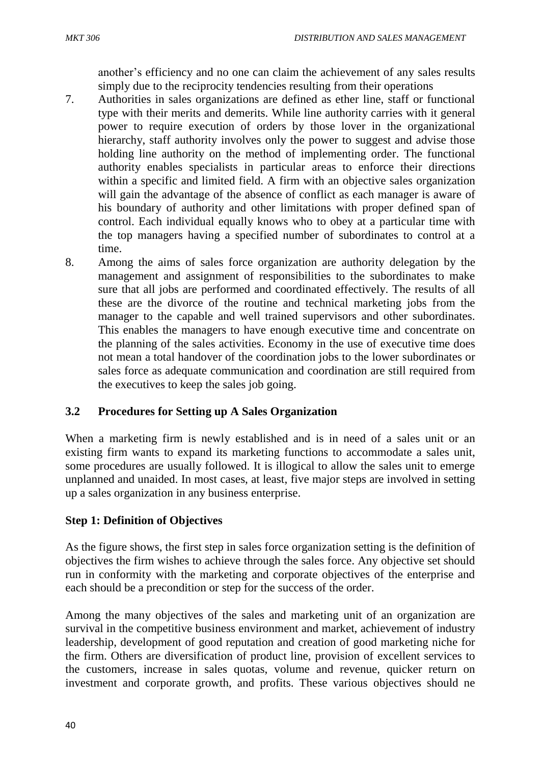another's efficiency and no one can claim the achievement of any sales results simply due to the reciprocity tendencies resulting from their operations

7. Authorities in sales organizations are defined as ether line, staff or functional type with their merits and demerits. While line authority carries with it general power to require execution of orders by those lover in the organizational hierarchy, staff authority involves only the power to suggest and advise those holding line authority on the method of implementing order. The functional authority enables specialists in particular areas to enforce their directions within a specific and limited field. A firm with an objective sales organization will gain the advantage of the absence of conflict as each manager is aware of his boundary of authority and other limitations with proper defined span of control. Each individual equally knows who to obey at a particular time with the top managers having a specified number of subordinates to control at a time.
8. Among the aims of sales force organization are authority delegation by the management and assignment of responsibilities to the subordinates to make sure that all jobs are performed and coordinated effectively. The results of all these are the divorce of the routine and technical marketing jobs from the manager to the capable and well trained supervisors and other subordinates. This enables the managers to have enough executive time and concentrate on the planning of the sales activities. Economy in the use of executive time does not mean a total handover of the coordination jobs to the lower subordinates or sales force as adequate communication and coordination are still required from the executives to keep the sales job going.

### 3.2 Procedures for Setting up A Sales Organization

When a marketing firm is newly established and is in need of a sales unit or an existing firm wants to expand its marketing functions to accommodate a sales unit, some procedures are usually followed. It is illogical to allow the sales unit to emerge unplanned and unaided. In most cases, at least, five major steps are involved in setting up a sales organization in any business enterprise.

**Step 1: Definition of Objectives**

As the figure shows, the first step in sales force organization setting is the definition of objectives the firm wishes to achieve through the sales force. Any objective set should run in conformity with the marketing and corporate objectives of the enterprise and each should be a precondition or step for the success of the order.

Among the many objectives of the sales and marketing unit of an organization are survival in the competitive business environment and market, achievement of industry leadership, development of good reputation and creation of good marketing niche for the firm. Others are diversification of product line, provision of excellent services to the customers, increase in sales quotas, volume and revenue, quicker return on investment and corporate growth, and profits. These various objectives should ne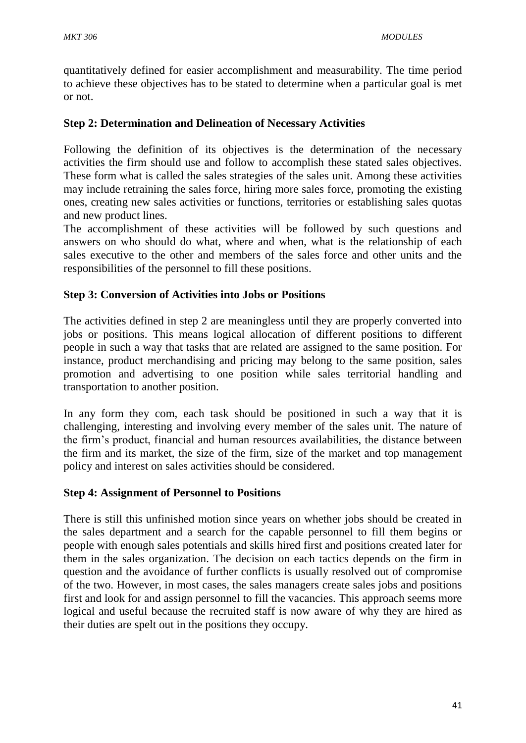quantitatively defined for easier accomplishment and measurability. The time period to achieve these objectives has to be stated to determine when a particular goal is met or not.

**Step 2: Determination and Delineation of Necessary Activities**

Following the definition of its objectives is the determination of the necessary activities the firm should use and follow to accomplish these stated sales objectives. These form what is called the sales strategies of the sales unit. Among these activities may include retraining the sales force, hiring more sales force, promoting the existing ones, creating new sales activities or functions, territories or establishing sales quotas and new product lines.

The accomplishment of these activities will be followed by such questions and answers on who should do what, where and when, what is the relationship of each sales executive to the other and members of the sales force and other units and the responsibilities of the personnel to fill these positions.

**Step 3: Conversion of Activities into Jobs or Positions**

The activities defined in step 2 are meaningless until they are properly converted into jobs or positions. This means logical allocation of different positions to different people in such a way that tasks that are related are assigned to the same position. For instance, product merchandising and pricing may belong to the same position, sales promotion and advertising to one position while sales territorial handling and transportation to another position.

In any form they com, each task should be positioned in such a way that it is challenging, interesting and involving every member of the sales unit. The nature of the firm's product, financial and human resources availabilities, the distance between the firm and its market, the size of the firm, size of the market and top management policy and interest on sales activities should be considered.

**Step 4: Assignment of Personnel to Positions**

There is still this unfinished motion since years on whether jobs should be created in the sales department and a search for the capable personnel to fill them begins or people with enough sales potentials and skills hired first and positions created later for them in the sales organization. The decision on each tactics depends on the firm in question and the avoidance of further conflicts is usually resolved out of compromise of the two. However, in most cases, the sales managers create sales jobs and positions first and look for and assign personnel to fill the vacancies. This approach seems more logical and useful because the recruited staff is now aware of why they are hired as their duties are spelt out in the positions they occupy.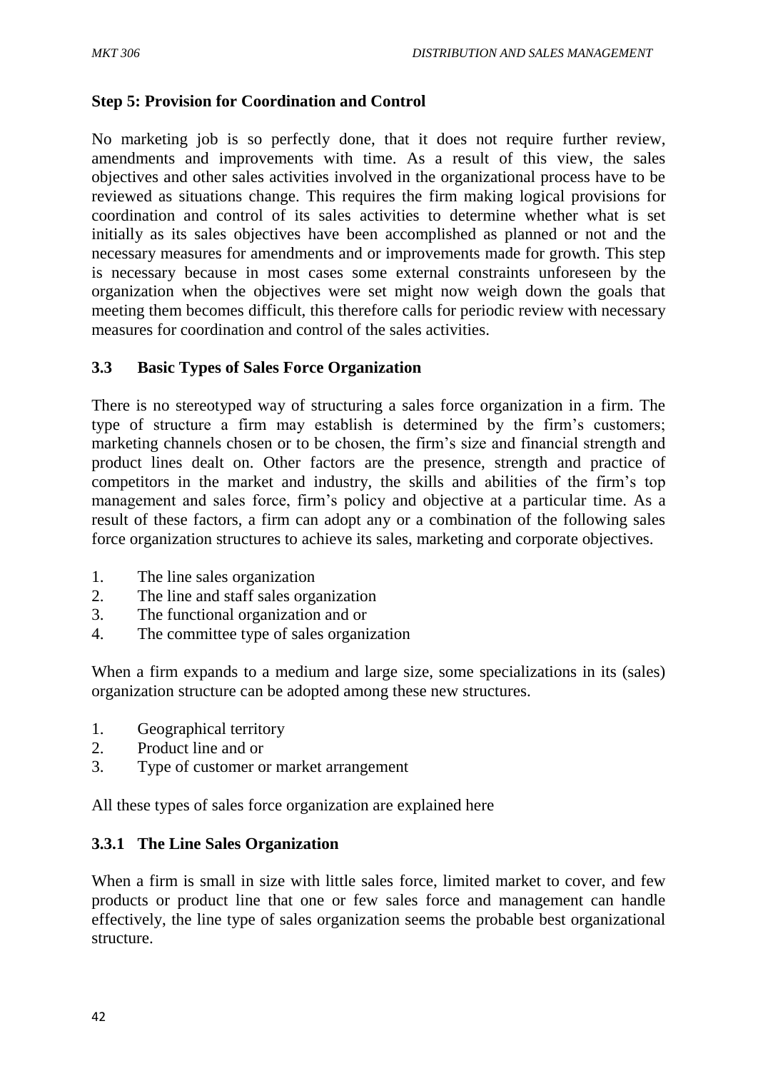**Step 5: Provision for Coordination and Control**

No marketing job is so perfectly done, that it does not require further review, amendments and improvements with time. As a result of this view, the sales objectives and other sales activities involved in the organizational process have to be reviewed as situations change. This requires the firm making logical provisions for coordination and control of its sales activities to determine whether what is set initially as its sales objectives have been accomplished as planned or not and the necessary measures for amendments and or improvements made for growth. This step is necessary because in most cases some external constraints unforeseen by the organization when the objectives were set might now weigh down the goals that meeting them becomes difficult, this therefore calls for periodic review with necessary measures for coordination and control of the sales activities.

### 3.3 Basic Types of Sales Force Organization

There is no stereotyped way of structuring a sales force organization in a firm. The type of structure a firm may establish is determined by the firm's customers; marketing channels chosen or to be chosen, the firm's size and financial strength and product lines dealt on. Other factors are the presence, strength and practice of competitors in the market and industry, the skills and abilities of the firm's top management and sales force, firm's policy and objective at a particular time. As a result of these factors, a firm can adopt any or a combination of the following sales force organization structures to achieve its sales, marketing and corporate objectives.

1. The line sales organization
2. The line and staff sales organization
3. The functional organization and or
4. The committee type of sales organization

When a firm expands to a medium and large size, some specializations in its (sales) organization structure can be adopted among these new structures.

1. Geographical territory
2. Product line and or
3. Type of customer or market arrangement

All these types of sales force organization are explained here

#### 3.3.1 The Line Sales Organization

When a firm is small in size with little sales force, limited market to cover, and few products or product line that one or few sales force and management can handle effectively, the line type of sales organization seems the probable best organizational structure.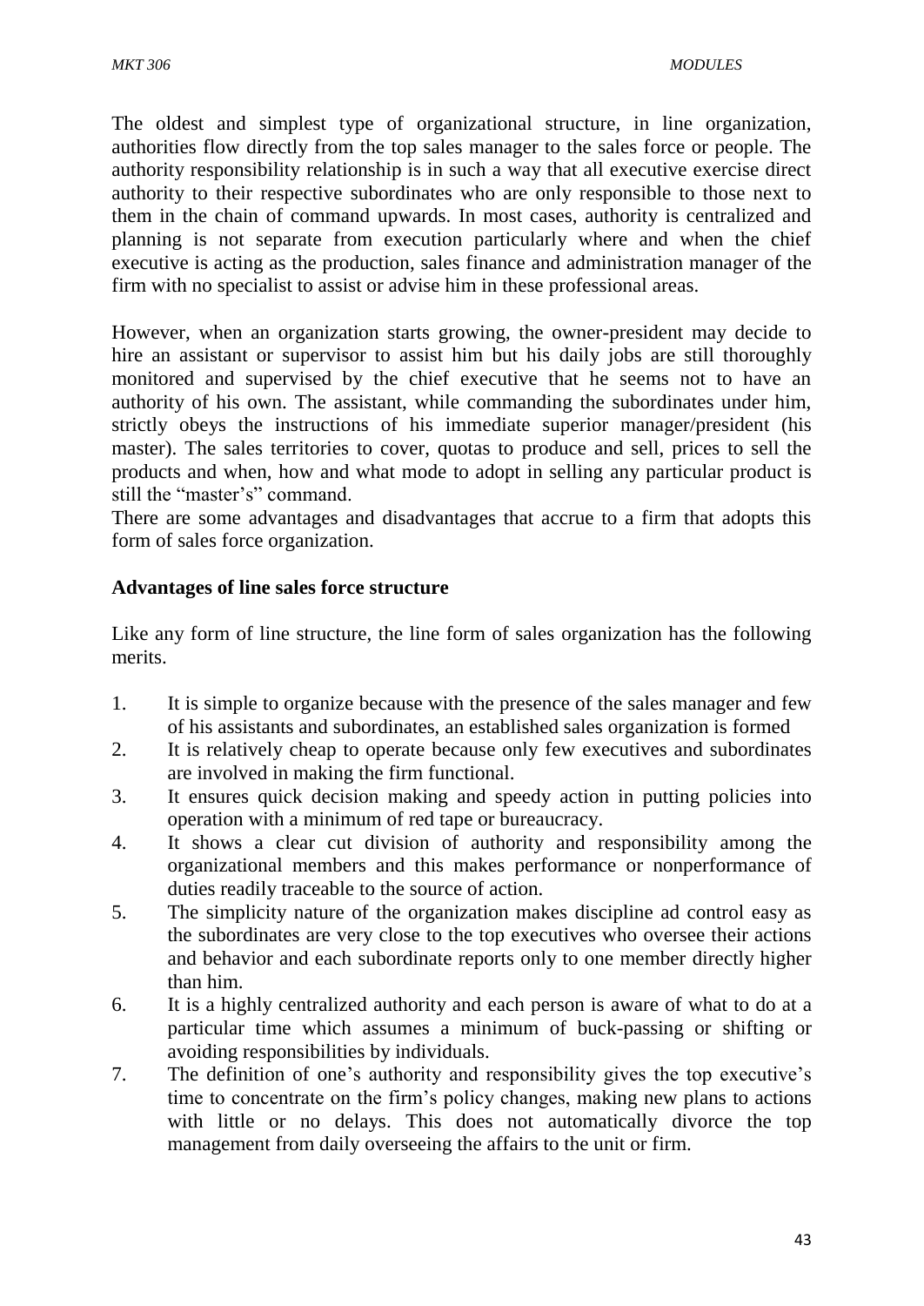The oldest and simplest type of organizational structure, in line organization, authorities flow directly from the top sales manager to the sales force or people. The authority responsibility relationship is in such a way that all executive exercise direct authority to their respective subordinates who are only responsible to those next to them in the chain of command upwards. In most cases, authority is centralized and planning is not separate from execution particularly where and when the chief executive is acting as the production, sales finance and administration manager of the firm with no specialist to assist or advise him in these professional areas.

However, when an organization starts growing, the owner-president may decide to hire an assistant or supervisor to assist him but his daily jobs are still thoroughly monitored and supervised by the chief executive that he seems not to have an authority of his own. The assistant, while commanding the subordinates under him, strictly obeys the instructions of his immediate superior manager/president (his master). The sales territories to cover, quotas to produce and sell, prices to sell the products and when, how and what mode to adopt in selling any particular product is still the "master's" command.

There are some advantages and disadvantages that accrue to a firm that adopts this form of sales force organization.

**Advantages of line sales force structure**

Like any form of line structure, the line form of sales organization has the following merits.

1. It is simple to organize because with the presence of the sales manager and few of his assistants and subordinates, an established sales organization is formed
2. It is relatively cheap to operate because only few executives and subordinates are involved in making the firm functional.
3. It ensures quick decision making and speedy action in putting policies into operation with a minimum of red tape or bureaucracy.
4. It shows a clear cut division of authority and responsibility among the organizational members and this makes performance or nonperformance of duties readily traceable to the source of action.
5. The simplicity nature of the organization makes discipline ad control easy as the subordinates are very close to the top executives who oversee their actions and behavior and each subordinate reports only to one member directly higher than him.
6. It is a highly centralized authority and each person is aware of what to do at a particular time which assumes a minimum of buck-passing or shifting or avoiding responsibilities by individuals.
7. The definition of one's authority and responsibility gives the top executive's time to concentrate on the firm's policy changes, making new plans to actions with little or no delays. This does not automatically divorce the top management from daily overseeing the affairs to the unit or firm.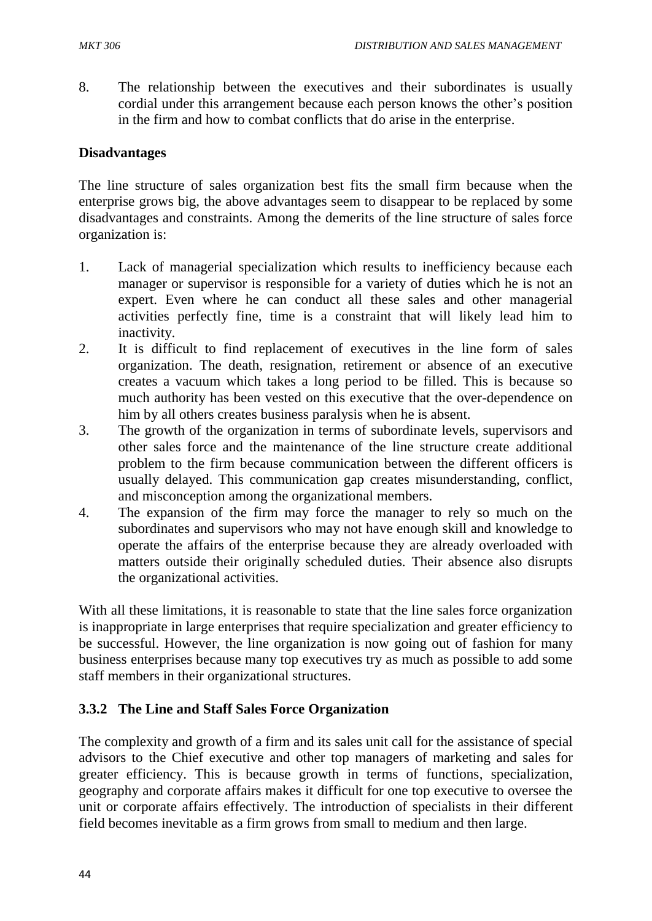8. The relationship between the executives and their subordinates is usually cordial under this arrangement because each person knows the other's position in the firm and how to combat conflicts that do arise in the enterprise.

**Disadvantages**

The line structure of sales organization best fits the small firm because when the enterprise grows big, the above advantages seem to disappear to be replaced by some disadvantages and constraints. Among the demerits of the line structure of sales force organization is:

1. Lack of managerial specialization which results to inefficiency because each manager or supervisor is responsible for a variety of duties which he is not an expert. Even where he can conduct all these sales and other managerial activities perfectly fine, time is a constraint that will likely lead him to inactivity.
2. It is difficult to find replacement of executives in the line form of sales organization. The death, resignation, retirement or absence of an executive creates a vacuum which takes a long period to be filled. This is because so much authority has been vested on this executive that the over-dependence on him by all others creates business paralysis when he is absent.
3. The growth of the organization in terms of subordinate levels, supervisors and other sales force and the maintenance of the line structure create additional problem to the firm because communication between the different officers is usually delayed. This communication gap creates misunderstanding, conflict, and misconception among the organizational members.
4. The expansion of the firm may force the manager to rely so much on the subordinates and supervisors who may not have enough skill and knowledge to operate the affairs of the enterprise because they are already overloaded with matters outside their originally scheduled duties. Their absence also disrupts the organizational activities.

With all these limitations, it is reasonable to state that the line sales force organization is inappropriate in large enterprises that require specialization and greater efficiency to be successful. However, the line organization is now going out of fashion for many business enterprises because many top executives try as much as possible to add some staff members in their organizational structures.

### 3.3.2 The Line and Staff Sales Force Organization

The complexity and growth of a firm and its sales unit call for the assistance of special advisors to the Chief executive and other top managers of marketing and sales for greater efficiency. This is because growth in terms of functions, specialization, geography and corporate affairs makes it difficult for one top executive to oversee the unit or corporate affairs effectively. The introduction of specialists in their different field becomes inevitable as a firm grows from small to medium and then large.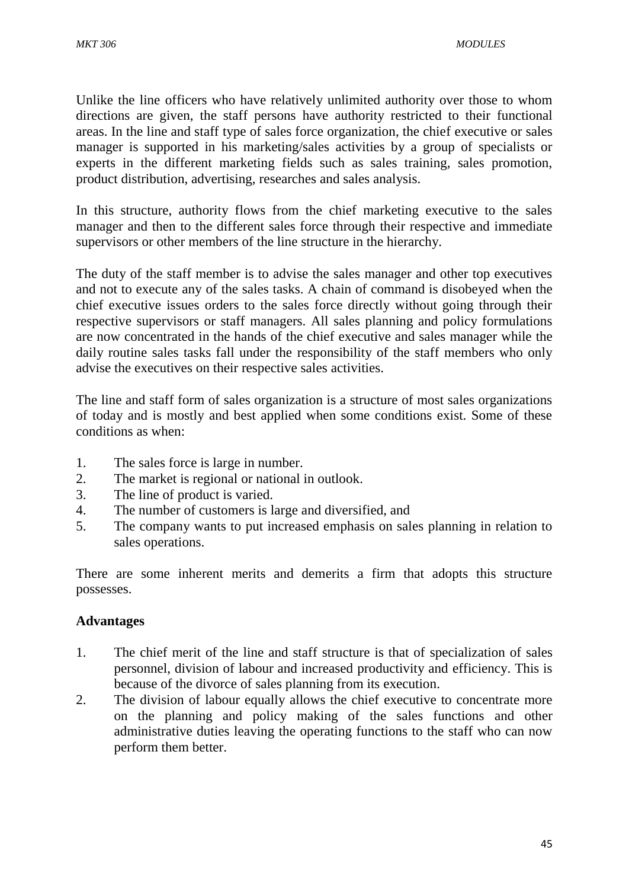Unlike the line officers who have relatively unlimited authority over those to whom directions are given, the staff persons have authority restricted to their functional areas. In the line and staff type of sales force organization, the chief executive or sales manager is supported in his marketing/sales activities by a group of specialists or experts in the different marketing fields such as sales training, sales promotion, product distribution, advertising, researches and sales analysis.

In this structure, authority flows from the chief marketing executive to the sales manager and then to the different sales force through their respective and immediate supervisors or other members of the line structure in the hierarchy.

The duty of the staff member is to advise the sales manager and other top executives and not to execute any of the sales tasks. A chain of command is disobeyed when the chief executive issues orders to the sales force directly without going through their respective supervisors or staff managers. All sales planning and policy formulations are now concentrated in the hands of the chief executive and sales manager while the daily routine sales tasks fall under the responsibility of the staff members who only advise the executives on their respective sales activities.

The line and staff form of sales organization is a structure of most sales organizations of today and is mostly and best applied when some conditions exist. Some of these conditions as when:

1. The sales force is large in number.
2. The market is regional or national in outlook.
3. The line of product is varied.
4. The number of customers is large and diversified, and
5. The company wants to put increased emphasis on sales planning in relation to sales operations.

There are some inherent merits and demerits a firm that adopts this structure possesses.

**Advantages**

1. The chief merit of the line and staff structure is that of specialization of sales personnel, division of labour and increased productivity and efficiency. This is because of the divorce of sales planning from its execution.
2. The division of labour equally allows the chief executive to concentrate more on the planning and policy making of the sales functions and other administrative duties leaving the operating functions to the staff who can now perform them better.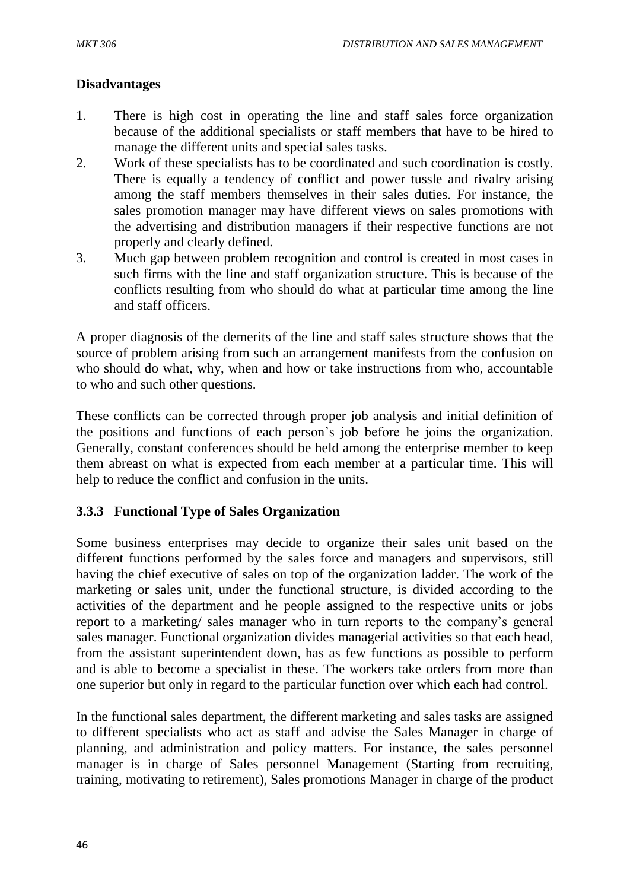**Disadvantages**

1. There is high cost in operating the line and staff sales force organization because of the additional specialists or staff members that have to be hired to manage the different units and special sales tasks.
2. Work of these specialists has to be coordinated and such coordination is costly. There is equally a tendency of conflict and power tussle and rivalry arising among the staff members themselves in their sales duties. For instance, the sales promotion manager may have different views on sales promotions with the advertising and distribution managers if their respective functions are not properly and clearly defined.
3. Much gap between problem recognition and control is created in most cases in such firms with the line and staff organization structure. This is because of the conflicts resulting from who should do what at particular time among the line and staff officers.

A proper diagnosis of the demerits of the line and staff sales structure shows that the source of problem arising from such an arrangement manifests from the confusion on who should do what, why, when and how or take instructions from who, accountable to who and such other questions.

These conflicts can be corrected through proper job analysis and initial definition of the positions and functions of each person's job before he joins the organization. Generally, constant conferences should be held among the enterprise member to keep them abreast on what is expected from each member at a particular time. This will help to reduce the conflict and confusion in the units.

### 3.3.3 Functional Type of Sales Organization

Some business enterprises may decide to organize their sales unit based on the different functions performed by the sales force and managers and supervisors, still having the chief executive of sales on top of the organization ladder. The work of the marketing or sales unit, under the functional structure, is divided according to the activities of the department and he people assigned to the respective units or jobs report to a marketing/ sales manager who in turn reports to the company's general sales manager. Functional organization divides managerial activities so that each head, from the assistant superintendent down, has as few functions as possible to perform and is able to become a specialist in these. The workers take orders from more than one superior but only in regard to the particular function over which each had control.

In the functional sales department, the different marketing and sales tasks are assigned to different specialists who act as staff and advise the Sales Manager in charge of planning, and administration and policy matters. For instance, the sales personnel manager is in charge of Sales personnel Management (Starting from recruiting, training, motivating to retirement), Sales promotions Manager in charge of the product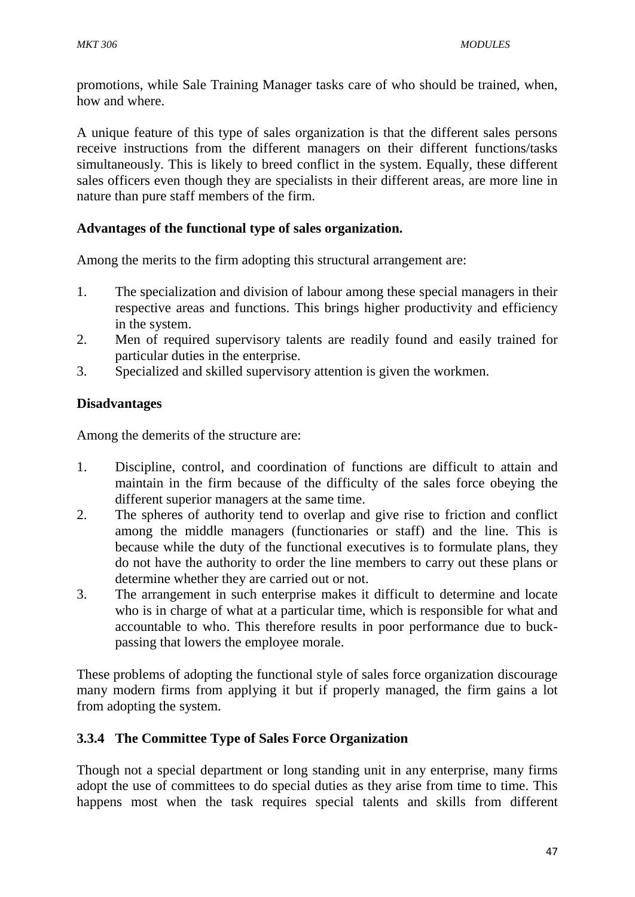promotions, while Sale Training Manager tasks care of who should be trained, when, how and where.

A unique feature of this type of sales organization is that the different sales persons receive instructions from the different managers on their different functions/tasks simultaneously. This is likely to breed conflict in the system. Equally, these different sales officers even though they are specialists in their different areas, are more line in nature than pure staff members of the firm.

**Advantages of the functional type of sales organization.**

Among the merits to the firm adopting this structural arrangement are:

1. The specialization and division of labour among these special managers in their respective areas and functions. This brings higher productivity and efficiency in the system.
2. Men of required supervisory talents are readily found and easily trained for particular duties in the enterprise.
3. Specialized and skilled supervisory attention is given the workmen.

**Disadvantages**

Among the demerits of the structure are:

1. Discipline, control, and coordination of functions are difficult to attain and maintain in the firm because of the difficulty of the sales force obeying the different superior managers at the same time.
2. The spheres of authority tend to overlap and give rise to friction and conflict among the middle managers (functionaries or staff) and the line. This is because while the duty of the functional executives is to formulate plans, they do not have the authority to order the line members to carry out these plans or determine whether they are carried out or not.
3. The arrangement in such enterprise makes it difficult to determine and locate who is in charge of what at a particular time, which is responsible for what and accountable to who. This therefore results in poor performance due to buck-passing that lowers the employee morale.

These problems of adopting the functional style of sales force organization discourage many modern firms from applying it but if properly managed, the firm gains a lot from adopting the system.

### 3.3.4 The Committee Type of Sales Force Organization

Though not a special department or long standing unit in any enterprise, many firms adopt the use of committees to do special duties as they arise from time to time. This happens most when the task requires special talents and skills from different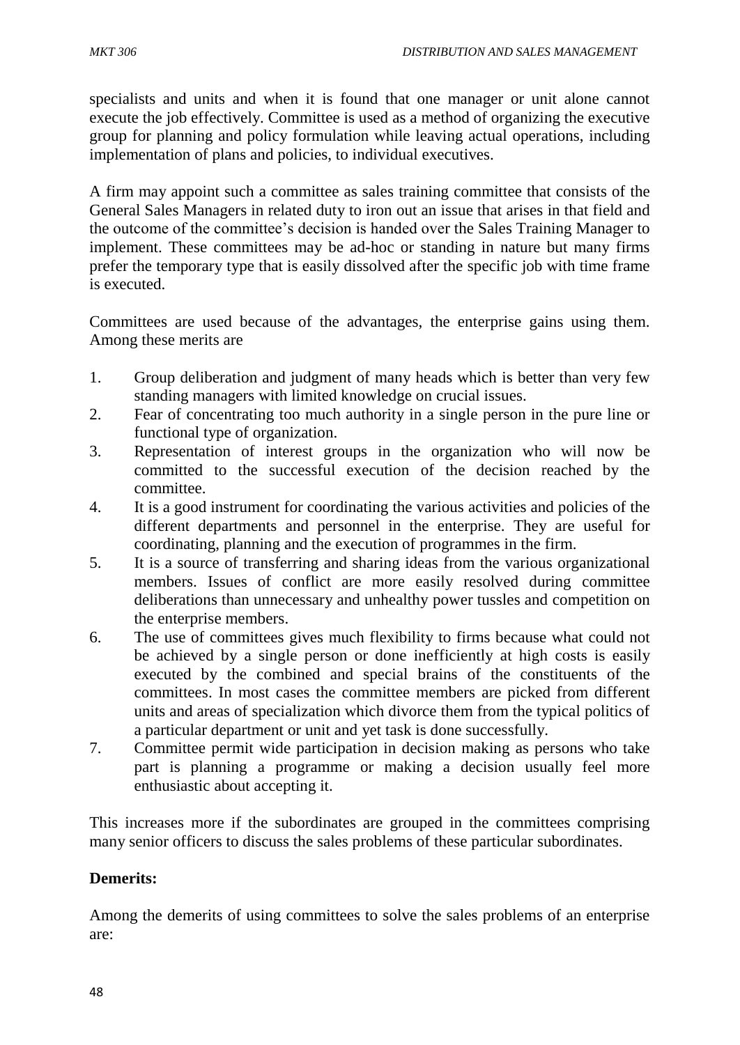specialists and units and when it is found that one manager or unit alone cannot execute the job effectively. Committee is used as a method of organizing the executive group for planning and policy formulation while leaving actual operations, including implementation of plans and policies, to individual executives.

A firm may appoint such a committee as sales training committee that consists of the General Sales Managers in related duty to iron out an issue that arises in that field and the outcome of the committee's decision is handed over the Sales Training Manager to implement. These committees may be ad-hoc or standing in nature but many firms prefer the temporary type that is easily dissolved after the specific job with time frame is executed.

Committees are used because of the advantages, the enterprise gains using them. Among these merits are

1. Group deliberation and judgment of many heads which is better than very few standing managers with limited knowledge on crucial issues.
2. Fear of concentrating too much authority in a single person in the pure line or functional type of organization.
3. Representation of interest groups in the organization who will now be committed to the successful execution of the decision reached by the committee.
4. It is a good instrument for coordinating the various activities and policies of the different departments and personnel in the enterprise. They are useful for coordinating, planning and the execution of programmes in the firm.
5. It is a source of transferring and sharing ideas from the various organizational members. Issues of conflict are more easily resolved during committee deliberations than unnecessary and unhealthy power tussles and competition on the enterprise members.
6. The use of committees gives much flexibility to firms because what could not be achieved by a single person or done inefficiently at high costs is easily executed by the combined and special brains of the constituents of the committees. In most cases the committee members are picked from different units and areas of specialization which divorce them from the typical politics of a particular department or unit and yet task is done successfully.
7. Committee permit wide participation in decision making as persons who take part is planning a programme or making a decision usually feel more enthusiastic about accepting it.

This increases more if the subordinates are grouped in the committees comprising many senior officers to discuss the sales problems of these particular subordinates.

**Demerits:**

Among the demerits of using committees to solve the sales problems of an enterprise are: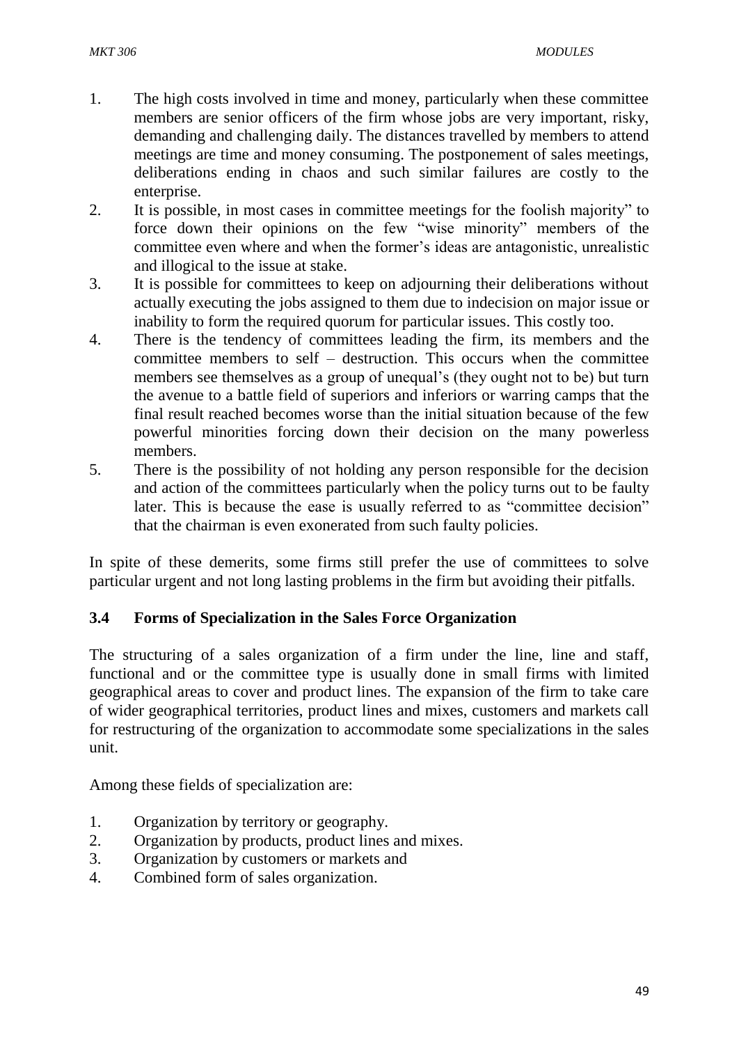1. The high costs involved in time and money, particularly when these committee members are senior officers of the firm whose jobs are very important, risky, demanding and challenging daily. The distances travelled by members to attend meetings are time and money consuming. The postponement of sales meetings, deliberations ending in chaos and such similar failures are costly to the enterprise.
2. It is possible, in most cases in committee meetings for the foolish majority" to force down their opinions on the few "wise minority" members of the committee even where and when the former's ideas are antagonistic, unrealistic and illogical to the issue at stake.
3. It is possible for committees to keep on adjourning their deliberations without actually executing the jobs assigned to them due to indecision on major issue or inability to form the required quorum for particular issues. This costly too.
4. There is the tendency of committees leading the firm, its members and the committee members to self – destruction. This occurs when the committee members see themselves as a group of unequal's (they ought not to be) but turn the avenue to a battle field of superiors and inferiors or warring camps that the final result reached becomes worse than the initial situation because of the few powerful minorities forcing down their decision on the many powerless members.
5. There is the possibility of not holding any person responsible for the decision and action of the committees particularly when the policy turns out to be faulty later. This is because the ease is usually referred to as "committee decision" that the chairman is even exonerated from such faulty policies.

In spite of these demerits, some firms still prefer the use of committees to solve particular urgent and not long lasting problems in the firm but avoiding their pitfalls.

### 3.4 Forms of Specialization in the Sales Force Organization

The structuring of a sales organization of a firm under the line, line and staff, functional and or the committee type is usually done in small firms with limited geographical areas to cover and product lines. The expansion of the firm to take care of wider geographical territories, product lines and mixes, customers and markets call for restructuring of the organization to accommodate some specializations in the sales unit.

Among these fields of specialization are:

1. Organization by territory or geography.
2. Organization by products, product lines and mixes.
3. Organization by customers or markets and
4. Combined form of sales organization.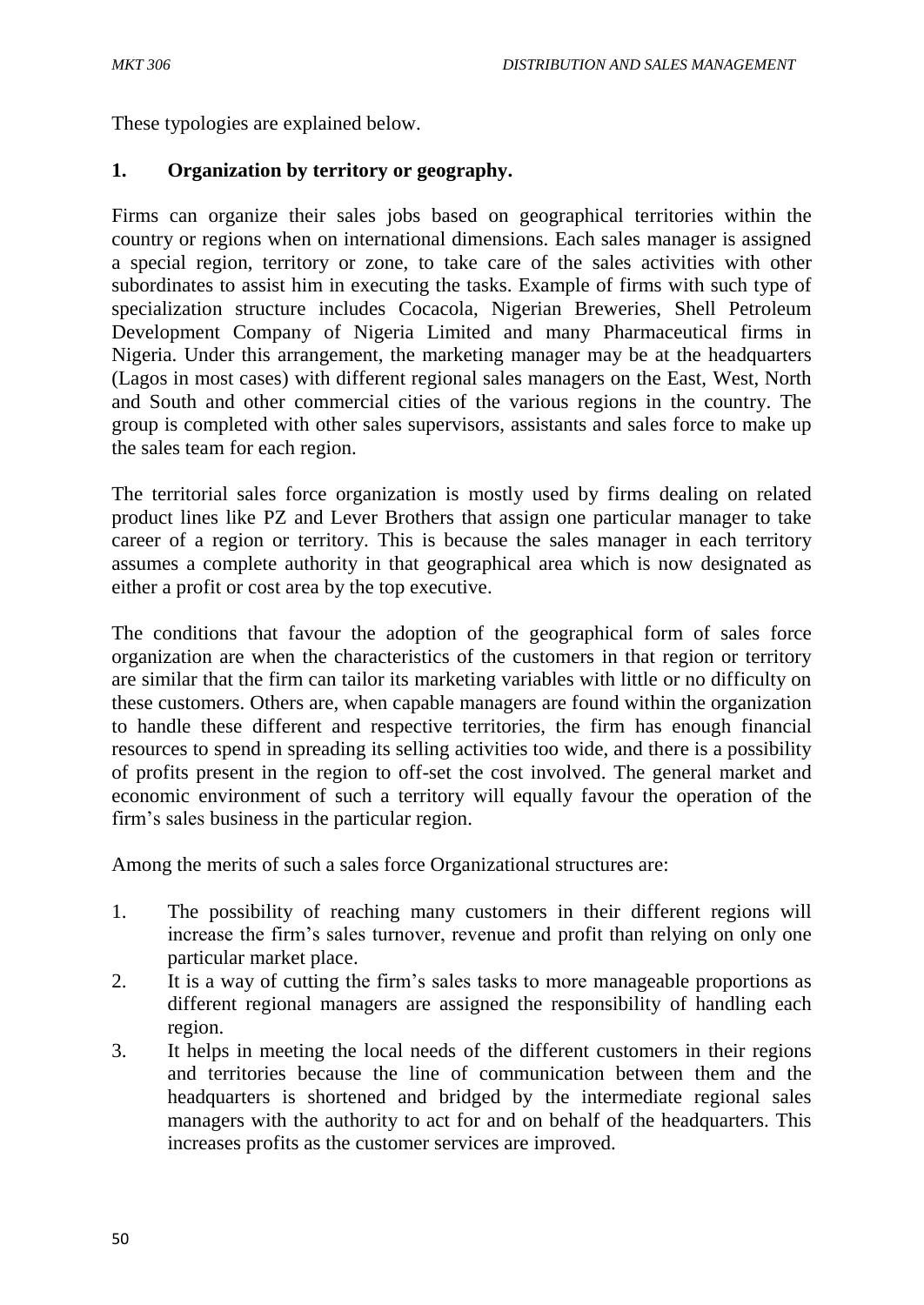These typologies are explained below.

**1. Organization by territory or geography.**

Firms can organize their sales jobs based on geographical territories within the country or regions when on international dimensions. Each sales manager is assigned a special region, territory or zone, to take care of the sales activities with other subordinates to assist him in executing the tasks. Example of firms with such type of specialization structure includes Cocacola, Nigerian Breweries, Shell Petroleum Development Company of Nigeria Limited and many Pharmaceutical firms in Nigeria. Under this arrangement, the marketing manager may be at the headquarters (Lagos in most cases) with different regional sales managers on the East, West, North and South and other commercial cities of the various regions in the country. The group is completed with other sales supervisors, assistants and sales force to make up the sales team for each region.

The territorial sales force organization is mostly used by firms dealing on related product lines like PZ and Lever Brothers that assign one particular manager to take career of a region or territory. This is because the sales manager in each territory assumes a complete authority in that geographical area which is now designated as either a profit or cost area by the top executive.

The conditions that favour the adoption of the geographical form of sales force organization are when the characteristics of the customers in that region or territory are similar that the firm can tailor its marketing variables with little or no difficulty on these customers. Others are, when capable managers are found within the organization to handle these different and respective territories, the firm has enough financial resources to spend in spreading its selling activities too wide, and there is a possibility of profits present in the region to off-set the cost involved. The general market and economic environment of such a territory will equally favour the operation of the firm's sales business in the particular region.

Among the merits of such a sales force Organizational structures are:

1. The possibility of reaching many customers in their different regions will increase the firm's sales turnover, revenue and profit than relying on only one particular market place.
2. It is a way of cutting the firm's sales tasks to more manageable proportions as different regional managers are assigned the responsibility of handling each region.
3. It helps in meeting the local needs of the different customers in their regions and territories because the line of communication between them and the headquarters is shortened and bridged by the intermediate regional sales managers with the authority to act for and on behalf of the headquarters. This increases profits as the customer services are improved.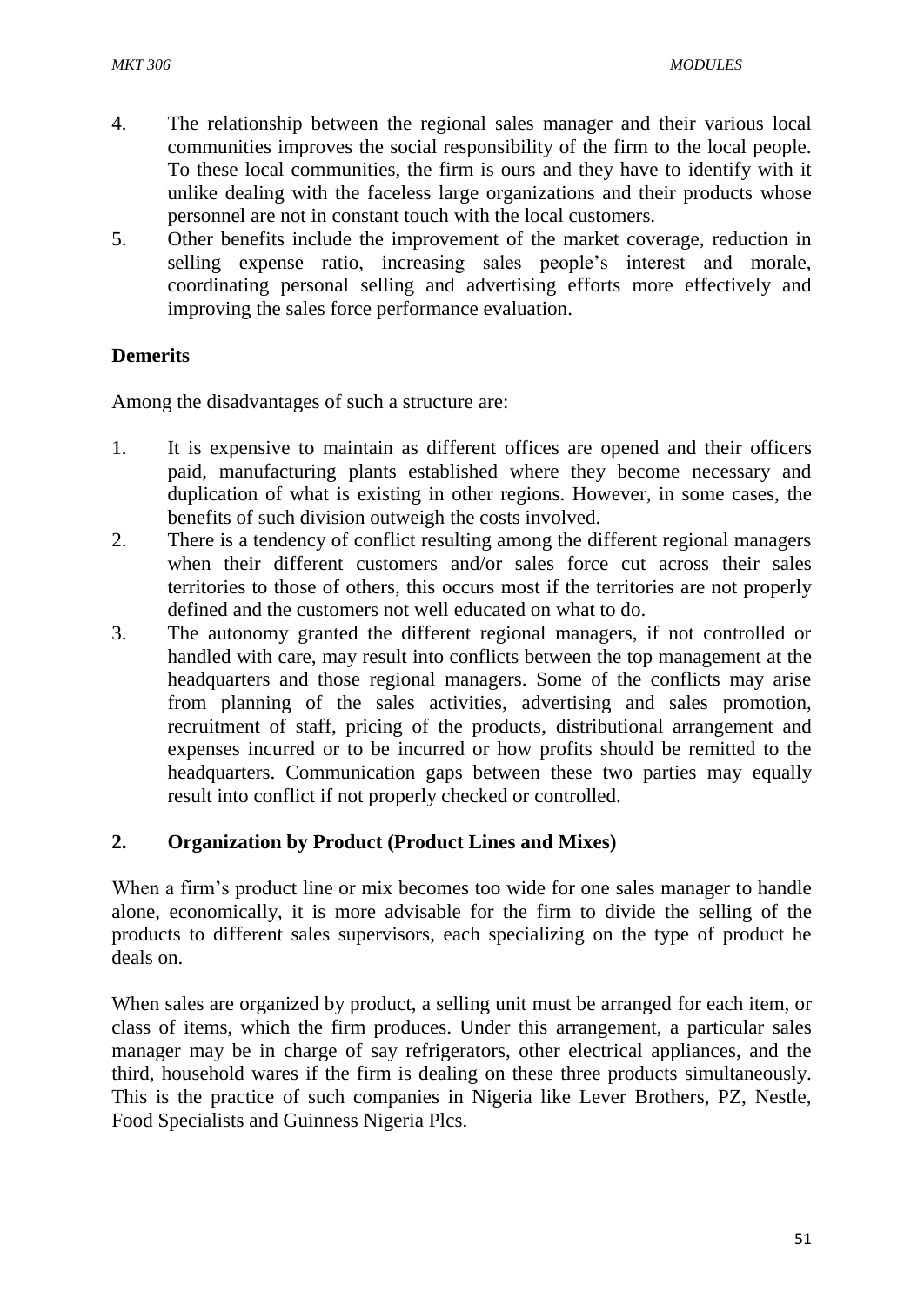4. The relationship between the regional sales manager and their various local communities improves the social responsibility of the firm to the local people. To these local communities, the firm is ours and they have to identify with it unlike dealing with the faceless large organizations and their products whose personnel are not in constant touch with the local customers.
5. Other benefits include the improvement of the market coverage, reduction in selling expense ratio, increasing sales people's interest and morale, coordinating personal selling and advertising efforts more effectively and improving the sales force performance evaluation.

**Demerits**

Among the disadvantages of such a structure are:

1. It is expensive to maintain as different offices are opened and their officers paid, manufacturing plants established where they become necessary and duplication of what is existing in other regions. However, in some cases, the benefits of such division outweigh the costs involved.
2. There is a tendency of conflict resulting among the different regional managers when their different customers and/or sales force cut across their sales territories to those of others, this occurs most if the territories are not properly defined and the customers not well educated on what to do.
3. The autonomy granted the different regional managers, if not controlled or handled with care, may result into conflicts between the top management at the headquarters and those regional managers. Some of the conflicts may arise from planning of the sales activities, advertising and sales promotion, recruitment of staff, pricing of the products, distributional arrangement and expenses incurred or to be incurred or how profits should be remitted to the headquarters. Communication gaps between these two parties may equally result into conflict if not properly checked or controlled.

**2. Organization by Product (Product Lines and Mixes)**

When a firm's product line or mix becomes too wide for one sales manager to handle alone, economically, it is more advisable for the firm to divide the selling of the products to different sales supervisors, each specializing on the type of product he deals on.

When sales are organized by product, a selling unit must be arranged for each item, or class of items, which the firm produces. Under this arrangement, a particular sales manager may be in charge of say refrigerators, other electrical appliances, and the third, household wares if the firm is dealing on these three products simultaneously. This is the practice of such companies in Nigeria like Lever Brothers, PZ, Nestle, Food Specialists and Guinness Nigeria Plcs.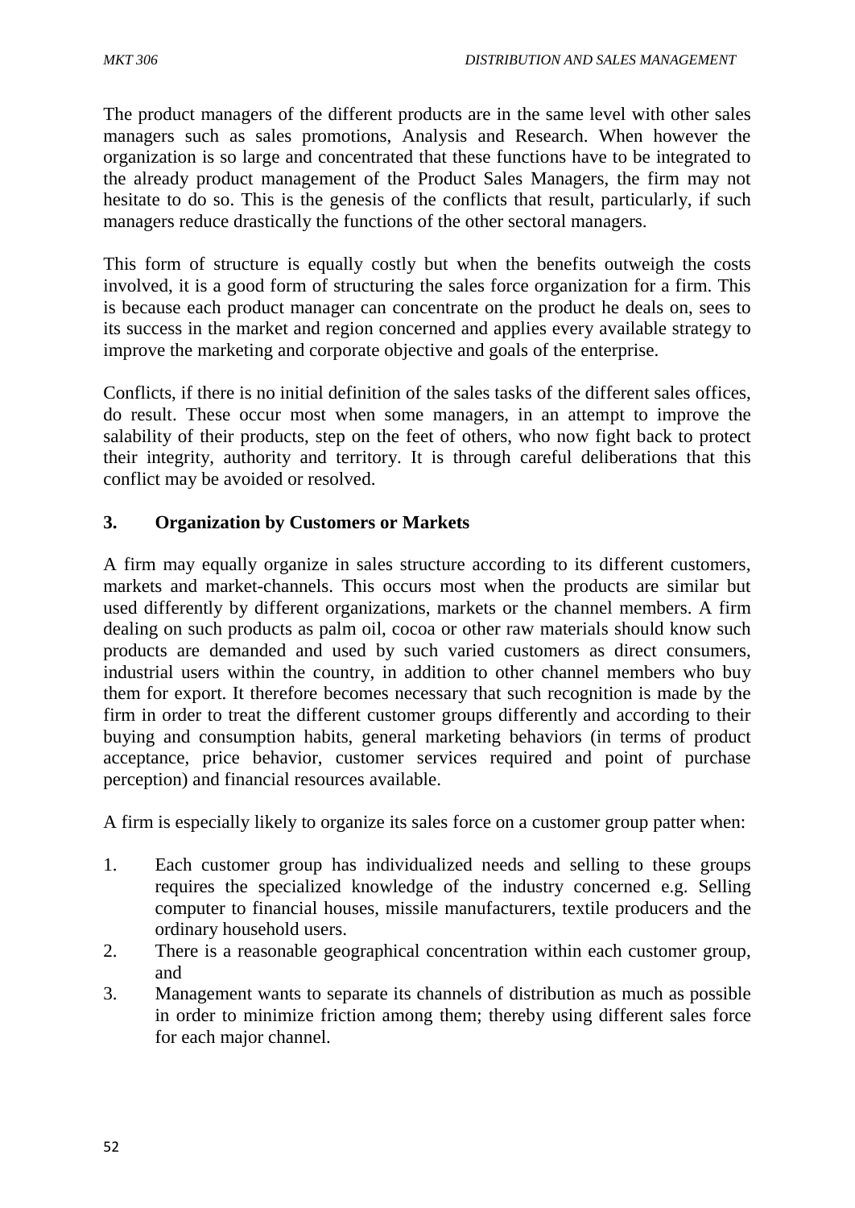The product managers of the different products are in the same level with other sales managers such as sales promotions, Analysis and Research. When however the organization is so large and concentrated that these functions have to be integrated to the already product management of the Product Sales Managers, the firm may not hesitate to do so. This is the genesis of the conflicts that result, particularly, if such managers reduce drastically the functions of the other sectoral managers.

This form of structure is equally costly but when the benefits outweigh the costs involved, it is a good form of structuring the sales force organization for a firm. This is because each product manager can concentrate on the product he deals on, sees to its success in the market and region concerned and applies every available strategy to improve the marketing and corporate objective and goals of the enterprise.

Conflicts, if there is no initial definition of the sales tasks of the different sales offices, do result. These occur most when some managers, in an attempt to improve the salability of their products, step on the feet of others, who now fight back to protect their integrity, authority and territory. It is through careful deliberations that this conflict may be avoided or resolved.

### 3. Organization by Customers or Markets

A firm may equally organize in sales structure according to its different customers, markets and market-channels. This occurs most when the products are similar but used differently by different organizations, markets or the channel members. A firm dealing on such products as palm oil, cocoa or other raw materials should know such products are demanded and used by such varied customers as direct consumers, industrial users within the country, in addition to other channel members who buy them for export. It therefore becomes necessary that such recognition is made by the firm in order to treat the different customer groups differently and according to their buying and consumption habits, general marketing behaviors (in terms of product acceptance, price behavior, customer services required and point of purchase perception) and financial resources available.

A firm is especially likely to organize its sales force on a customer group patter when:

1. Each customer group has individualized needs and selling to these groups requires the specialized knowledge of the industry concerned e.g. Selling computer to financial houses, missile manufacturers, textile producers and the ordinary household users.
2. There is a reasonable geographical concentration within each customer group, and
3. Management wants to separate its channels of distribution as much as possible in order to minimize friction among them; thereby using different sales force for each major channel.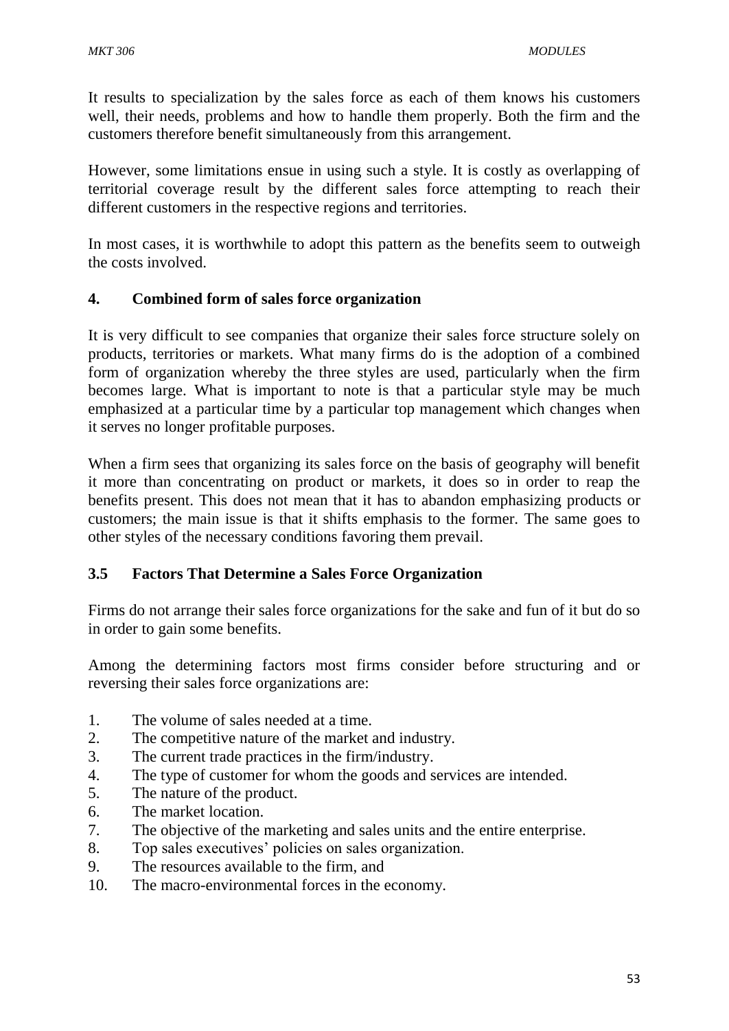It results to specialization by the sales force as each of them knows his customers well, their needs, problems and how to handle them properly. Both the firm and the customers therefore benefit simultaneously from this arrangement.

However, some limitations ensue in using such a style. It is costly as overlapping of territorial coverage result by the different sales force attempting to reach their different customers in the respective regions and territories.

In most cases, it is worthwhile to adopt this pattern as the benefits seem to outweigh the costs involved.

**4. Combined form of sales force organization**

It is very difficult to see companies that organize their sales force structure solely on products, territories or markets. What many firms do is the adoption of a combined form of organization whereby the three styles are used, particularly when the firm becomes large. What is important to note is that a particular style may be much emphasized at a particular time by a particular top management which changes when it serves no longer profitable purposes.

When a firm sees that organizing its sales force on the basis of geography will benefit it more than concentrating on product or markets, it does so in order to reap the benefits present. This does not mean that it has to abandon emphasizing products or customers; the main issue is that it shifts emphasis to the former. The same goes to other styles of the necessary conditions favoring them prevail.

### 3.5 Factors That Determine a Sales Force Organization

Firms do not arrange their sales force organizations for the sake and fun of it but do so in order to gain some benefits.

Among the determining factors most firms consider before structuring and or reversing their sales force organizations are:

1. The volume of sales needed at a time.
2. The competitive nature of the market and industry.
3. The current trade practices in the firm/industry.
4. The type of customer for whom the goods and services are intended.
5. The nature of the product.
6. The market location.
7. The objective of the marketing and sales units and the entire enterprise.
8. Top sales executives' policies on sales organization.
9. The resources available to the firm, and
10. The macro-environmental forces in the economy.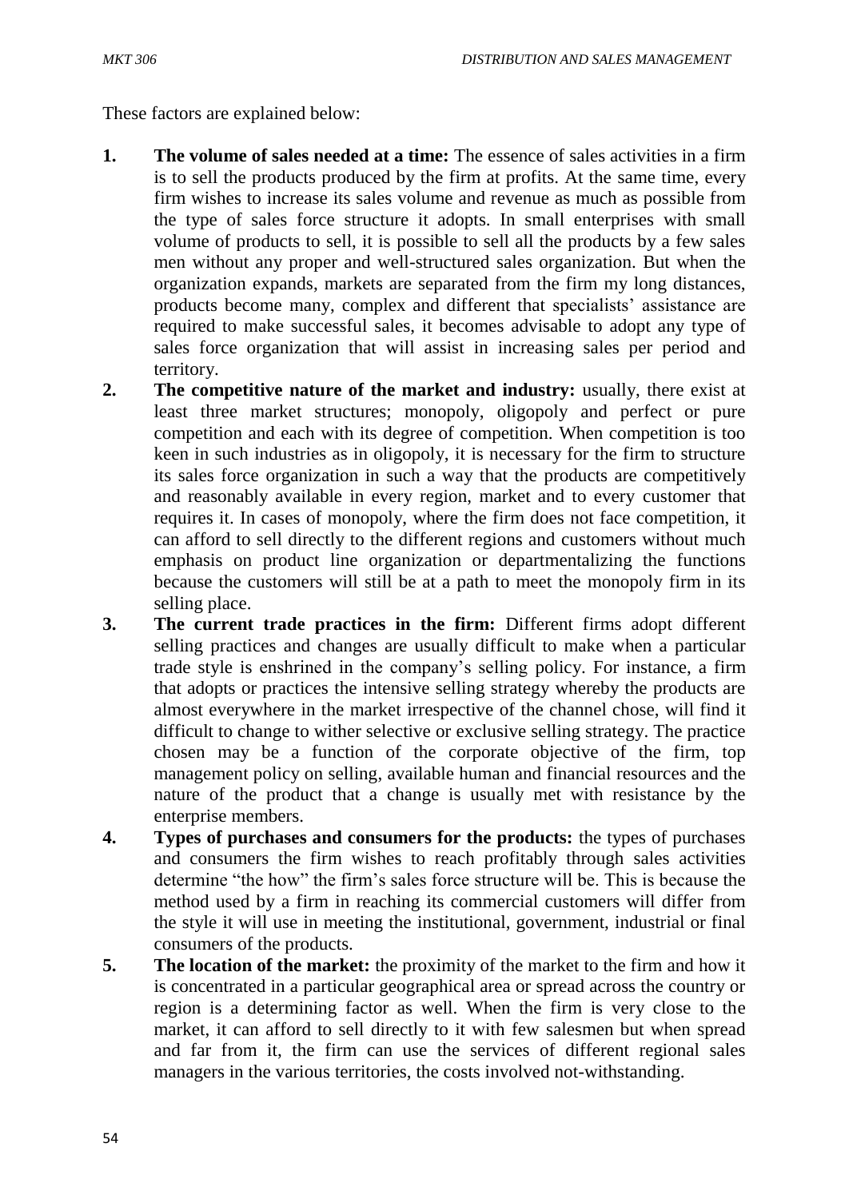These factors are explained below:

1. **The volume of sales needed at a time:** The essence of sales activities in a firm is to sell the products produced by the firm at profits. At the same time, every firm wishes to increase its sales volume and revenue as much as possible from the type of sales force structure it adopts. In small enterprises with small volume of products to sell, it is possible to sell all the products by a few sales men without any proper and well-structured sales organization. But when the organization expands, markets are separated from the firm my long distances, products become many, complex and different that specialists' assistance are required to make successful sales, it becomes advisable to adopt any type of sales force organization that will assist in increasing sales per period and territory.
2. **The competitive nature of the market and industry:** usually, there exist at least three market structures; monopoly, oligopoly and perfect or pure competition and each with its degree of competition. When competition is too keen in such industries as in oligopoly, it is necessary for the firm to structure its sales force organization in such a way that the products are competitively and reasonably available in every region, market and to every customer that requires it. In cases of monopoly, where the firm does not face competition, it can afford to sell directly to the different regions and customers without much emphasis on product line organization or departmentalizing the functions because the customers will still be at a path to meet the monopoly firm in its selling place.
3. **The current trade practices in the firm:** Different firms adopt different selling practices and changes are usually difficult to make when a particular trade style is enshrined in the company's selling policy. For instance, a firm that adopts or practices the intensive selling strategy whereby the products are almost everywhere in the market irrespective of the channel chose, will find it difficult to change to wither selective or exclusive selling strategy. The practice chosen may be a function of the corporate objective of the firm, top management policy on selling, available human and financial resources and the nature of the product that a change is usually met with resistance by the enterprise members.
4. **Types of purchases and consumers for the products:** the types of purchases and consumers the firm wishes to reach profitably through sales activities determine "the how" the firm's sales force structure will be. This is because the method used by a firm in reaching its commercial customers will differ from the style it will use in meeting the institutional, government, industrial or final consumers of the products.
5. **The location of the market:** the proximity of the market to the firm and how it is concentrated in a particular geographical area or spread across the country or region is a determining factor as well. When the firm is very close to the market, it can afford to sell directly to it with few salesmen but when spread and far from it, the firm can use the services of different regional sales managers in the various territories, the costs involved not-withstanding.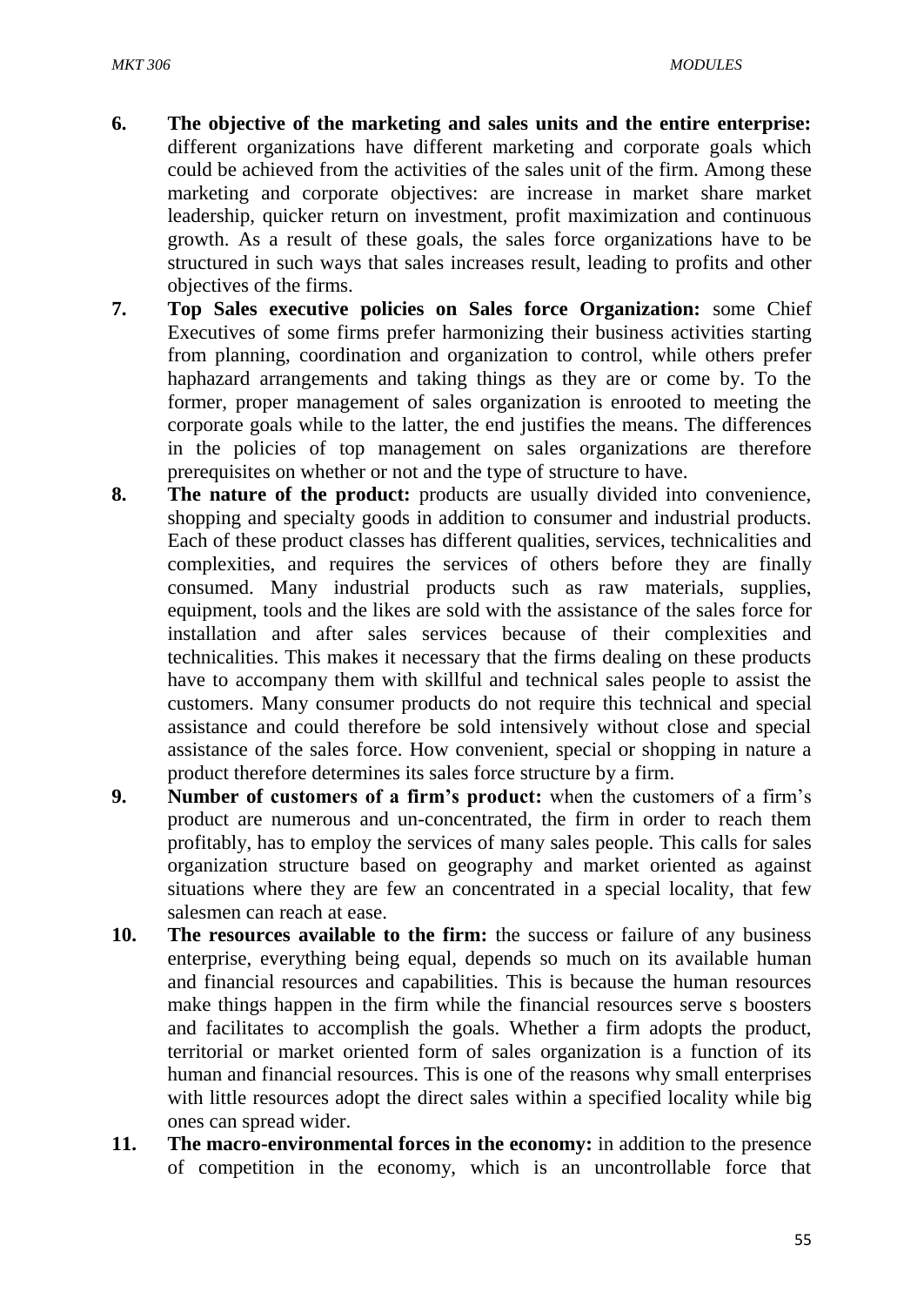6. **The objective of the marketing and sales units and the entire enterprise:** different organizations have different marketing and corporate goals which could be achieved from the activities of the sales unit of the firm. Among these marketing and corporate objectives: are increase in market share market leadership, quicker return on investment, profit maximization and continuous growth. As a result of these goals, the sales force organizations have to be structured in such ways that sales increases result, leading to profits and other objectives of the firms.
7. **Top Sales executive policies on Sales force Organization:** some Chief Executives of some firms prefer harmonizing their business activities starting from planning, coordination and organization to control, while others prefer haphazard arrangements and taking things as they are or come by. To the former, proper management of sales organization is enrooted to meeting the corporate goals while to the latter, the end justifies the means. The differences in the policies of top management on sales organizations are therefore prerequisites on whether or not and the type of structure to have.
8. **The nature of the product:** products are usually divided into convenience, shopping and specialty goods in addition to consumer and industrial products. Each of these product classes has different qualities, services, technicalities and complexities, and requires the services of others before they are finally consumed. Many industrial products such as raw materials, supplies, equipment, tools and the likes are sold with the assistance of the sales force for installation and after sales services because of their complexities and technicalities. This makes it necessary that the firms dealing on these products have to accompany them with skillful and technical sales people to assist the customers. Many consumer products do not require this technical and special assistance and could therefore be sold intensively without close and special assistance of the sales force. How convenient, special or shopping in nature a product therefore determines its sales force structure by a firm.
9. **Number of customers of a firm's product:** when the customers of a firm's product are numerous and un-concentrated, the firm in order to reach them profitably, has to employ the services of many sales people. This calls for sales organization structure based on geography and market oriented as against situations where they are few an concentrated in a special locality, that few salesmen can reach at ease.
10. **The resources available to the firm:** the success or failure of any business enterprise, everything being equal, depends so much on its available human and financial resources and capabilities. This is because the human resources make things happen in the firm while the financial resources serve s boosters and facilitates to accomplish the goals. Whether a firm adopts the product, territorial or market oriented form of sales organization is a function of its human and financial resources. This is one of the reasons why small enterprises with little resources adopt the direct sales within a specified locality while big ones can spread wider.
11. **The macro-environmental forces in the economy:** in addition to the presence of competition in the economy, which is an uncontrollable force that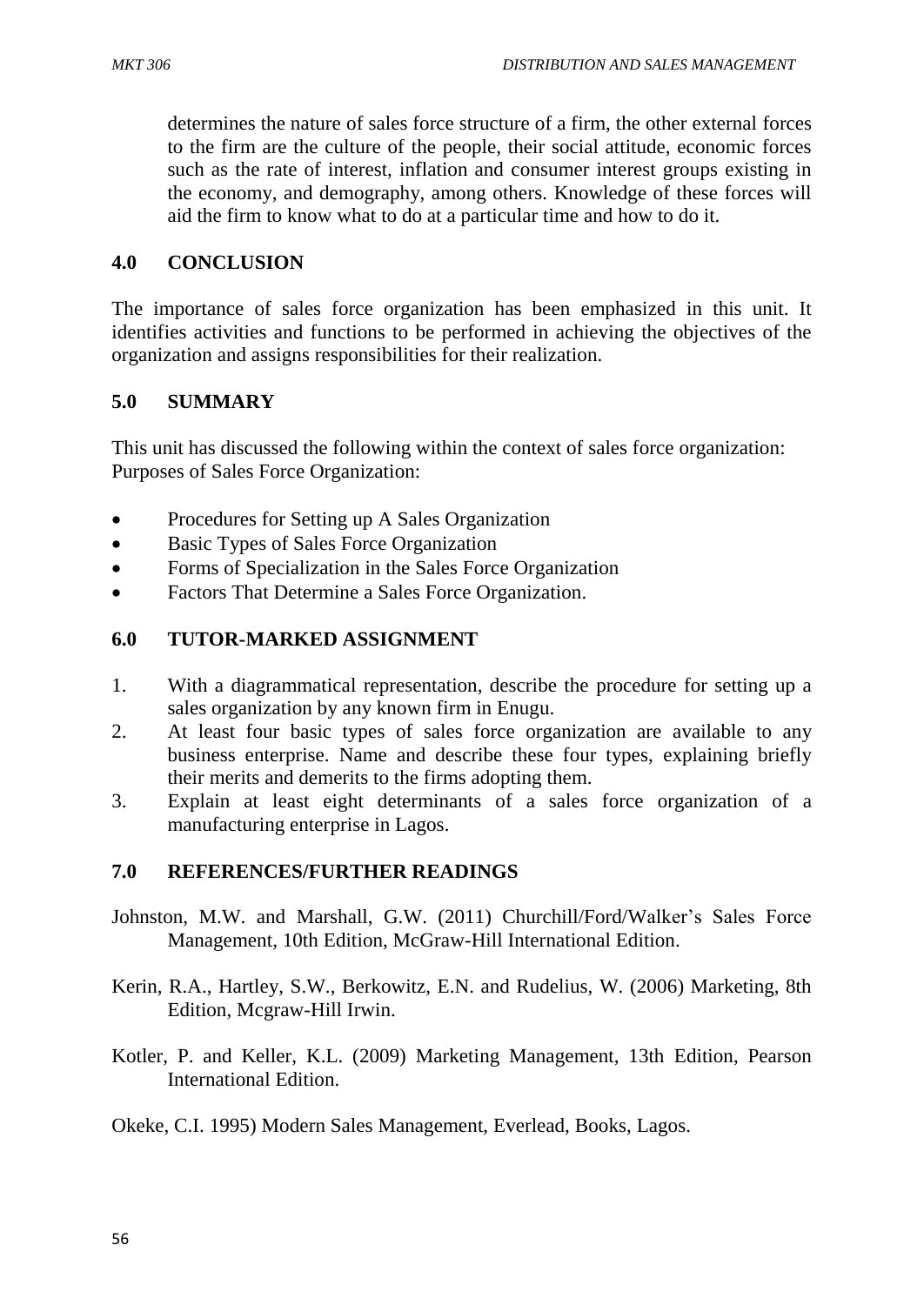determines the nature of sales force structure of a firm, the other external forces to the firm are the culture of the people, their social attitude, economic forces such as the rate of interest, inflation and consumer interest groups existing in the economy, and demography, among others. Knowledge of these forces will aid the firm to know what to do at a particular time and how to do it.

## 4.0 CONCLUSION

The importance of sales force organization has been emphasized in this unit. It identifies activities and functions to be performed in achieving the objectives of the organization and assigns responsibilities for their realization.

## 5.0 SUMMARY

This unit has discussed the following within the context of sales force organization: Purposes of Sales Force Organization:

- Procedures for Setting up A Sales Organization
- Basic Types of Sales Force Organization
- Forms of Specialization in the Sales Force Organization
- Factors That Determine a Sales Force Organization.

## 6.0 TUTOR-MARKED ASSIGNMENT

1. With a diagrammatical representation, describe the procedure for setting up a sales organization by any known firm in Enugu.
2. At least four basic types of sales force organization are available to any business enterprise. Name and describe these four types, explaining briefly their merits and demerits to the firms adopting them.
3. Explain at least eight determinants of a sales force organization of a manufacturing enterprise in Lagos.

## 7.0 REFERENCES/FURTHER READINGS

Johnston, M.W. and Marshall, G.W. (2011) Churchill/Ford/Walker's Sales Force Management, 10th Edition, McGraw-Hill International Edition.

Kerin, R.A., Hartley, S.W., Berkowitz, E.N. and Rudelius, W. (2006) Marketing, 8th Edition, Mcgraw-Hill Irwin.

Kotler, P. and Keller, K.L. (2009) Marketing Management, 13th Edition, Pearson International Edition.

Okeke, C.I. 1995) Modern Sales Management, Everlead, Books, Lagos.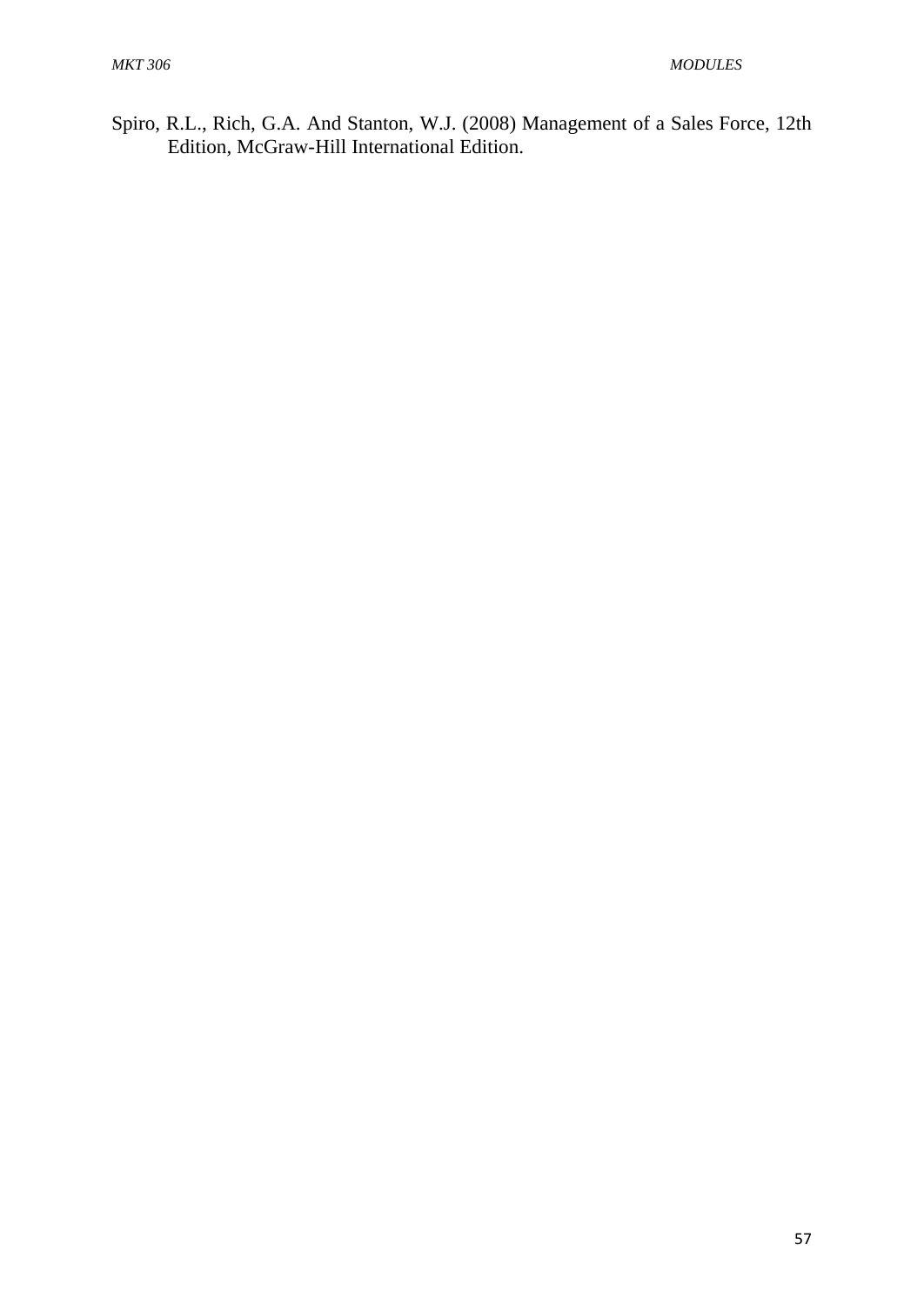Spiro, R.L., Rich, G.A. And Stanton, W.J. (2008) Management of a Sales Force, 12th Edition, McGraw-Hill International Edition.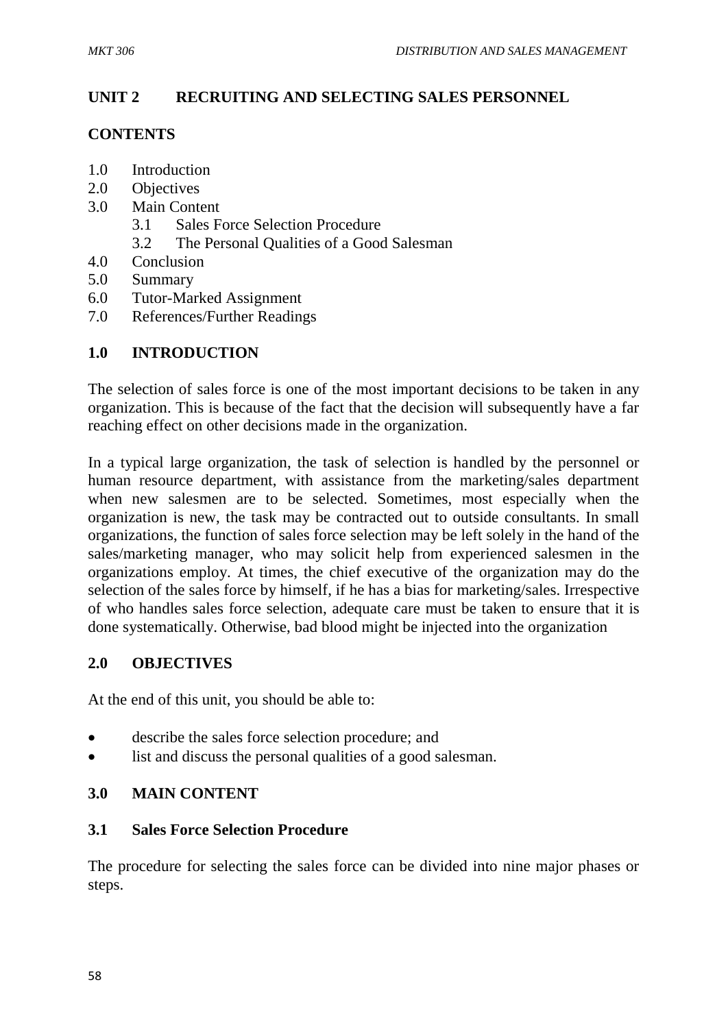## UNIT 2 RECRUITING AND SELECTING SALES PERSONNEL

### CONTENTS

1.0 Introduction
2.0 Objectives
3.0 Main Content
  3.1 Sales Force Selection Procedure
  3.2 The Personal Qualities of a Good Salesman
4.0 Conclusion
5.0 Summary
6.0 Tutor-Marked Assignment
7.0 References/Further Readings

### 1.0 INTRODUCTION

The selection of sales force is one of the most important decisions to be taken in any organization. This is because of the fact that the decision will subsequently have a far reaching effect on other decisions made in the organization.

In a typical large organization, the task of selection is handled by the personnel or human resource department, with assistance from the marketing/sales department when new salesmen are to be selected. Sometimes, most especially when the organization is new, the task may be contracted out to outside consultants. In small organizations, the function of sales force selection may be left solely in the hand of the sales/marketing manager, who may solicit help from experienced salesmen in the organizations employ. At times, the chief executive of the organization may do the selection of the sales force by himself, if he has a bias for marketing/sales. Irrespective of who handles sales force selection, adequate care must be taken to ensure that it is done systematically. Otherwise, bad blood might be injected into the organization

### 2.0 OBJECTIVES

At the end of this unit, you should be able to:

- describe the sales force selection procedure; and
- list and discuss the personal qualities of a good salesman.

### 3.0 MAIN CONTENT

#### 3.1 Sales Force Selection Procedure

The procedure for selecting the sales force can be divided into nine major phases or steps.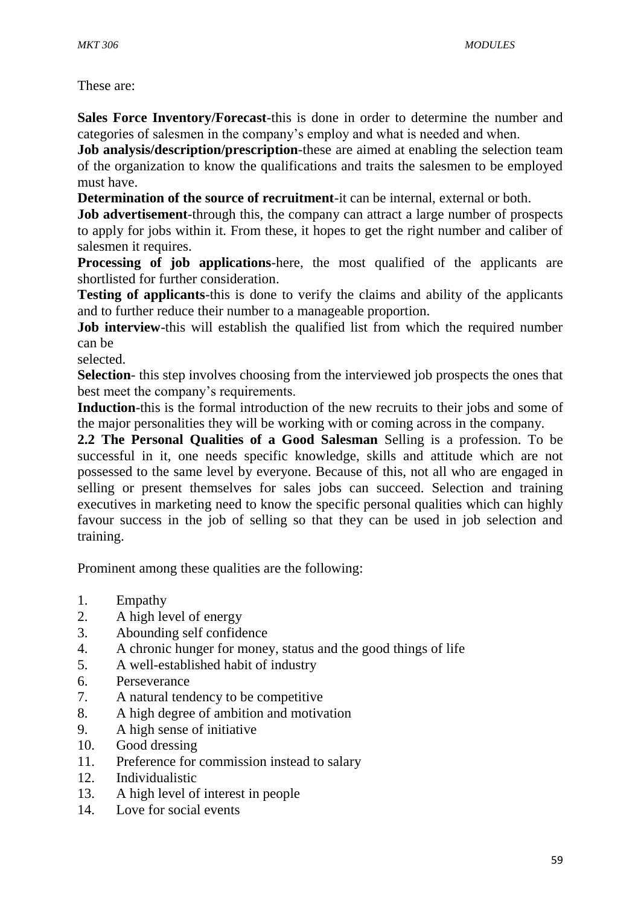These are:

**Sales Force Inventory/Forecast**-this is done in order to determine the number and categories of salesmen in the company's employ and what is needed and when.

**Job analysis/description/prescription**-these are aimed at enabling the selection team of the organization to know the qualifications and traits the salesmen to be employed must have.

**Determination of the source of recruitment**-it can be internal, external or both.

**Job advertisement**-through this, the company can attract a large number of prospects to apply for jobs within it. From these, it hopes to get the right number and caliber of salesmen it requires.

**Processing of job applications**-here, the most qualified of the applicants are shortlisted for further consideration.

**Testing of applicants**-this is done to verify the claims and ability of the applicants and to further reduce their number to a manageable proportion.

**Job interview**-this will establish the qualified list from which the required number can be selected.

**Selection**- this step involves choosing from the interviewed job prospects the ones that best meet the company's requirements.

**Induction**-this is the formal introduction of the new recruits to their jobs and some of the major personalities they will be working with or coming across in the company.

**2.2 The Personal Qualities of a Good Salesman** Selling is a profession. To be successful in it, one needs specific knowledge, skills and attitude which are not possessed to the same level by everyone. Because of this, not all who are engaged in selling or present themselves for sales jobs can succeed. Selection and training executives in marketing need to know the specific personal qualities which can highly favour success in the job of selling so that they can be used in job selection and training.

Prominent among these qualities are the following:

1. Empathy
2. A high level of energy
3. Abounding self confidence
4. A chronic hunger for money, status and the good things of life
5. A well-established habit of industry
6. Perseverance
7. A natural tendency to be competitive
8. A high degree of ambition and motivation
9. A high sense of initiative
10. Good dressing
11. Preference for commission instead to salary
12. Individualistic
13. A high level of interest in people
14. Love for social events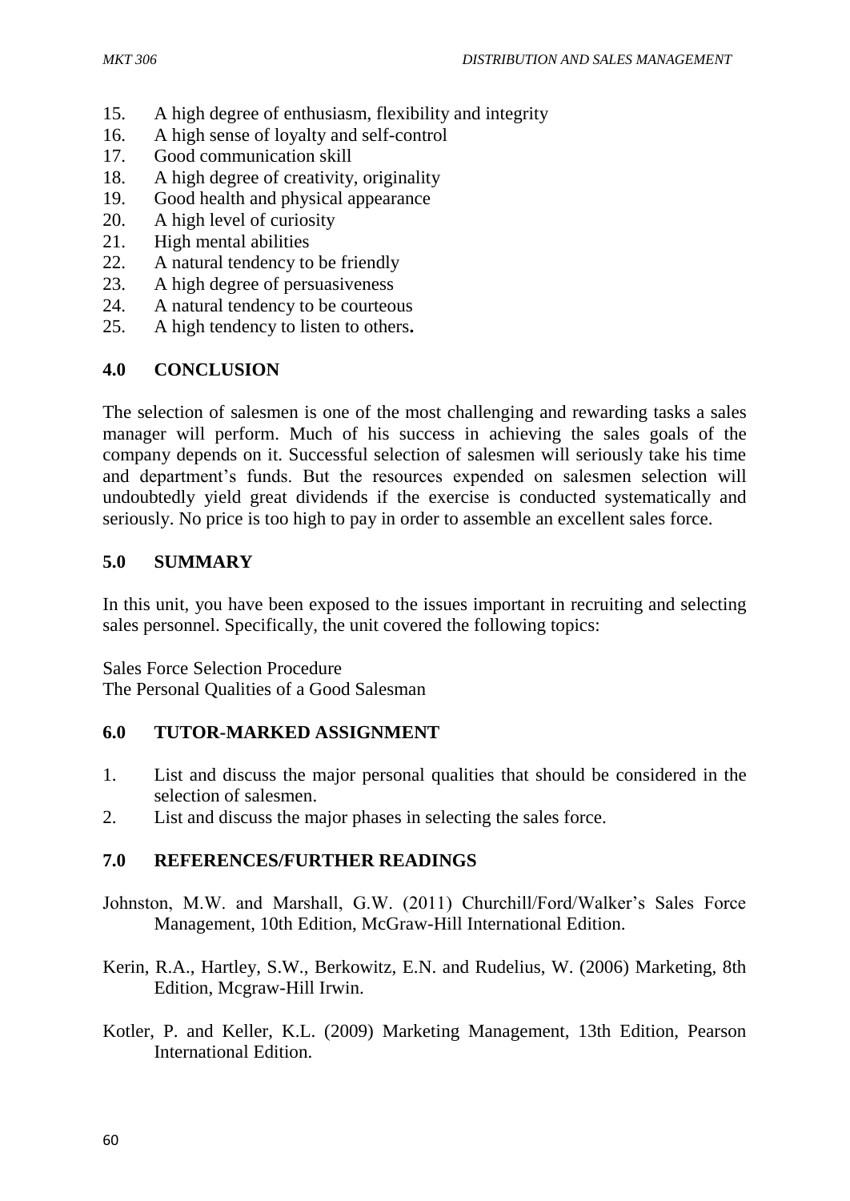15. A high degree of enthusiasm, flexibility and integrity
16. A high sense of loyalty and self-control
17. Good communication skill
18. A high degree of creativity, originality
19. Good health and physical appearance
20. A high level of curiosity
21. High mental abilities
22. A natural tendency to be friendly
23. A high degree of persuasiveness
24. A natural tendency to be courteous
25. A high tendency to listen to others**.**

## 4.0 CONCLUSION

The selection of salesmen is one of the most challenging and rewarding tasks a sales manager will perform. Much of his success in achieving the sales goals of the company depends on it. Successful selection of salesmen will seriously take his time and department's funds. But the resources expended on salesmen selection will undoubtedly yield great dividends if the exercise is conducted systematically and seriously. No price is too high to pay in order to assemble an excellent sales force.

## 5.0 SUMMARY

In this unit, you have been exposed to the issues important in recruiting and selecting sales personnel. Specifically, the unit covered the following topics:

Sales Force Selection Procedure
The Personal Qualities of a Good Salesman

## 6.0 TUTOR-MARKED ASSIGNMENT

1. List and discuss the major personal qualities that should be considered in the selection of salesmen.
2. List and discuss the major phases in selecting the sales force.

## 7.0 REFERENCES/FURTHER READINGS

Johnston, M.W. and Marshall, G.W. (2011) Churchill/Ford/Walker's Sales Force Management, 10th Edition, McGraw-Hill International Edition.

Kerin, R.A., Hartley, S.W., Berkowitz, E.N. and Rudelius, W. (2006) Marketing, 8th Edition, Mcgraw-Hill Irwin.

Kotler, P. and Keller, K.L. (2009) Marketing Management, 13th Edition, Pearson International Edition.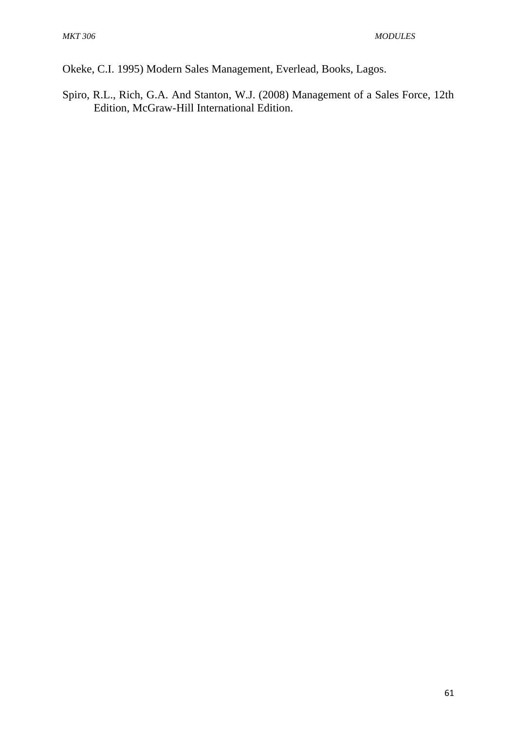Okeke, C.I. 1995) Modern Sales Management, Everlead, Books, Lagos.

Spiro, R.L., Rich, G.A. And Stanton, W.J. (2008) Management of a Sales Force, 12th Edition, McGraw-Hill International Edition.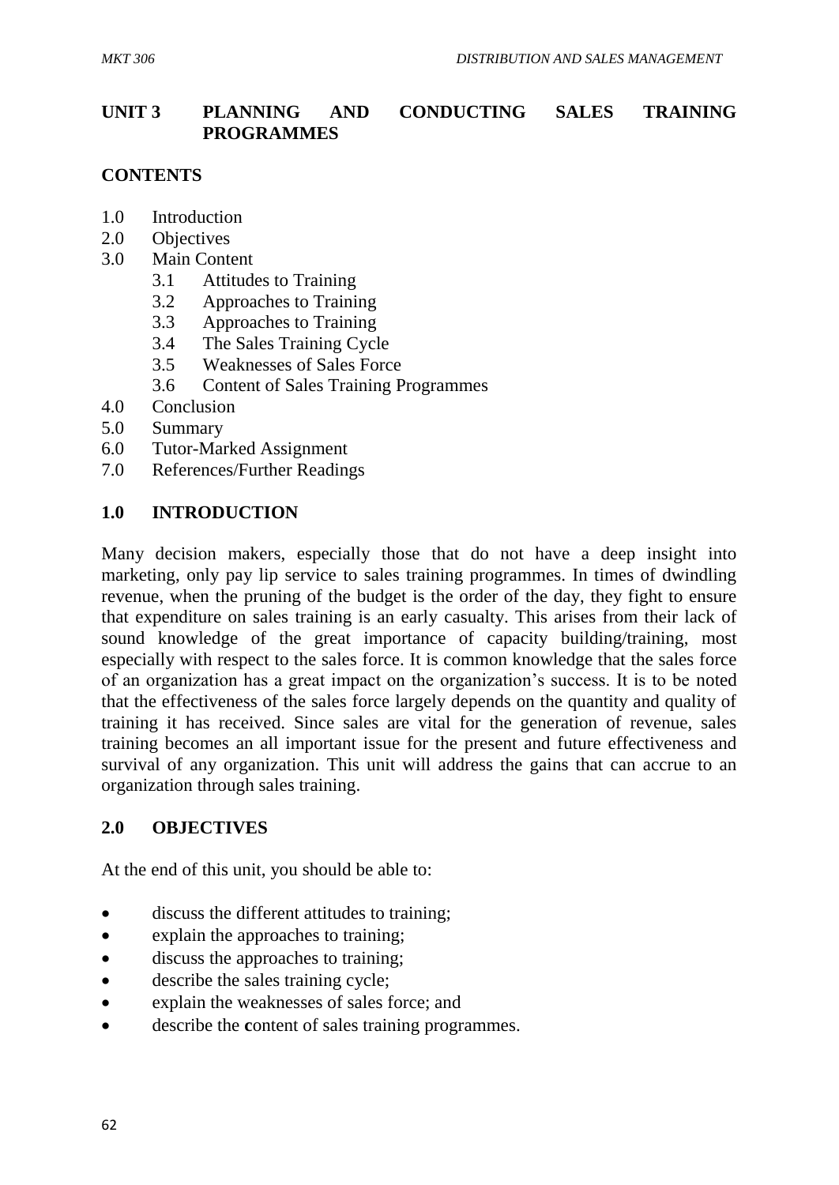## UNIT 3 PLANNING AND CONDUCTING SALES TRAINING PROGRAMMES

**CONTENTS**

1.0 Introduction
2.0 Objectives
3.0 Main Content
  3.1 Attitudes to Training
  3.2 Approaches to Training
  3.3 Approaches to Training
  3.4 The Sales Training Cycle
  3.5 Weaknesses of Sales Force
  3.6 Content of Sales Training Programmes
4.0 Conclusion
5.0 Summary
6.0 Tutor-Marked Assignment
7.0 References/Further Readings

### 1.0 INTRODUCTION

Many decision makers, especially those that do not have a deep insight into marketing, only pay lip service to sales training programmes. In times of dwindling revenue, when the pruning of the budget is the order of the day, they fight to ensure that expenditure on sales training is an early casualty. This arises from their lack of sound knowledge of the great importance of capacity building/training, most especially with respect to the sales force. It is common knowledge that the sales force of an organization has a great impact on the organization's success. It is to be noted that the effectiveness of the sales force largely depends on the quantity and quality of training it has received. Since sales are vital for the generation of revenue, sales training becomes an all important issue for the present and future effectiveness and survival of any organization. This unit will address the gains that can accrue to an organization through sales training.

### 2.0 OBJECTIVES

At the end of this unit, you should be able to:

- discuss the different attitudes to training;
- explain the approaches to training;
- discuss the approaches to training;
- describe the sales training cycle;
- explain the weaknesses of sales force; and
- describe the content of sales training programmes.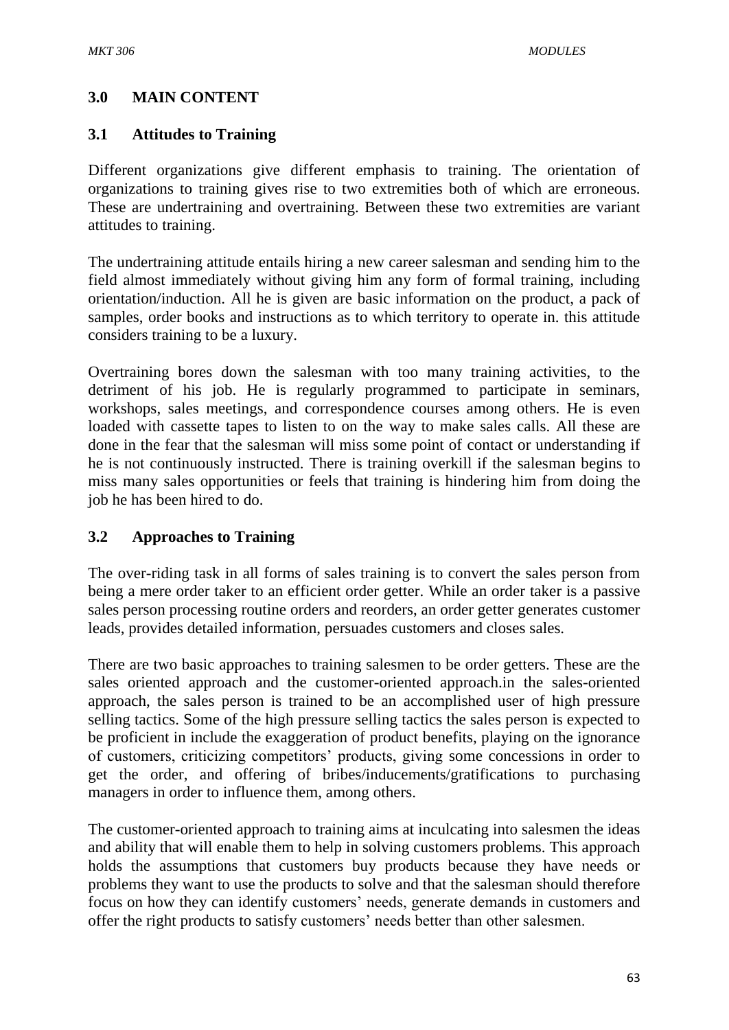## 3.0 MAIN CONTENT

### 3.1 Attitudes to Training

Different organizations give different emphasis to training. The orientation of organizations to training gives rise to two extremities both of which are erroneous. These are undertraining and overtraining. Between these two extremities are variant attitudes to training.

The undertraining attitude entails hiring a new career salesman and sending him to the field almost immediately without giving him any form of formal training, including orientation/induction. All he is given are basic information on the product, a pack of samples, order books and instructions as to which territory to operate in. this attitude considers training to be a luxury.

Overtraining bores down the salesman with too many training activities, to the detriment of his job. He is regularly programmed to participate in seminars, workshops, sales meetings, and correspondence courses among others. He is even loaded with cassette tapes to listen to on the way to make sales calls. All these are done in the fear that the salesman will miss some point of contact or understanding if he is not continuously instructed. There is training overkill if the salesman begins to miss many sales opportunities or feels that training is hindering him from doing the job he has been hired to do.

### 3.2 Approaches to Training

The over-riding task in all forms of sales training is to convert the sales person from being a mere order taker to an efficient order getter. While an order taker is a passive sales person processing routine orders and reorders, an order getter generates customer leads, provides detailed information, persuades customers and closes sales.

There are two basic approaches to training salesmen to be order getters. These are the sales oriented approach and the customer-oriented approach.in the sales-oriented approach, the sales person is trained to be an accomplished user of high pressure selling tactics. Some of the high pressure selling tactics the sales person is expected to be proficient in include the exaggeration of product benefits, playing on the ignorance of customers, criticizing competitors' products, giving some concessions in order to get the order, and offering of bribes/inducements/gratifications to purchasing managers in order to influence them, among others.

The customer-oriented approach to training aims at inculcating into salesmen the ideas and ability that will enable them to help in solving customers problems. This approach holds the assumptions that customers buy products because they have needs or problems they want to use the products to solve and that the salesman should therefore focus on how they can identify customers' needs, generate demands in customers and offer the right products to satisfy customers' needs better than other salesmen.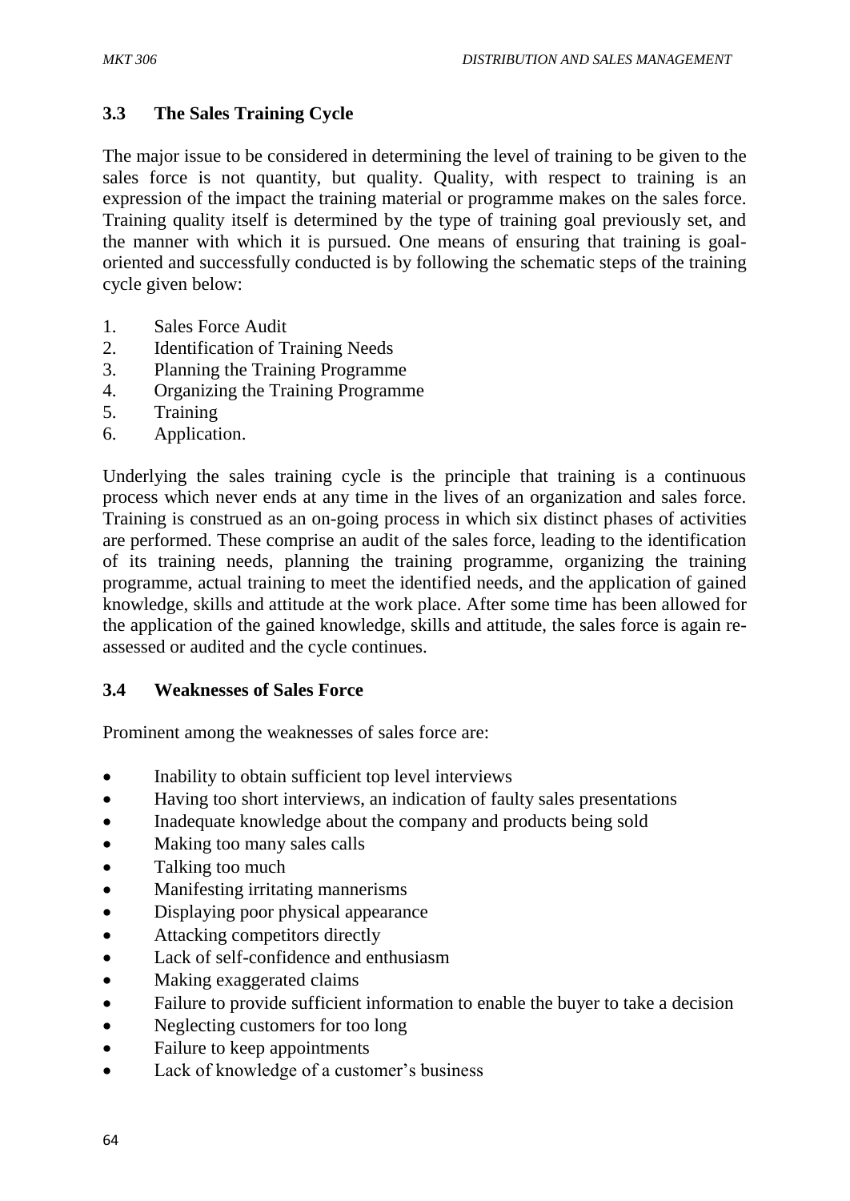### 3.3 The Sales Training Cycle

The major issue to be considered in determining the level of training to be given to the sales force is not quantity, but quality. Quality, with respect to training is an expression of the impact the training material or programme makes on the sales force. Training quality itself is determined by the type of training goal previously set, and the manner with which it is pursued. One means of ensuring that training is goal-oriented and successfully conducted is by following the schematic steps of the training cycle given below:

1. Sales Force Audit
2. Identification of Training Needs
3. Planning the Training Programme
4. Organizing the Training Programme
5. Training
6. Application.

Underlying the sales training cycle is the principle that training is a continuous process which never ends at any time in the lives of an organization and sales force. Training is construed as an on-going process in which six distinct phases of activities are performed. These comprise an audit of the sales force, leading to the identification of its training needs, planning the training programme, organizing the training programme, actual training to meet the identified needs, and the application of gained knowledge, skills and attitude at the work place. After some time has been allowed for the application of the gained knowledge, skills and attitude, the sales force is again re-assessed or audited and the cycle continues.

### 3.4 Weaknesses of Sales Force

Prominent among the weaknesses of sales force are:

- Inability to obtain sufficient top level interviews
- Having too short interviews, an indication of faulty sales presentations
- Inadequate knowledge about the company and products being sold
- Making too many sales calls
- Talking too much
- Manifesting irritating mannerisms
- Displaying poor physical appearance
- Attacking competitors directly
- Lack of self-confidence and enthusiasm
- Making exaggerated claims
- Failure to provide sufficient information to enable the buyer to take a decision
- Neglecting customers for too long
- Failure to keep appointments
- Lack of knowledge of a customer's business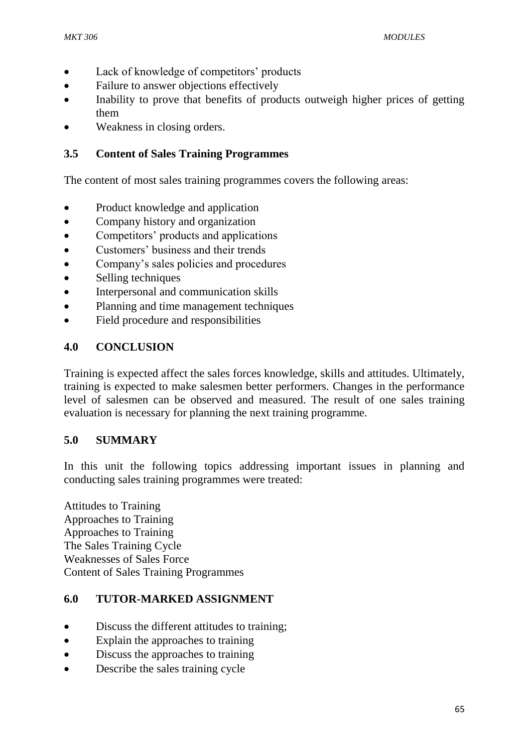- Lack of knowledge of competitors' products
- Failure to answer objections effectively
- Inability to prove that benefits of products outweigh higher prices of getting them
- Weakness in closing orders.

### 3.5 Content of Sales Training Programmes

The content of most sales training programmes covers the following areas:

- Product knowledge and application
- Company history and organization
- Competitors' products and applications
- Customers' business and their trends
- Company's sales policies and procedures
- Selling techniques
- Interpersonal and communication skills
- Planning and time management techniques
- Field procedure and responsibilities

## 4.0 CONCLUSION

Training is expected affect the sales forces knowledge, skills and attitudes. Ultimately, training is expected to make salesmen better performers. Changes in the performance level of salesmen can be observed and measured. The result of one sales training evaluation is necessary for planning the next training programme.

## 5.0 SUMMARY

In this unit the following topics addressing important issues in planning and conducting sales training programmes were treated:

Attitudes to Training
Approaches to Training
Approaches to Training
The Sales Training Cycle
Weaknesses of Sales Force
Content of Sales Training Programmes

## 6.0 TUTOR-MARKED ASSIGNMENT

- Discuss the different attitudes to training;
- Explain the approaches to training
- Discuss the approaches to training
- Describe the sales training cycle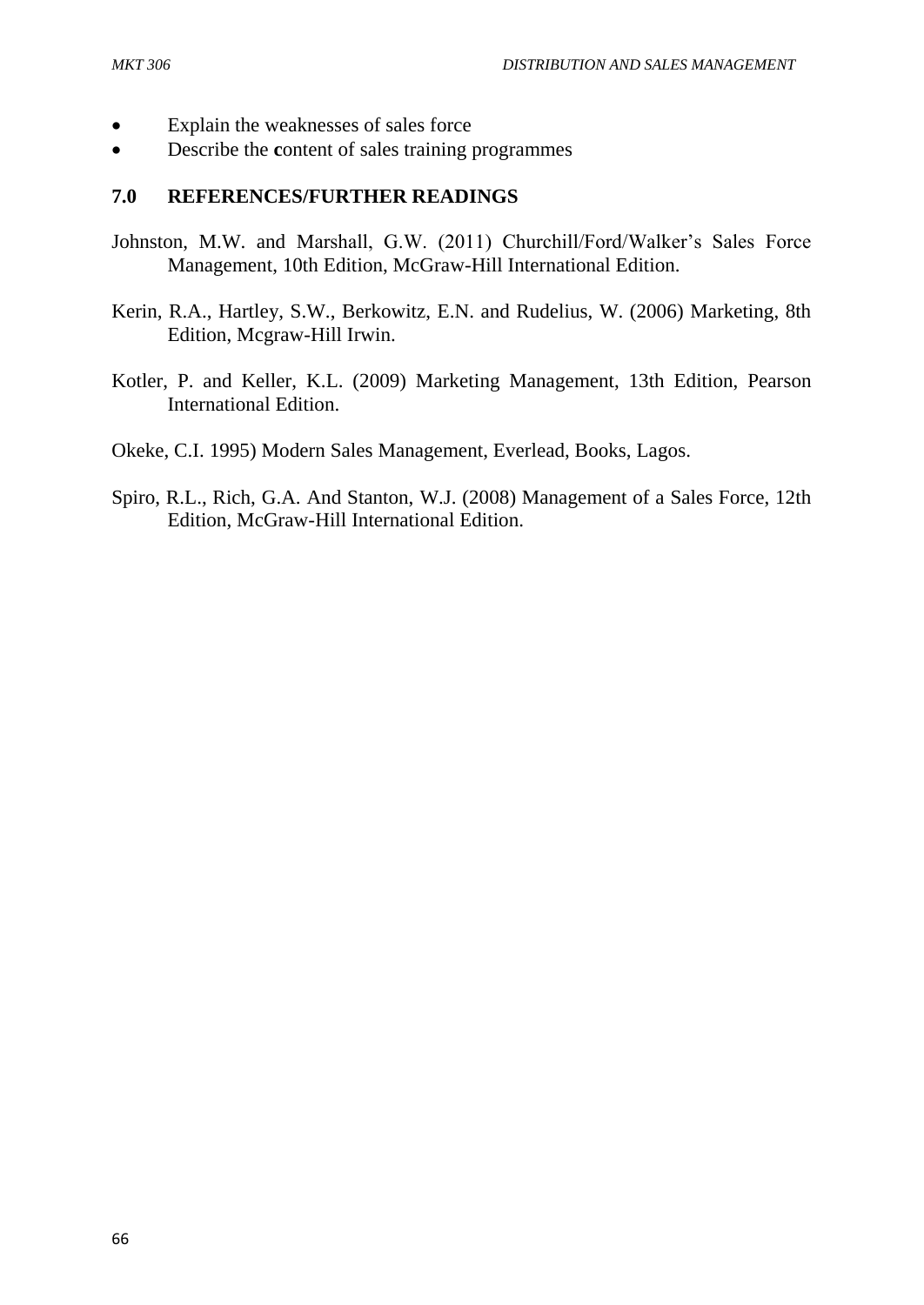- Explain the weaknesses of sales force
- Describe the **c**ontent of sales training programmes

## 7.0 REFERENCES/FURTHER READINGS

Johnston, M.W. and Marshall, G.W. (2011) Churchill/Ford/Walker's Sales Force Management, 10th Edition, McGraw-Hill International Edition.

Kerin, R.A., Hartley, S.W., Berkowitz, E.N. and Rudelius, W. (2006) Marketing, 8th Edition, Mcgraw-Hill Irwin.

Kotler, P. and Keller, K.L. (2009) Marketing Management, 13th Edition, Pearson International Edition.

Okeke, C.I. 1995) Modern Sales Management, Everlead, Books, Lagos.

Spiro, R.L., Rich, G.A. And Stanton, W.J. (2008) Management of a Sales Force, 12th Edition, McGraw-Hill International Edition.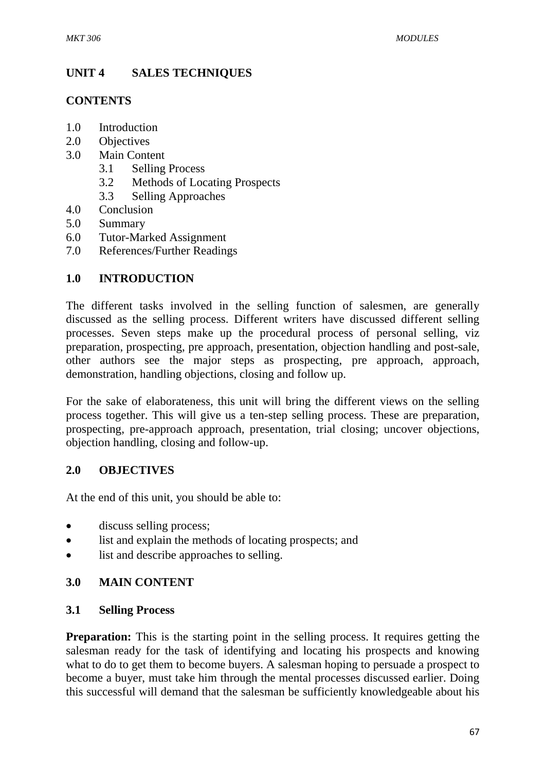## UNIT 4 SALES TECHNIQUES

### CONTENTS

1.0 Introduction
2.0 Objectives
3.0 Main Content
   3.1 Selling Process
   3.2 Methods of Locating Prospects
   3.3 Selling Approaches
4.0 Conclusion
5.0 Summary
6.0 Tutor-Marked Assignment
7.0 References/Further Readings

### 1.0 INTRODUCTION

The different tasks involved in the selling function of salesmen, are generally discussed as the selling process. Different writers have discussed different selling processes. Seven steps make up the procedural process of personal selling, viz preparation, prospecting, pre approach, presentation, objection handling and post-sale, other authors see the major steps as prospecting, pre approach, approach, demonstration, handling objections, closing and follow up.

For the sake of elaborateness, this unit will bring the different views on the selling process together. This will give us a ten-step selling process. These are preparation, prospecting, pre-approach approach, presentation, trial closing; uncover objections, objection handling, closing and follow-up.

### 2.0 OBJECTIVES

At the end of this unit, you should be able to:

- discuss selling process;
- list and explain the methods of locating prospects; and
- list and describe approaches to selling.

### 3.0 MAIN CONTENT

#### 3.1 Selling Process

**Preparation:** This is the starting point in the selling process. It requires getting the salesman ready for the task of identifying and locating his prospects and knowing what to do to get them to become buyers. A salesman hoping to persuade a prospect to become a buyer, must take him through the mental processes discussed earlier. Doing this successful will demand that the salesman be sufficiently knowledgeable about his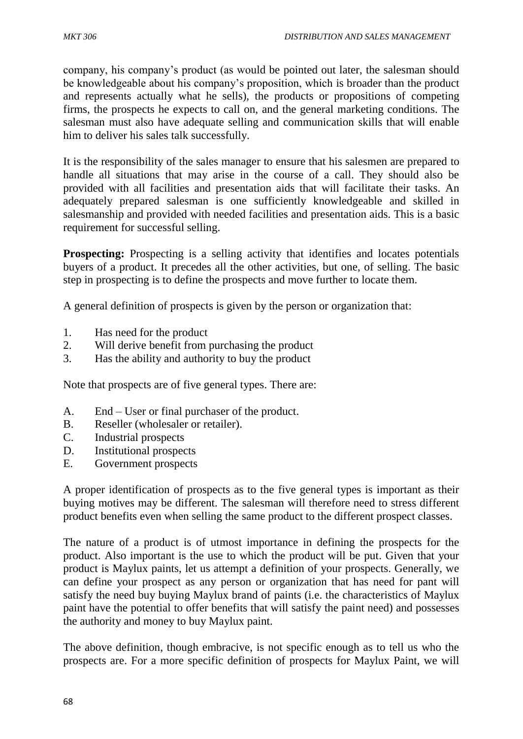company, his company's product (as would be pointed out later, the salesman should be knowledgeable about his company's proposition, which is broader than the product and represents actually what he sells), the products or propositions of competing firms, the prospects he expects to call on, and the general marketing conditions. The salesman must also have adequate selling and communication skills that will enable him to deliver his sales talk successfully.

It is the responsibility of the sales manager to ensure that his salesmen are prepared to handle all situations that may arise in the course of a call. They should also be provided with all facilities and presentation aids that will facilitate their tasks. An adequately prepared salesman is one sufficiently knowledgeable and skilled in salesmanship and provided with needed facilities and presentation aids. This is a basic requirement for successful selling.

**Prospecting:** Prospecting is a selling activity that identifies and locates potentials buyers of a product. It precedes all the other activities, but one, of selling. The basic step in prospecting is to define the prospects and move further to locate them.

A general definition of prospects is given by the person or organization that:

1. Has need for the product
2. Will derive benefit from purchasing the product
3. Has the ability and authority to buy the product

Note that prospects are of five general types. There are:

A. End – User or final purchaser of the product.
B. Reseller (wholesaler or retailer).
C. Industrial prospects
D. Institutional prospects
E. Government prospects

A proper identification of prospects as to the five general types is important as their buying motives may be different. The salesman will therefore need to stress different product benefits even when selling the same product to the different prospect classes.

The nature of a product is of utmost importance in defining the prospects for the product. Also important is the use to which the product will be put. Given that your product is Maylux paints, let us attempt a definition of your prospects. Generally, we can define your prospect as any person or organization that has need for pant will satisfy the need buy buying Maylux brand of paints (i.e. the characteristics of Maylux paint have the potential to offer benefits that will satisfy the paint need) and possesses the authority and money to buy Maylux paint.

The above definition, though embracive, is not specific enough as to tell us who the prospects are. For a more specific definition of prospects for Maylux Paint, we will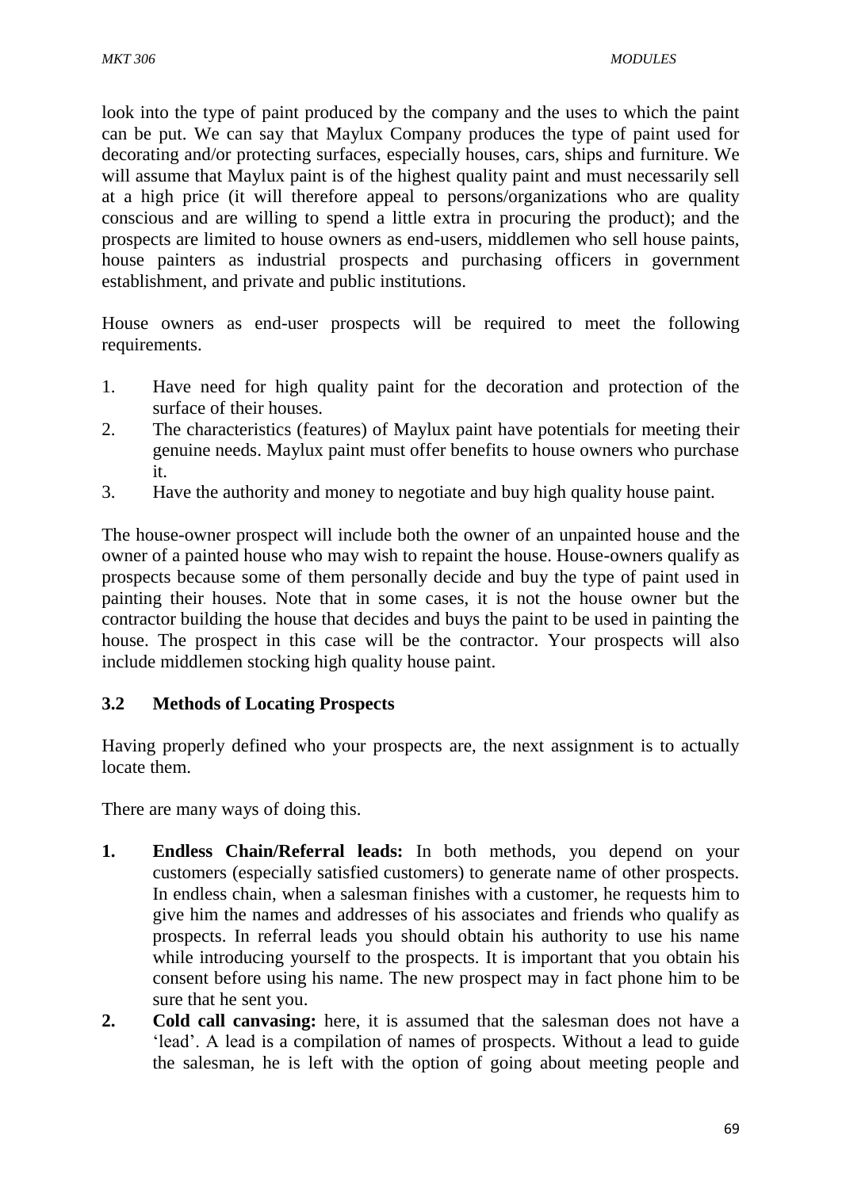look into the type of paint produced by the company and the uses to which the paint can be put. We can say that Maylux Company produces the type of paint used for decorating and/or protecting surfaces, especially houses, cars, ships and furniture. We will assume that Maylux paint is of the highest quality paint and must necessarily sell at a high price (it will therefore appeal to persons/organizations who are quality conscious and are willing to spend a little extra in procuring the product); and the prospects are limited to house owners as end-users, middlemen who sell house paints, house painters as industrial prospects and purchasing officers in government establishment, and private and public institutions.

House owners as end-user prospects will be required to meet the following requirements.

1. Have need for high quality paint for the decoration and protection of the surface of their houses.
2. The characteristics (features) of Maylux paint have potentials for meeting their genuine needs. Maylux paint must offer benefits to house owners who purchase it.
3. Have the authority and money to negotiate and buy high quality house paint.

The house-owner prospect will include both the owner of an unpainted house and the owner of a painted house who may wish to repaint the house. House-owners qualify as prospects because some of them personally decide and buy the type of paint used in painting their houses. Note that in some cases, it is not the house owner but the contractor building the house that decides and buys the paint to be used in painting the house. The prospect in this case will be the contractor. Your prospects will also include middlemen stocking high quality house paint.

### 3.2 Methods of Locating Prospects

Having properly defined who your prospects are, the next assignment is to actually locate them.

There are many ways of doing this.

1. **Endless Chain/Referral leads:** In both methods, you depend on your customers (especially satisfied customers) to generate name of other prospects. In endless chain, when a salesman finishes with a customer, he requests him to give him the names and addresses of his associates and friends who qualify as prospects. In referral leads you should obtain his authority to use his name while introducing yourself to the prospects. It is important that you obtain his consent before using his name. The new prospect may in fact phone him to be sure that he sent you.
2. **Cold call canvasing:** here, it is assumed that the salesman does not have a 'lead'. A lead is a compilation of names of prospects. Without a lead to guide the salesman, he is left with the option of going about meeting people and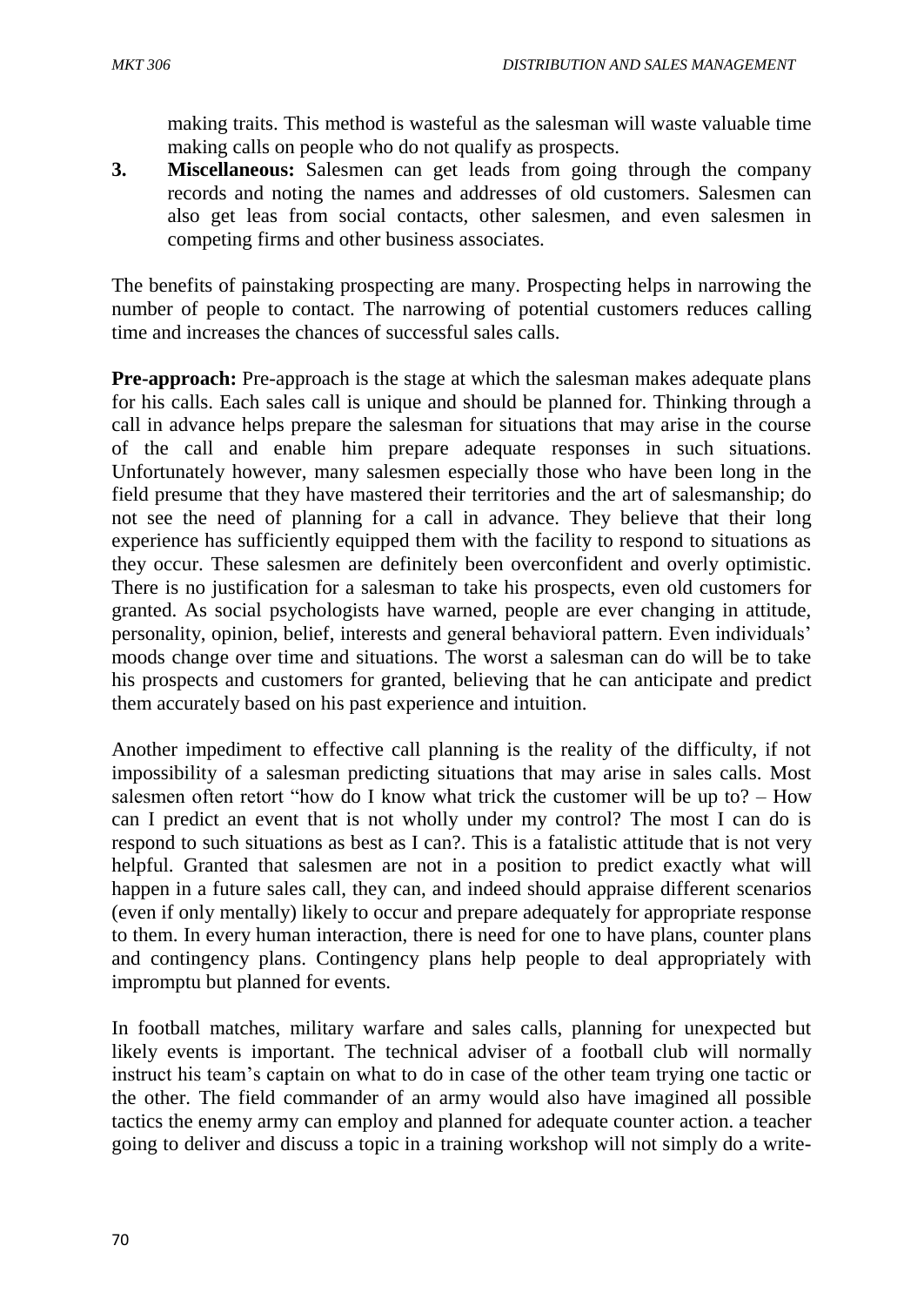making traits. This method is wasteful as the salesman will waste valuable time making calls on people who do not qualify as prospects.

3. **Miscellaneous:** Salesmen can get leads from going through the company records and noting the names and addresses of old customers. Salesmen can also get leas from social contacts, other salesmen, and even salesmen in competing firms and other business associates.

The benefits of painstaking prospecting are many. Prospecting helps in narrowing the number of people to contact. The narrowing of potential customers reduces calling time and increases the chances of successful sales calls.

**Pre-approach:** Pre-approach is the stage at which the salesman makes adequate plans for his calls. Each sales call is unique and should be planned for. Thinking through a call in advance helps prepare the salesman for situations that may arise in the course of the call and enable him prepare adequate responses in such situations. Unfortunately however, many salesmen especially those who have been long in the field presume that they have mastered their territories and the art of salesmanship; do not see the need of planning for a call in advance. They believe that their long experience has sufficiently equipped them with the facility to respond to situations as they occur. These salesmen are definitely been overconfident and overly optimistic. There is no justification for a salesman to take his prospects, even old customers for granted. As social psychologists have warned, people are ever changing in attitude, personality, opinion, belief, interests and general behavioral pattern. Even individuals' moods change over time and situations. The worst a salesman can do will be to take his prospects and customers for granted, believing that he can anticipate and predict them accurately based on his past experience and intuition.

Another impediment to effective call planning is the reality of the difficulty, if not impossibility of a salesman predicting situations that may arise in sales calls. Most salesmen often retort "how do I know what trick the customer will be up to? – How can I predict an event that is not wholly under my control? The most I can do is respond to such situations as best as I can?. This is a fatalistic attitude that is not very helpful. Granted that salesmen are not in a position to predict exactly what will happen in a future sales call, they can, and indeed should appraise different scenarios (even if only mentally) likely to occur and prepare adequately for appropriate response to them. In every human interaction, there is need for one to have plans, counter plans and contingency plans. Contingency plans help people to deal appropriately with impromptu but planned for events.

In football matches, military warfare and sales calls, planning for unexpected but likely events is important. The technical adviser of a football club will normally instruct his team's captain on what to do in case of the other team trying one tactic or the other. The field commander of an army would also have imagined all possible tactics the enemy army can employ and planned for adequate counter action. a teacher going to deliver and discuss a topic in a training workshop will not simply do a write-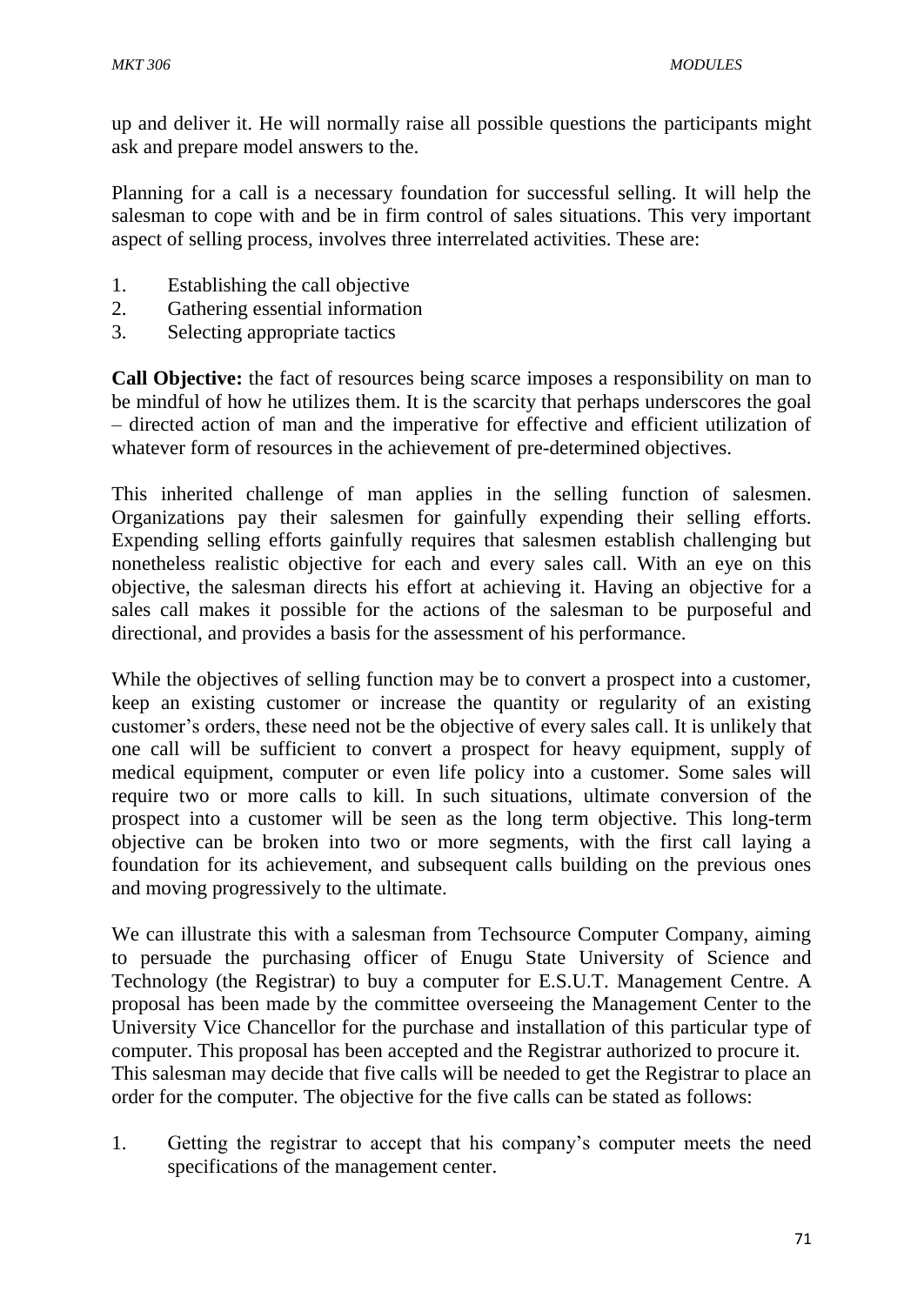up and deliver it. He will normally raise all possible questions the participants might ask and prepare model answers to the.

Planning for a call is a necessary foundation for successful selling. It will help the salesman to cope with and be in firm control of sales situations. This very important aspect of selling process, involves three interrelated activities. These are:

1. Establishing the call objective
2. Gathering essential information
3. Selecting appropriate tactics

**Call Objective:** the fact of resources being scarce imposes a responsibility on man to be mindful of how he utilizes them. It is the scarcity that perhaps underscores the goal – directed action of man and the imperative for effective and efficient utilization of whatever form of resources in the achievement of pre-determined objectives.

This inherited challenge of man applies in the selling function of salesmen. Organizations pay their salesmen for gainfully expending their selling efforts. Expending selling efforts gainfully requires that salesmen establish challenging but nonetheless realistic objective for each and every sales call. With an eye on this objective, the salesman directs his effort at achieving it. Having an objective for a sales call makes it possible for the actions of the salesman to be purposeful and directional, and provides a basis for the assessment of his performance.

While the objectives of selling function may be to convert a prospect into a customer, keep an existing customer or increase the quantity or regularity of an existing customer's orders, these need not be the objective of every sales call. It is unlikely that one call will be sufficient to convert a prospect for heavy equipment, supply of medical equipment, computer or even life policy into a customer. Some sales will require two or more calls to kill. In such situations, ultimate conversion of the prospect into a customer will be seen as the long term objective. This long-term objective can be broken into two or more segments, with the first call laying a foundation for its achievement, and subsequent calls building on the previous ones and moving progressively to the ultimate.

We can illustrate this with a salesman from Techsource Computer Company, aiming to persuade the purchasing officer of Enugu State University of Science and Technology (the Registrar) to buy a computer for E.S.U.T. Management Centre. A proposal has been made by the committee overseeing the Management Center to the University Vice Chancellor for the purchase and installation of this particular type of computer. This proposal has been accepted and the Registrar authorized to procure it. This salesman may decide that five calls will be needed to get the Registrar to place an order for the computer. The objective for the five calls can be stated as follows:

1. Getting the registrar to accept that his company's computer meets the need specifications of the management center.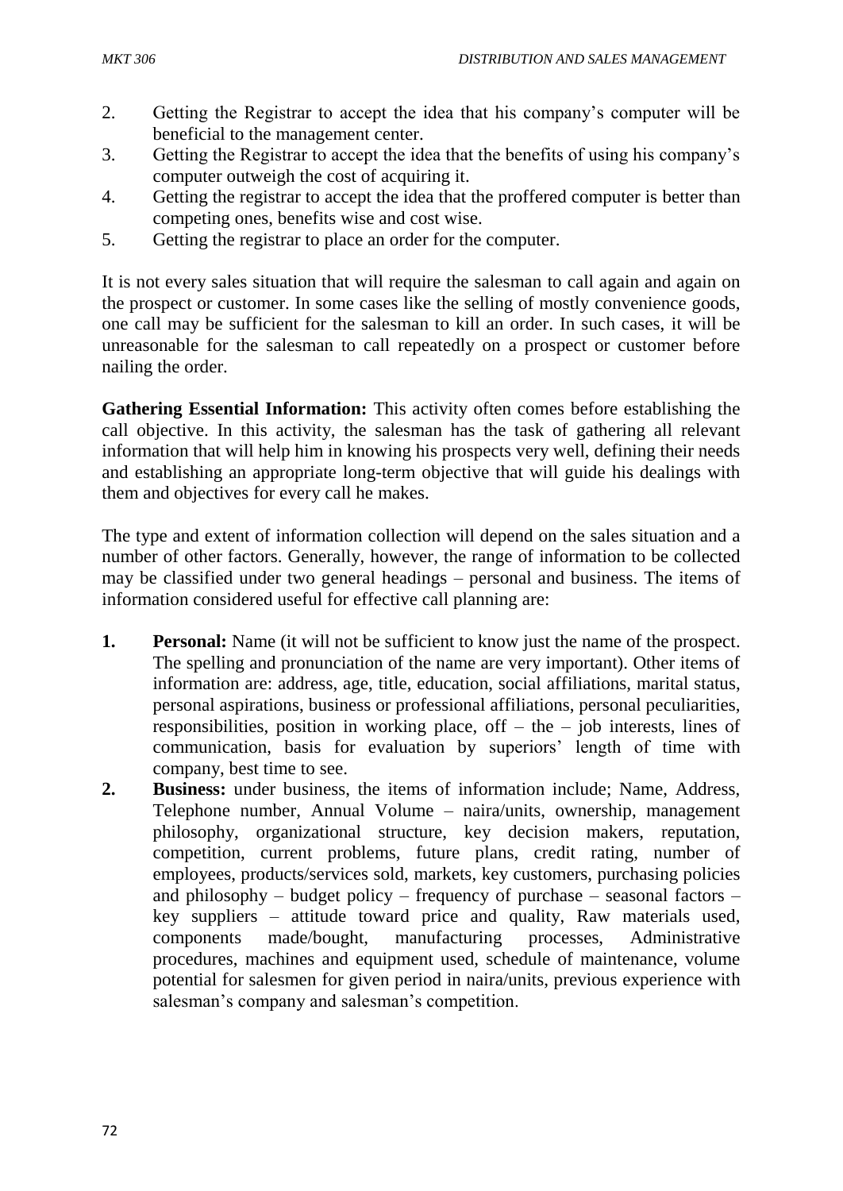2. Getting the Registrar to accept the idea that his company's computer will be beneficial to the management center.
3. Getting the Registrar to accept the idea that the benefits of using his company's computer outweigh the cost of acquiring it.
4. Getting the registrar to accept the idea that the proffered computer is better than competing ones, benefits wise and cost wise.
5. Getting the registrar to place an order for the computer.

It is not every sales situation that will require the salesman to call again and again on the prospect or customer. In some cases like the selling of mostly convenience goods, one call may be sufficient for the salesman to kill an order. In such cases, it will be unreasonable for the salesman to call repeatedly on a prospect or customer before nailing the order.

**Gathering Essential Information:** This activity often comes before establishing the call objective. In this activity, the salesman has the task of gathering all relevant information that will help him in knowing his prospects very well, defining their needs and establishing an appropriate long-term objective that will guide his dealings with them and objectives for every call he makes.

The type and extent of information collection will depend on the sales situation and a number of other factors. Generally, however, the range of information to be collected may be classified under two general headings – personal and business. The items of information considered useful for effective call planning are:

1. **Personal:** Name (it will not be sufficient to know just the name of the prospect. The spelling and pronunciation of the name are very important). Other items of information are: address, age, title, education, social affiliations, marital status, personal aspirations, business or professional affiliations, personal peculiarities, responsibilities, position in working place, off – the – job interests, lines of communication, basis for evaluation by superiors' length of time with company, best time to see.
2. **Business:** under business, the items of information include; Name, Address, Telephone number, Annual Volume – naira/units, ownership, management philosophy, organizational structure, key decision makers, reputation, competition, current problems, future plans, credit rating, number of employees, products/services sold, markets, key customers, purchasing policies and philosophy – budget policy – frequency of purchase – seasonal factors – key suppliers – attitude toward price and quality, Raw materials used, components made/bought, manufacturing processes, Administrative procedures, machines and equipment used, schedule of maintenance, volume potential for salesmen for given period in naira/units, previous experience with salesman's company and salesman's competition.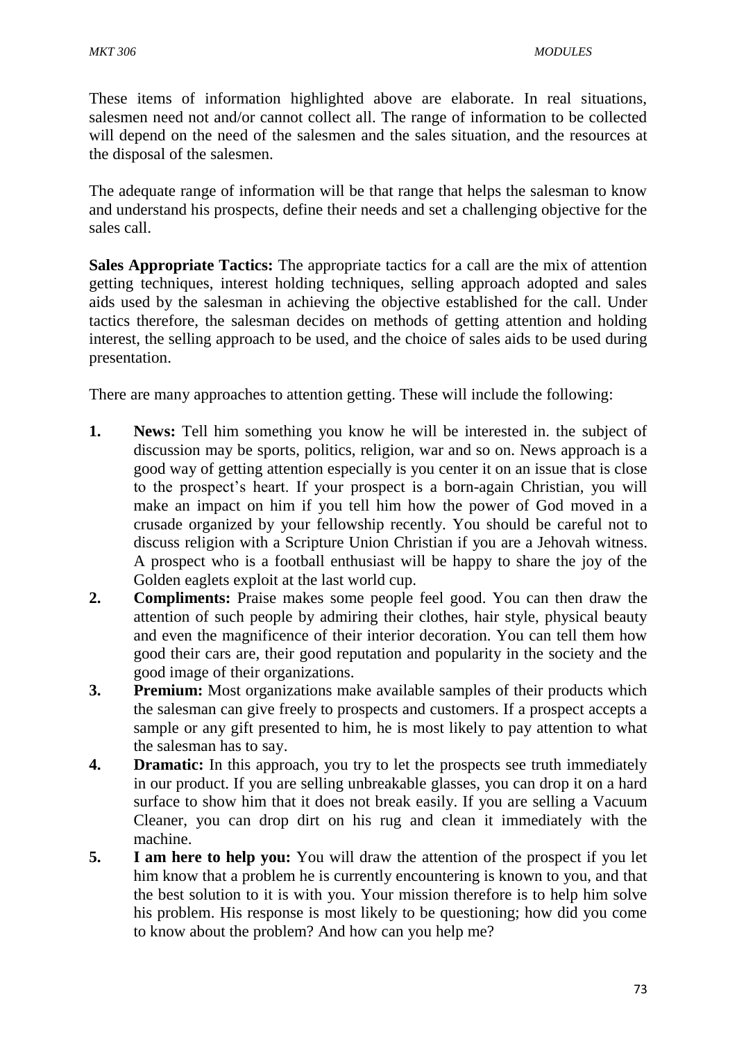These items of information highlighted above are elaborate. In real situations, salesmen need not and/or cannot collect all. The range of information to be collected will depend on the need of the salesmen and the sales situation, and the resources at the disposal of the salesmen.

The adequate range of information will be that range that helps the salesman to know and understand his prospects, define their needs and set a challenging objective for the sales call.

**Sales Appropriate Tactics:** The appropriate tactics for a call are the mix of attention getting techniques, interest holding techniques, selling approach adopted and sales aids used by the salesman in achieving the objective established for the call. Under tactics therefore, the salesman decides on methods of getting attention and holding interest, the selling approach to be used, and the choice of sales aids to be used during presentation.

There are many approaches to attention getting. These will include the following:

1. **News:** Tell him something you know he will be interested in. the subject of discussion may be sports, politics, religion, war and so on. News approach is a good way of getting attention especially is you center it on an issue that is close to the prospect's heart. If your prospect is a born-again Christian, you will make an impact on him if you tell him how the power of God moved in a crusade organized by your fellowship recently. You should be careful not to discuss religion with a Scripture Union Christian if you are a Jehovah witness. A prospect who is a football enthusiast will be happy to share the joy of the Golden eaglets exploit at the last world cup.
2. **Compliments:** Praise makes some people feel good. You can then draw the attention of such people by admiring their clothes, hair style, physical beauty and even the magnificence of their interior decoration. You can tell them how good their cars are, their good reputation and popularity in the society and the good image of their organizations.
3. **Premium:** Most organizations make available samples of their products which the salesman can give freely to prospects and customers. If a prospect accepts a sample or any gift presented to him, he is most likely to pay attention to what the salesman has to say.
4. **Dramatic:** In this approach, you try to let the prospects see truth immediately in our product. If you are selling unbreakable glasses, you can drop it on a hard surface to show him that it does not break easily. If you are selling a Vacuum Cleaner, you can drop dirt on his rug and clean it immediately with the machine.
5. **I am here to help you:** You will draw the attention of the prospect if you let him know that a problem he is currently encountering is known to you, and that the best solution to it is with you. Your mission therefore is to help him solve his problem. His response is most likely to be questioning; how did you come to know about the problem? And how can you help me?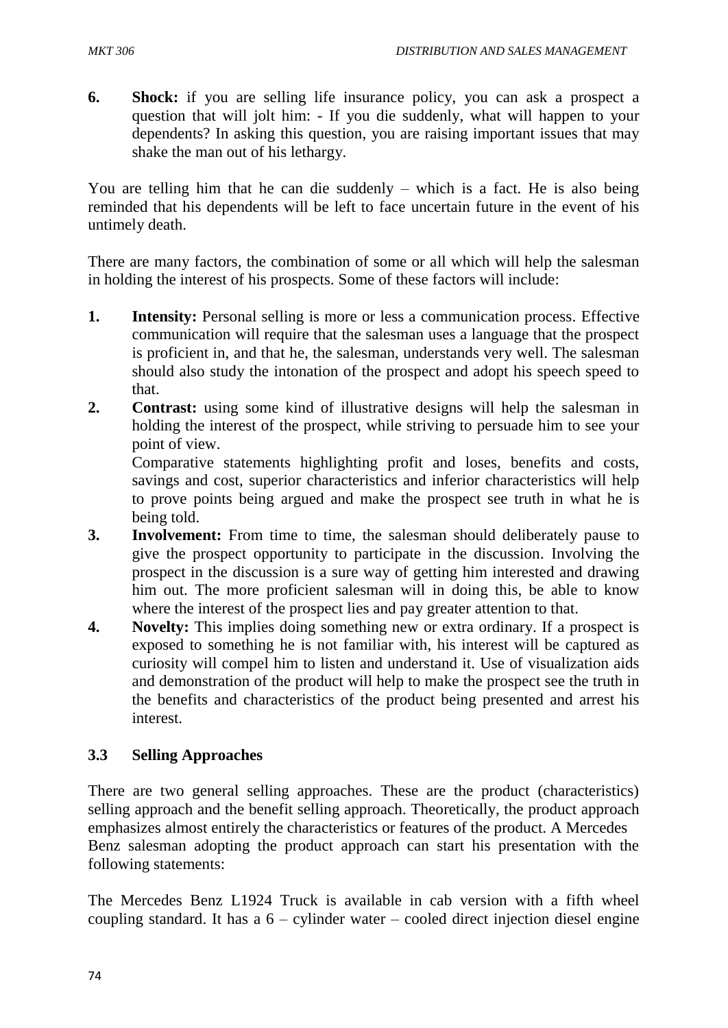6. **Shock:** if you are selling life insurance policy, you can ask a prospect a question that will jolt him: - If you die suddenly, what will happen to your dependents? In asking this question, you are raising important issues that may shake the man out of his lethargy.

You are telling him that he can die suddenly – which is a fact. He is also being reminded that his dependents will be left to face uncertain future in the event of his untimely death.

There are many factors, the combination of some or all which will help the salesman in holding the interest of his prospects. Some of these factors will include:

1. **Intensity:** Personal selling is more or less a communication process. Effective communication will require that the salesman uses a language that the prospect is proficient in, and that he, the salesman, understands very well. The salesman should also study the intonation of the prospect and adopt his speech speed to that.
2. **Contrast:** using some kind of illustrative designs will help the salesman in holding the interest of the prospect, while striving to persuade him to see your point of view.

   Comparative statements highlighting profit and loses, benefits and costs, savings and cost, superior characteristics and inferior characteristics will help to prove points being argued and make the prospect see truth in what he is being told.
3. **Involvement:** From time to time, the salesman should deliberately pause to give the prospect opportunity to participate in the discussion. Involving the prospect in the discussion is a sure way of getting him interested and drawing him out. The more proficient salesman will in doing this, be able to know where the interest of the prospect lies and pay greater attention to that.
4. **Novelty:** This implies doing something new or extra ordinary. If a prospect is exposed to something he is not familiar with, his interest will be captured as curiosity will compel him to listen and understand it. Use of visualization aids and demonstration of the product will help to make the prospect see the truth in the benefits and characteristics of the product being presented and arrest his interest.

### 3.3 Selling Approaches

There are two general selling approaches. These are the product (characteristics) selling approach and the benefit selling approach. Theoretically, the product approach emphasizes almost entirely the characteristics or features of the product. A Mercedes Benz salesman adopting the product approach can start his presentation with the following statements:

The Mercedes Benz L1924 Truck is available in cab version with a fifth wheel coupling standard. It has a 6 – cylinder water – cooled direct injection diesel engine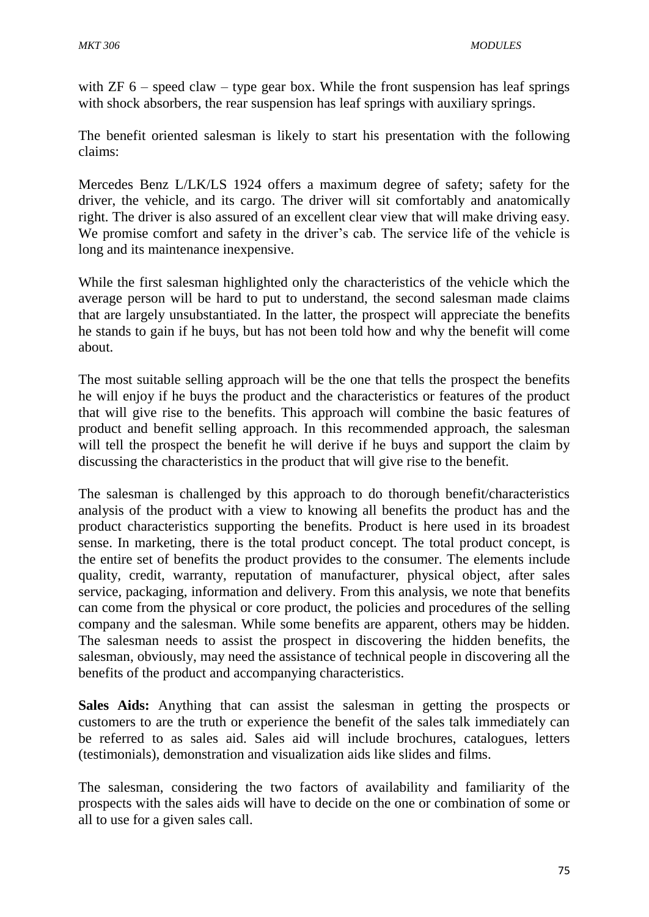with ZF 6 – speed claw – type gear box. While the front suspension has leaf springs with shock absorbers, the rear suspension has leaf springs with auxiliary springs.

The benefit oriented salesman is likely to start his presentation with the following claims:

Mercedes Benz L/LK/LS 1924 offers a maximum degree of safety; safety for the driver, the vehicle, and its cargo. The driver will sit comfortably and anatomically right. The driver is also assured of an excellent clear view that will make driving easy. We promise comfort and safety in the driver's cab. The service life of the vehicle is long and its maintenance inexpensive.

While the first salesman highlighted only the characteristics of the vehicle which the average person will be hard to put to understand, the second salesman made claims that are largely unsubstantiated. In the latter, the prospect will appreciate the benefits he stands to gain if he buys, but has not been told how and why the benefit will come about.

The most suitable selling approach will be the one that tells the prospect the benefits he will enjoy if he buys the product and the characteristics or features of the product that will give rise to the benefits. This approach will combine the basic features of product and benefit selling approach. In this recommended approach, the salesman will tell the prospect the benefit he will derive if he buys and support the claim by discussing the characteristics in the product that will give rise to the benefit.

The salesman is challenged by this approach to do thorough benefit/characteristics analysis of the product with a view to knowing all benefits the product has and the product characteristics supporting the benefits. Product is here used in its broadest sense. In marketing, there is the total product concept. The total product concept, is the entire set of benefits the product provides to the consumer. The elements include quality, credit, warranty, reputation of manufacturer, physical object, after sales service, packaging, information and delivery. From this analysis, we note that benefits can come from the physical or core product, the policies and procedures of the selling company and the salesman. While some benefits are apparent, others may be hidden. The salesman needs to assist the prospect in discovering the hidden benefits, the salesman, obviously, may need the assistance of technical people in discovering all the benefits of the product and accompanying characteristics.

**Sales Aids:** Anything that can assist the salesman in getting the prospects or customers to are the truth or experience the benefit of the sales talk immediately can be referred to as sales aid. Sales aid will include brochures, catalogues, letters (testimonials), demonstration and visualization aids like slides and films.

The salesman, considering the two factors of availability and familiarity of the prospects with the sales aids will have to decide on the one or combination of some or all to use for a given sales call.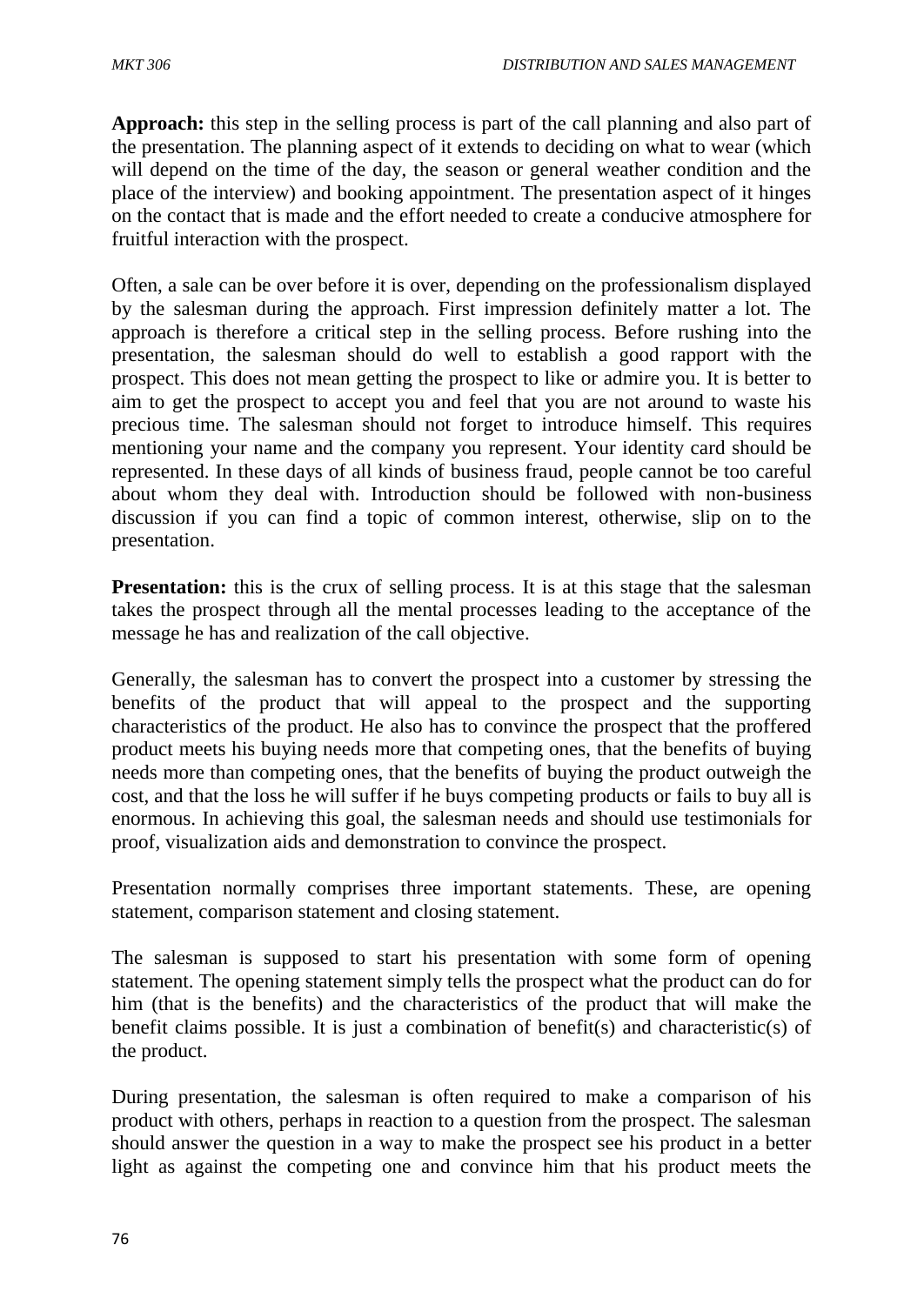**Approach:** this step in the selling process is part of the call planning and also part of the presentation. The planning aspect of it extends to deciding on what to wear (which will depend on the time of the day, the season or general weather condition and the place of the interview) and booking appointment. The presentation aspect of it hinges on the contact that is made and the effort needed to create a conducive atmosphere for fruitful interaction with the prospect.

Often, a sale can be over before it is over, depending on the professionalism displayed by the salesman during the approach. First impression definitely matter a lot. The approach is therefore a critical step in the selling process. Before rushing into the presentation, the salesman should do well to establish a good rapport with the prospect. This does not mean getting the prospect to like or admire you. It is better to aim to get the prospect to accept you and feel that you are not around to waste his precious time. The salesman should not forget to introduce himself. This requires mentioning your name and the company you represent. Your identity card should be represented. In these days of all kinds of business fraud, people cannot be too careful about whom they deal with. Introduction should be followed with non-business discussion if you can find a topic of common interest, otherwise, slip on to the presentation.

**Presentation:** this is the crux of selling process. It is at this stage that the salesman takes the prospect through all the mental processes leading to the acceptance of the message he has and realization of the call objective.

Generally, the salesman has to convert the prospect into a customer by stressing the benefits of the product that will appeal to the prospect and the supporting characteristics of the product. He also has to convince the prospect that the proffered product meets his buying needs more that competing ones, that the benefits of buying needs more than competing ones, that the benefits of buying the product outweigh the cost, and that the loss he will suffer if he buys competing products or fails to buy all is enormous. In achieving this goal, the salesman needs and should use testimonials for proof, visualization aids and demonstration to convince the prospect.

Presentation normally comprises three important statements. These, are opening statement, comparison statement and closing statement.

The salesman is supposed to start his presentation with some form of opening statement. The opening statement simply tells the prospect what the product can do for him (that is the benefits) and the characteristics of the product that will make the benefit claims possible. It is just a combination of benefit(s) and characteristic(s) of the product.

During presentation, the salesman is often required to make a comparison of his product with others, perhaps in reaction to a question from the prospect. The salesman should answer the question in a way to make the prospect see his product in a better light as against the competing one and convince him that his product meets the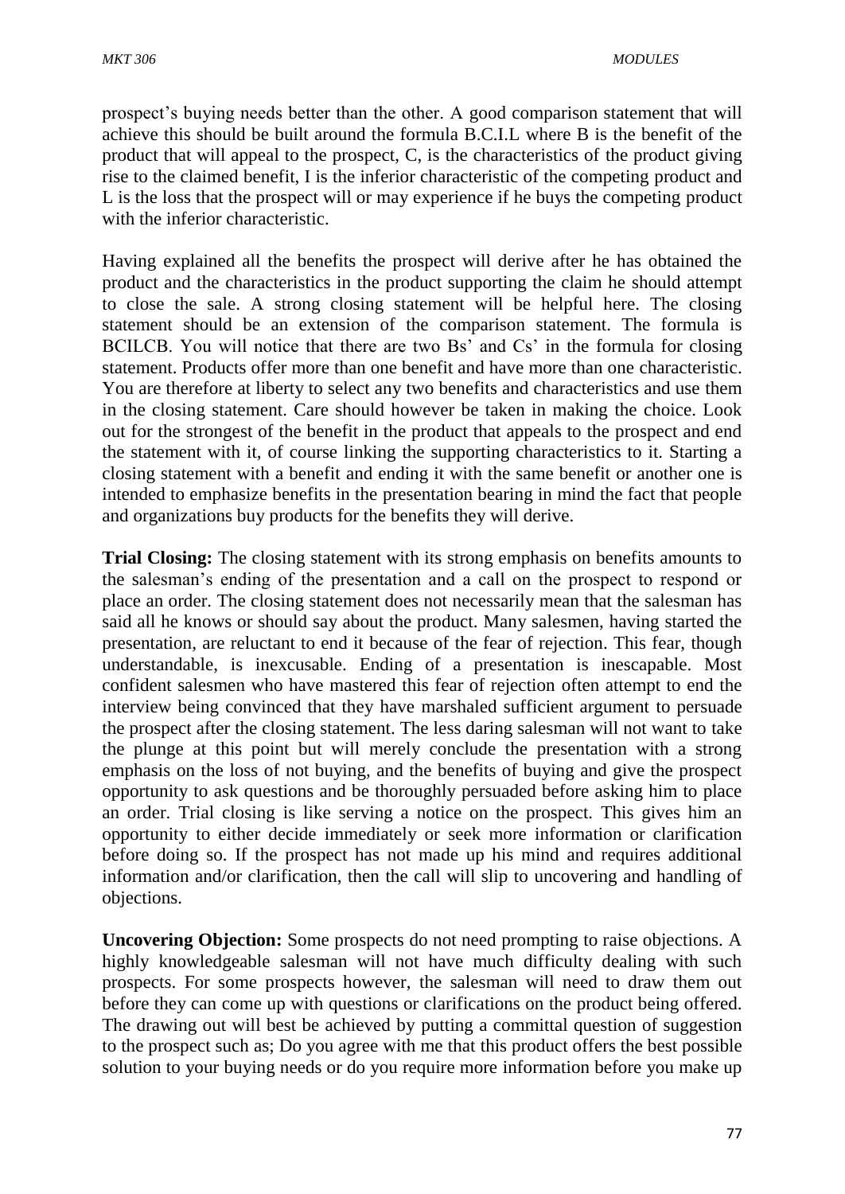prospect's buying needs better than the other. A good comparison statement that will achieve this should be built around the formula B.C.I.L where B is the benefit of the product that will appeal to the prospect, C, is the characteristics of the product giving rise to the claimed benefit, I is the inferior characteristic of the competing product and L is the loss that the prospect will or may experience if he buys the competing product with the inferior characteristic.

Having explained all the benefits the prospect will derive after he has obtained the product and the characteristics in the product supporting the claim he should attempt to close the sale. A strong closing statement will be helpful here. The closing statement should be an extension of the comparison statement. The formula is BCILCB. You will notice that there are two Bs' and Cs' in the formula for closing statement. Products offer more than one benefit and have more than one characteristic. You are therefore at liberty to select any two benefits and characteristics and use them in the closing statement. Care should however be taken in making the choice. Look out for the strongest of the benefit in the product that appeals to the prospect and end the statement with it, of course linking the supporting characteristics to it. Starting a closing statement with a benefit and ending it with the same benefit or another one is intended to emphasize benefits in the presentation bearing in mind the fact that people and organizations buy products for the benefits they will derive.

**Trial Closing:** The closing statement with its strong emphasis on benefits amounts to the salesman's ending of the presentation and a call on the prospect to respond or place an order. The closing statement does not necessarily mean that the salesman has said all he knows or should say about the product. Many salesmen, having started the presentation, are reluctant to end it because of the fear of rejection. This fear, though understandable, is inexcusable. Ending of a presentation is inescapable. Most confident salesmen who have mastered this fear of rejection often attempt to end the interview being convinced that they have marshaled sufficient argument to persuade the prospect after the closing statement. The less daring salesman will not want to take the plunge at this point but will merely conclude the presentation with a strong emphasis on the loss of not buying, and the benefits of buying and give the prospect opportunity to ask questions and be thoroughly persuaded before asking him to place an order. Trial closing is like serving a notice on the prospect. This gives him an opportunity to either decide immediately or seek more information or clarification before doing so. If the prospect has not made up his mind and requires additional information and/or clarification, then the call will slip to uncovering and handling of objections.

**Uncovering Objection:** Some prospects do not need prompting to raise objections. A highly knowledgeable salesman will not have much difficulty dealing with such prospects. For some prospects however, the salesman will need to draw them out before they can come up with questions or clarifications on the product being offered. The drawing out will best be achieved by putting a committal question of suggestion to the prospect such as; Do you agree with me that this product offers the best possible solution to your buying needs or do you require more information before you make up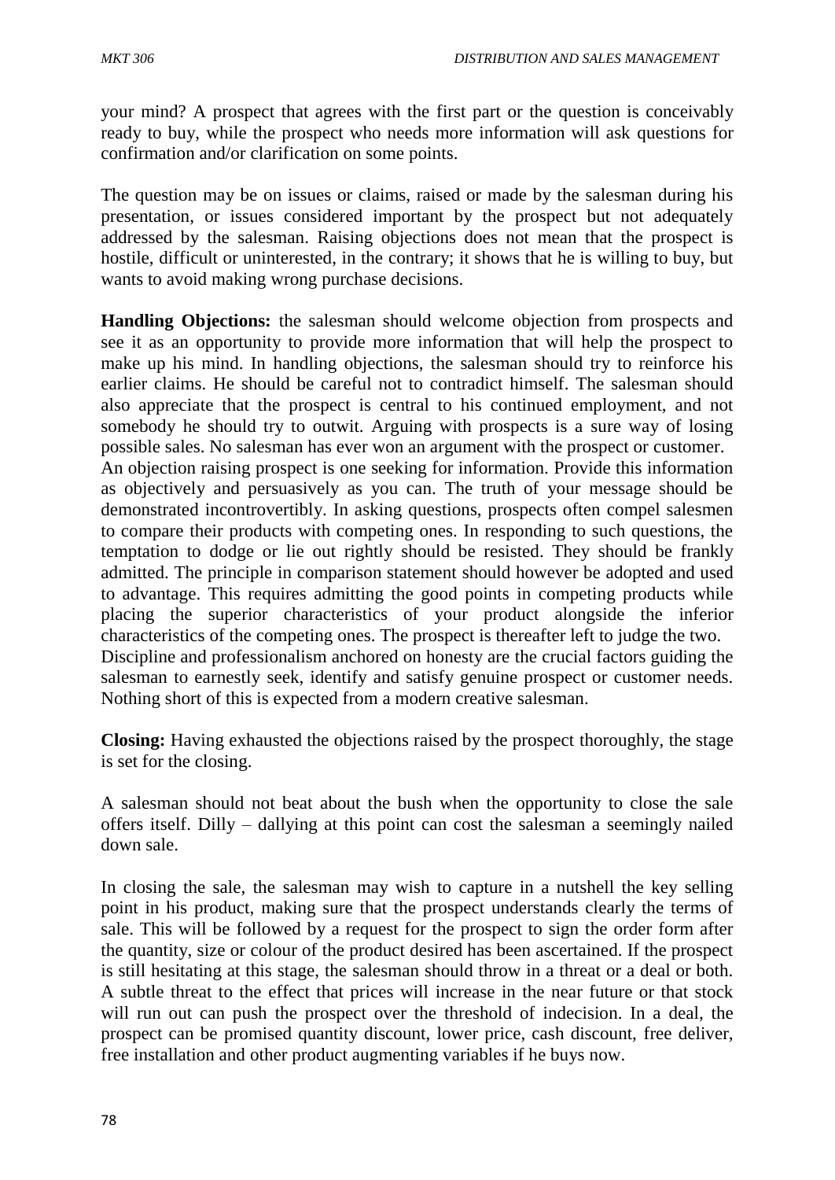your mind? A prospect that agrees with the first part or the question is conceivably ready to buy, while the prospect who needs more information will ask questions for confirmation and/or clarification on some points.

The question may be on issues or claims, raised or made by the salesman during his presentation, or issues considered important by the prospect but not adequately addressed by the salesman. Raising objections does not mean that the prospect is hostile, difficult or uninterested, in the contrary; it shows that he is willing to buy, but wants to avoid making wrong purchase decisions.

**Handling Objections:** the salesman should welcome objection from prospects and see it as an opportunity to provide more information that will help the prospect to make up his mind. In handling objections, the salesman should try to reinforce his earlier claims. He should be careful not to contradict himself. The salesman should also appreciate that the prospect is central to his continued employment, and not somebody he should try to outwit. Arguing with prospects is a sure way of losing possible sales. No salesman has ever won an argument with the prospect or customer.
An objection raising prospect is one seeking for information. Provide this information as objectively and persuasively as you can. The truth of your message should be demonstrated incontrovertibly. In asking questions, prospects often compel salesmen to compare their products with competing ones. In responding to such questions, the temptation to dodge or lie out rightly should be resisted. They should be frankly admitted. The principle in comparison statement should however be adopted and used to advantage. This requires admitting the good points in competing products while placing the superior characteristics of your product alongside the inferior characteristics of the competing ones. The prospect is thereafter left to judge the two.
Discipline and professionalism anchored on honesty are the crucial factors guiding the salesman to earnestly seek, identify and satisfy genuine prospect or customer needs. Nothing short of this is expected from a modern creative salesman.

**Closing:** Having exhausted the objections raised by the prospect thoroughly, the stage is set for the closing.

A salesman should not beat about the bush when the opportunity to close the sale offers itself. Dilly – dallying at this point can cost the salesman a seemingly nailed down sale.

In closing the sale, the salesman may wish to capture in a nutshell the key selling point in his product, making sure that the prospect understands clearly the terms of sale. This will be followed by a request for the prospect to sign the order form after the quantity, size or colour of the product desired has been ascertained. If the prospect is still hesitating at this stage, the salesman should throw in a threat or a deal or both. A subtle threat to the effect that prices will increase in the near future or that stock will run out can push the prospect over the threshold of indecision. In a deal, the prospect can be promised quantity discount, lower price, cash discount, free deliver, free installation and other product augmenting variables if he buys now.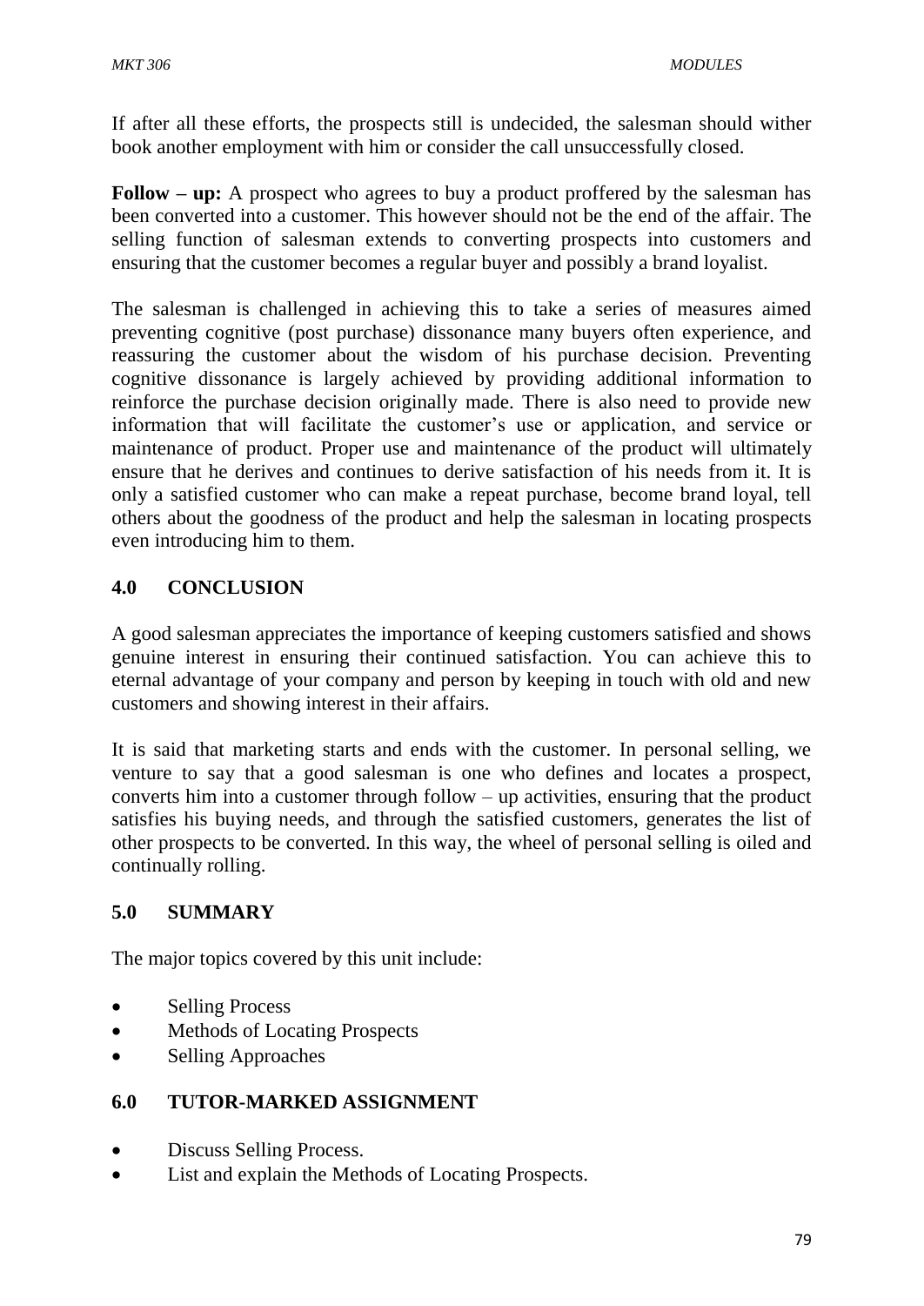If after all these efforts, the prospects still is undecided, the salesman should wither book another employment with him or consider the call unsuccessfully closed.

**Follow – up:** A prospect who agrees to buy a product proffered by the salesman has been converted into a customer. This however should not be the end of the affair. The selling function of salesman extends to converting prospects into customers and ensuring that the customer becomes a regular buyer and possibly a brand loyalist.

The salesman is challenged in achieving this to take a series of measures aimed preventing cognitive (post purchase) dissonance many buyers often experience, and reassuring the customer about the wisdom of his purchase decision. Preventing cognitive dissonance is largely achieved by providing additional information to reinforce the purchase decision originally made. There is also need to provide new information that will facilitate the customer's use or application, and service or maintenance of product. Proper use and maintenance of the product will ultimately ensure that he derives and continues to derive satisfaction of his needs from it. It is only a satisfied customer who can make a repeat purchase, become brand loyal, tell others about the goodness of the product and help the salesman in locating prospects even introducing him to them.

## 4.0 CONCLUSION

A good salesman appreciates the importance of keeping customers satisfied and shows genuine interest in ensuring their continued satisfaction. You can achieve this to eternal advantage of your company and person by keeping in touch with old and new customers and showing interest in their affairs.

It is said that marketing starts and ends with the customer. In personal selling, we venture to say that a good salesman is one who defines and locates a prospect, converts him into a customer through follow – up activities, ensuring that the product satisfies his buying needs, and through the satisfied customers, generates the list of other prospects to be converted. In this way, the wheel of personal selling is oiled and continually rolling.

## 5.0 SUMMARY

The major topics covered by this unit include:

- Selling Process
- Methods of Locating Prospects
- Selling Approaches

## 6.0 TUTOR-MARKED ASSIGNMENT

- Discuss Selling Process.
- List and explain the Methods of Locating Prospects.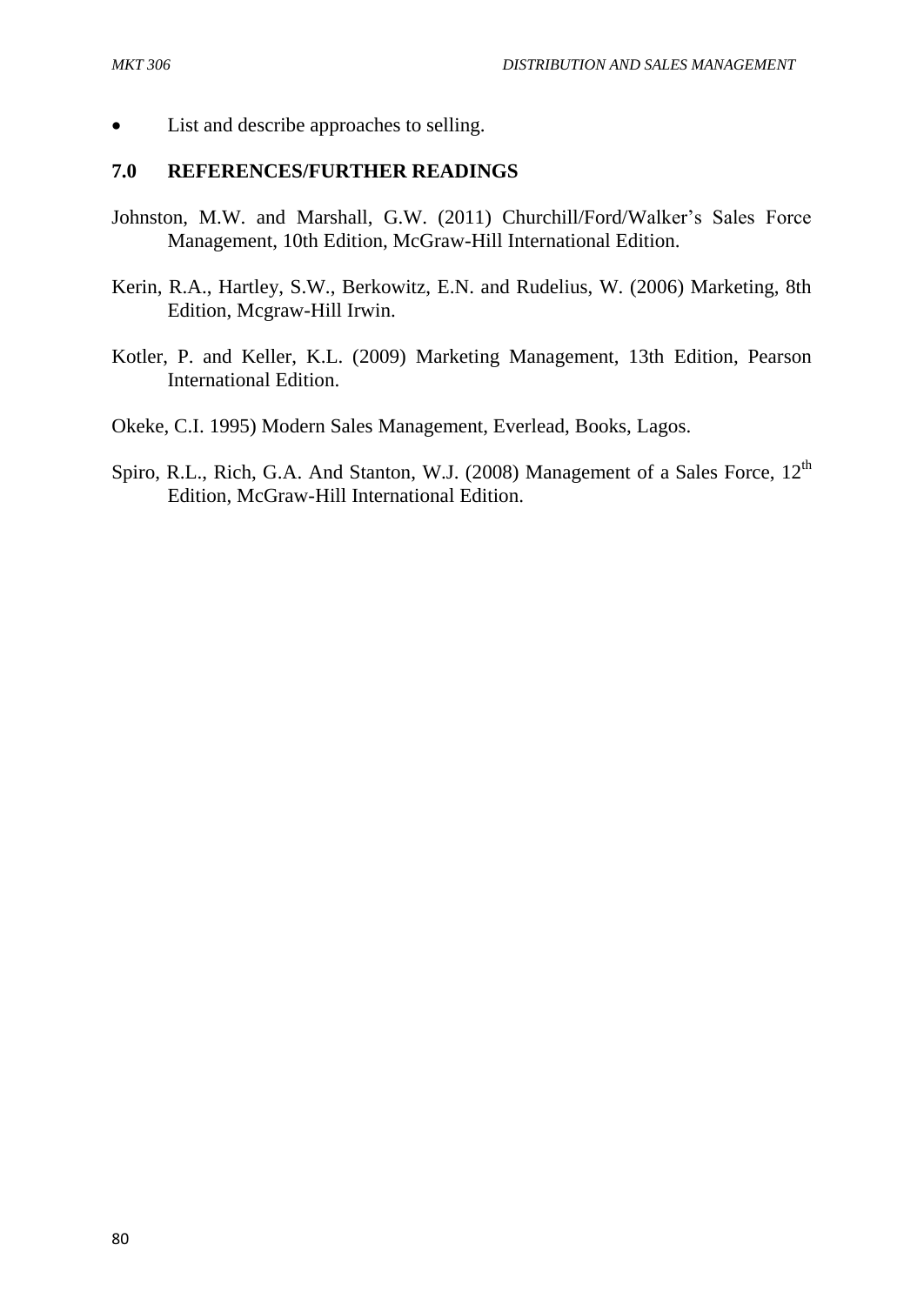- List and describe approaches to selling.

## 7.0 REFERENCES/FURTHER READINGS

Johnston, M.W. and Marshall, G.W. (2011) Churchill/Ford/Walker's Sales Force Management, 10th Edition, McGraw-Hill International Edition.

Kerin, R.A., Hartley, S.W., Berkowitz, E.N. and Rudelius, W. (2006) Marketing, 8th Edition, Mcgraw-Hill Irwin.

Kotler, P. and Keller, K.L. (2009) Marketing Management, 13th Edition, Pearson International Edition.

Okeke, C.I. 1995) Modern Sales Management, Everlead, Books, Lagos.

Spiro, R.L., Rich, G.A. And Stanton, W.J. (2008) Management of a Sales Force, 12th Edition, McGraw-Hill International Edition.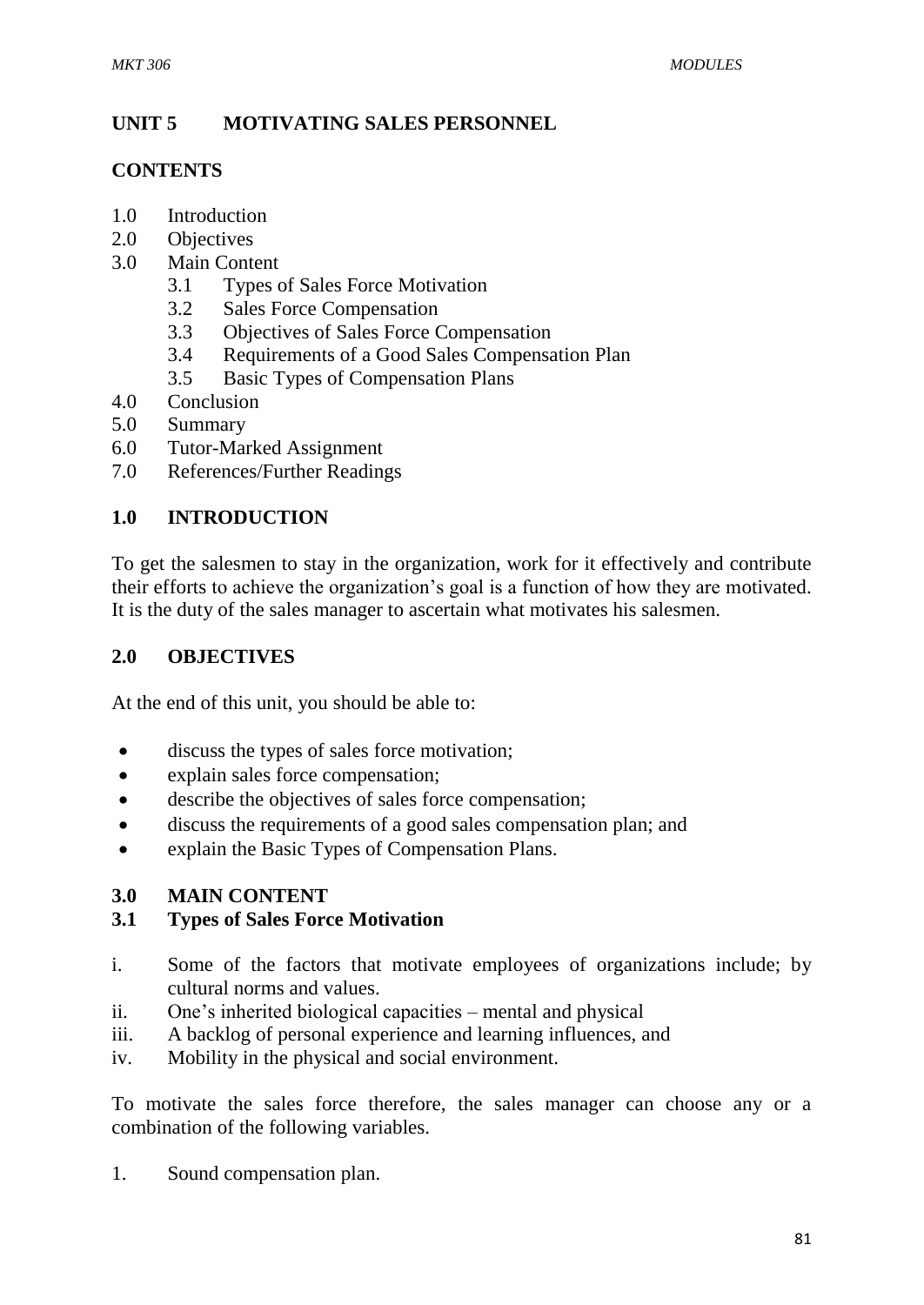## UNIT 5 MOTIVATING SALES PERSONNEL

### CONTENTS

1.0 Introduction
2.0 Objectives
3.0 Main Content
   3.1 Types of Sales Force Motivation
   3.2 Sales Force Compensation
   3.3 Objectives of Sales Force Compensation
   3.4 Requirements of a Good Sales Compensation Plan
   3.5 Basic Types of Compensation Plans
4.0 Conclusion
5.0 Summary
6.0 Tutor-Marked Assignment
7.0 References/Further Readings

### 1.0 INTRODUCTION

To get the salesmen to stay in the organization, work for it effectively and contribute their efforts to achieve the organization's goal is a function of how they are motivated. It is the duty of the sales manager to ascertain what motivates his salesmen.

### 2.0 OBJECTIVES

At the end of this unit, you should be able to:

- discuss the types of sales force motivation;
- explain sales force compensation;
- describe the objectives of sales force compensation;
- discuss the requirements of a good sales compensation plan; and
- explain the Basic Types of Compensation Plans.

### 3.0 MAIN CONTENT

### 3.1 Types of Sales Force Motivation

i. Some of the factors that motivate employees of organizations include; by cultural norms and values.
ii. One's inherited biological capacities – mental and physical
iii. A backlog of personal experience and learning influences, and
iv. Mobility in the physical and social environment.

To motivate the sales force therefore, the sales manager can choose any or a combination of the following variables.

1. Sound compensation plan.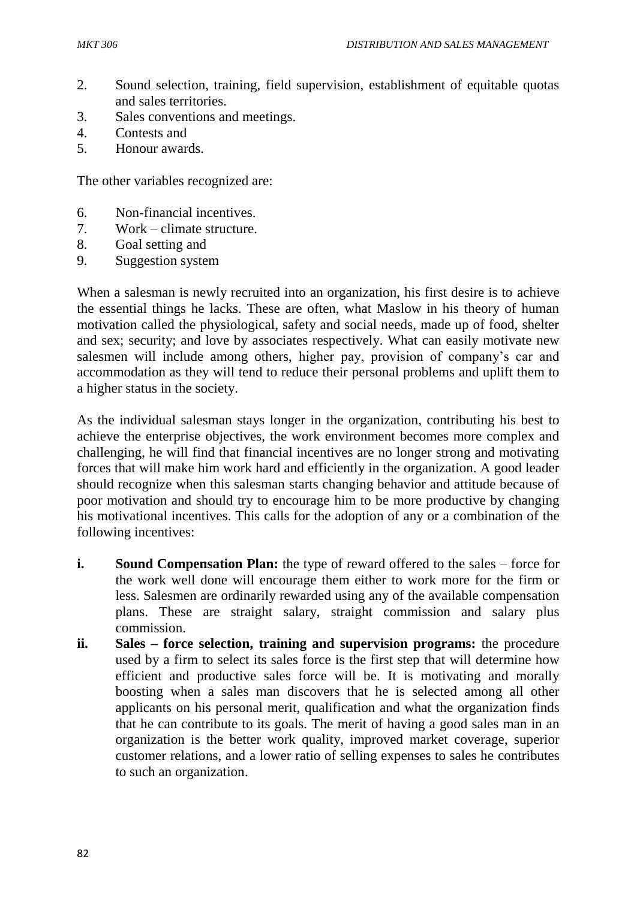2. Sound selection, training, field supervision, establishment of equitable quotas and sales territories.
3. Sales conventions and meetings.
4. Contests and
5. Honour awards.

The other variables recognized are:

6. Non-financial incentives.
7. Work – climate structure.
8. Goal setting and
9. Suggestion system

When a salesman is newly recruited into an organization, his first desire is to achieve the essential things he lacks. These are often, what Maslow in his theory of human motivation called the physiological, safety and social needs, made up of food, shelter and sex; security; and love by associates respectively. What can easily motivate new salesmen will include among others, higher pay, provision of company's car and accommodation as they will tend to reduce their personal problems and uplift them to a higher status in the society.

As the individual salesman stays longer in the organization, contributing his best to achieve the enterprise objectives, the work environment becomes more complex and challenging, he will find that financial incentives are no longer strong and motivating forces that will make him work hard and efficiently in the organization. A good leader should recognize when this salesman starts changing behavior and attitude because of poor motivation and should try to encourage him to be more productive by changing his motivational incentives. This calls for the adoption of any or a combination of the following incentives:

- **i. Sound Compensation Plan:** the type of reward offered to the sales – force for the work well done will encourage them either to work more for the firm or less. Salesmen are ordinarily rewarded using any of the available compensation plans. These are straight salary, straight commission and salary plus commission.
- **ii. Sales – force selection, training and supervision programs:** the procedure used by a firm to select its sales force is the first step that will determine how efficient and productive sales force will be. It is motivating and morally boosting when a sales man discovers that he is selected among all other applicants on his personal merit, qualification and what the organization finds that he can contribute to its goals. The merit of having a good sales man in an organization is the better work quality, improved market coverage, superior customer relations, and a lower ratio of selling expenses to sales he contributes to such an organization.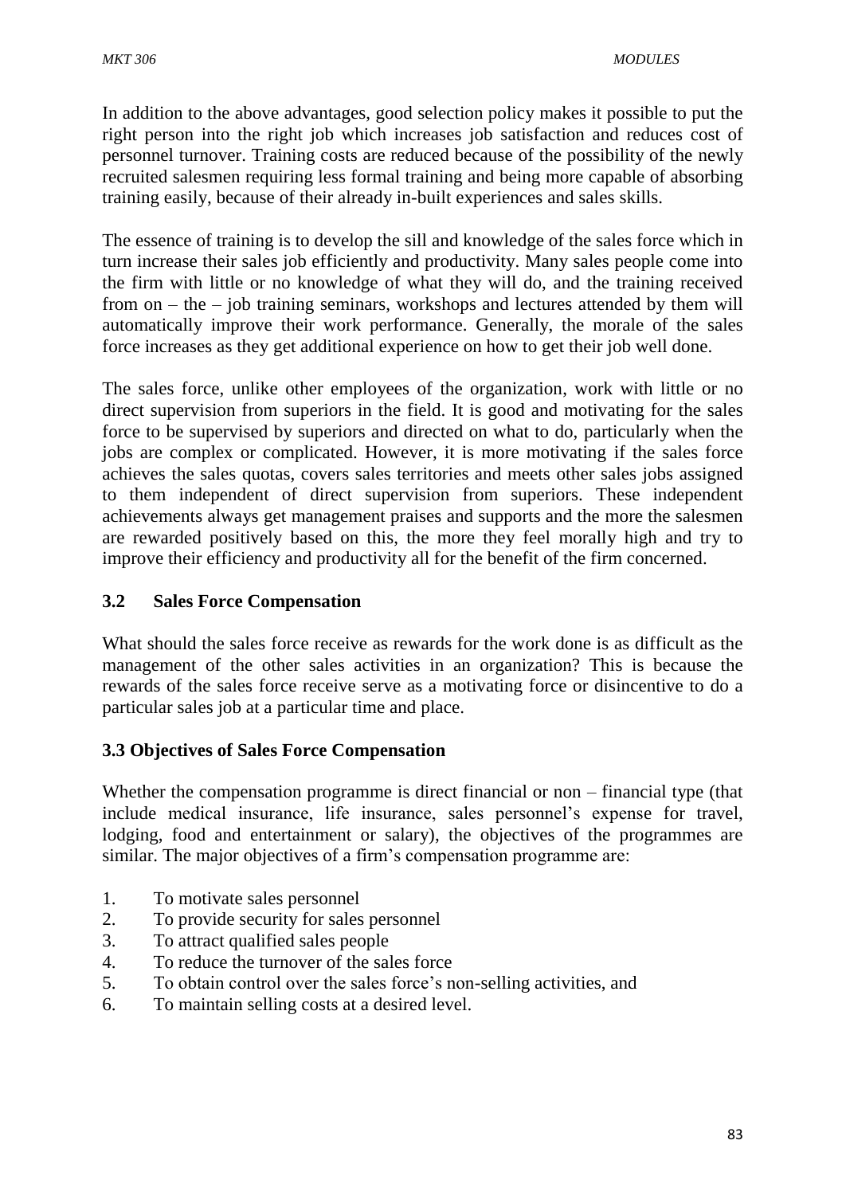In addition to the above advantages, good selection policy makes it possible to put the right person into the right job which increases job satisfaction and reduces cost of personnel turnover. Training costs are reduced because of the possibility of the newly recruited salesmen requiring less formal training and being more capable of absorbing training easily, because of their already in-built experiences and sales skills.

The essence of training is to develop the sill and knowledge of the sales force which in turn increase their sales job efficiently and productivity. Many sales people come into the firm with little or no knowledge of what they will do, and the training received from on – the – job training seminars, workshops and lectures attended by them will automatically improve their work performance. Generally, the morale of the sales force increases as they get additional experience on how to get their job well done.

The sales force, unlike other employees of the organization, work with little or no direct supervision from superiors in the field. It is good and motivating for the sales force to be supervised by superiors and directed on what to do, particularly when the jobs are complex or complicated. However, it is more motivating if the sales force achieves the sales quotas, covers sales territories and meets other sales jobs assigned to them independent of direct supervision from superiors. These independent achievements always get management praises and supports and the more the salesmen are rewarded positively based on this, the more they feel morally high and try to improve their efficiency and productivity all for the benefit of the firm concerned.

### 3.2 Sales Force Compensation

What should the sales force receive as rewards for the work done is as difficult as the management of the other sales activities in an organization? This is because the rewards of the sales force receive serve as a motivating force or disincentive to do a particular sales job at a particular time and place.

### 3.3 Objectives of Sales Force Compensation

Whether the compensation programme is direct financial or non – financial type (that include medical insurance, life insurance, sales personnel's expense for travel, lodging, food and entertainment or salary), the objectives of the programmes are similar. The major objectives of a firm's compensation programme are:

1. To motivate sales personnel
2. To provide security for sales personnel
3. To attract qualified sales people
4. To reduce the turnover of the sales force
5. To obtain control over the sales force's non-selling activities, and
6. To maintain selling costs at a desired level.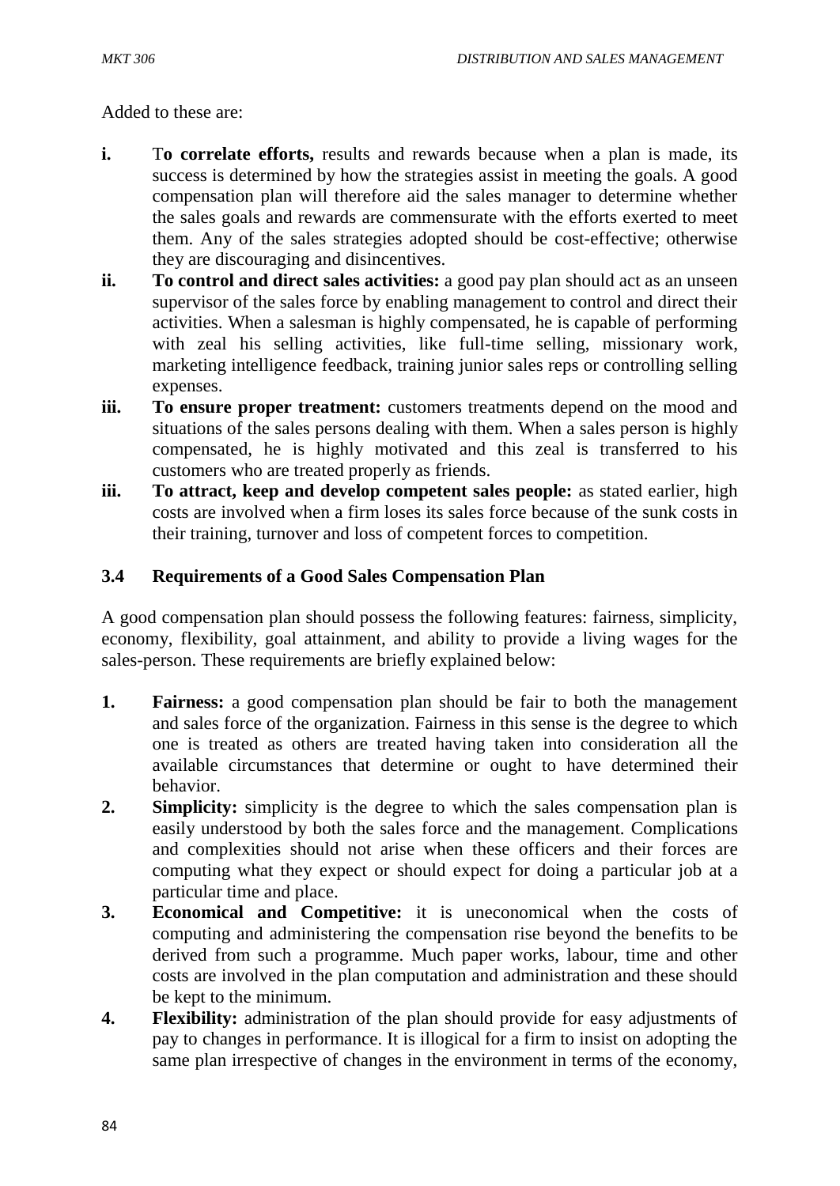Added to these are:

**i.** T**o correlate efforts,** results and rewards because when a plan is made, its success is determined by how the strategies assist in meeting the goals. A good compensation plan will therefore aid the sales manager to determine whether the sales goals and rewards are commensurate with the efforts exerted to meet them. Any of the sales strategies adopted should be cost-effective; otherwise they are discouraging and disincentives.

**ii.** **To control and direct sales activities:** a good pay plan should act as an unseen supervisor of the sales force by enabling management to control and direct their activities. When a salesman is highly compensated, he is capable of performing with zeal his selling activities, like full-time selling, missionary work, marketing intelligence feedback, training junior sales reps or controlling selling expenses.

**iii.** **To ensure proper treatment:** customers treatments depend on the mood and situations of the sales persons dealing with them. When a sales person is highly compensated, he is highly motivated and this zeal is transferred to his customers who are treated properly as friends.

**iii.** **To attract, keep and develop competent sales people:** as stated earlier, high costs are involved when a firm loses its sales force because of the sunk costs in their training, turnover and loss of competent forces to competition.

### 3.4 Requirements of a Good Sales Compensation Plan

A good compensation plan should possess the following features: fairness, simplicity, economy, flexibility, goal attainment, and ability to provide a living wages for the sales-person. These requirements are briefly explained below:

1. **Fairness:** a good compensation plan should be fair to both the management and sales force of the organization. Fairness in this sense is the degree to which one is treated as others are treated having taken into consideration all the available circumstances that determine or ought to have determined their behavior.
2. **Simplicity:** simplicity is the degree to which the sales compensation plan is easily understood by both the sales force and the management. Complications and complexities should not arise when these officers and their forces are computing what they expect or should expect for doing a particular job at a particular time and place.
3. **Economical and Competitive:** it is uneconomical when the costs of computing and administering the compensation rise beyond the benefits to be derived from such a programme. Much paper works, labour, time and other costs are involved in the plan computation and administration and these should be kept to the minimum.
4. **Flexibility:** administration of the plan should provide for easy adjustments of pay to changes in performance. It is illogical for a firm to insist on adopting the same plan irrespective of changes in the environment in terms of the economy,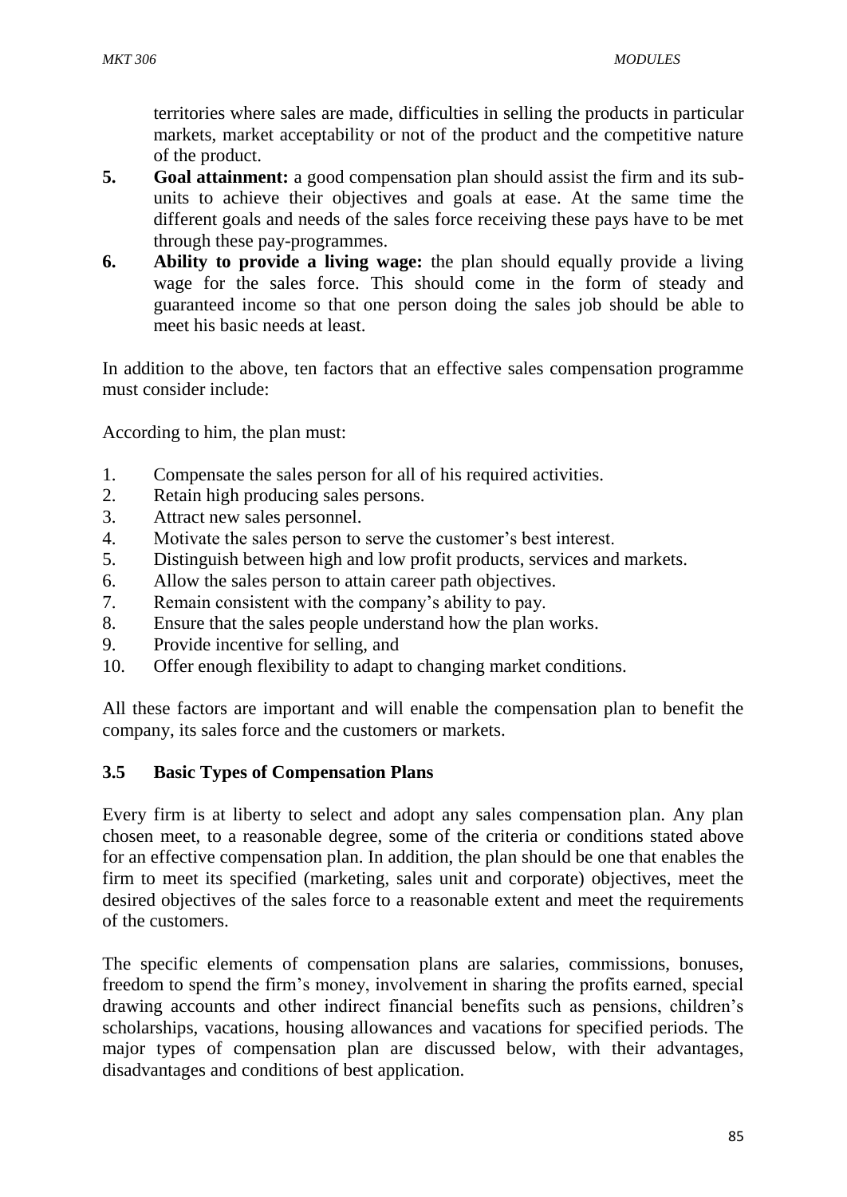territories where sales are made, difficulties in selling the products in particular markets, market acceptability or not of the product and the competitive nature of the product.

5. **Goal attainment:** a good compensation plan should assist the firm and its sub-units to achieve their objectives and goals at ease. At the same time the different goals and needs of the sales force receiving these pays have to be met through these pay-programmes.
6. **Ability to provide a living wage:** the plan should equally provide a living wage for the sales force. This should come in the form of steady and guaranteed income so that one person doing the sales job should be able to meet his basic needs at least.

In addition to the above, ten factors that an effective sales compensation programme must consider include:

According to him, the plan must:

1. Compensate the sales person for all of his required activities.
2. Retain high producing sales persons.
3. Attract new sales personnel.
4. Motivate the sales person to serve the customer's best interest.
5. Distinguish between high and low profit products, services and markets.
6. Allow the sales person to attain career path objectives.
7. Remain consistent with the company's ability to pay.
8. Ensure that the sales people understand how the plan works.
9. Provide incentive for selling, and
10. Offer enough flexibility to adapt to changing market conditions.

All these factors are important and will enable the compensation plan to benefit the company, its sales force and the customers or markets.

### 3.5 Basic Types of Compensation Plans

Every firm is at liberty to select and adopt any sales compensation plan. Any plan chosen meet, to a reasonable degree, some of the criteria or conditions stated above for an effective compensation plan. In addition, the plan should be one that enables the firm to meet its specified (marketing, sales unit and corporate) objectives, meet the desired objectives of the sales force to a reasonable extent and meet the requirements of the customers.

The specific elements of compensation plans are salaries, commissions, bonuses, freedom to spend the firm's money, involvement in sharing the profits earned, special drawing accounts and other indirect financial benefits such as pensions, children's scholarships, vacations, housing allowances and vacations for specified periods. The major types of compensation plan are discussed below, with their advantages, disadvantages and conditions of best application.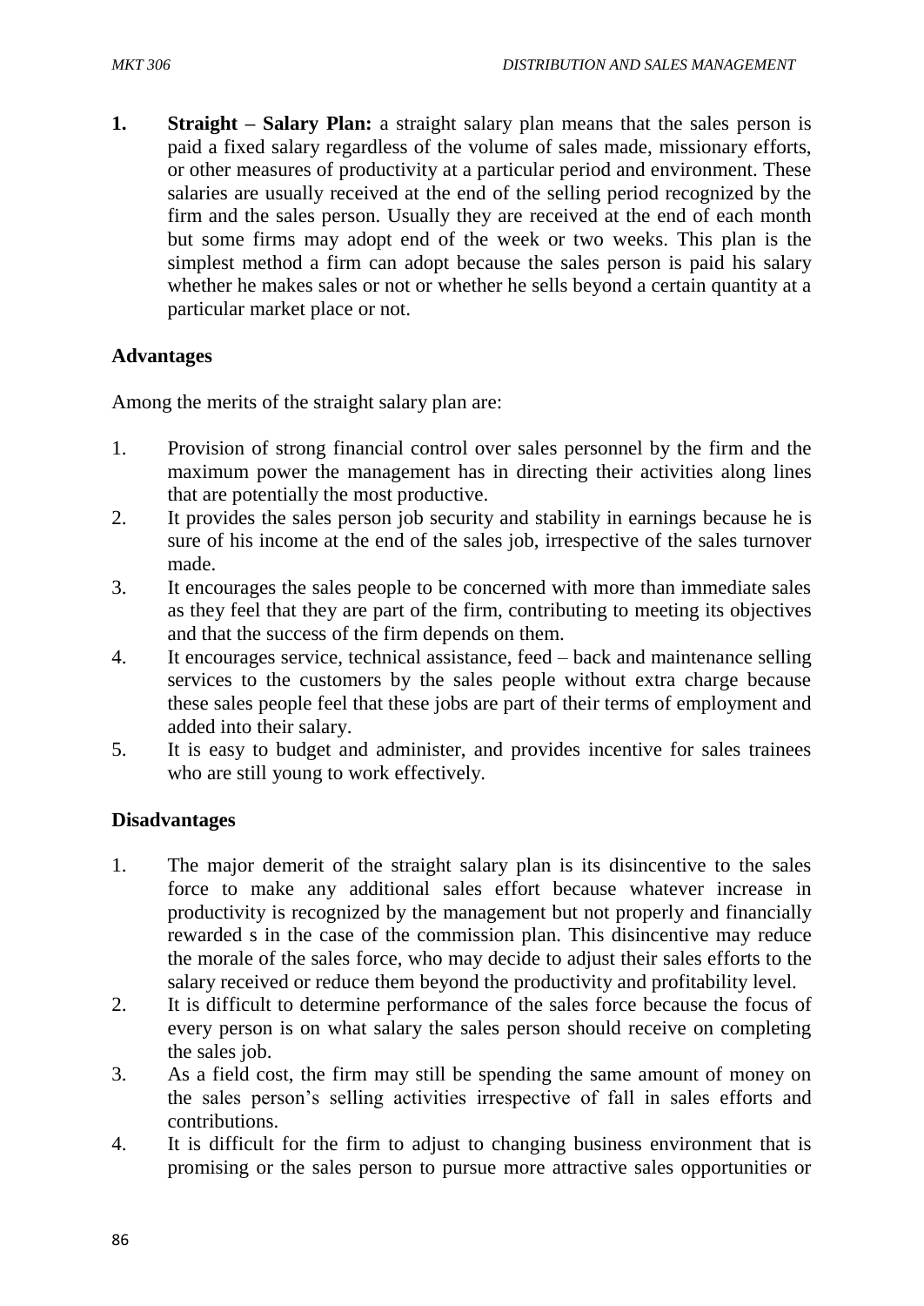1. **Straight – Salary Plan:** a straight salary plan means that the sales person is paid a fixed salary regardless of the volume of sales made, missionary efforts, or other measures of productivity at a particular period and environment. These salaries are usually received at the end of the selling period recognized by the firm and the sales person. Usually they are received at the end of each month but some firms may adopt end of the week or two weeks. This plan is the simplest method a firm can adopt because the sales person is paid his salary whether he makes sales or not or whether he sells beyond a certain quantity at a particular market place or not.

**Advantages**

Among the merits of the straight salary plan are:

1. Provision of strong financial control over sales personnel by the firm and the maximum power the management has in directing their activities along lines that are potentially the most productive.
2. It provides the sales person job security and stability in earnings because he is sure of his income at the end of the sales job, irrespective of the sales turnover made.
3. It encourages the sales people to be concerned with more than immediate sales as they feel that they are part of the firm, contributing to meeting its objectives and that the success of the firm depends on them.
4. It encourages service, technical assistance, feed – back and maintenance selling services to the customers by the sales people without extra charge because these sales people feel that these jobs are part of their terms of employment and added into their salary.
5. It is easy to budget and administer, and provides incentive for sales trainees who are still young to work effectively.

**Disadvantages**

1. The major demerit of the straight salary plan is its disincentive to the sales force to make any additional sales effort because whatever increase in productivity is recognized by the management but not properly and financially rewarded s in the case of the commission plan. This disincentive may reduce the morale of the sales force, who may decide to adjust their sales efforts to the salary received or reduce them beyond the productivity and profitability level.
2. It is difficult to determine performance of the sales force because the focus of every person is on what salary the sales person should receive on completing the sales job.
3. As a field cost, the firm may still be spending the same amount of money on the sales person's selling activities irrespective of fall in sales efforts and contributions.
4. It is difficult for the firm to adjust to changing business environment that is promising or the sales person to pursue more attractive sales opportunities or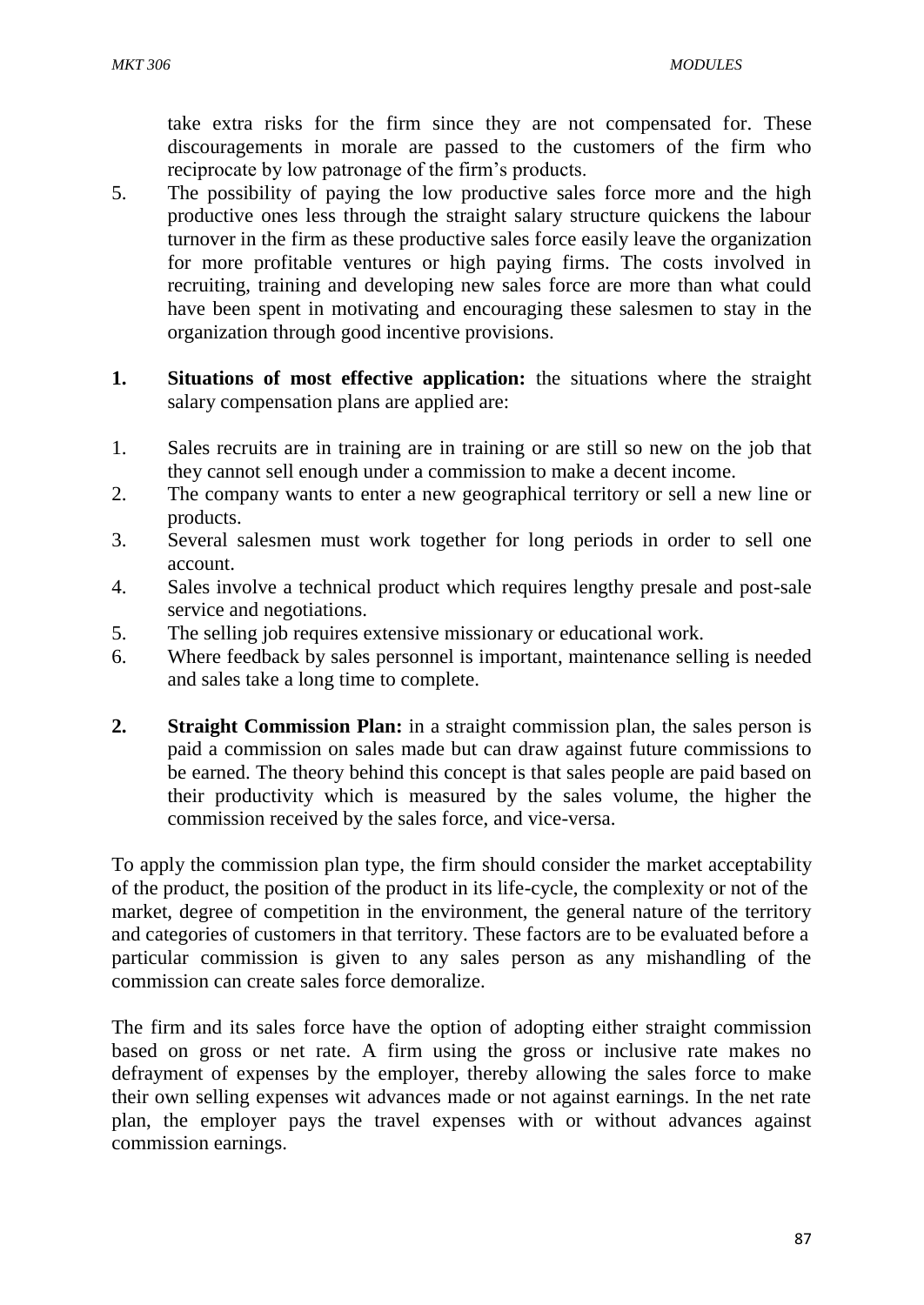take extra risks for the firm since they are not compensated for. These discouragements in morale are passed to the customers of the firm who reciprocate by low patronage of the firm's products.

5. The possibility of paying the low productive sales force more and the high productive ones less through the straight salary structure quickens the labour turnover in the firm as these productive sales force easily leave the organization for more profitable ventures or high paying firms. The costs involved in recruiting, training and developing new sales force are more than what could have been spent in motivating and encouraging these salesmen to stay in the organization through good incentive provisions.

1. **Situations of most effective application:** the situations where the straight salary compensation plans are applied are:

1. Sales recruits are in training are in training or are still so new on the job that they cannot sell enough under a commission to make a decent income.
2. The company wants to enter a new geographical territory or sell a new line or products.
3. Several salesmen must work together for long periods in order to sell one account.
4. Sales involve a technical product which requires lengthy presale and post-sale service and negotiations.
5. The selling job requires extensive missionary or educational work.
6. Where feedback by sales personnel is important, maintenance selling is needed and sales take a long time to complete.

2. **Straight Commission Plan:** in a straight commission plan, the sales person is paid a commission on sales made but can draw against future commissions to be earned. The theory behind this concept is that sales people are paid based on their productivity which is measured by the sales volume, the higher the commission received by the sales force, and vice-versa.

To apply the commission plan type, the firm should consider the market acceptability of the product, the position of the product in its life-cycle, the complexity or not of the market, degree of competition in the environment, the general nature of the territory and categories of customers in that territory. These factors are to be evaluated before a particular commission is given to any sales person as any mishandling of the commission can create sales force demoralize.

The firm and its sales force have the option of adopting either straight commission based on gross or net rate. A firm using the gross or inclusive rate makes no defrayment of expenses by the employer, thereby allowing the sales force to make their own selling expenses wit advances made or not against earnings. In the net rate plan, the employer pays the travel expenses with or without advances against commission earnings.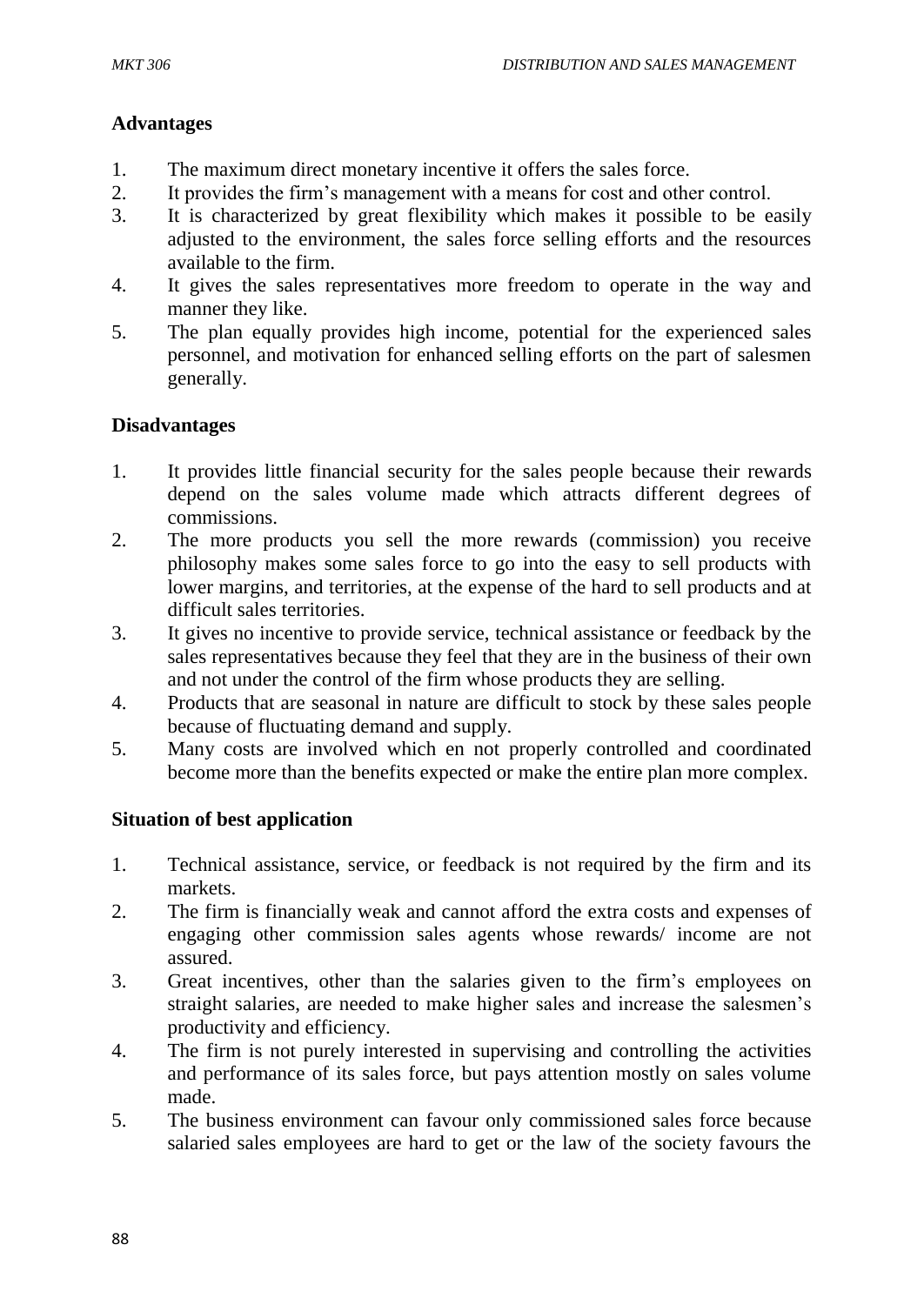**Advantages**

1. The maximum direct monetary incentive it offers the sales force.
2. It provides the firm's management with a means for cost and other control.
3. It is characterized by great flexibility which makes it possible to be easily adjusted to the environment, the sales force selling efforts and the resources available to the firm.
4. It gives the sales representatives more freedom to operate in the way and manner they like.
5. The plan equally provides high income, potential for the experienced sales personnel, and motivation for enhanced selling efforts on the part of salesmen generally.

**Disadvantages**

1. It provides little financial security for the sales people because their rewards depend on the sales volume made which attracts different degrees of commissions.
2. The more products you sell the more rewards (commission) you receive philosophy makes some sales force to go into the easy to sell products with lower margins, and territories, at the expense of the hard to sell products and at difficult sales territories.
3. It gives no incentive to provide service, technical assistance or feedback by the sales representatives because they feel that they are in the business of their own and not under the control of the firm whose products they are selling.
4. Products that are seasonal in nature are difficult to stock by these sales people because of fluctuating demand and supply.
5. Many costs are involved which en not properly controlled and coordinated become more than the benefits expected or make the entire plan more complex.

**Situation of best application**

1. Technical assistance, service, or feedback is not required by the firm and its markets.
2. The firm is financially weak and cannot afford the extra costs and expenses of engaging other commission sales agents whose rewards/ income are not assured.
3. Great incentives, other than the salaries given to the firm's employees on straight salaries, are needed to make higher sales and increase the salesmen's productivity and efficiency.
4. The firm is not purely interested in supervising and controlling the activities and performance of its sales force, but pays attention mostly on sales volume made.
5. The business environment can favour only commissioned sales force because salaried sales employees are hard to get or the law of the society favours the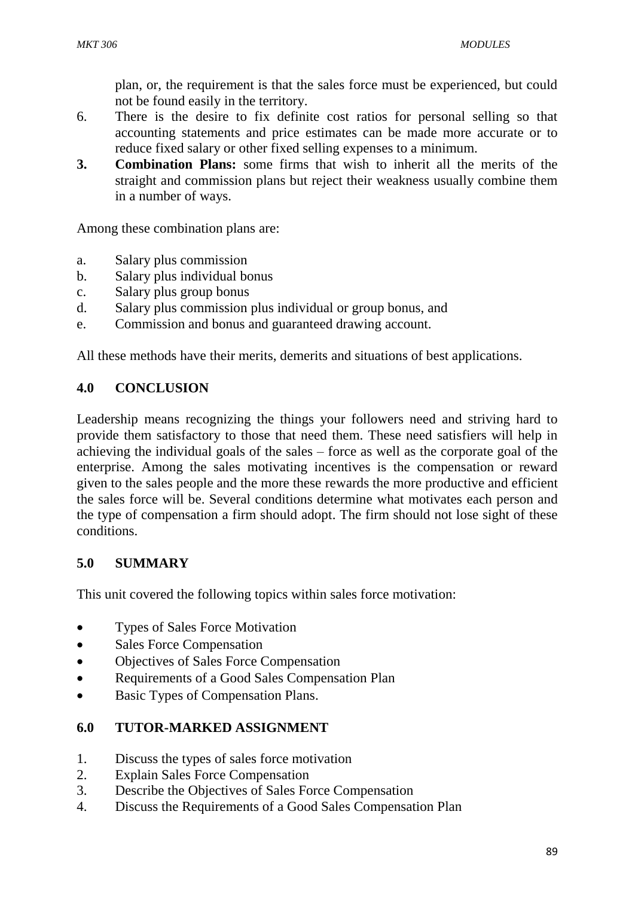plan, or, the requirement is that the sales force must be experienced, but could not be found easily in the territory.

6. There is the desire to fix definite cost ratios for personal selling so that accounting statements and price estimates can be made more accurate or to reduce fixed salary or other fixed selling expenses to a minimum.

3. **Combination Plans:** some firms that wish to inherit all the merits of the straight and commission plans but reject their weakness usually combine them in a number of ways.

Among these combination plans are:

a. Salary plus commission
b. Salary plus individual bonus
c. Salary plus group bonus
d. Salary plus commission plus individual or group bonus, and
e. Commission and bonus and guaranteed drawing account.

All these methods have their merits, demerits and situations of best applications.

## 4.0 CONCLUSION

Leadership means recognizing the things your followers need and striving hard to provide them satisfactory to those that need them. These need satisfiers will help in achieving the individual goals of the sales – force as well as the corporate goal of the enterprise. Among the sales motivating incentives is the compensation or reward given to the sales people and the more these rewards the more productive and efficient the sales force will be. Several conditions determine what motivates each person and the type of compensation a firm should adopt. The firm should not lose sight of these conditions.

## 5.0 SUMMARY

This unit covered the following topics within sales force motivation:

- Types of Sales Force Motivation
- Sales Force Compensation
- Objectives of Sales Force Compensation
- Requirements of a Good Sales Compensation Plan
- Basic Types of Compensation Plans.

## 6.0 TUTOR-MARKED ASSIGNMENT

1. Discuss the types of sales force motivation
2. Explain Sales Force Compensation
3. Describe the Objectives of Sales Force Compensation
4. Discuss the Requirements of a Good Sales Compensation Plan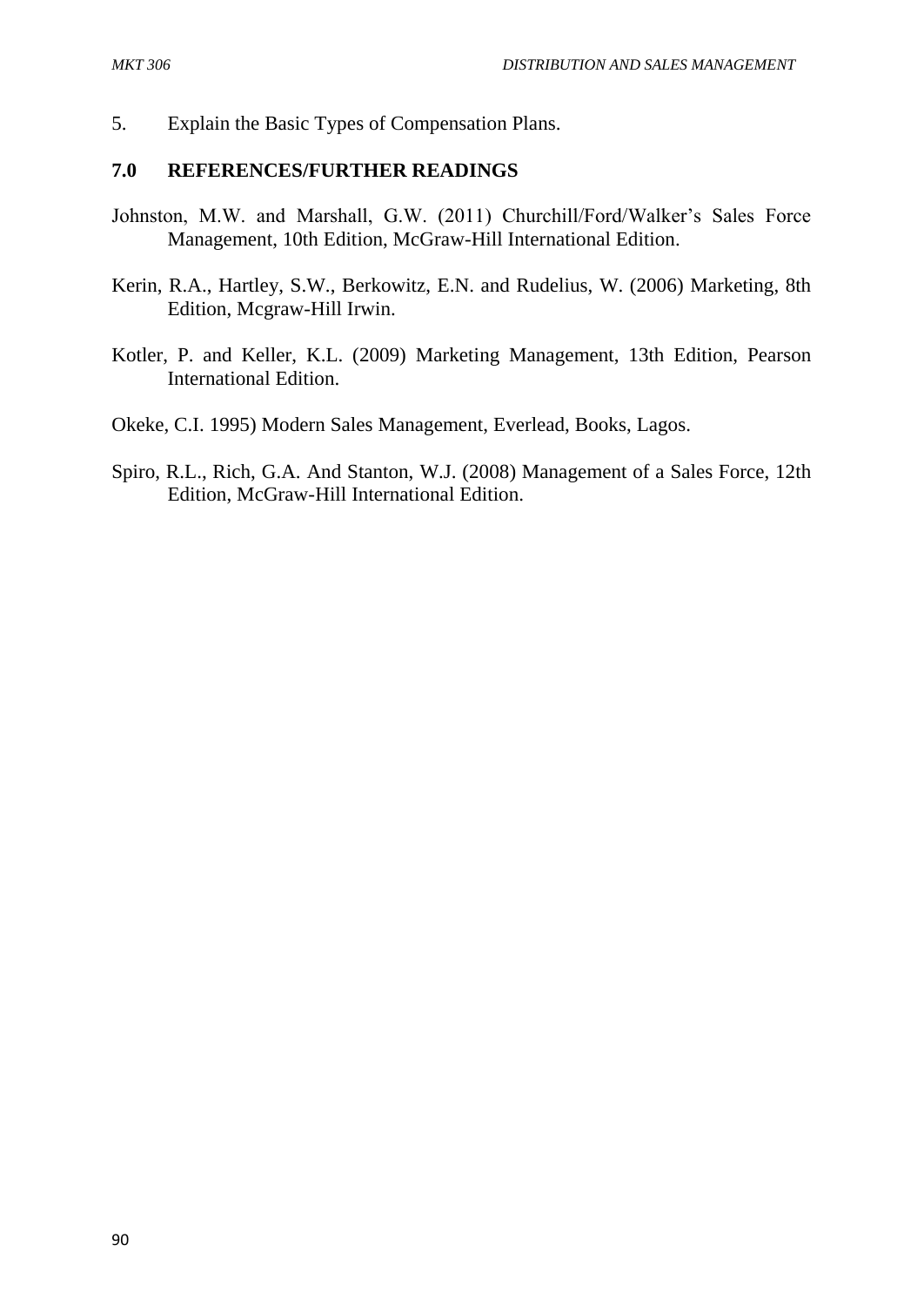5. Explain the Basic Types of Compensation Plans.

## 7.0 REFERENCES/FURTHER READINGS

Johnston, M.W. and Marshall, G.W. (2011) Churchill/Ford/Walker's Sales Force Management, 10th Edition, McGraw-Hill International Edition.

Kerin, R.A., Hartley, S.W., Berkowitz, E.N. and Rudelius, W. (2006) Marketing, 8th Edition, Mcgraw-Hill Irwin.

Kotler, P. and Keller, K.L. (2009) Marketing Management, 13th Edition, Pearson International Edition.

Okeke, C.I. 1995) Modern Sales Management, Everlead, Books, Lagos.

Spiro, R.L., Rich, G.A. And Stanton, W.J. (2008) Management of a Sales Force, 12th Edition, McGraw-Hill International Edition.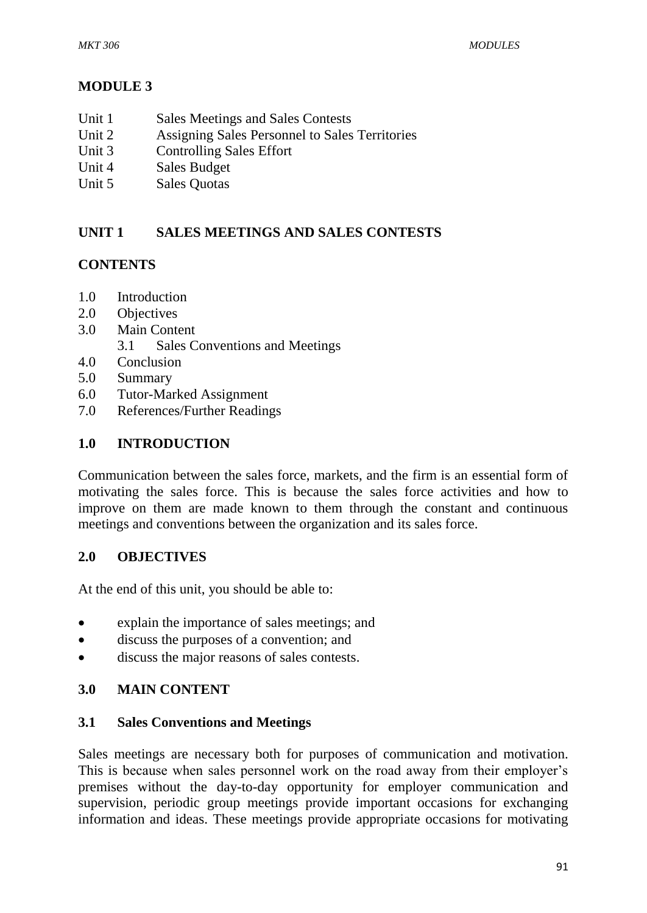# MODULE 3

Unit 1 Sales Meetings and Sales Contests
Unit 2 Assigning Sales Personnel to Sales Territories
Unit 3 Controlling Sales Effort
Unit 4 Sales Budget
Unit 5 Sales Quotas

## UNIT 1 SALES MEETINGS AND SALES CONTESTS

### CONTENTS

1.0 Introduction
2.0 Objectives
3.0 Main Content
  3.1 Sales Conventions and Meetings
4.0 Conclusion
5.0 Summary
6.0 Tutor-Marked Assignment
7.0 References/Further Readings

### 1.0 INTRODUCTION

Communication between the sales force, markets, and the firm is an essential form of motivating the sales force. This is because the sales force activities and how to improve on them are made known to them through the constant and continuous meetings and conventions between the organization and its sales force.

### 2.0 OBJECTIVES

At the end of this unit, you should be able to:

- explain the importance of sales meetings; and
- discuss the purposes of a convention; and
- discuss the major reasons of sales contests.

### 3.0 MAIN CONTENT

#### 3.1 Sales Conventions and Meetings

Sales meetings are necessary both for purposes of communication and motivation. This is because when sales personnel work on the road away from their employer's premises without the day-to-day opportunity for employer communication and supervision, periodic group meetings provide important occasions for exchanging information and ideas. These meetings provide appropriate occasions for motivating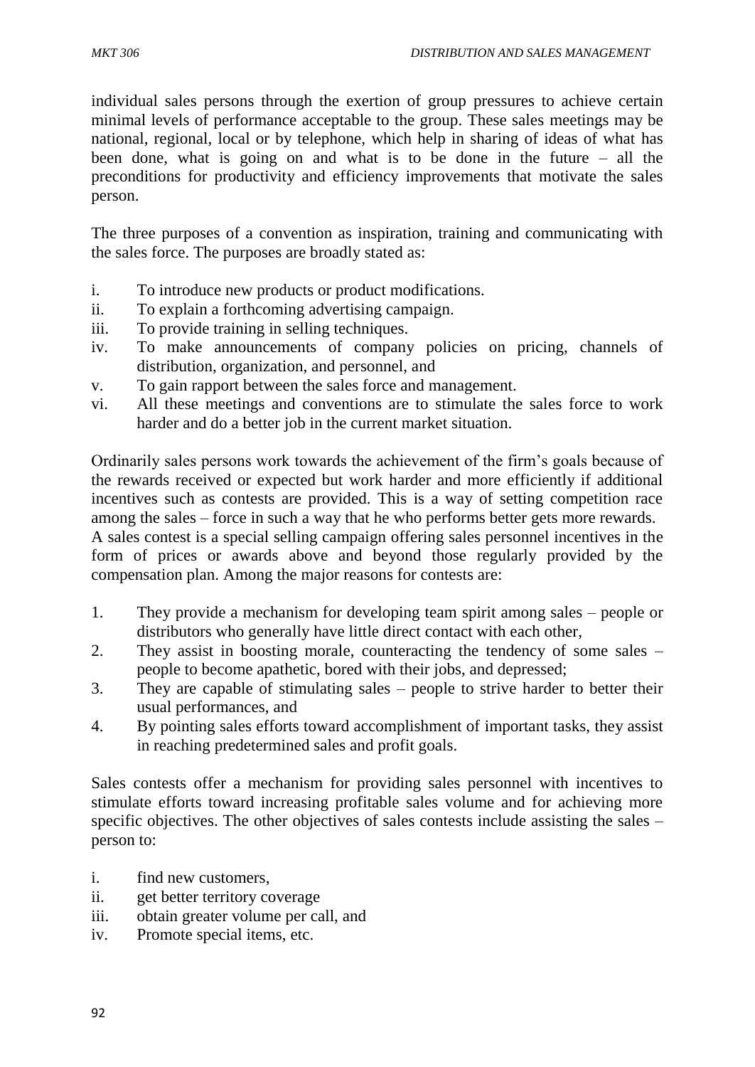individual sales persons through the exertion of group pressures to achieve certain minimal levels of performance acceptable to the group. These sales meetings may be national, regional, local or by telephone, which help in sharing of ideas of what has been done, what is going on and what is to be done in the future – all the preconditions for productivity and efficiency improvements that motivate the sales person.

The three purposes of a convention as inspiration, training and communicating with the sales force. The purposes are broadly stated as:

i. To introduce new products or product modifications.
ii. To explain a forthcoming advertising campaign.
iii. To provide training in selling techniques.
iv. To make announcements of company policies on pricing, channels of distribution, organization, and personnel, and
v. To gain rapport between the sales force and management.
vi. All these meetings and conventions are to stimulate the sales force to work harder and do a better job in the current market situation.

Ordinarily sales persons work towards the achievement of the firm's goals because of the rewards received or expected but work harder and more efficiently if additional incentives such as contests are provided. This is a way of setting competition race among the sales – force in such a way that he who performs better gets more rewards. A sales contest is a special selling campaign offering sales personnel incentives in the form of prices or awards above and beyond those regularly provided by the compensation plan. Among the major reasons for contests are:

1. They provide a mechanism for developing team spirit among sales – people or distributors who generally have little direct contact with each other,
2. They assist in boosting morale, counteracting the tendency of some sales – people to become apathetic, bored with their jobs, and depressed;
3. They are capable of stimulating sales – people to strive harder to better their usual performances, and
4. By pointing sales efforts toward accomplishment of important tasks, they assist in reaching predetermined sales and profit goals.

Sales contests offer a mechanism for providing sales personnel with incentives to stimulate efforts toward increasing profitable sales volume and for achieving more specific objectives. The other objectives of sales contests include assisting the sales – person to:

i. find new customers,
ii. get better territory coverage
iii. obtain greater volume per call, and
iv. Promote special items, etc.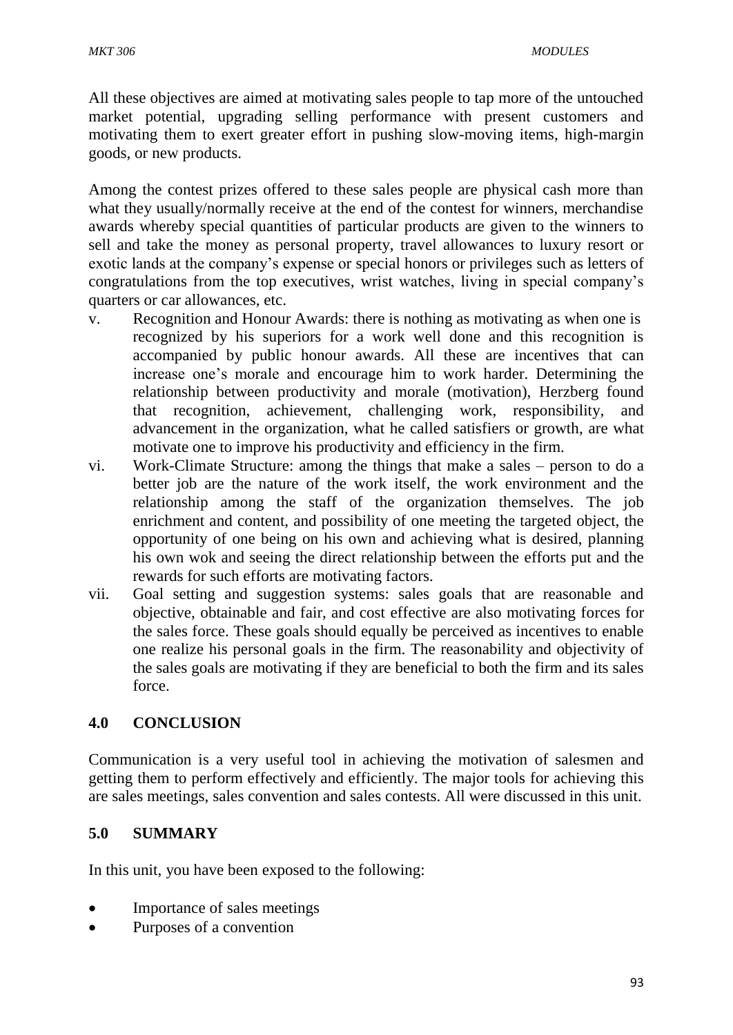All these objectives are aimed at motivating sales people to tap more of the untouched market potential, upgrading selling performance with present customers and motivating them to exert greater effort in pushing slow-moving items, high-margin goods, or new products.

Among the contest prizes offered to these sales people are physical cash more than what they usually/normally receive at the end of the contest for winners, merchandise awards whereby special quantities of particular products are given to the winners to sell and take the money as personal property, travel allowances to luxury resort or exotic lands at the company's expense or special honors or privileges such as letters of congratulations from the top executives, wrist watches, living in special company's quarters or car allowances, etc.

v. Recognition and Honour Awards: there is nothing as motivating as when one is recognized by his superiors for a work well done and this recognition is accompanied by public honour awards. All these are incentives that can increase one's morale and encourage him to work harder. Determining the relationship between productivity and morale (motivation), Herzberg found that recognition, achievement, challenging work, responsibility, and advancement in the organization, what he called satisfiers or growth, are what motivate one to improve his productivity and efficiency in the firm.

vi. Work-Climate Structure: among the things that make a sales – person to do a better job are the nature of the work itself, the work environment and the relationship among the staff of the organization themselves. The job enrichment and content, and possibility of one meeting the targeted object, the opportunity of one being on his own and achieving what is desired, planning his own wok and seeing the direct relationship between the efforts put and the rewards for such efforts are motivating factors.

vii. Goal setting and suggestion systems: sales goals that are reasonable and objective, obtainable and fair, and cost effective are also motivating forces for the sales force. These goals should equally be perceived as incentives to enable one realize his personal goals in the firm. The reasonability and objectivity of the sales goals are motivating if they are beneficial to both the firm and its sales force.

## 4.0 CONCLUSION

Communication is a very useful tool in achieving the motivation of salesmen and getting them to perform effectively and efficiently. The major tools for achieving this are sales meetings, sales convention and sales contests. All were discussed in this unit.

## 5.0 SUMMARY

In this unit, you have been exposed to the following:

- Importance of sales meetings
- Purposes of a convention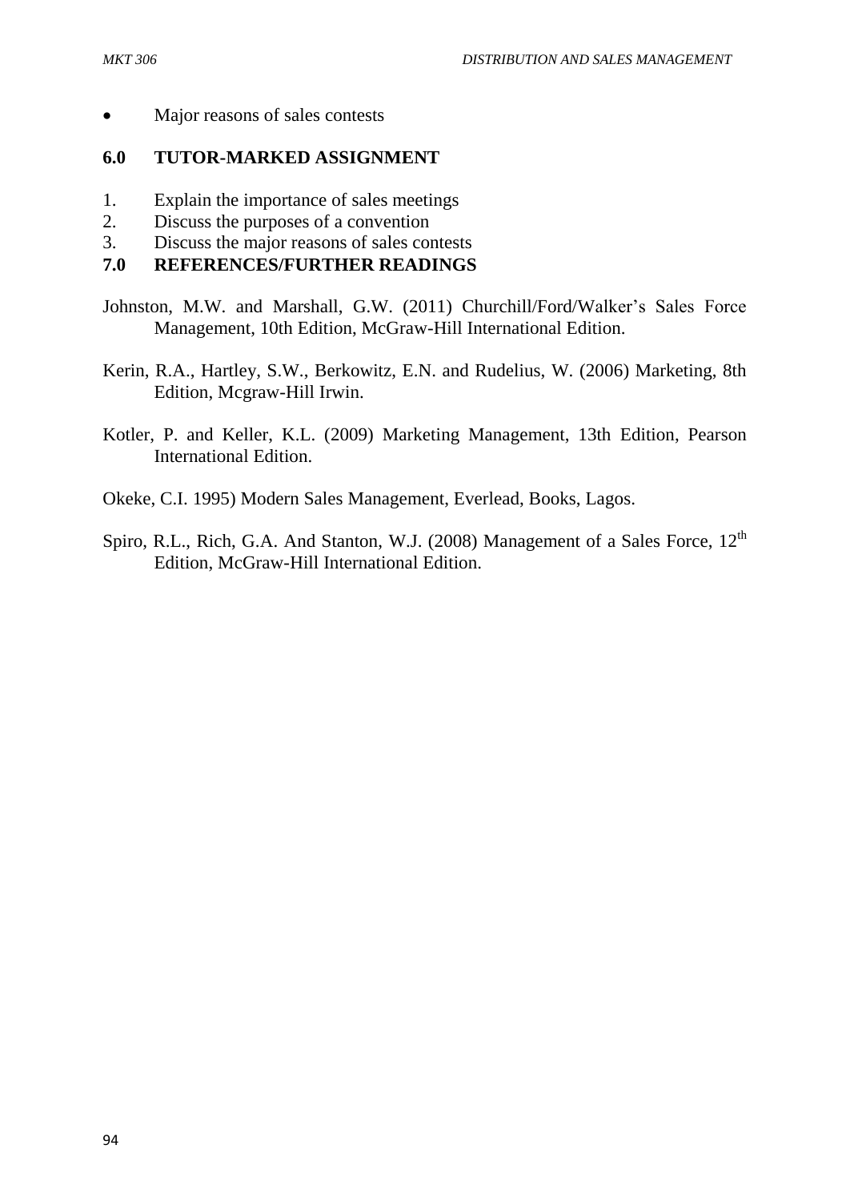- Major reasons of sales contests

## 6.0 TUTOR-MARKED ASSIGNMENT

1. Explain the importance of sales meetings
2. Discuss the purposes of a convention
3. Discuss the major reasons of sales contests

## 7.0 REFERENCES/FURTHER READINGS

Johnston, M.W. and Marshall, G.W. (2011) Churchill/Ford/Walker's Sales Force Management, 10th Edition, McGraw-Hill International Edition.

Kerin, R.A., Hartley, S.W., Berkowitz, E.N. and Rudelius, W. (2006) Marketing, 8th Edition, Mcgraw-Hill Irwin.

Kotler, P. and Keller, K.L. (2009) Marketing Management, 13th Edition, Pearson International Edition.

Okeke, C.I. 1995) Modern Sales Management, Everlead, Books, Lagos.

Spiro, R.L., Rich, G.A. And Stanton, W.J. (2008) Management of a Sales Force, 12th Edition, McGraw-Hill International Edition.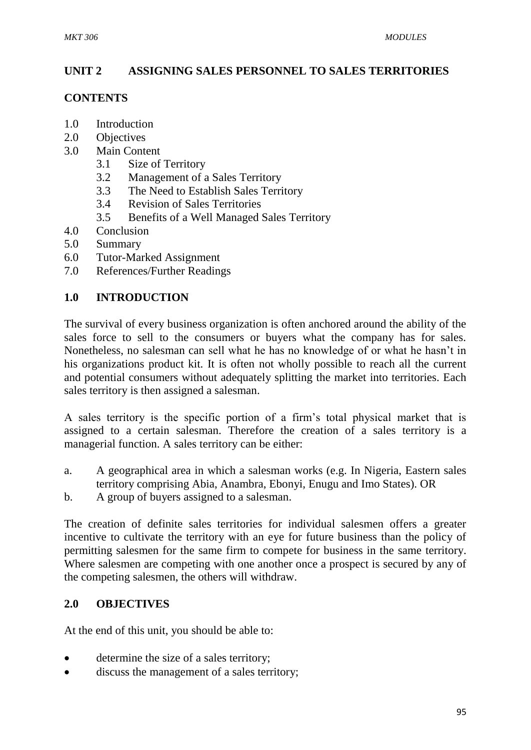## UNIT 2 ASSIGNING SALES PERSONNEL TO SALES TERRITORIES

### CONTENTS

1.0 Introduction
2.0 Objectives
3.0 Main Content
    3.1 Size of Territory
    3.2 Management of a Sales Territory
    3.3 The Need to Establish Sales Territory
    3.4 Revision of Sales Territories
    3.5 Benefits of a Well Managed Sales Territory
4.0 Conclusion
5.0 Summary
6.0 Tutor-Marked Assignment
7.0 References/Further Readings

### 1.0 INTRODUCTION

The survival of every business organization is often anchored around the ability of the sales force to sell to the consumers or buyers what the company has for sales. Nonetheless, no salesman can sell what he has no knowledge of or what he hasn't in his organizations product kit. It is often not wholly possible to reach all the current and potential consumers without adequately splitting the market into territories. Each sales territory is then assigned a salesman.

A sales territory is the specific portion of a firm's total physical market that is assigned to a certain salesman. Therefore the creation of a sales territory is a managerial function. A sales territory can be either:

a. A geographical area in which a salesman works (e.g. In Nigeria, Eastern sales territory comprising Abia, Anambra, Ebonyi, Enugu and Imo States). OR
b. A group of buyers assigned to a salesman.

The creation of definite sales territories for individual salesmen offers a greater incentive to cultivate the territory with an eye for future business than the policy of permitting salesmen for the same firm to compete for business in the same territory. Where salesmen are competing with one another once a prospect is secured by any of the competing salesmen, the others will withdraw.

### 2.0 OBJECTIVES

At the end of this unit, you should be able to:

- determine the size of a sales territory;
- discuss the management of a sales territory;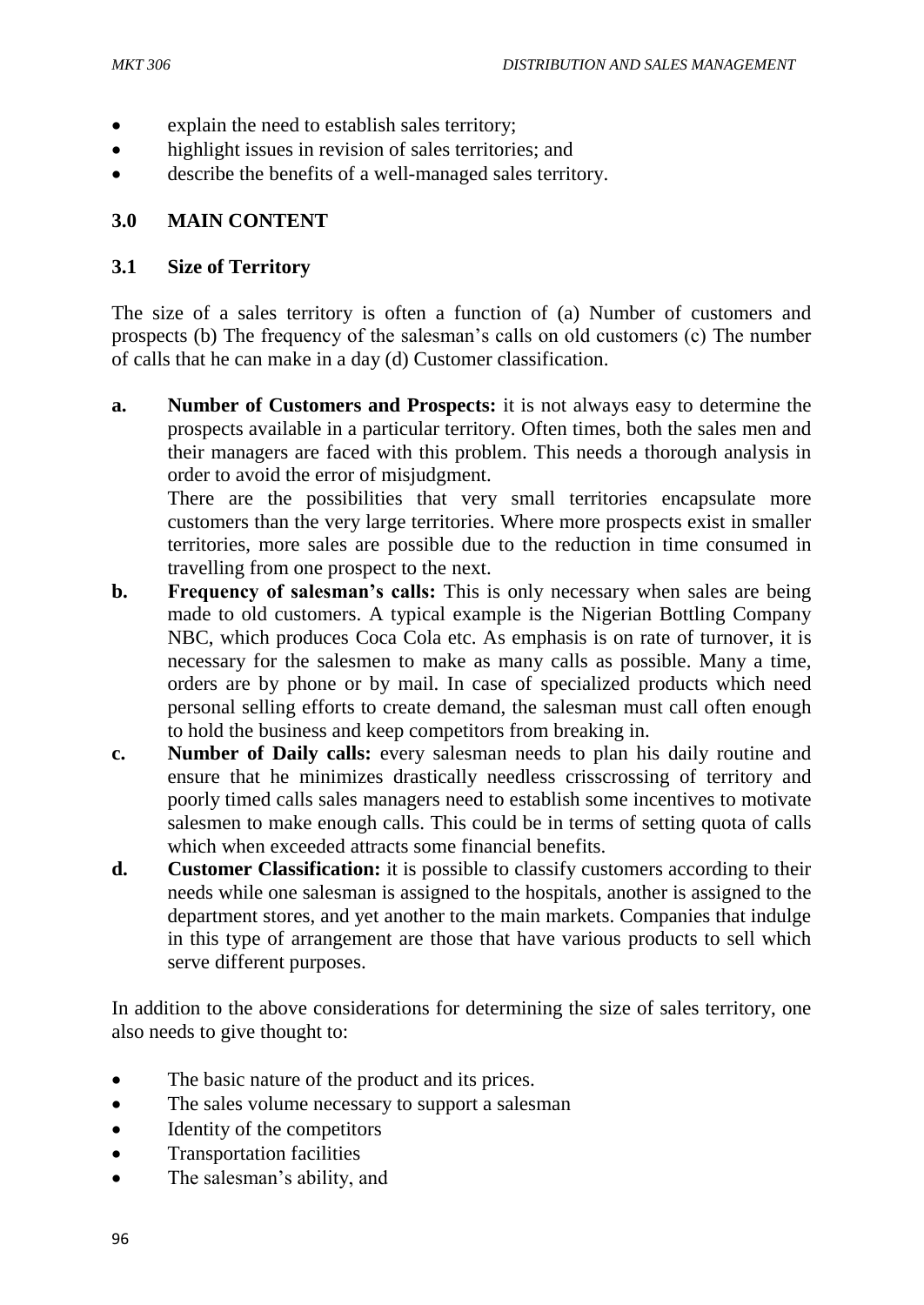- explain the need to establish sales territory;
- highlight issues in revision of sales territories; and
- describe the benefits of a well-managed sales territory.

## 3.0 MAIN CONTENT

### 3.1 Size of Territory

The size of a sales territory is often a function of (a) Number of customers and prospects (b) The frequency of the salesman's calls on old customers (c) The number of calls that he can make in a day (d) Customer classification.

**a. Number of Customers and Prospects:** it is not always easy to determine the prospects available in a particular territory. Often times, both the sales men and their managers are faced with this problem. This needs a thorough analysis in order to avoid the error of misjudgment.

There are the possibilities that very small territories encapsulate more customers than the very large territories. Where more prospects exist in smaller territories, more sales are possible due to the reduction in time consumed in travelling from one prospect to the next.

**b. Frequency of salesman's calls:** This is only necessary when sales are being made to old customers. A typical example is the Nigerian Bottling Company NBC, which produces Coca Cola etc. As emphasis is on rate of turnover, it is necessary for the salesmen to make as many calls as possible. Many a time, orders are by phone or by mail. In case of specialized products which need personal selling efforts to create demand, the salesman must call often enough to hold the business and keep competitors from breaking in.

**c. Number of Daily calls:** every salesman needs to plan his daily routine and ensure that he minimizes drastically needless crisscrossing of territory and poorly timed calls sales managers need to establish some incentives to motivate salesmen to make enough calls. This could be in terms of setting quota of calls which when exceeded attracts some financial benefits.

**d. Customer Classification:** it is possible to classify customers according to their needs while one salesman is assigned to the hospitals, another is assigned to the department stores, and yet another to the main markets. Companies that indulge in this type of arrangement are those that have various products to sell which serve different purposes.

In addition to the above considerations for determining the size of sales territory, one also needs to give thought to:

- The basic nature of the product and its prices.
- The sales volume necessary to support a salesman
- Identity of the competitors
- Transportation facilities
- The salesman's ability, and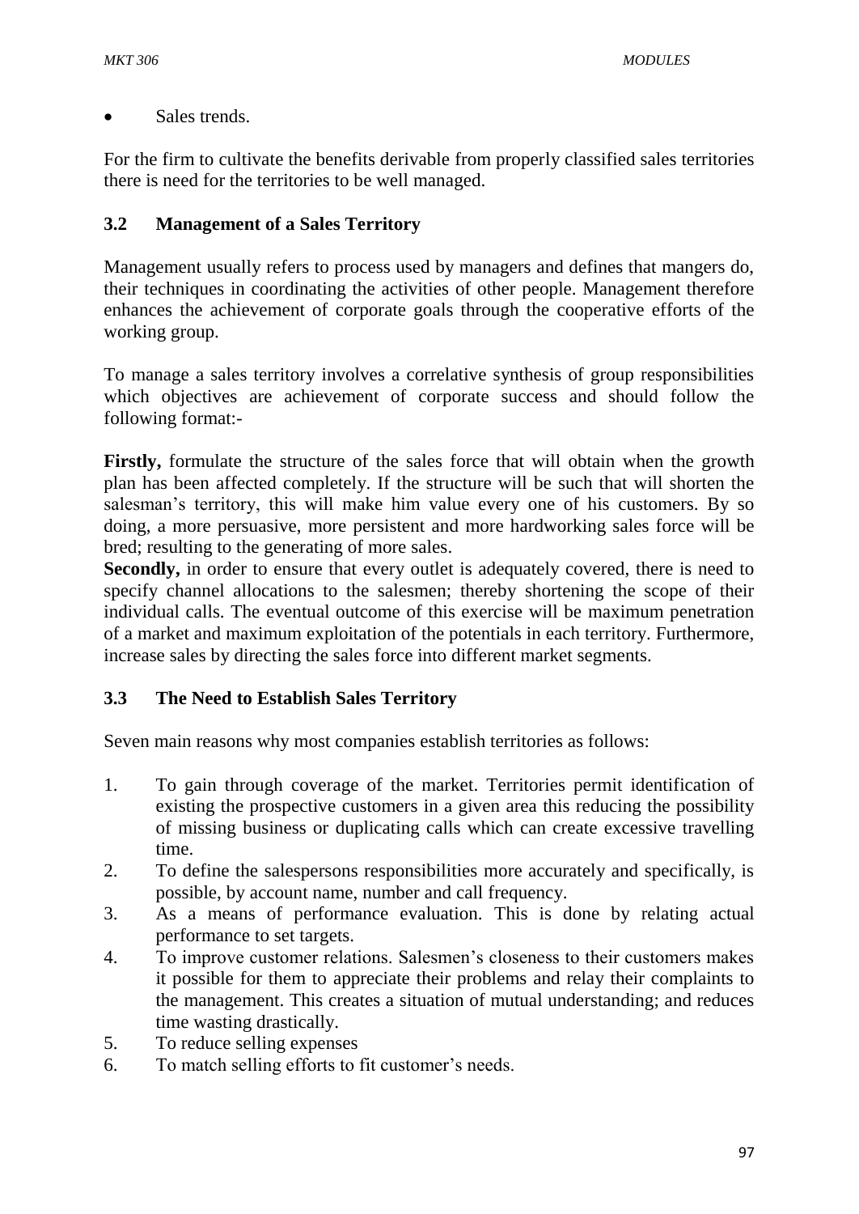- Sales trends.

For the firm to cultivate the benefits derivable from properly classified sales territories there is need for the territories to be well managed.

### 3.2 Management of a Sales Territory

Management usually refers to process used by managers and defines that mangers do, their techniques in coordinating the activities of other people. Management therefore enhances the achievement of corporate goals through the cooperative efforts of the working group.

To manage a sales territory involves a correlative synthesis of group responsibilities which objectives are achievement of corporate success and should follow the following format:-

**Firstly,** formulate the structure of the sales force that will obtain when the growth plan has been affected completely. If the structure will be such that will shorten the salesman's territory, this will make him value every one of his customers. By so doing, a more persuasive, more persistent and more hardworking sales force will be bred; resulting to the generating of more sales.

**Secondly,** in order to ensure that every outlet is adequately covered, there is need to specify channel allocations to the salesmen; thereby shortening the scope of their individual calls. The eventual outcome of this exercise will be maximum penetration of a market and maximum exploitation of the potentials in each territory. Furthermore, increase sales by directing the sales force into different market segments.

### 3.3 The Need to Establish Sales Territory

Seven main reasons why most companies establish territories as follows:

1. To gain through coverage of the market. Territories permit identification of existing the prospective customers in a given area this reducing the possibility of missing business or duplicating calls which can create excessive travelling time.
2. To define the salespersons responsibilities more accurately and specifically, is possible, by account name, number and call frequency.
3. As a means of performance evaluation. This is done by relating actual performance to set targets.
4. To improve customer relations. Salesmen's closeness to their customers makes it possible for them to appreciate their problems and relay their complaints to the management. This creates a situation of mutual understanding; and reduces time wasting drastically.
5. To reduce selling expenses
6. To match selling efforts to fit customer's needs.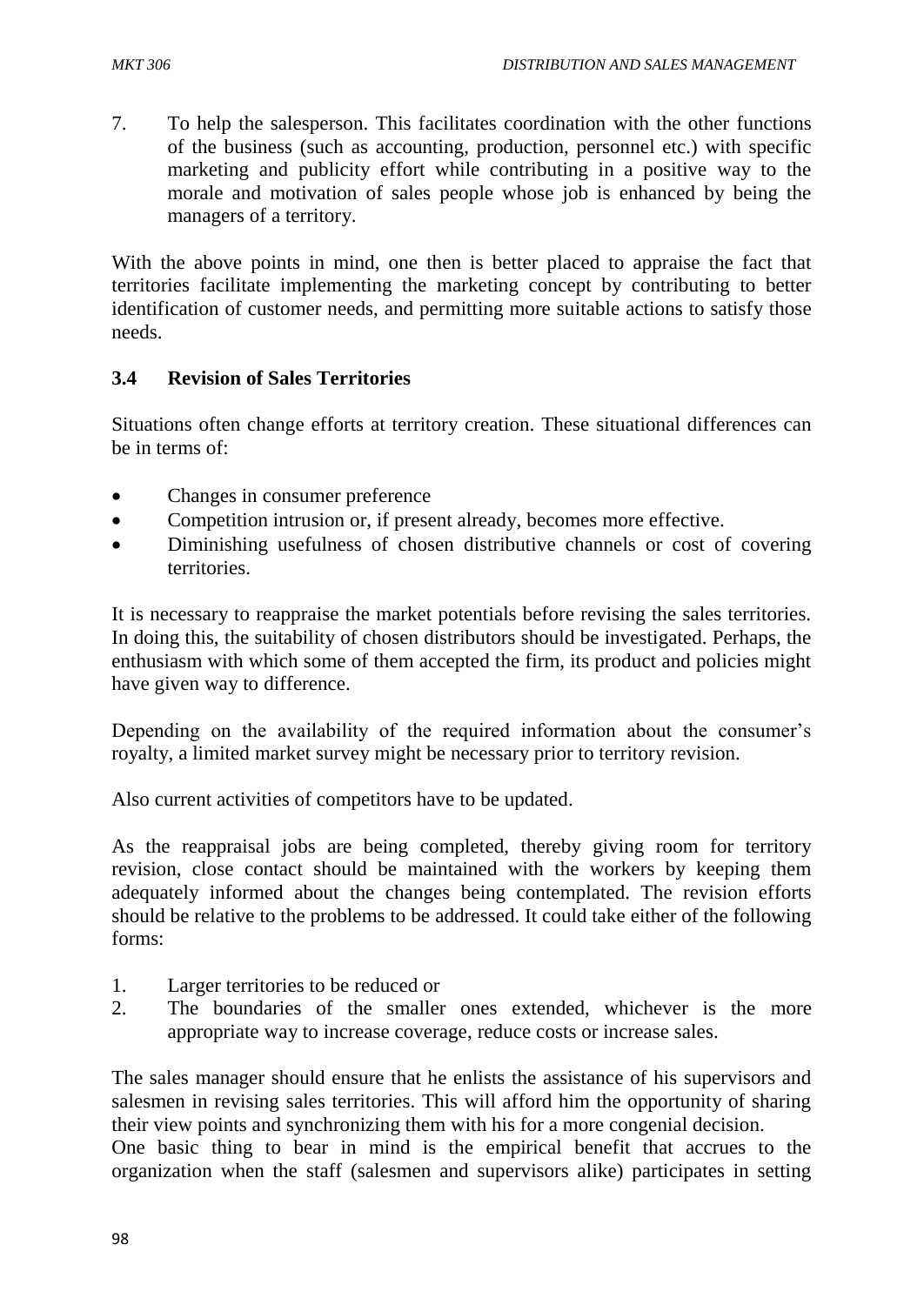7. To help the salesperson. This facilitates coordination with the other functions of the business (such as accounting, production, personnel etc.) with specific marketing and publicity effort while contributing in a positive way to the morale and motivation of sales people whose job is enhanced by being the managers of a territory.

With the above points in mind, one then is better placed to appraise the fact that territories facilitate implementing the marketing concept by contributing to better identification of customer needs, and permitting more suitable actions to satisfy those needs.

### 3.4 Revision of Sales Territories

Situations often change efforts at territory creation. These situational differences can be in terms of:

- Changes in consumer preference
- Competition intrusion or, if present already, becomes more effective.
- Diminishing usefulness of chosen distributive channels or cost of covering territories.

It is necessary to reappraise the market potentials before revising the sales territories. In doing this, the suitability of chosen distributors should be investigated. Perhaps, the enthusiasm with which some of them accepted the firm, its product and policies might have given way to difference.

Depending on the availability of the required information about the consumer's royalty, a limited market survey might be necessary prior to territory revision.

Also current activities of competitors have to be updated.

As the reappraisal jobs are being completed, thereby giving room for territory revision, close contact should be maintained with the workers by keeping them adequately informed about the changes being contemplated. The revision efforts should be relative to the problems to be addressed. It could take either of the following forms:

1. Larger territories to be reduced or
2. The boundaries of the smaller ones extended, whichever is the more appropriate way to increase coverage, reduce costs or increase sales.

The sales manager should ensure that he enlists the assistance of his supervisors and salesmen in revising sales territories. This will afford him the opportunity of sharing their view points and synchronizing them with his for a more congenial decision.
One basic thing to bear in mind is the empirical benefit that accrues to the organization when the staff (salesmen and supervisors alike) participates in setting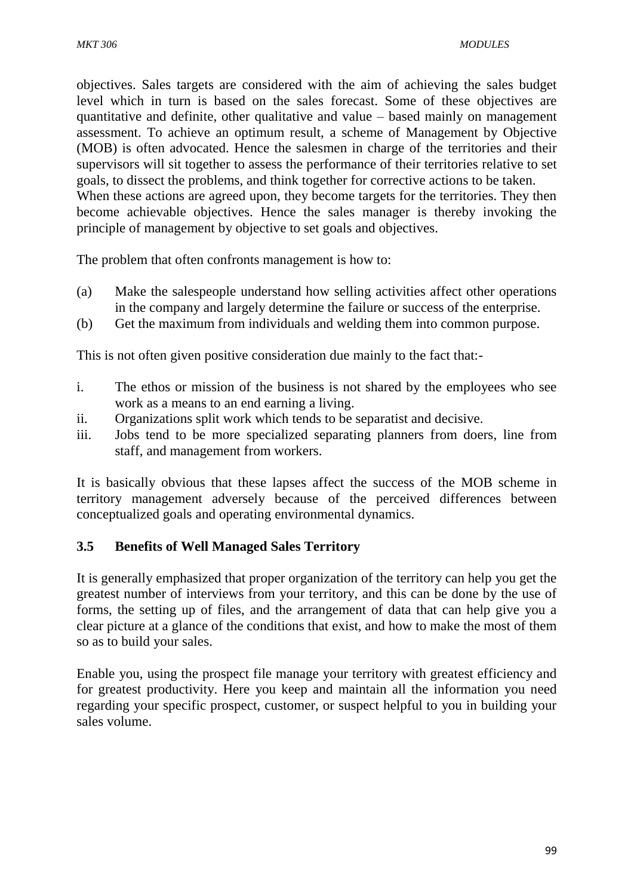objectives. Sales targets are considered with the aim of achieving the sales budget level which in turn is based on the sales forecast. Some of these objectives are quantitative and definite, other qualitative and value – based mainly on management assessment. To achieve an optimum result, a scheme of Management by Objective (MOB) is often advocated. Hence the salesmen in charge of the territories and their supervisors will sit together to assess the performance of their territories relative to set goals, to dissect the problems, and think together for corrective actions to be taken.
When these actions are agreed upon, they become targets for the territories. They then become achievable objectives. Hence the sales manager is thereby invoking the principle of management by objective to set goals and objectives.

The problem that often confronts management is how to:

(a) Make the salespeople understand how selling activities affect other operations in the company and largely determine the failure or success of the enterprise.
(b) Get the maximum from individuals and welding them into common purpose.

This is not often given positive consideration due mainly to the fact that:-

i. The ethos or mission of the business is not shared by the employees who see work as a means to an end earning a living.
ii. Organizations split work which tends to be separatist and decisive.
iii. Jobs tend to be more specialized separating planners from doers, line from staff, and management from workers.

It is basically obvious that these lapses affect the success of the MOB scheme in territory management adversely because of the perceived differences between conceptualized goals and operating environmental dynamics.

### 3.5 Benefits of Well Managed Sales Territory

It is generally emphasized that proper organization of the territory can help you get the greatest number of interviews from your territory, and this can be done by the use of forms, the setting up of files, and the arrangement of data that can help give you a clear picture at a glance of the conditions that exist, and how to make the most of them so as to build your sales.

Enable you, using the prospect file manage your territory with greatest efficiency and for greatest productivity. Here you keep and maintain all the information you need regarding your specific prospect, customer, or suspect helpful to you in building your sales volume.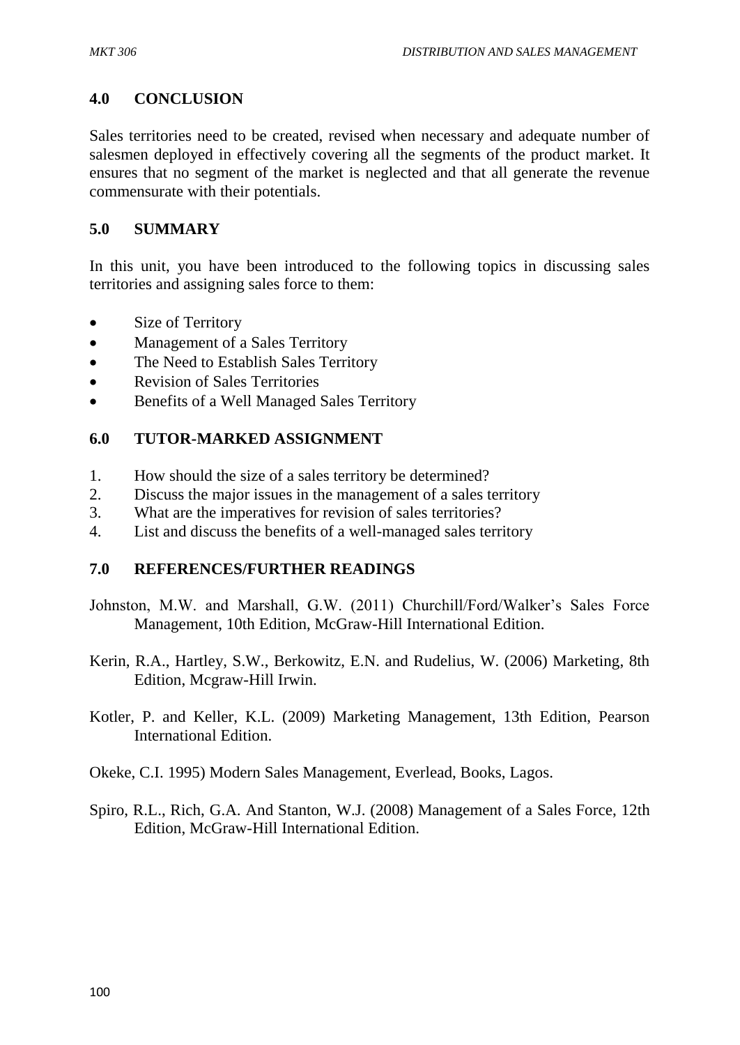## 4.0 CONCLUSION

Sales territories need to be created, revised when necessary and adequate number of salesmen deployed in effectively covering all the segments of the product market. It ensures that no segment of the market is neglected and that all generate the revenue commensurate with their potentials.

## 5.0 SUMMARY

In this unit, you have been introduced to the following topics in discussing sales territories and assigning sales force to them:

- Size of Territory
- Management of a Sales Territory
- The Need to Establish Sales Territory
- Revision of Sales Territories
- Benefits of a Well Managed Sales Territory

## 6.0 TUTOR-MARKED ASSIGNMENT

1. How should the size of a sales territory be determined?
2. Discuss the major issues in the management of a sales territory
3. What are the imperatives for revision of sales territories?
4. List and discuss the benefits of a well-managed sales territory

## 7.0 REFERENCES/FURTHER READINGS

Johnston, M.W. and Marshall, G.W. (2011) Churchill/Ford/Walker's Sales Force Management, 10th Edition, McGraw-Hill International Edition.

Kerin, R.A., Hartley, S.W., Berkowitz, E.N. and Rudelius, W. (2006) Marketing, 8th Edition, Mcgraw-Hill Irwin.

Kotler, P. and Keller, K.L. (2009) Marketing Management, 13th Edition, Pearson International Edition.

Okeke, C.I. 1995) Modern Sales Management, Everlead, Books, Lagos.

Spiro, R.L., Rich, G.A. And Stanton, W.J. (2008) Management of a Sales Force, 12th Edition, McGraw-Hill International Edition.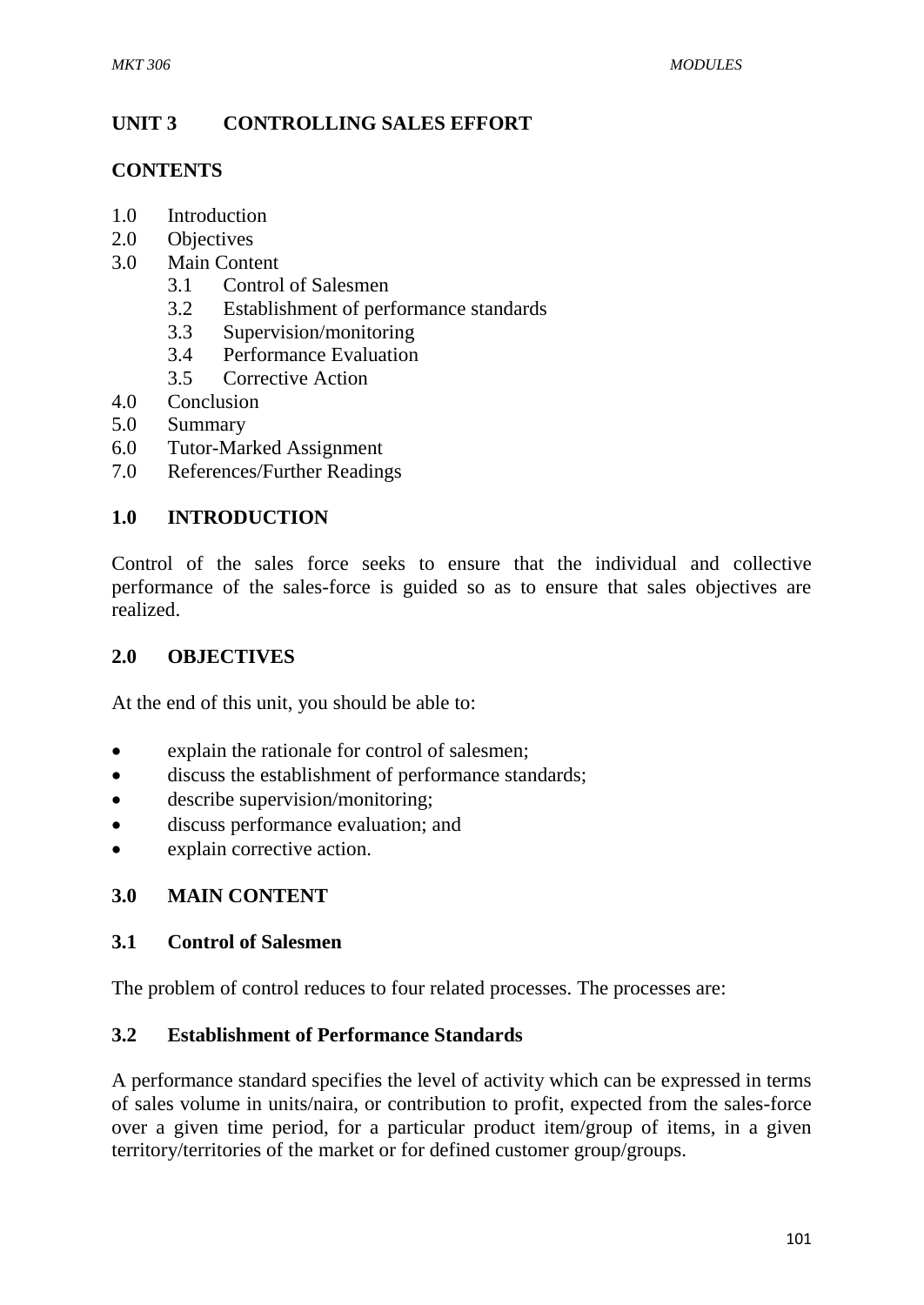## UNIT 3 CONTROLLING SALES EFFORT

### CONTENTS

1.0 Introduction
2.0 Objectives
3.0 Main Content
    3.1 Control of Salesmen
    3.2 Establishment of performance standards
    3.3 Supervision/monitoring
    3.4 Performance Evaluation
    3.5 Corrective Action
4.0 Conclusion
5.0 Summary
6.0 Tutor-Marked Assignment
7.0 References/Further Readings

### 1.0 INTRODUCTION

Control of the sales force seeks to ensure that the individual and collective performance of the sales-force is guided so as to ensure that sales objectives are realized.

### 2.0 OBJECTIVES

At the end of this unit, you should be able to:

- explain the rationale for control of salesmen;
- discuss the establishment of performance standards;
- describe supervision/monitoring;
- discuss performance evaluation; and
- explain corrective action.

### 3.0 MAIN CONTENT

#### 3.1 Control of Salesmen

The problem of control reduces to four related processes. The processes are:

#### 3.2 Establishment of Performance Standards

A performance standard specifies the level of activity which can be expressed in terms of sales volume in units/naira, or contribution to profit, expected from the sales-force over a given time period, for a particular product item/group of items, in a given territory/territories of the market or for defined customer group/groups.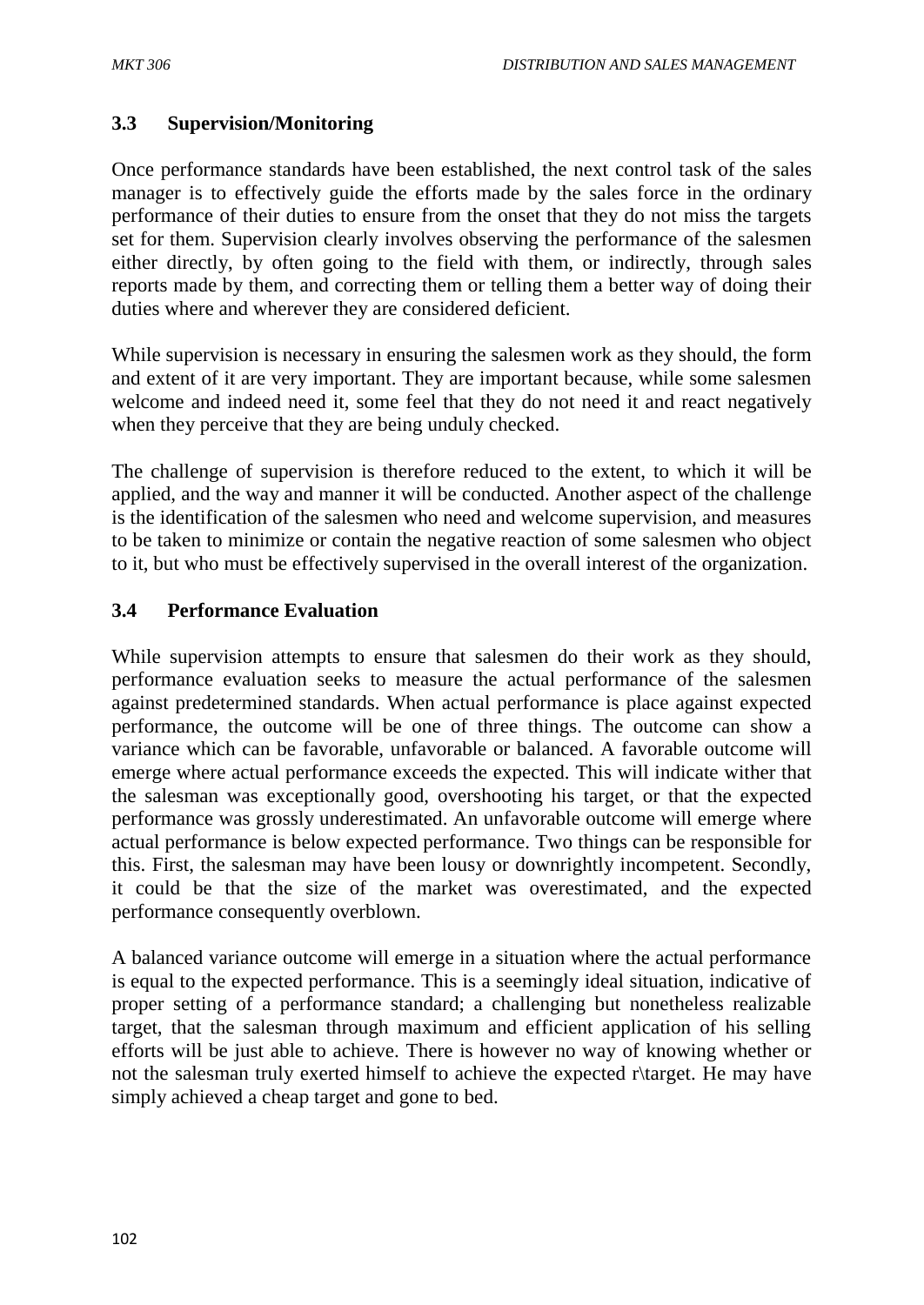### 3.3 Supervision/Monitoring

Once performance standards have been established, the next control task of the sales manager is to effectively guide the efforts made by the sales force in the ordinary performance of their duties to ensure from the onset that they do not miss the targets set for them. Supervision clearly involves observing the performance of the salesmen either directly, by often going to the field with them, or indirectly, through sales reports made by them, and correcting them or telling them a better way of doing their duties where and wherever they are considered deficient.

While supervision is necessary in ensuring the salesmen work as they should, the form and extent of it are very important. They are important because, while some salesmen welcome and indeed need it, some feel that they do not need it and react negatively when they perceive that they are being unduly checked.

The challenge of supervision is therefore reduced to the extent, to which it will be applied, and the way and manner it will be conducted. Another aspect of the challenge is the identification of the salesmen who need and welcome supervision, and measures to be taken to minimize or contain the negative reaction of some salesmen who object to it, but who must be effectively supervised in the overall interest of the organization.

### 3.4 Performance Evaluation

While supervision attempts to ensure that salesmen do their work as they should, performance evaluation seeks to measure the actual performance of the salesmen against predetermined standards. When actual performance is place against expected performance, the outcome will be one of three things. The outcome can show a variance which can be favorable, unfavorable or balanced. A favorable outcome will emerge where actual performance exceeds the expected. This will indicate wither that the salesman was exceptionally good, overshooting his target, or that the expected performance was grossly underestimated. An unfavorable outcome will emerge where actual performance is below expected performance. Two things can be responsible for this. First, the salesman may have been lousy or downrightly incompetent. Secondly, it could be that the size of the market was overestimated, and the expected performance consequently overblown.

A balanced variance outcome will emerge in a situation where the actual performance is equal to the expected performance. This is a seemingly ideal situation, indicative of proper setting of a performance standard; a challenging but nonetheless realizable target, that the salesman through maximum and efficient application of his selling efforts will be just able to achieve. There is however no way of knowing whether or not the salesman truly exerted himself to achieve the expected r\target. He may have simply achieved a cheap target and gone to bed.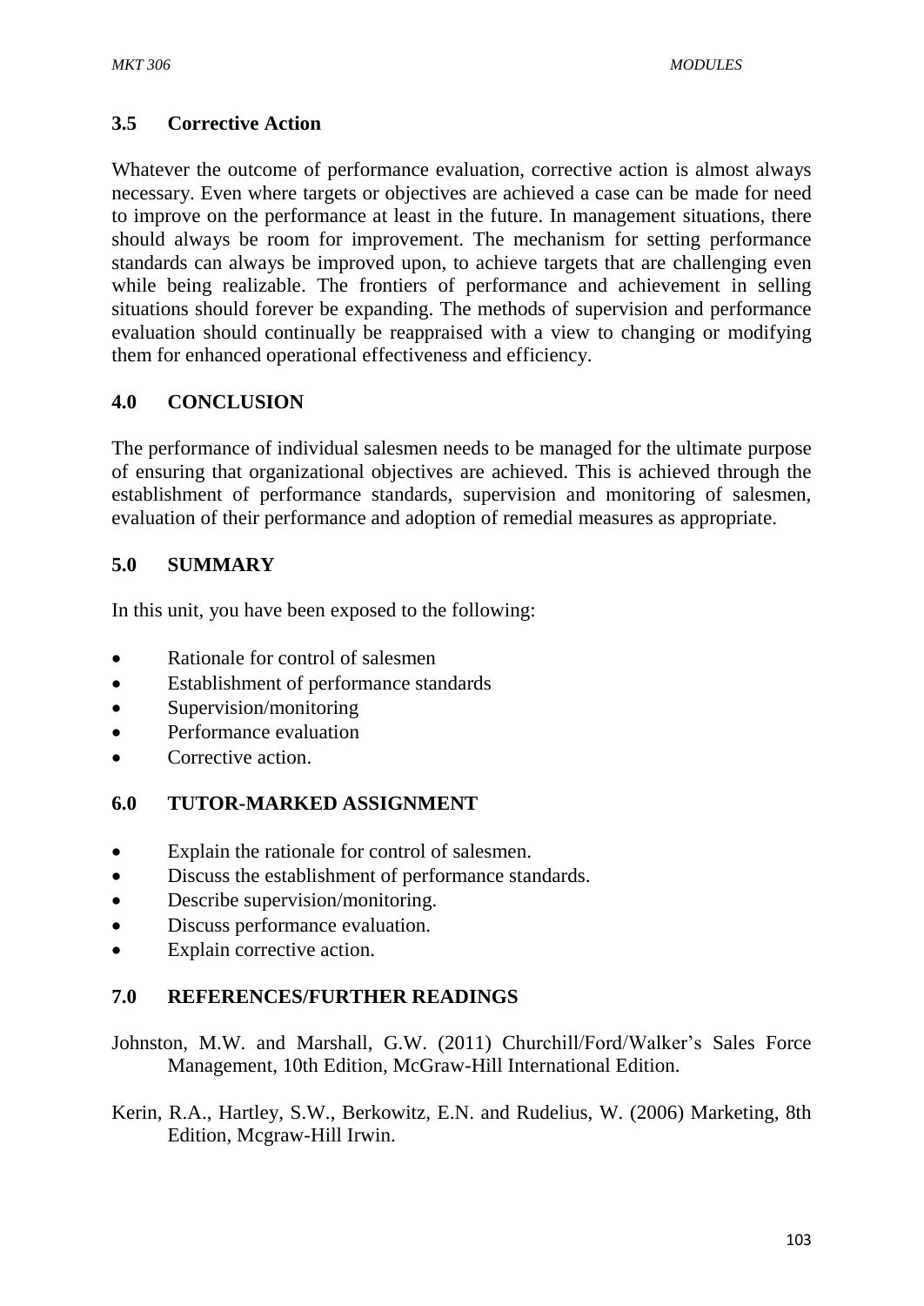## 3.5 Corrective Action

Whatever the outcome of performance evaluation, corrective action is almost always necessary. Even where targets or objectives are achieved a case can be made for need to improve on the performance at least in the future. In management situations, there should always be room for improvement. The mechanism for setting performance standards can always be improved upon, to achieve targets that are challenging even while being realizable. The frontiers of performance and achievement in selling situations should forever be expanding. The methods of supervision and performance evaluation should continually be reappraised with a view to changing or modifying them for enhanced operational effectiveness and efficiency.

## 4.0 CONCLUSION

The performance of individual salesmen needs to be managed for the ultimate purpose of ensuring that organizational objectives are achieved. This is achieved through the establishment of performance standards, supervision and monitoring of salesmen, evaluation of their performance and adoption of remedial measures as appropriate.

## 5.0 SUMMARY

In this unit, you have been exposed to the following:

- Rationale for control of salesmen
- Establishment of performance standards
- Supervision/monitoring
- Performance evaluation
- Corrective action.

## 6.0 TUTOR-MARKED ASSIGNMENT

- Explain the rationale for control of salesmen.
- Discuss the establishment of performance standards.
- Describe supervision/monitoring.
- Discuss performance evaluation.
- Explain corrective action.

## 7.0 REFERENCES/FURTHER READINGS

Johnston, M.W. and Marshall, G.W. (2011) Churchill/Ford/Walker's Sales Force Management, 10th Edition, McGraw-Hill International Edition.

Kerin, R.A., Hartley, S.W., Berkowitz, E.N. and Rudelius, W. (2006) Marketing, 8th Edition, Mcgraw-Hill Irwin.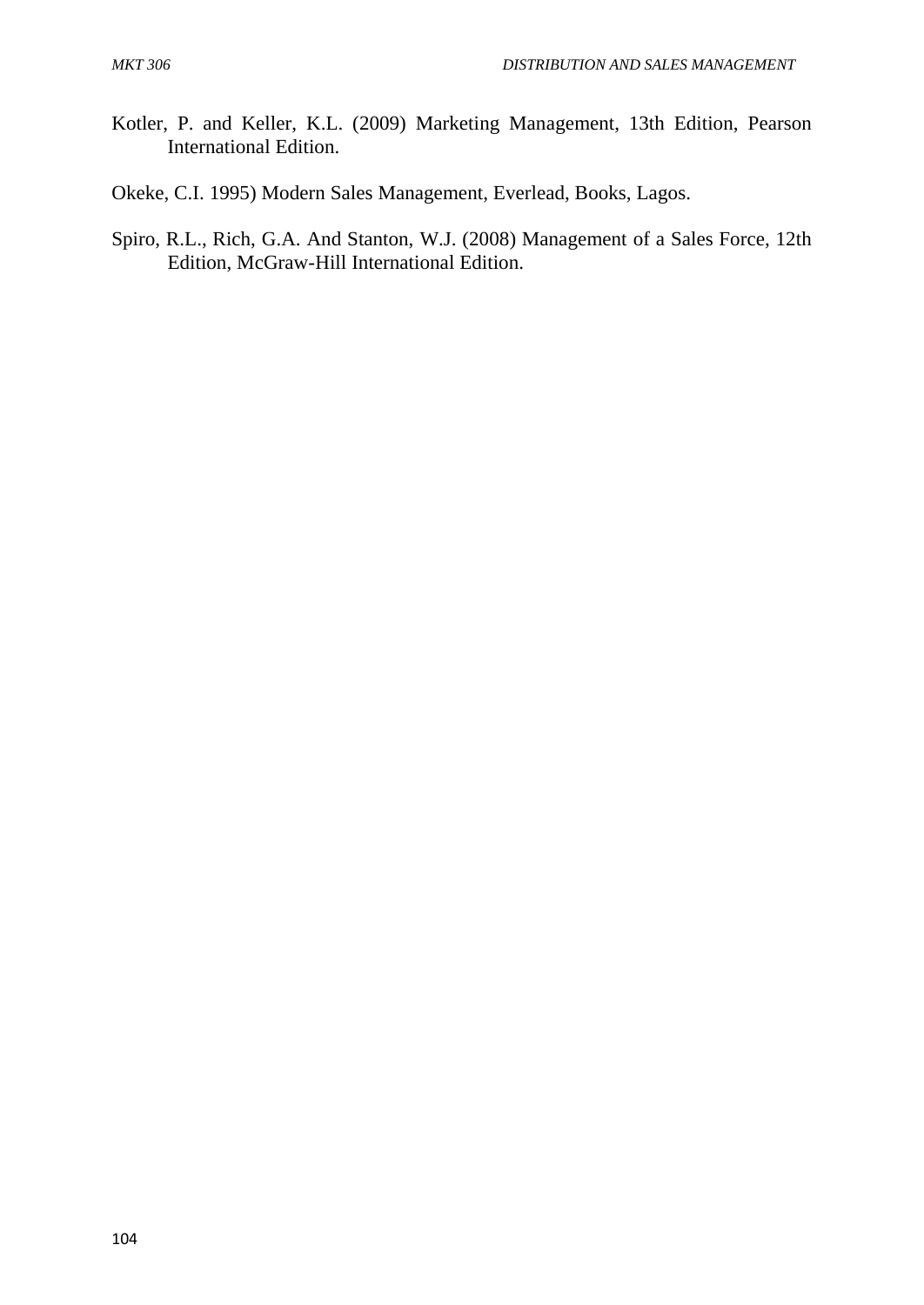Kotler, P. and Keller, K.L. (2009) Marketing Management, 13th Edition, Pearson International Edition.

Okeke, C.I. 1995) Modern Sales Management, Everlead, Books, Lagos.

Spiro, R.L., Rich, G.A. And Stanton, W.J. (2008) Management of a Sales Force, 12th Edition, McGraw-Hill International Edition.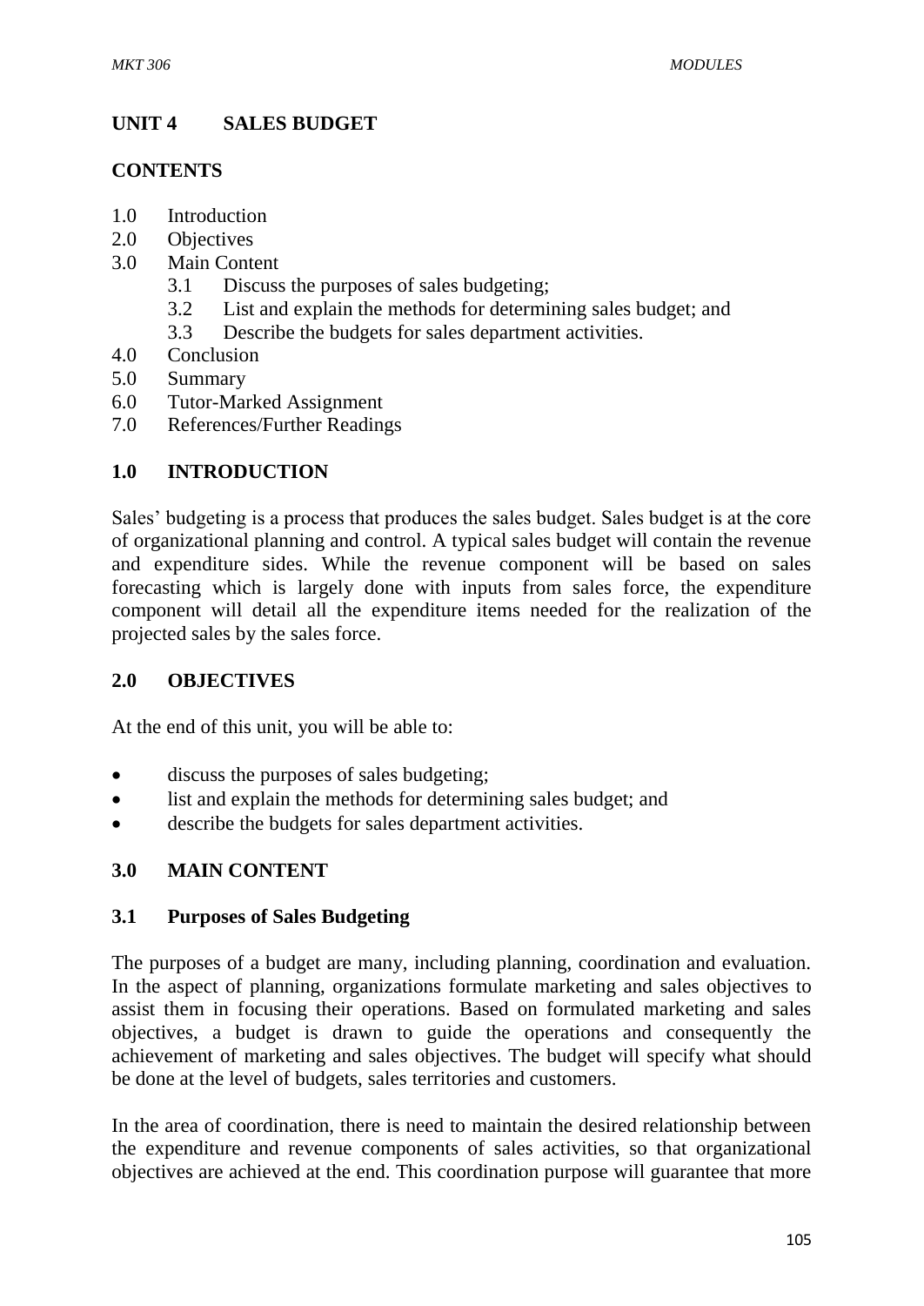# UNIT 4 SALES BUDGET

## CONTENTS

1.0 Introduction
2.0 Objectives
3.0 Main Content
  3.1 Discuss the purposes of sales budgeting;
  3.2 List and explain the methods for determining sales budget; and
  3.3 Describe the budgets for sales department activities.
4.0 Conclusion
5.0 Summary
6.0 Tutor-Marked Assignment
7.0 References/Further Readings

## 1.0 INTRODUCTION

Sales' budgeting is a process that produces the sales budget. Sales budget is at the core of organizational planning and control. A typical sales budget will contain the revenue and expenditure sides. While the revenue component will be based on sales forecasting which is largely done with inputs from sales force, the expenditure component will detail all the expenditure items needed for the realization of the projected sales by the sales force.

## 2.0 OBJECTIVES

At the end of this unit, you will be able to:

- discuss the purposes of sales budgeting;
- list and explain the methods for determining sales budget; and
- describe the budgets for sales department activities.

## 3.0 MAIN CONTENT

### 3.1 Purposes of Sales Budgeting

The purposes of a budget are many, including planning, coordination and evaluation. In the aspect of planning, organizations formulate marketing and sales objectives to assist them in focusing their operations. Based on formulated marketing and sales objectives, a budget is drawn to guide the operations and consequently the achievement of marketing and sales objectives. The budget will specify what should be done at the level of budgets, sales territories and customers.

In the area of coordination, there is need to maintain the desired relationship between the expenditure and revenue components of sales activities, so that organizational objectives are achieved at the end. This coordination purpose will guarantee that more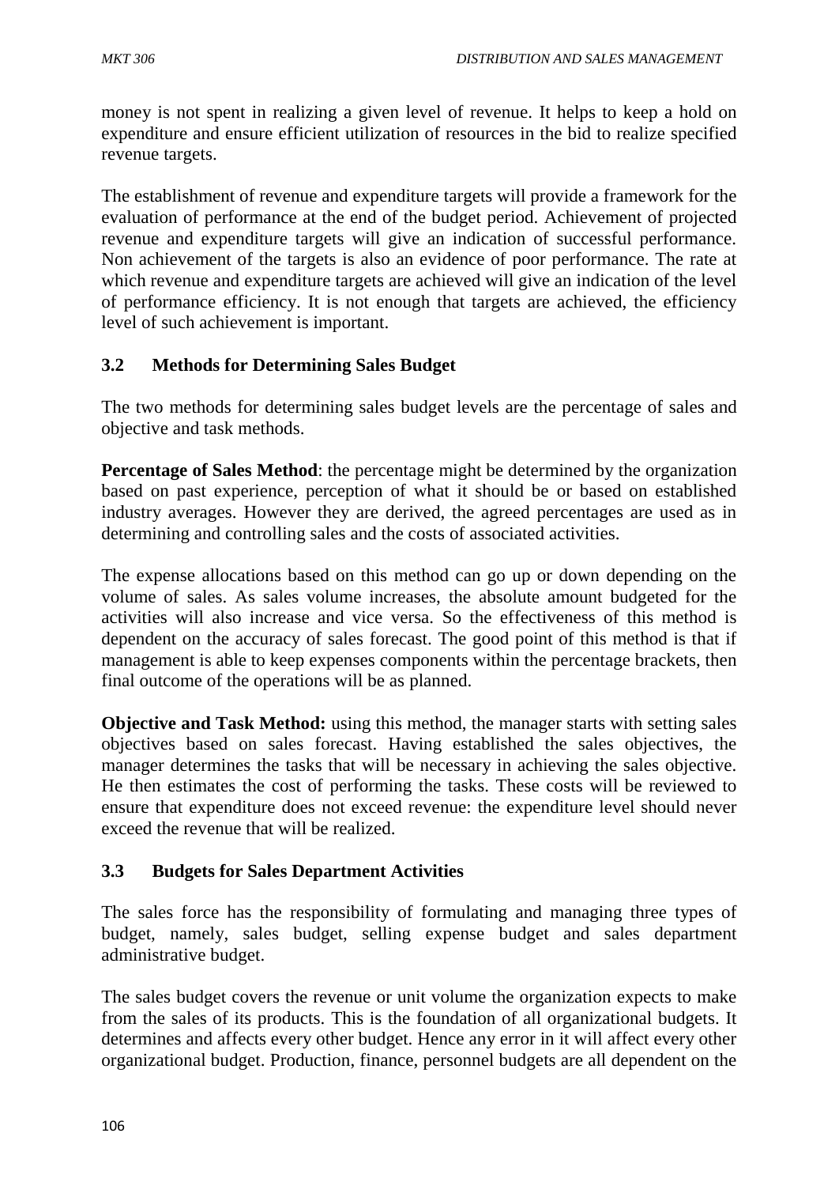money is not spent in realizing a given level of revenue. It helps to keep a hold on expenditure and ensure efficient utilization of resources in the bid to realize specified revenue targets.

The establishment of revenue and expenditure targets will provide a framework for the evaluation of performance at the end of the budget period. Achievement of projected revenue and expenditure targets will give an indication of successful performance. Non achievement of the targets is also an evidence of poor performance. The rate at which revenue and expenditure targets are achieved will give an indication of the level of performance efficiency. It is not enough that targets are achieved, the efficiency level of such achievement is important.

### 3.2 Methods for Determining Sales Budget

The two methods for determining sales budget levels are the percentage of sales and objective and task methods.

**Percentage of Sales Method**: the percentage might be determined by the organization based on past experience, perception of what it should be or based on established industry averages. However they are derived, the agreed percentages are used as in determining and controlling sales and the costs of associated activities.

The expense allocations based on this method can go up or down depending on the volume of sales. As sales volume increases, the absolute amount budgeted for the activities will also increase and vice versa. So the effectiveness of this method is dependent on the accuracy of sales forecast. The good point of this method is that if management is able to keep expenses components within the percentage brackets, then final outcome of the operations will be as planned.

**Objective and Task Method:** using this method, the manager starts with setting sales objectives based on sales forecast. Having established the sales objectives, the manager determines the tasks that will be necessary in achieving the sales objective. He then estimates the cost of performing the tasks. These costs will be reviewed to ensure that expenditure does not exceed revenue: the expenditure level should never exceed the revenue that will be realized.

### 3.3 Budgets for Sales Department Activities

The sales force has the responsibility of formulating and managing three types of budget, namely, sales budget, selling expense budget and sales department administrative budget.

The sales budget covers the revenue or unit volume the organization expects to make from the sales of its products. This is the foundation of all organizational budgets. It determines and affects every other budget. Hence any error in it will affect every other organizational budget. Production, finance, personnel budgets are all dependent on the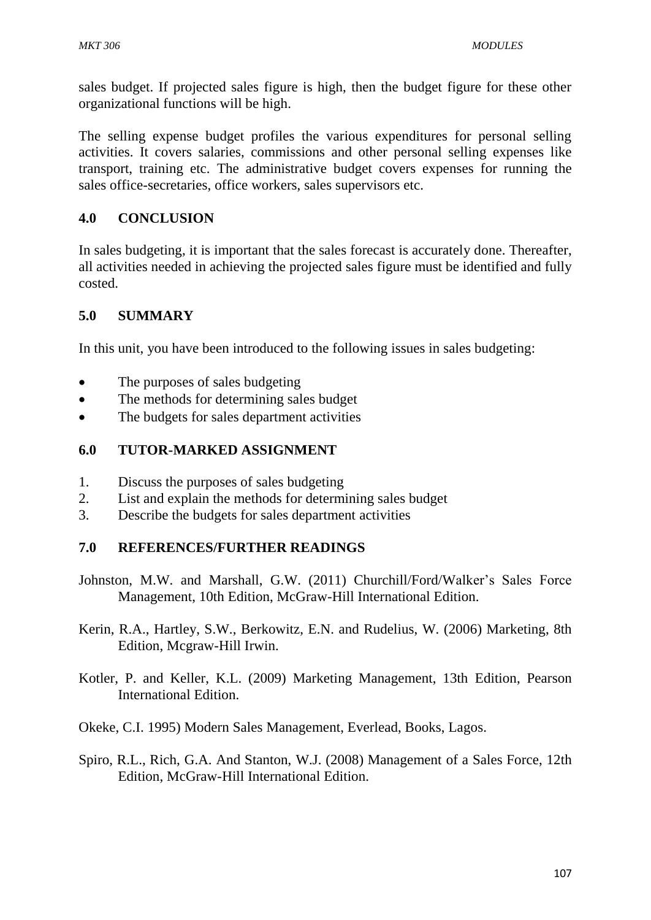sales budget. If projected sales figure is high, then the budget figure for these other organizational functions will be high.

The selling expense budget profiles the various expenditures for personal selling activities. It covers salaries, commissions and other personal selling expenses like transport, training etc. The administrative budget covers expenses for running the sales office-secretaries, office workers, sales supervisors etc.

## 4.0 CONCLUSION

In sales budgeting, it is important that the sales forecast is accurately done. Thereafter, all activities needed in achieving the projected sales figure must be identified and fully costed.

## 5.0 SUMMARY

In this unit, you have been introduced to the following issues in sales budgeting:

- The purposes of sales budgeting
- The methods for determining sales budget
- The budgets for sales department activities

## 6.0 TUTOR-MARKED ASSIGNMENT

1. Discuss the purposes of sales budgeting
2. List and explain the methods for determining sales budget
3. Describe the budgets for sales department activities

## 7.0 REFERENCES/FURTHER READINGS

Johnston, M.W. and Marshall, G.W. (2011) Churchill/Ford/Walker's Sales Force Management, 10th Edition, McGraw-Hill International Edition.

Kerin, R.A., Hartley, S.W., Berkowitz, E.N. and Rudelius, W. (2006) Marketing, 8th Edition, Mcgraw-Hill Irwin.

Kotler, P. and Keller, K.L. (2009) Marketing Management, 13th Edition, Pearson International Edition.

Okeke, C.I. 1995) Modern Sales Management, Everlead, Books, Lagos.

Spiro, R.L., Rich, G.A. And Stanton, W.J. (2008) Management of a Sales Force, 12th Edition, McGraw-Hill International Edition.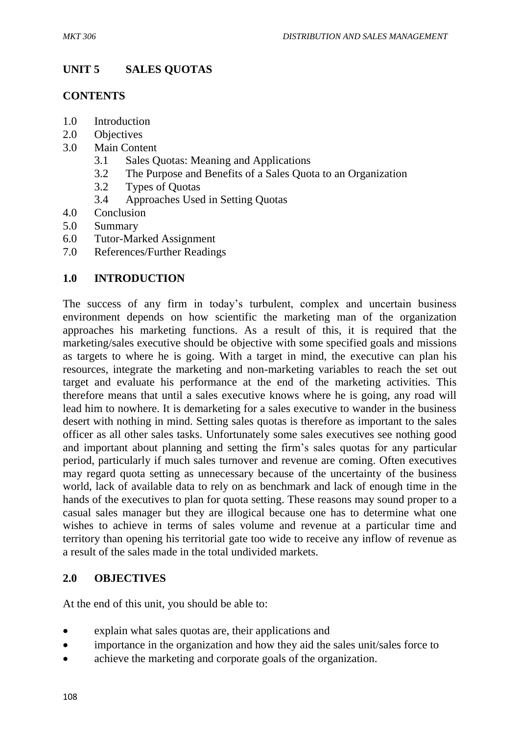## UNIT 5 SALES QUOTAS

### CONTENTS

1.0 Introduction
2.0 Objectives
3.0 Main Content
    3.1 Sales Quotas: Meaning and Applications
    3.2 The Purpose and Benefits of a Sales Quota to an Organization
    3.2 Types of Quotas
    3.4 Approaches Used in Setting Quotas
4.0 Conclusion
5.0 Summary
6.0 Tutor-Marked Assignment
7.0 References/Further Readings

### 1.0 INTRODUCTION

The success of any firm in today's turbulent, complex and uncertain business environment depends on how scientific the marketing man of the organization approaches his marketing functions. As a result of this, it is required that the marketing/sales executive should be objective with some specified goals and missions as targets to where he is going. With a target in mind, the executive can plan his resources, integrate the marketing and non-marketing variables to reach the set out target and evaluate his performance at the end of the marketing activities. This therefore means that until a sales executive knows where he is going, any road will lead him to nowhere. It is demarketing for a sales executive to wander in the business desert with nothing in mind. Setting sales quotas is therefore as important to the sales officer as all other sales tasks. Unfortunately some sales executives see nothing good and important about planning and setting the firm's sales quotas for any particular period, particularly if much sales turnover and revenue are coming. Often executives may regard quota setting as unnecessary because of the uncertainty of the business world, lack of available data to rely on as benchmark and lack of enough time in the hands of the executives to plan for quota setting. These reasons may sound proper to a casual sales manager but they are illogical because one has to determine what one wishes to achieve in terms of sales volume and revenue at a particular time and territory than opening his territorial gate too wide to receive any inflow of revenue as a result of the sales made in the total undivided markets.

### 2.0 OBJECTIVES

At the end of this unit, you should be able to:

- explain what sales quotas are, their applications and
- importance in the organization and how they aid the sales unit/sales force to
- achieve the marketing and corporate goals of the organization.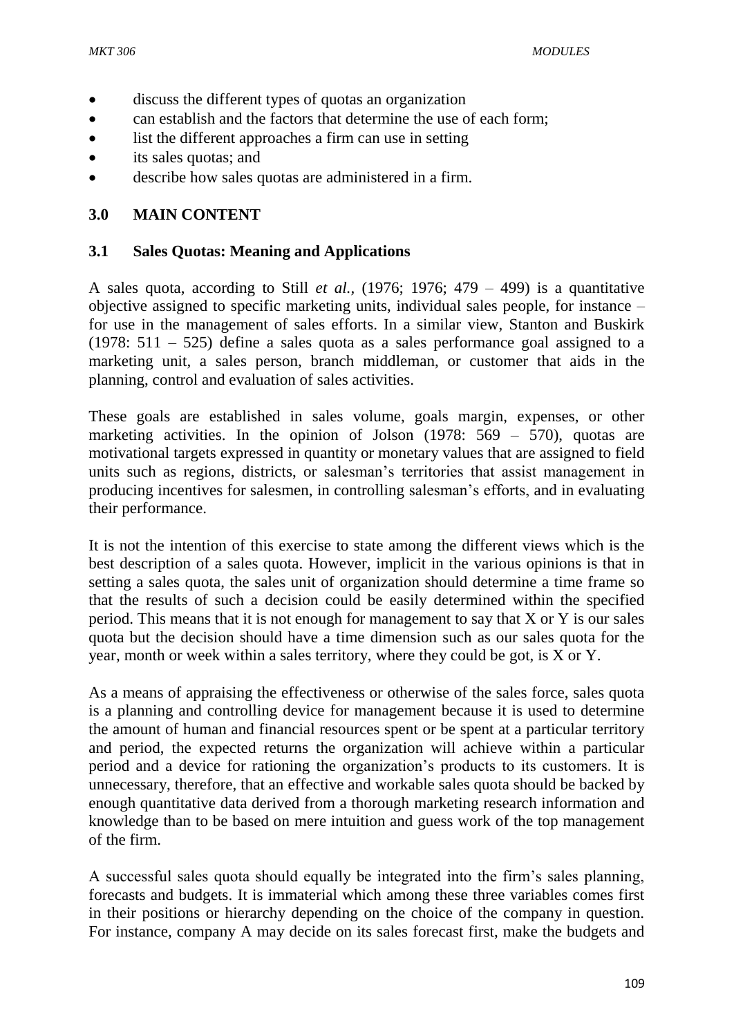- discuss the different types of quotas an organization
- can establish and the factors that determine the use of each form;
- list the different approaches a firm can use in setting
- its sales quotas; and
- describe how sales quotas are administered in a firm.

## 3.0 MAIN CONTENT

### 3.1 Sales Quotas: Meaning and Applications

A sales quota, according to Still *et al.,* (1976; 1976; 479 – 499) is a quantitative objective assigned to specific marketing units, individual sales people, for instance – for use in the management of sales efforts. In a similar view, Stanton and Buskirk (1978: 511 – 525) define a sales quota as a sales performance goal assigned to a marketing unit, a sales person, branch middleman, or customer that aids in the planning, control and evaluation of sales activities.

These goals are established in sales volume, goals margin, expenses, or other marketing activities. In the opinion of Jolson (1978: 569 – 570), quotas are motivational targets expressed in quantity or monetary values that are assigned to field units such as regions, districts, or salesman's territories that assist management in producing incentives for salesmen, in controlling salesman's efforts, and in evaluating their performance.

It is not the intention of this exercise to state among the different views which is the best description of a sales quota. However, implicit in the various opinions is that in setting a sales quota, the sales unit of organization should determine a time frame so that the results of such a decision could be easily determined within the specified period. This means that it is not enough for management to say that X or Y is our sales quota but the decision should have a time dimension such as our sales quota for the year, month or week within a sales territory, where they could be got, is X or Y.

As a means of appraising the effectiveness or otherwise of the sales force, sales quota is a planning and controlling device for management because it is used to determine the amount of human and financial resources spent or be spent at a particular territory and period, the expected returns the organization will achieve within a particular period and a device for rationing the organization's products to its customers. It is unnecessary, therefore, that an effective and workable sales quota should be backed by enough quantitative data derived from a thorough marketing research information and knowledge than to be based on mere intuition and guess work of the top management of the firm.

A successful sales quota should equally be integrated into the firm's sales planning, forecasts and budgets. It is immaterial which among these three variables comes first in their positions or hierarchy depending on the choice of the company in question. For instance, company A may decide on its sales forecast first, make the budgets and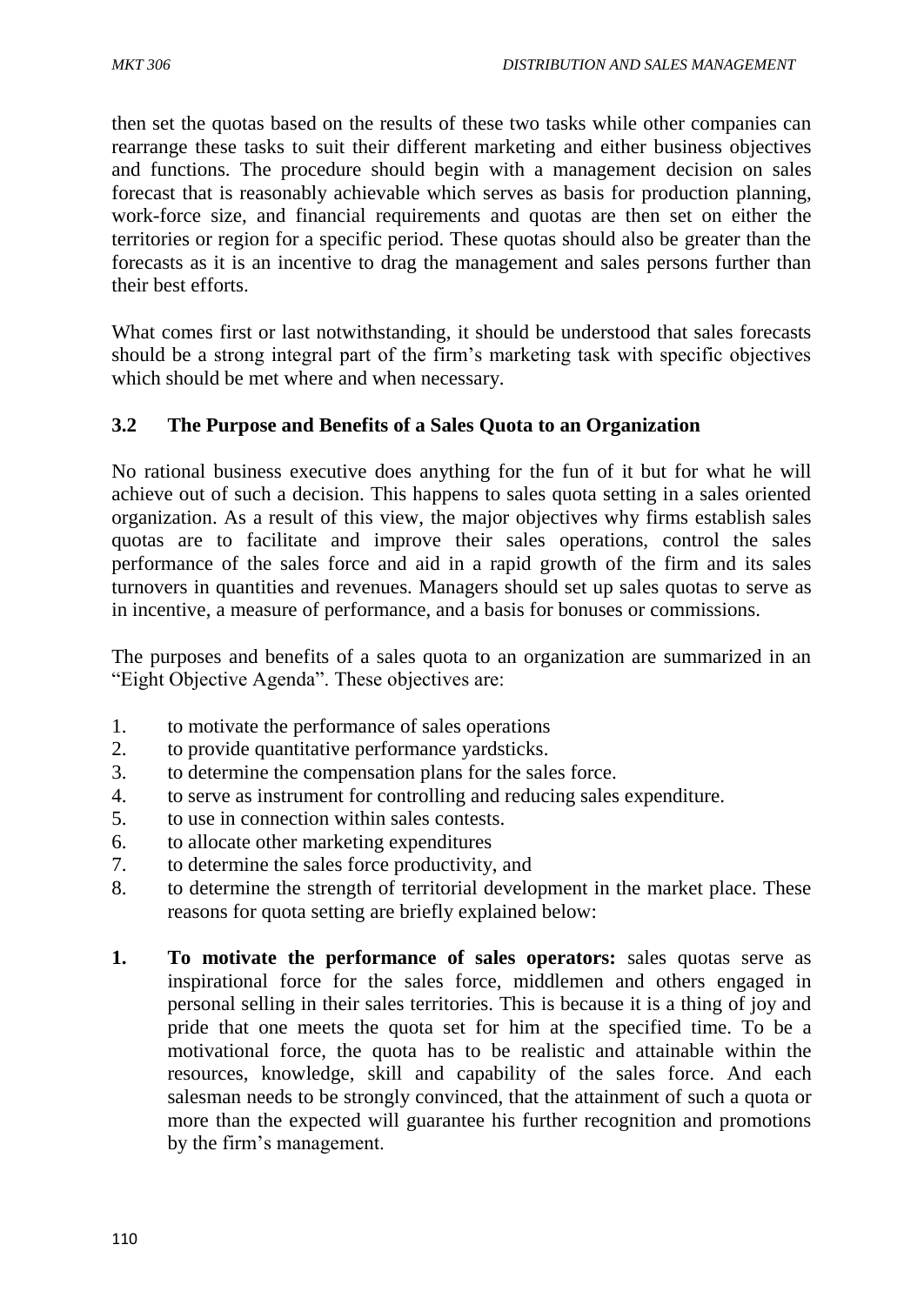then set the quotas based on the results of these two tasks while other companies can rearrange these tasks to suit their different marketing and either business objectives and functions. The procedure should begin with a management decision on sales forecast that is reasonably achievable which serves as basis for production planning, work-force size, and financial requirements and quotas are then set on either the territories or region for a specific period. These quotas should also be greater than the forecasts as it is an incentive to drag the management and sales persons further than their best efforts.

What comes first or last notwithstanding, it should be understood that sales forecasts should be a strong integral part of the firm's marketing task with specific objectives which should be met where and when necessary.

### 3.2 The Purpose and Benefits of a Sales Quota to an Organization

No rational business executive does anything for the fun of it but for what he will achieve out of such a decision. This happens to sales quota setting in a sales oriented organization. As a result of this view, the major objectives why firms establish sales quotas are to facilitate and improve their sales operations, control the sales performance of the sales force and aid in a rapid growth of the firm and its sales turnovers in quantities and revenues. Managers should set up sales quotas to serve as in incentive, a measure of performance, and a basis for bonuses or commissions.

The purposes and benefits of a sales quota to an organization are summarized in an "Eight Objective Agenda". These objectives are:

1. to motivate the performance of sales operations
2. to provide quantitative performance yardsticks.
3. to determine the compensation plans for the sales force.
4. to serve as instrument for controlling and reducing sales expenditure.
5. to use in connection within sales contests.
6. to allocate other marketing expenditures
7. to determine the sales force productivity, and
8. to determine the strength of territorial development in the market place. These reasons for quota setting are briefly explained below:

1. **To motivate the performance of sales operators:** sales quotas serve as inspirational force for the sales force, middlemen and others engaged in personal selling in their sales territories. This is because it is a thing of joy and pride that one meets the quota set for him at the specified time. To be a motivational force, the quota has to be realistic and attainable within the resources, knowledge, skill and capability of the sales force. And each salesman needs to be strongly convinced, that the attainment of such a quota or more than the expected will guarantee his further recognition and promotions by the firm's management.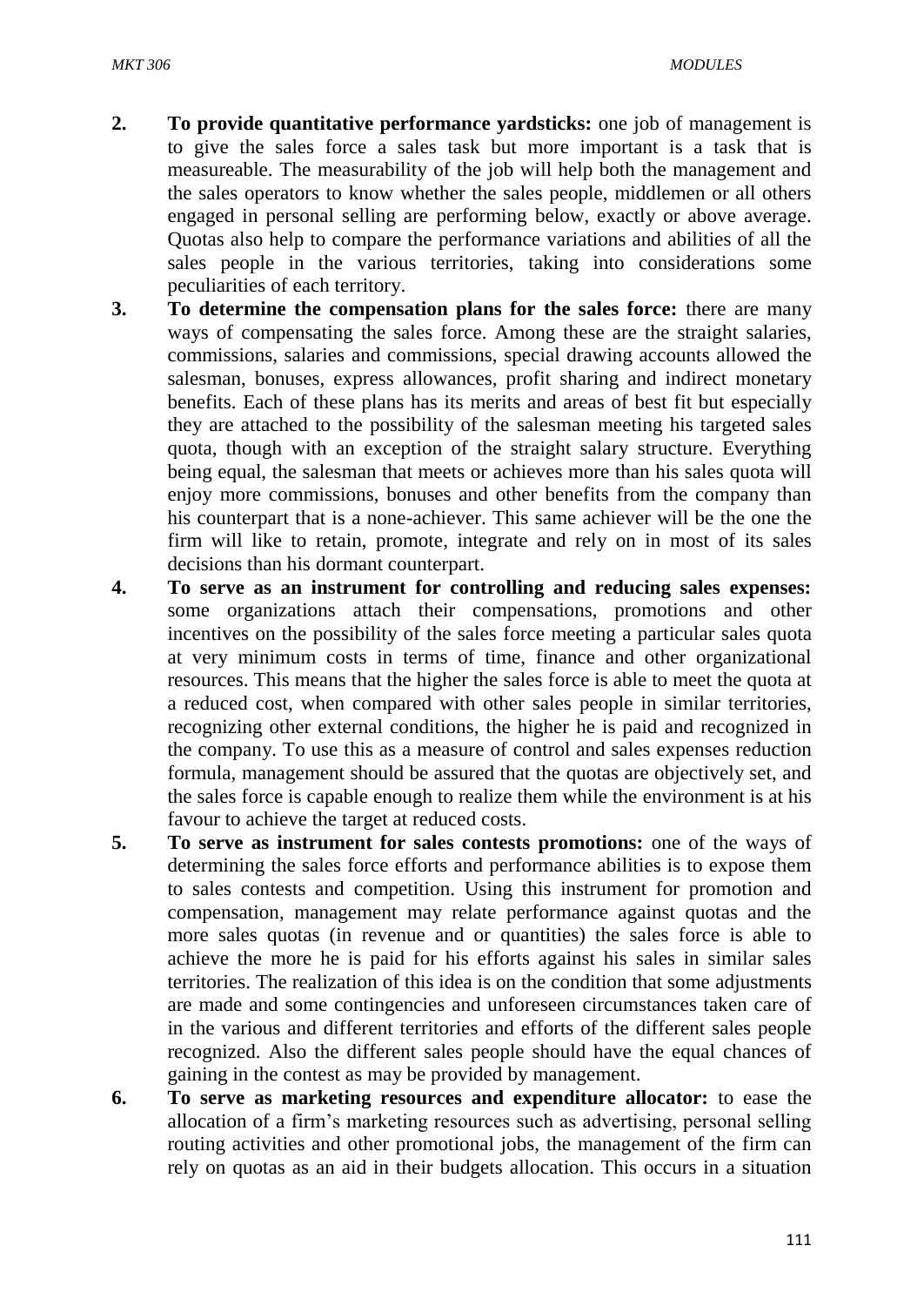2. **To provide quantitative performance yardsticks:** one job of management is to give the sales force a sales task but more important is a task that is measureable. The measurability of the job will help both the management and the sales operators to know whether the sales people, middlemen or all others engaged in personal selling are performing below, exactly or above average. Quotas also help to compare the performance variations and abilities of all the sales people in the various territories, taking into considerations some peculiarities of each territory.
3. **To determine the compensation plans for the sales force:** there are many ways of compensating the sales force. Among these are the straight salaries, commissions, salaries and commissions, special drawing accounts allowed the salesman, bonuses, express allowances, profit sharing and indirect monetary benefits. Each of these plans has its merits and areas of best fit but especially they are attached to the possibility of the salesman meeting his targeted sales quota, though with an exception of the straight salary structure. Everything being equal, the salesman that meets or achieves more than his sales quota will enjoy more commissions, bonuses and other benefits from the company than his counterpart that is a none-achiever. This same achiever will be the one the firm will like to retain, promote, integrate and rely on in most of its sales decisions than his dormant counterpart.
4. **To serve as an instrument for controlling and reducing sales expenses:** some organizations attach their compensations, promotions and other incentives on the possibility of the sales force meeting a particular sales quota at very minimum costs in terms of time, finance and other organizational resources. This means that the higher the sales force is able to meet the quota at a reduced cost, when compared with other sales people in similar territories, recognizing other external conditions, the higher he is paid and recognized in the company. To use this as a measure of control and sales expenses reduction formula, management should be assured that the quotas are objectively set, and the sales force is capable enough to realize them while the environment is at his favour to achieve the target at reduced costs.
5. **To serve as instrument for sales contests promotions:** one of the ways of determining the sales force efforts and performance abilities is to expose them to sales contests and competition. Using this instrument for promotion and compensation, management may relate performance against quotas and the more sales quotas (in revenue and or quantities) the sales force is able to achieve the more he is paid for his efforts against his sales in similar sales territories. The realization of this idea is on the condition that some adjustments are made and some contingencies and unforeseen circumstances taken care of in the various and different territories and efforts of the different sales people recognized. Also the different sales people should have the equal chances of gaining in the contest as may be provided by management.
6. **To serve as marketing resources and expenditure allocator:** to ease the allocation of a firm's marketing resources such as advertising, personal selling routing activities and other promotional jobs, the management of the firm can rely on quotas as an aid in their budgets allocation. This occurs in a situation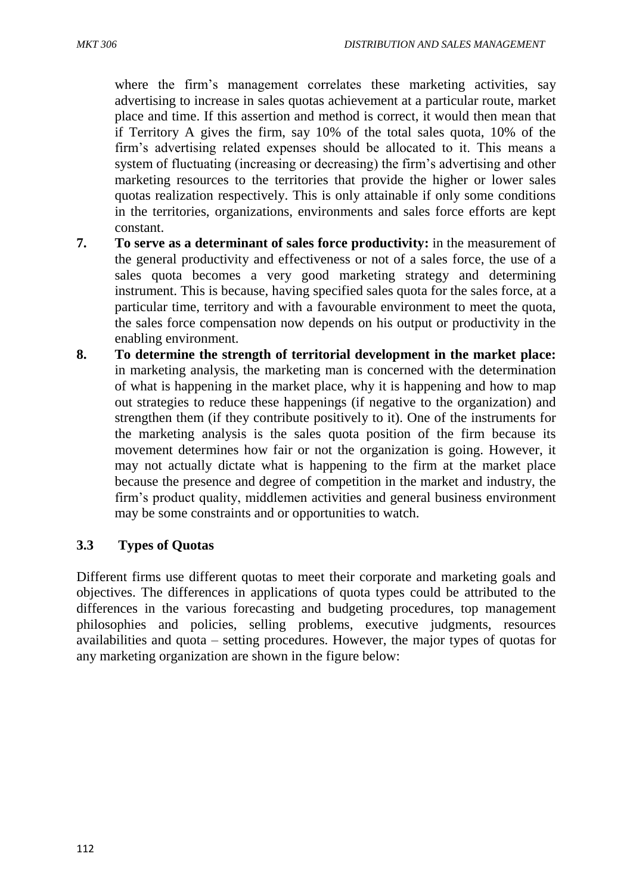where the firm's management correlates these marketing activities, say advertising to increase in sales quotas achievement at a particular route, market place and time. If this assertion and method is correct, it would then mean that if Territory A gives the firm, say 10% of the total sales quota, 10% of the firm's advertising related expenses should be allocated to it. This means a system of fluctuating (increasing or decreasing) the firm's advertising and other marketing resources to the territories that provide the higher or lower sales quotas realization respectively. This is only attainable if only some conditions in the territories, organizations, environments and sales force efforts are kept constant.

7. **To serve as a determinant of sales force productivity:** in the measurement of the general productivity and effectiveness or not of a sales force, the use of a sales quota becomes a very good marketing strategy and determining instrument. This is because, having specified sales quota for the sales force, at a particular time, territory and with a favourable environment to meet the quota, the sales force compensation now depends on his output or productivity in the enabling environment.
8. **To determine the strength of territorial development in the market place:** in marketing analysis, the marketing man is concerned with the determination of what is happening in the market place, why it is happening and how to map out strategies to reduce these happenings (if negative to the organization) and strengthen them (if they contribute positively to it). One of the instruments for the marketing analysis is the sales quota position of the firm because its movement determines how fair or not the organization is going. However, it may not actually dictate what is happening to the firm at the market place because the presence and degree of competition in the market and industry, the firm's product quality, middlemen activities and general business environment may be some constraints and or opportunities to watch.

### 3.3 Types of Quotas

Different firms use different quotas to meet their corporate and marketing goals and objectives. The differences in applications of quota types could be attributed to the differences in the various forecasting and budgeting procedures, top management philosophies and policies, selling problems, executive judgments, resources availabilities and quota – setting procedures. However, the major types of quotas for any marketing organization are shown in the figure below: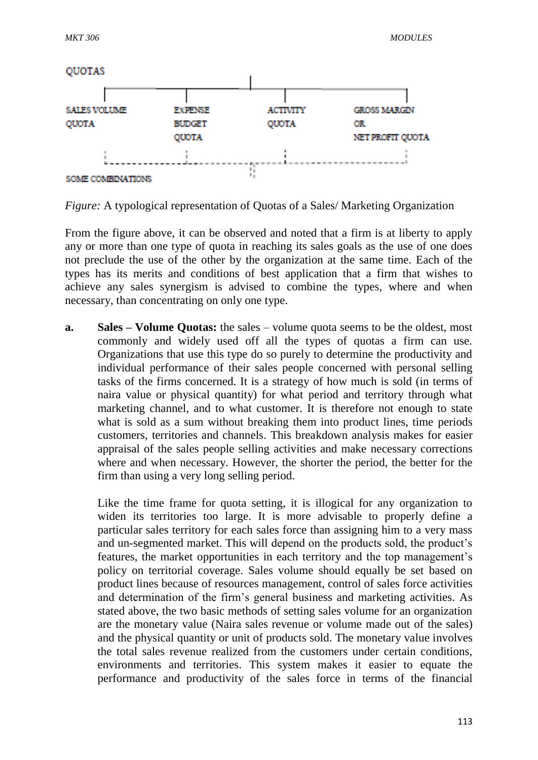QUOTAS

SALES VOLUME QUOTA | EXPENSE BUDGET QUOTA | ACTIVITY QUOTA | GROSS MARGIN OR NET PROFIT QUOTA

SOME COMBINATIONS

*Figure:* A typological representation of Quotas of a Sales/ Marketing Organization

From the figure above, it can be observed and noted that a firm is at liberty to apply any or more than one type of quota in reaching its sales goals as the use of one does not preclude the use of the other by the organization at the same time. Each of the types has its merits and conditions of best application that a firm that wishes to achieve any sales synergism is advised to combine the types, where and when necessary, than concentrating on only one type.

**a. Sales – Volume Quotas:** the sales – volume quota seems to be the oldest, most commonly and widely used off all the types of quotas a firm can use. Organizations that use this type do so purely to determine the productivity and individual performance of their sales people concerned with personal selling tasks of the firms concerned. It is a strategy of how much is sold (in terms of naira value or physical quantity) for what period and territory through what marketing channel, and to what customer. It is therefore not enough to state what is sold as a sum without breaking them into product lines, time periods customers, territories and channels. This breakdown analysis makes for easier appraisal of the sales people selling activities and make necessary corrections where and when necessary. However, the shorter the period, the better for the firm than using a very long selling period.

Like the time frame for quota setting, it is illogical for any organization to widen its territories too large. It is more advisable to properly define a particular sales territory for each sales force than assigning him to a very mass and un-segmented market. This will depend on the products sold, the product's features, the market opportunities in each territory and the top management's policy on territorial coverage. Sales volume should equally be set based on product lines because of resources management, control of sales force activities and determination of the firm's general business and marketing activities. As stated above, the two basic methods of setting sales volume for an organization are the monetary value (Naira sales revenue or volume made out of the sales) and the physical quantity or unit of products sold. The monetary value involves the total sales revenue realized from the customers under certain conditions, environments and territories. This system makes it easier to equate the performance and productivity of the sales force in terms of the financial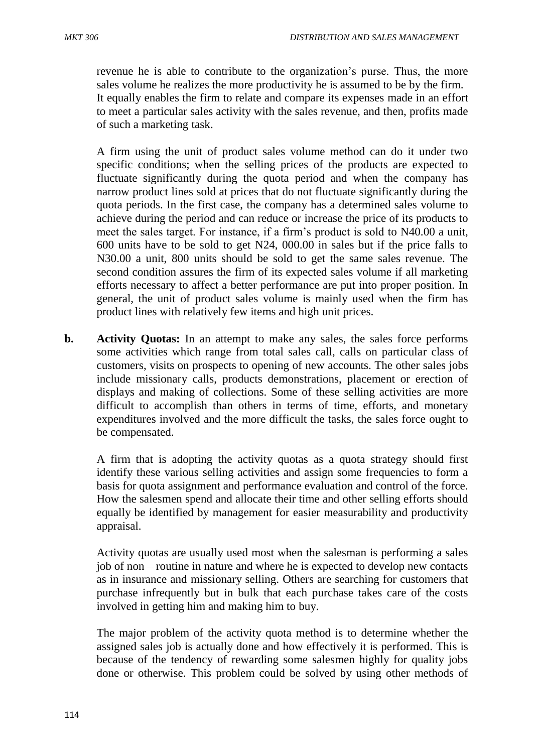revenue he is able to contribute to the organization's purse. Thus, the more sales volume he realizes the more productivity he is assumed to be by the firm. It equally enables the firm to relate and compare its expenses made in an effort to meet a particular sales activity with the sales revenue, and then, profits made of such a marketing task.

A firm using the unit of product sales volume method can do it under two specific conditions; when the selling prices of the products are expected to fluctuate significantly during the quota period and when the company has narrow product lines sold at prices that do not fluctuate significantly during the quota periods. In the first case, the company has a determined sales volume to achieve during the period and can reduce or increase the price of its products to meet the sales target. For instance, if a firm's product is sold to N40.00 a unit, 600 units have to be sold to get N24, 000.00 in sales but if the price falls to N30.00 a unit, 800 units should be sold to get the same sales revenue. The second condition assures the firm of its expected sales volume if all marketing efforts necessary to affect a better performance are put into proper position. In general, the unit of product sales volume is mainly used when the firm has product lines with relatively few items and high unit prices.

**b. Activity Quotas:** In an attempt to make any sales, the sales force performs some activities which range from total sales call, calls on particular class of customers, visits on prospects to opening of new accounts. The other sales jobs include missionary calls, products demonstrations, placement or erection of displays and making of collections. Some of these selling activities are more difficult to accomplish than others in terms of time, efforts, and monetary expenditures involved and the more difficult the tasks, the sales force ought to be compensated.

A firm that is adopting the activity quotas as a quota strategy should first identify these various selling activities and assign some frequencies to form a basis for quota assignment and performance evaluation and control of the force. How the salesmen spend and allocate their time and other selling efforts should equally be identified by management for easier measurability and productivity appraisal.

Activity quotas are usually used most when the salesman is performing a sales job of non – routine in nature and where he is expected to develop new contacts as in insurance and missionary selling. Others are searching for customers that purchase infrequently but in bulk that each purchase takes care of the costs involved in getting him and making him to buy.

The major problem of the activity quota method is to determine whether the assigned sales job is actually done and how effectively it is performed. This is because of the tendency of rewarding some salesmen highly for quality jobs done or otherwise. This problem could be solved by using other methods of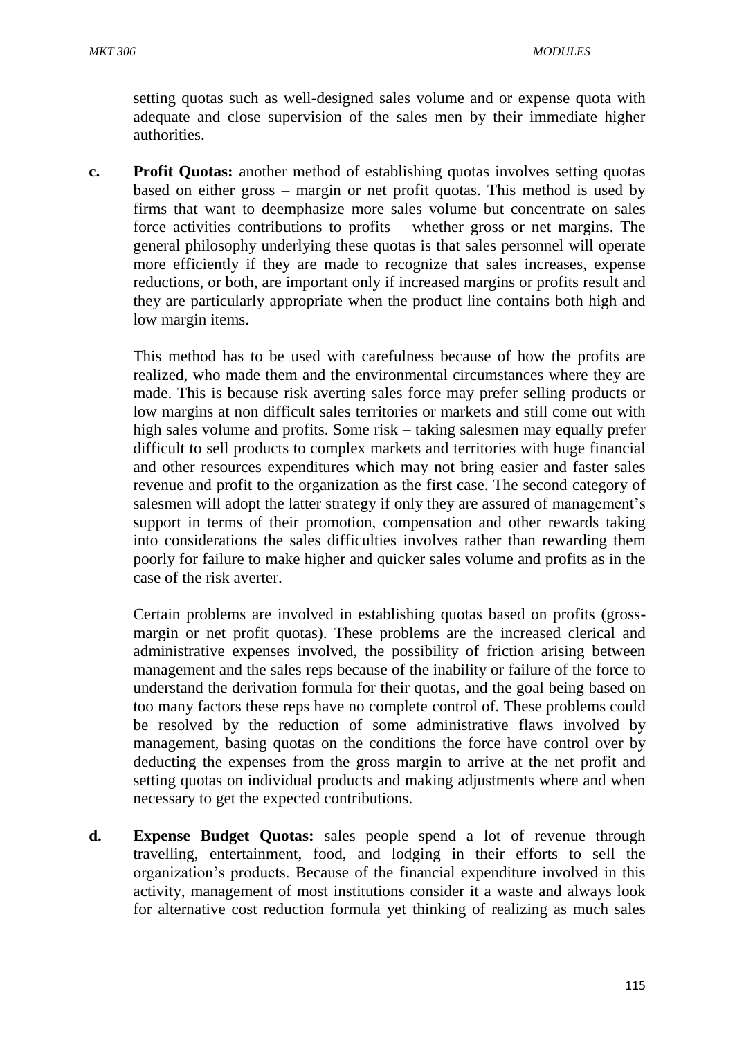setting quotas such as well-designed sales volume and or expense quota with adequate and close supervision of the sales men by their immediate higher authorities.

**c. Profit Quotas:** another method of establishing quotas involves setting quotas based on either gross – margin or net profit quotas. This method is used by firms that want to deemphasize more sales volume but concentrate on sales force activities contributions to profits – whether gross or net margins. The general philosophy underlying these quotas is that sales personnel will operate more efficiently if they are made to recognize that sales increases, expense reductions, or both, are important only if increased margins or profits result and they are particularly appropriate when the product line contains both high and low margin items.

This method has to be used with carefulness because of how the profits are realized, who made them and the environmental circumstances where they are made. This is because risk averting sales force may prefer selling products or low margins at non difficult sales territories or markets and still come out with high sales volume and profits. Some risk – taking salesmen may equally prefer difficult to sell products to complex markets and territories with huge financial and other resources expenditures which may not bring easier and faster sales revenue and profit to the organization as the first case. The second category of salesmen will adopt the latter strategy if only they are assured of management's support in terms of their promotion, compensation and other rewards taking into considerations the sales difficulties involves rather than rewarding them poorly for failure to make higher and quicker sales volume and profits as in the case of the risk averter.

Certain problems are involved in establishing quotas based on profits (gross-margin or net profit quotas). These problems are the increased clerical and administrative expenses involved, the possibility of friction arising between management and the sales reps because of the inability or failure of the force to understand the derivation formula for their quotas, and the goal being based on too many factors these reps have no complete control of. These problems could be resolved by the reduction of some administrative flaws involved by management, basing quotas on the conditions the force have control over by deducting the expenses from the gross margin to arrive at the net profit and setting quotas on individual products and making adjustments where and when necessary to get the expected contributions.

**d. Expense Budget Quotas:** sales people spend a lot of revenue through travelling, entertainment, food, and lodging in their efforts to sell the organization's products. Because of the financial expenditure involved in this activity, management of most institutions consider it a waste and always look for alternative cost reduction formula yet thinking of realizing as much sales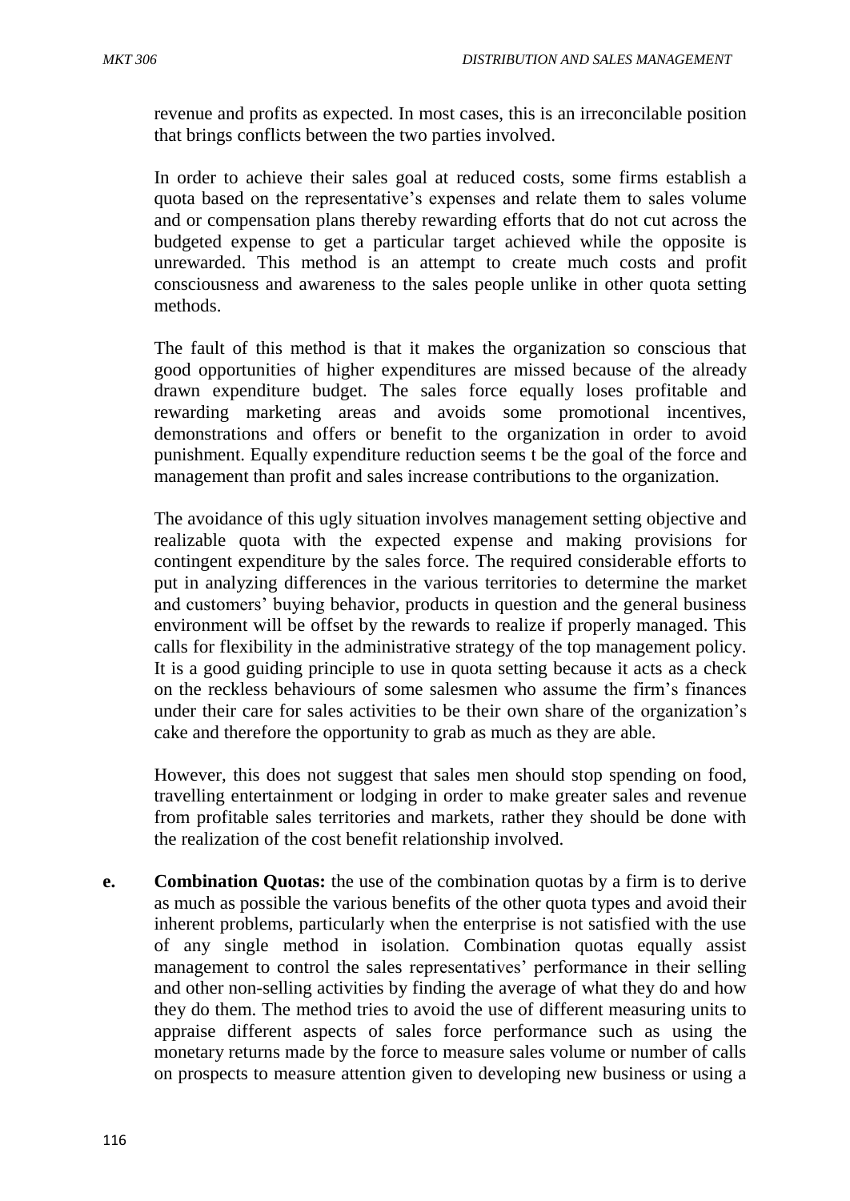revenue and profits as expected. In most cases, this is an irreconcilable position that brings conflicts between the two parties involved.

In order to achieve their sales goal at reduced costs, some firms establish a quota based on the representative's expenses and relate them to sales volume and or compensation plans thereby rewarding efforts that do not cut across the budgeted expense to get a particular target achieved while the opposite is unrewarded. This method is an attempt to create much costs and profit consciousness and awareness to the sales people unlike in other quota setting methods.

The fault of this method is that it makes the organization so conscious that good opportunities of higher expenditures are missed because of the already drawn expenditure budget. The sales force equally loses profitable and rewarding marketing areas and avoids some promotional incentives, demonstrations and offers or benefit to the organization in order to avoid punishment. Equally expenditure reduction seems t be the goal of the force and management than profit and sales increase contributions to the organization.

The avoidance of this ugly situation involves management setting objective and realizable quota with the expected expense and making provisions for contingent expenditure by the sales force. The required considerable efforts to put in analyzing differences in the various territories to determine the market and customers' buying behavior, products in question and the general business environment will be offset by the rewards to realize if properly managed. This calls for flexibility in the administrative strategy of the top management policy. It is a good guiding principle to use in quota setting because it acts as a check on the reckless behaviours of some salesmen who assume the firm's finances under their care for sales activities to be their own share of the organization's cake and therefore the opportunity to grab as much as they are able.

However, this does not suggest that sales men should stop spending on food, travelling entertainment or lodging in order to make greater sales and revenue from profitable sales territories and markets, rather they should be done with the realization of the cost benefit relationship involved.

e. **Combination Quotas:** the use of the combination quotas by a firm is to derive as much as possible the various benefits of the other quota types and avoid their inherent problems, particularly when the enterprise is not satisfied with the use of any single method in isolation. Combination quotas equally assist management to control the sales representatives' performance in their selling and other non-selling activities by finding the average of what they do and how they do them. The method tries to avoid the use of different measuring units to appraise different aspects of sales force performance such as using the monetary returns made by the force to measure sales volume or number of calls on prospects to measure attention given to developing new business or using a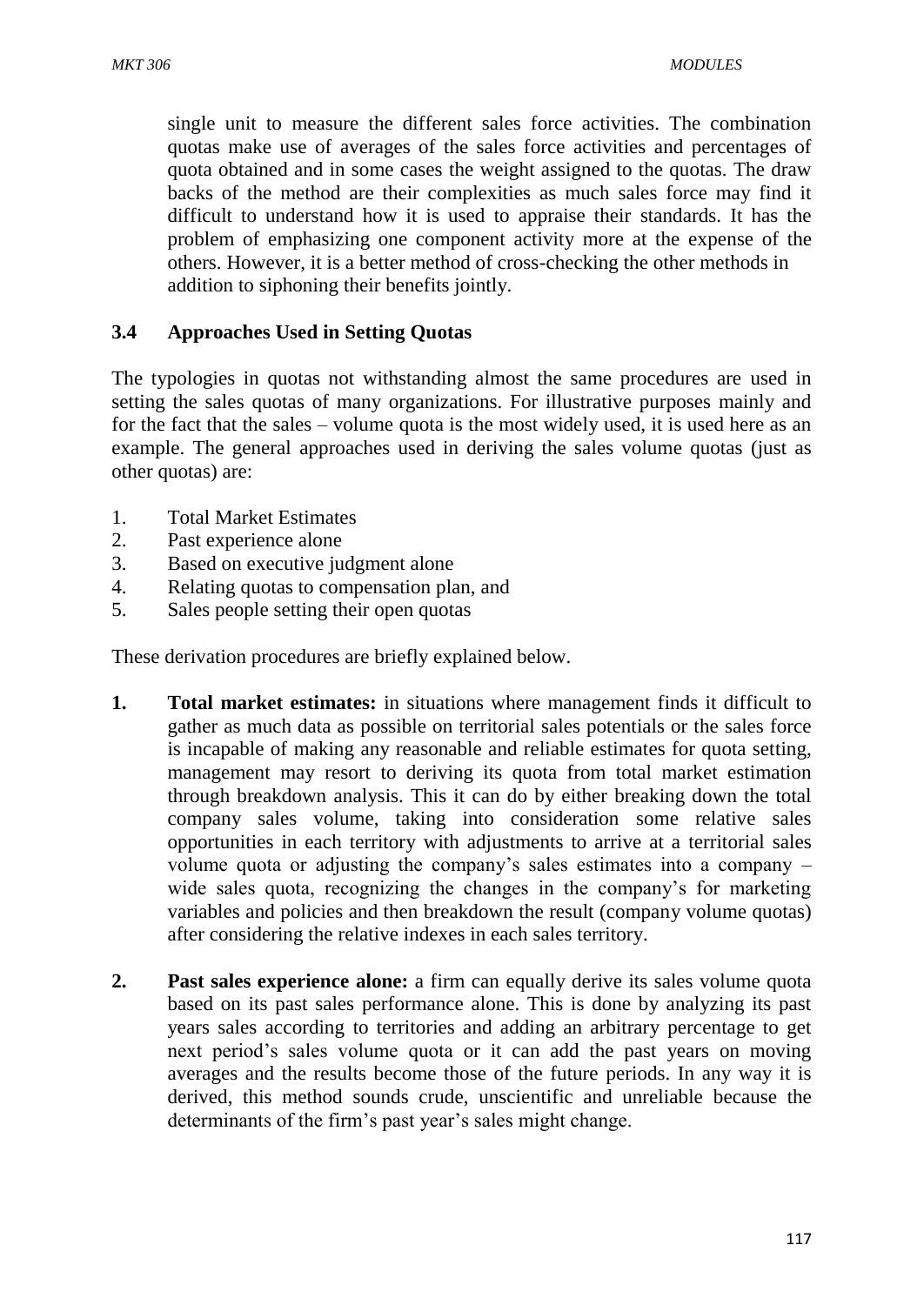single unit to measure the different sales force activities. The combination quotas make use of averages of the sales force activities and percentages of quota obtained and in some cases the weight assigned to the quotas. The draw backs of the method are their complexities as much sales force may find it difficult to understand how it is used to appraise their standards. It has the problem of emphasizing one component activity more at the expense of the others. However, it is a better method of cross-checking the other methods in addition to siphoning their benefits jointly.

### 3.4 Approaches Used in Setting Quotas

The typologies in quotas not withstanding almost the same procedures are used in setting the sales quotas of many organizations. For illustrative purposes mainly and for the fact that the sales – volume quota is the most widely used, it is used here as an example. The general approaches used in deriving the sales volume quotas (just as other quotas) are:

1. Total Market Estimates
2. Past experience alone
3. Based on executive judgment alone
4. Relating quotas to compensation plan, and
5. Sales people setting their open quotas

These derivation procedures are briefly explained below.

1. **Total market estimates:** in situations where management finds it difficult to gather as much data as possible on territorial sales potentials or the sales force is incapable of making any reasonable and reliable estimates for quota setting, management may resort to deriving its quota from total market estimation through breakdown analysis. This it can do by either breaking down the total company sales volume, taking into consideration some relative sales opportunities in each territory with adjustments to arrive at a territorial sales volume quota or adjusting the company's sales estimates into a company – wide sales quota, recognizing the changes in the company's for marketing variables and policies and then breakdown the result (company volume quotas) after considering the relative indexes in each sales territory.

2. **Past sales experience alone:** a firm can equally derive its sales volume quota based on its past sales performance alone. This is done by analyzing its past years sales according to territories and adding an arbitrary percentage to get next period's sales volume quota or it can add the past years on moving averages and the results become those of the future periods. In any way it is derived, this method sounds crude, unscientific and unreliable because the determinants of the firm's past year's sales might change.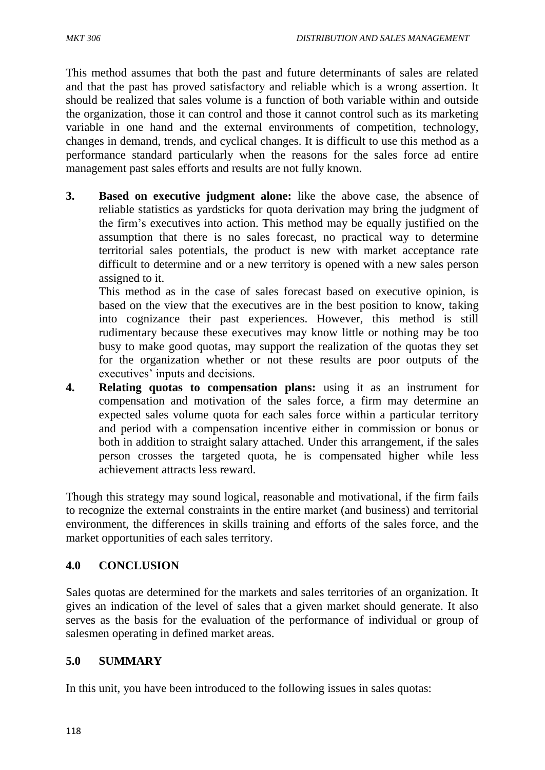This method assumes that both the past and future determinants of sales are related and that the past has proved satisfactory and reliable which is a wrong assertion. It should be realized that sales volume is a function of both variable within and outside the organization, those it can control and those it cannot control such as its marketing variable in one hand and the external environments of competition, technology, changes in demand, trends, and cyclical changes. It is difficult to use this method as a performance standard particularly when the reasons for the sales force ad entire management past sales efforts and results are not fully known.

3. **Based on executive judgment alone:** like the above case, the absence of reliable statistics as yardsticks for quota derivation may bring the judgment of the firm's executives into action. This method may be equally justified on the assumption that there is no sales forecast, no practical way to determine territorial sales potentials, the product is new with market acceptance rate difficult to determine and or a new territory is opened with a new sales person assigned to it.

   This method as in the case of sales forecast based on executive opinion, is based on the view that the executives are in the best position to know, taking into cognizance their past experiences. However, this method is still rudimentary because these executives may know little or nothing may be too busy to make good quotas, may support the realization of the quotas they set for the organization whether or not these results are poor outputs of the executives' inputs and decisions.

4. **Relating quotas to compensation plans:** using it as an instrument for compensation and motivation of the sales force, a firm may determine an expected sales volume quota for each sales force within a particular territory and period with a compensation incentive either in commission or bonus or both in addition to straight salary attached. Under this arrangement, if the sales person crosses the targeted quota, he is compensated higher while less achievement attracts less reward.

Though this strategy may sound logical, reasonable and motivational, if the firm fails to recognize the external constraints in the entire market (and business) and territorial environment, the differences in skills training and efforts of the sales force, and the market opportunities of each sales territory.

## 4.0 CONCLUSION

Sales quotas are determined for the markets and sales territories of an organization. It gives an indication of the level of sales that a given market should generate. It also serves as the basis for the evaluation of the performance of individual or group of salesmen operating in defined market areas.

## 5.0 SUMMARY

In this unit, you have been introduced to the following issues in sales quotas: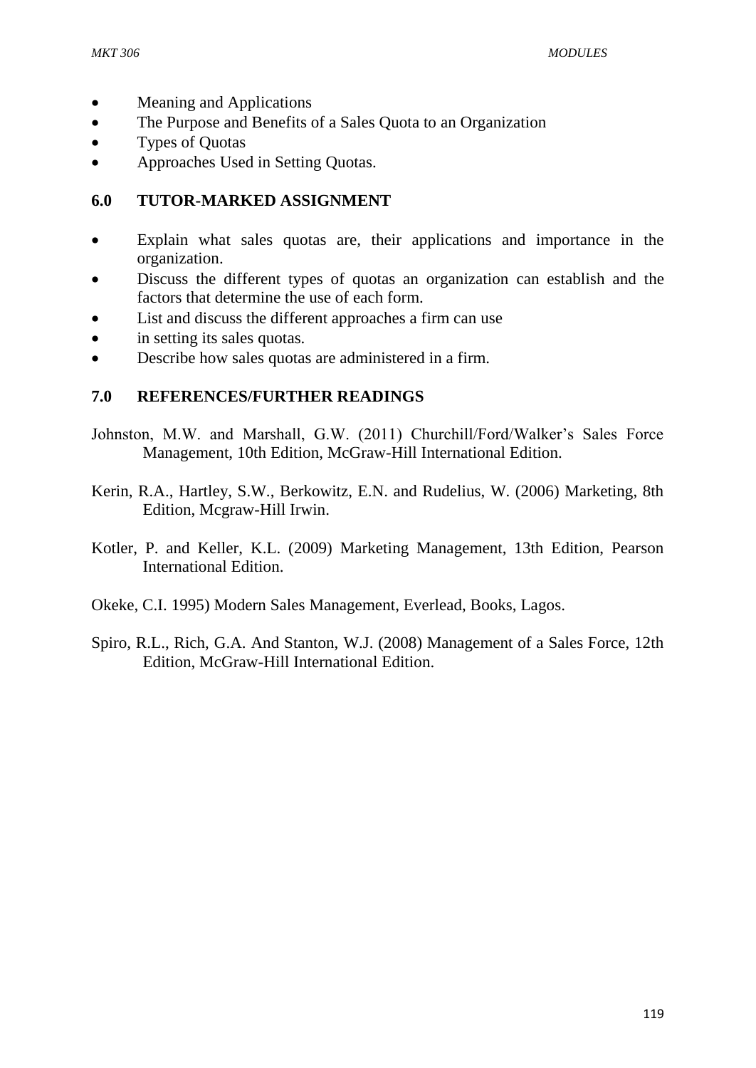- Meaning and Applications
- The Purpose and Benefits of a Sales Quota to an Organization
- Types of Quotas
- Approaches Used in Setting Quotas.

## 6.0 TUTOR-MARKED ASSIGNMENT

- Explain what sales quotas are, their applications and importance in the organization.
- Discuss the different types of quotas an organization can establish and the factors that determine the use of each form.
- List and discuss the different approaches a firm can use
- in setting its sales quotas.
- Describe how sales quotas are administered in a firm.

## 7.0 REFERENCES/FURTHER READINGS

Johnston, M.W. and Marshall, G.W. (2011) Churchill/Ford/Walker's Sales Force Management, 10th Edition, McGraw-Hill International Edition.

Kerin, R.A., Hartley, S.W., Berkowitz, E.N. and Rudelius, W. (2006) Marketing, 8th Edition, Mcgraw-Hill Irwin.

Kotler, P. and Keller, K.L. (2009) Marketing Management, 13th Edition, Pearson International Edition.

Okeke, C.I. 1995) Modern Sales Management, Everlead, Books, Lagos.

Spiro, R.L., Rich, G.A. And Stanton, W.J. (2008) Management of a Sales Force, 12th Edition, McGraw-Hill International Edition.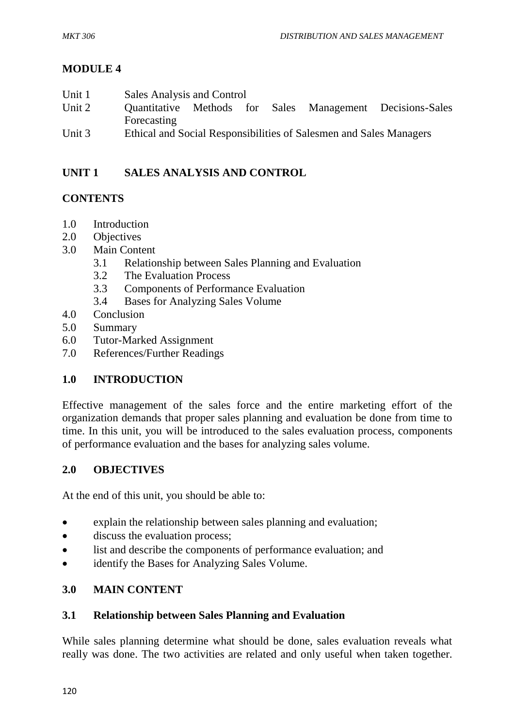## MODULE 4

Unit 1 Sales Analysis and Control
Unit 2 Quantitative Methods for Sales Management Decisions-Sales Forecasting
Unit 3 Ethical and Social Responsibilities of Salesmen and Sales Managers

## UNIT 1 SALES ANALYSIS AND CONTROL

### CONTENTS

1.0 Introduction
2.0 Objectives
3.0 Main Content
 3.1 Relationship between Sales Planning and Evaluation
 3.2 The Evaluation Process
 3.3 Components of Performance Evaluation
 3.4 Bases for Analyzing Sales Volume
4.0 Conclusion
5.0 Summary
6.0 Tutor-Marked Assignment
7.0 References/Further Readings

### 1.0 INTRODUCTION

Effective management of the sales force and the entire marketing effort of the organization demands that proper sales planning and evaluation be done from time to time. In this unit, you will be introduced to the sales evaluation process, components of performance evaluation and the bases for analyzing sales volume.

### 2.0 OBJECTIVES

At the end of this unit, you should be able to:

- explain the relationship between sales planning and evaluation;
- discuss the evaluation process;
- list and describe the components of performance evaluation; and
- identify the Bases for Analyzing Sales Volume.

### 3.0 MAIN CONTENT

#### 3.1 Relationship between Sales Planning and Evaluation

While sales planning determine what should be done, sales evaluation reveals what really was done. The two activities are related and only useful when taken together.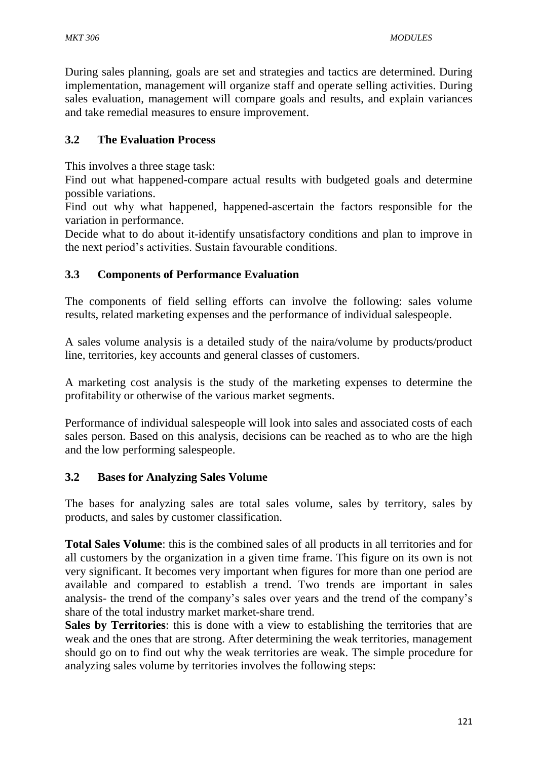During sales planning, goals are set and strategies and tactics are determined. During implementation, management will organize staff and operate selling activities. During sales evaluation, management will compare goals and results, and explain variances and take remedial measures to ensure improvement.

### 3.2 The Evaluation Process

This involves a three stage task:

Find out what happened-compare actual results with budgeted goals and determine possible variations.

Find out why what happened, happened-ascertain the factors responsible for the variation in performance.

Decide what to do about it-identify unsatisfactory conditions and plan to improve in the next period's activities. Sustain favourable conditions.

### 3.3 Components of Performance Evaluation

The components of field selling efforts can involve the following: sales volume results, related marketing expenses and the performance of individual salespeople.

A sales volume analysis is a detailed study of the naira/volume by products/product line, territories, key accounts and general classes of customers.

A marketing cost analysis is the study of the marketing expenses to determine the profitability or otherwise of the various market segments.

Performance of individual salespeople will look into sales and associated costs of each sales person. Based on this analysis, decisions can be reached as to who are the high and the low performing salespeople.

### 3.2 Bases for Analyzing Sales Volume

The bases for analyzing sales are total sales volume, sales by territory, sales by products, and sales by customer classification.

**Total Sales Volume**: this is the combined sales of all products in all territories and for all customers by the organization in a given time frame. This figure on its own is not very significant. It becomes very important when figures for more than one period are available and compared to establish a trend. Two trends are important in sales analysis- the trend of the company's sales over years and the trend of the company's share of the total industry market market-share trend.

**Sales by Territories**: this is done with a view to establishing the territories that are weak and the ones that are strong. After determining the weak territories, management should go on to find out why the weak territories are weak. The simple procedure for analyzing sales volume by territories involves the following steps: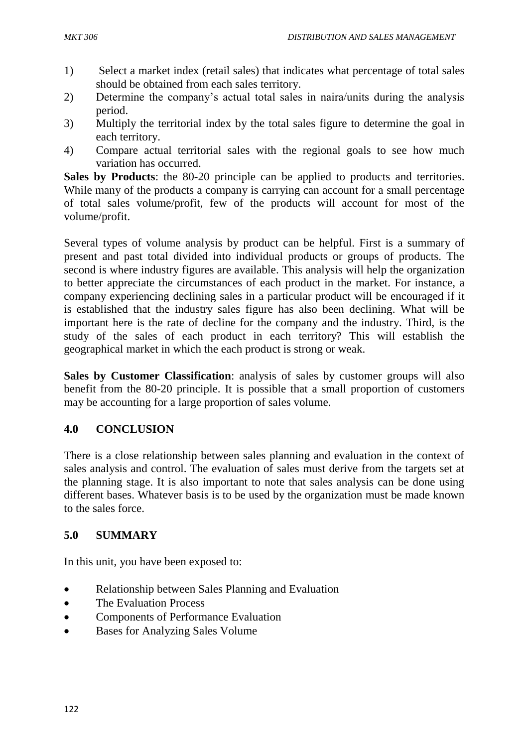1) Select a market index (retail sales) that indicates what percentage of total sales should be obtained from each sales territory.
2) Determine the company's actual total sales in naira/units during the analysis period.
3) Multiply the territorial index by the total sales figure to determine the goal in each territory.
4) Compare actual territorial sales with the regional goals to see how much variation has occurred.

**Sales by Products**: the 80-20 principle can be applied to products and territories. While many of the products a company is carrying can account for a small percentage of total sales volume/profit, few of the products will account for most of the volume/profit.

Several types of volume analysis by product can be helpful. First is a summary of present and past total divided into individual products or groups of products. The second is where industry figures are available. This analysis will help the organization to better appreciate the circumstances of each product in the market. For instance, a company experiencing declining sales in a particular product will be encouraged if it is established that the industry sales figure has also been declining. What will be important here is the rate of decline for the company and the industry. Third, is the study of the sales of each product in each territory? This will establish the geographical market in which the each product is strong or weak.

**Sales by Customer Classification**: analysis of sales by customer groups will also benefit from the 80-20 principle. It is possible that a small proportion of customers may be accounting for a large proportion of sales volume.

## 4.0 CONCLUSION

There is a close relationship between sales planning and evaluation in the context of sales analysis and control. The evaluation of sales must derive from the targets set at the planning stage. It is also important to note that sales analysis can be done using different bases. Whatever basis is to be used by the organization must be made known to the sales force.

## 5.0 SUMMARY

In this unit, you have been exposed to:

- Relationship between Sales Planning and Evaluation
- The Evaluation Process
- Components of Performance Evaluation
- Bases for Analyzing Sales Volume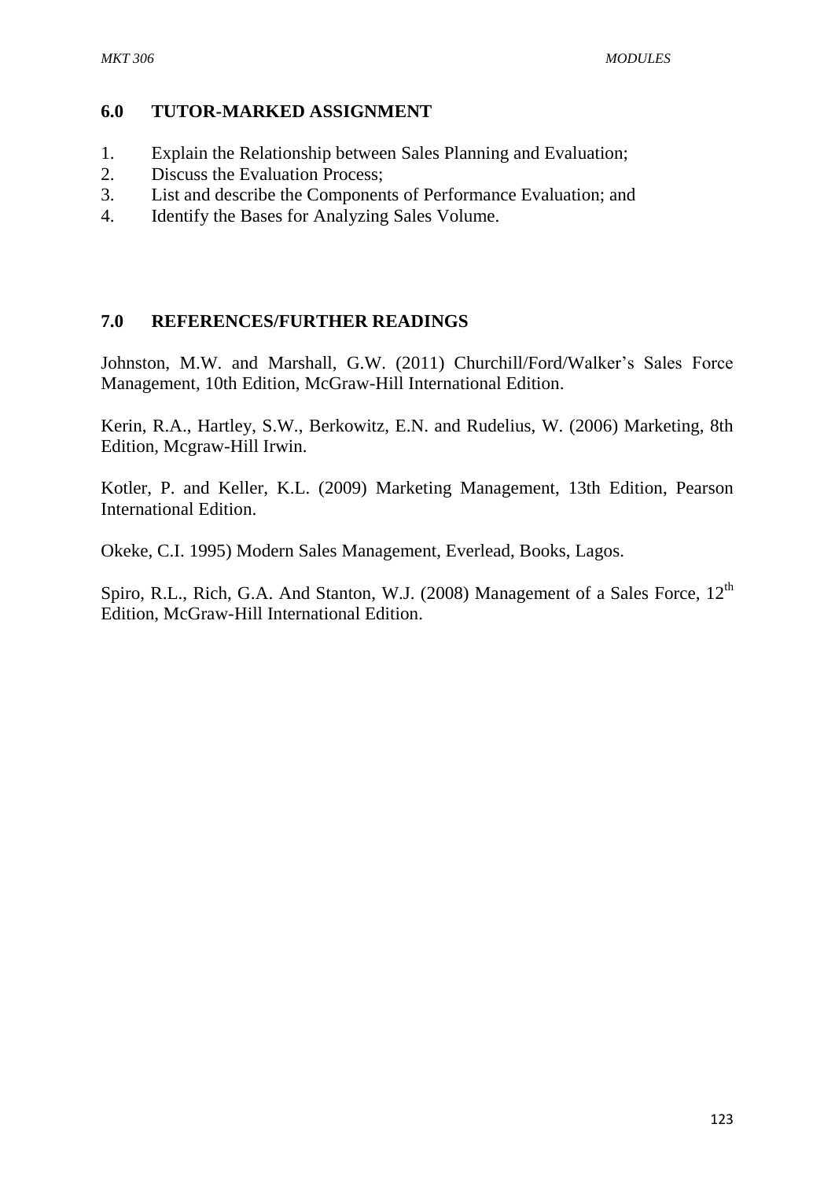## 6.0 TUTOR-MARKED ASSIGNMENT

1. Explain the Relationship between Sales Planning and Evaluation;
2. Discuss the Evaluation Process;
3. List and describe the Components of Performance Evaluation; and
4. Identify the Bases for Analyzing Sales Volume.

## 7.0 REFERENCES/FURTHER READINGS

Johnston, M.W. and Marshall, G.W. (2011) Churchill/Ford/Walker's Sales Force Management, 10th Edition, McGraw-Hill International Edition.

Kerin, R.A., Hartley, S.W., Berkowitz, E.N. and Rudelius, W. (2006) Marketing, 8th Edition, Mcgraw-Hill Irwin.

Kotler, P. and Keller, K.L. (2009) Marketing Management, 13th Edition, Pearson International Edition.

Okeke, C.I. 1995) Modern Sales Management, Everlead, Books, Lagos.

Spiro, R.L., Rich, G.A. And Stanton, W.J. (2008) Management of a Sales Force, 12th Edition, McGraw-Hill International Edition.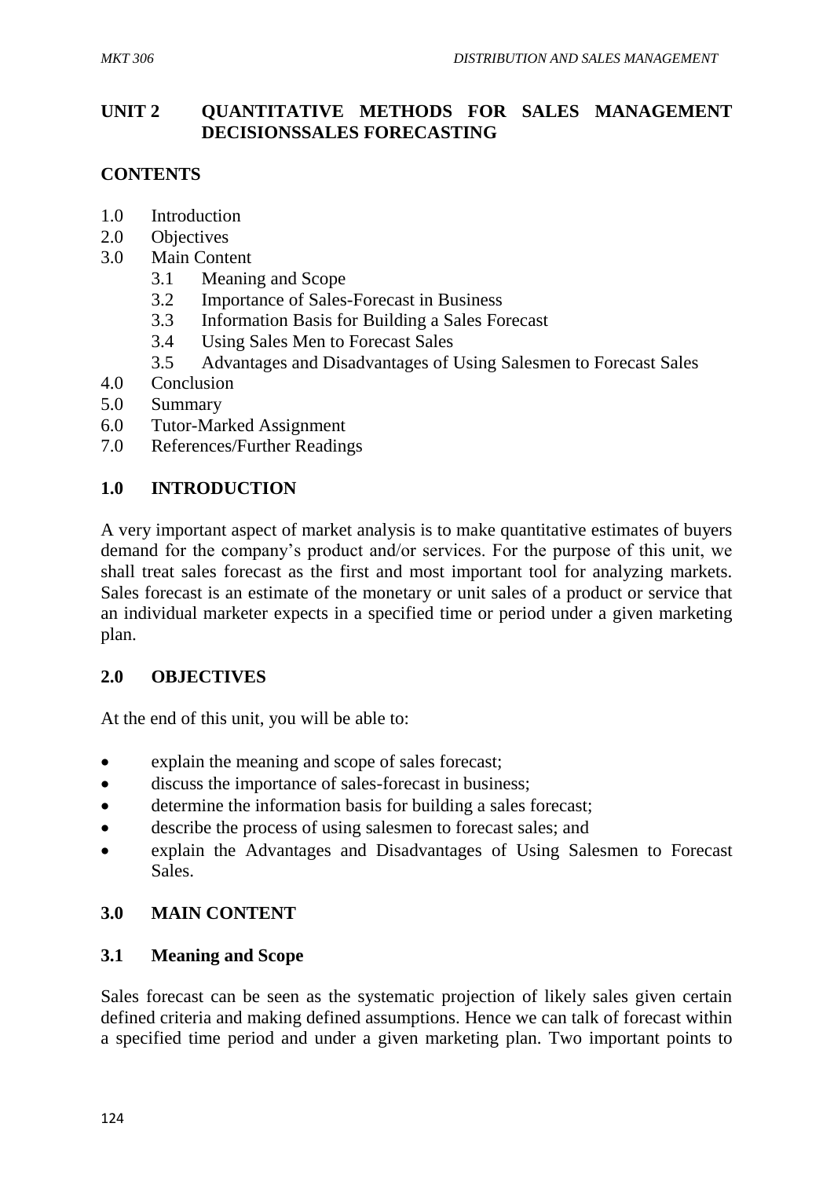## UNIT 2 QUANTITATIVE METHODS FOR SALES MANAGEMENT DECISIONSSALES FORECASTING

### CONTENTS

1.0 Introduction
2.0 Objectives
3.0 Main Content
  3.1 Meaning and Scope
  3.2 Importance of Sales-Forecast in Business
  3.3 Information Basis for Building a Sales Forecast
  3.4 Using Sales Men to Forecast Sales
  3.5 Advantages and Disadvantages of Using Salesmen to Forecast Sales
4.0 Conclusion
5.0 Summary
6.0 Tutor-Marked Assignment
7.0 References/Further Readings

### 1.0 INTRODUCTION

A very important aspect of market analysis is to make quantitative estimates of buyers demand for the company's product and/or services. For the purpose of this unit, we shall treat sales forecast as the first and most important tool for analyzing markets. Sales forecast is an estimate of the monetary or unit sales of a product or service that an individual marketer expects in a specified time or period under a given marketing plan.

### 2.0 OBJECTIVES

At the end of this unit, you will be able to:

- explain the meaning and scope of sales forecast;
- discuss the importance of sales-forecast in business;
- determine the information basis for building a sales forecast;
- describe the process of using salesmen to forecast sales; and
- explain the Advantages and Disadvantages of Using Salesmen to Forecast Sales.

### 3.0 MAIN CONTENT

### 3.1 Meaning and Scope

Sales forecast can be seen as the systematic projection of likely sales given certain defined criteria and making defined assumptions. Hence we can talk of forecast within a specified time period and under a given marketing plan. Two important points to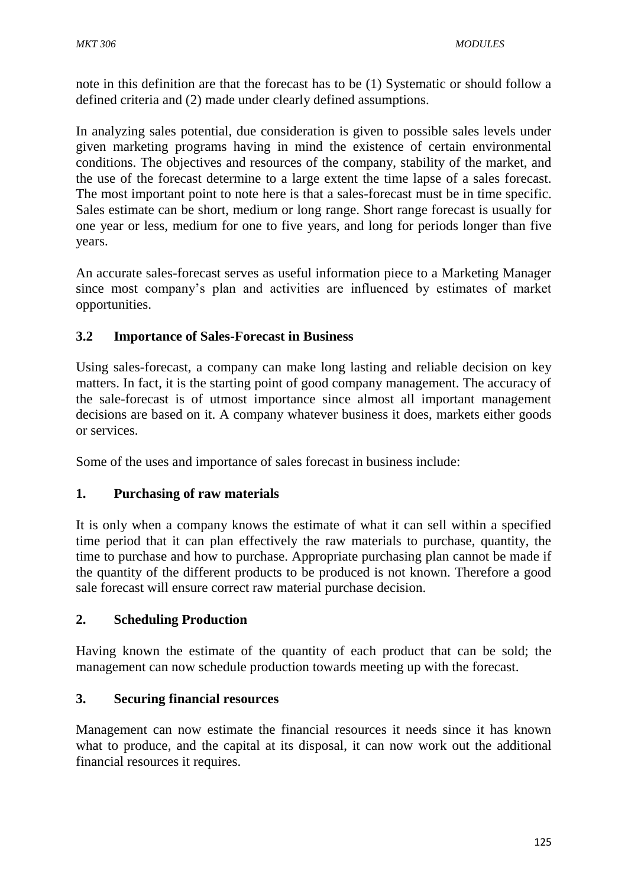note in this definition are that the forecast has to be (1) Systematic or should follow a defined criteria and (2) made under clearly defined assumptions.

In analyzing sales potential, due consideration is given to possible sales levels under given marketing programs having in mind the existence of certain environmental conditions. The objectives and resources of the company, stability of the market, and the use of the forecast determine to a large extent the time lapse of a sales forecast. The most important point to note here is that a sales-forecast must be in time specific. Sales estimate can be short, medium or long range. Short range forecast is usually for one year or less, medium for one to five years, and long for periods longer than five years.

An accurate sales-forecast serves as useful information piece to a Marketing Manager since most company's plan and activities are influenced by estimates of market opportunities.

### 3.2 Importance of Sales-Forecast in Business

Using sales-forecast, a company can make long lasting and reliable decision on key matters. In fact, it is the starting point of good company management. The accuracy of the sale-forecast is of utmost importance since almost all important management decisions are based on it. A company whatever business it does, markets either goods or services.

Some of the uses and importance of sales forecast in business include:

#### 1. Purchasing of raw materials

It is only when a company knows the estimate of what it can sell within a specified time period that it can plan effectively the raw materials to purchase, quantity, the time to purchase and how to purchase. Appropriate purchasing plan cannot be made if the quantity of the different products to be produced is not known. Therefore a good sale forecast will ensure correct raw material purchase decision.

#### 2. Scheduling Production

Having known the estimate of the quantity of each product that can be sold; the management can now schedule production towards meeting up with the forecast.

#### 3. Securing financial resources

Management can now estimate the financial resources it needs since it has known what to produce, and the capital at its disposal, it can now work out the additional financial resources it requires.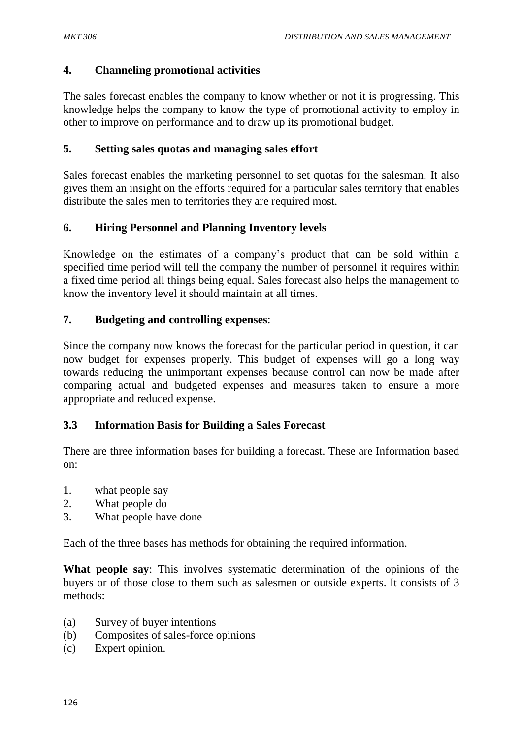### 4. Channeling promotional activities

The sales forecast enables the company to know whether or not it is progressing. This knowledge helps the company to know the type of promotional activity to employ in other to improve on performance and to draw up its promotional budget.

### 5. Setting sales quotas and managing sales effort

Sales forecast enables the marketing personnel to set quotas for the salesman. It also gives them an insight on the efforts required for a particular sales territory that enables distribute the sales men to territories they are required most.

### 6. Hiring Personnel and Planning Inventory levels

Knowledge on the estimates of a company's product that can be sold within a specified time period will tell the company the number of personnel it requires within a fixed time period all things being equal. Sales forecast also helps the management to know the inventory level it should maintain at all times.

### 7. Budgeting and controlling expenses:

Since the company now knows the forecast for the particular period in question, it can now budget for expenses properly. This budget of expenses will go a long way towards reducing the unimportant expenses because control can now be made after comparing actual and budgeted expenses and measures taken to ensure a more appropriate and reduced expense.

## 3.3 Information Basis for Building a Sales Forecast

There are three information bases for building a forecast. These are Information based on:

1. what people say
2. What people do
3. What people have done

Each of the three bases has methods for obtaining the required information.

**What people say**: This involves systematic determination of the opinions of the buyers or of those close to them such as salesmen or outside experts. It consists of 3 methods:

(a) Survey of buyer intentions
(b) Composites of sales-force opinions
(c) Expert opinion.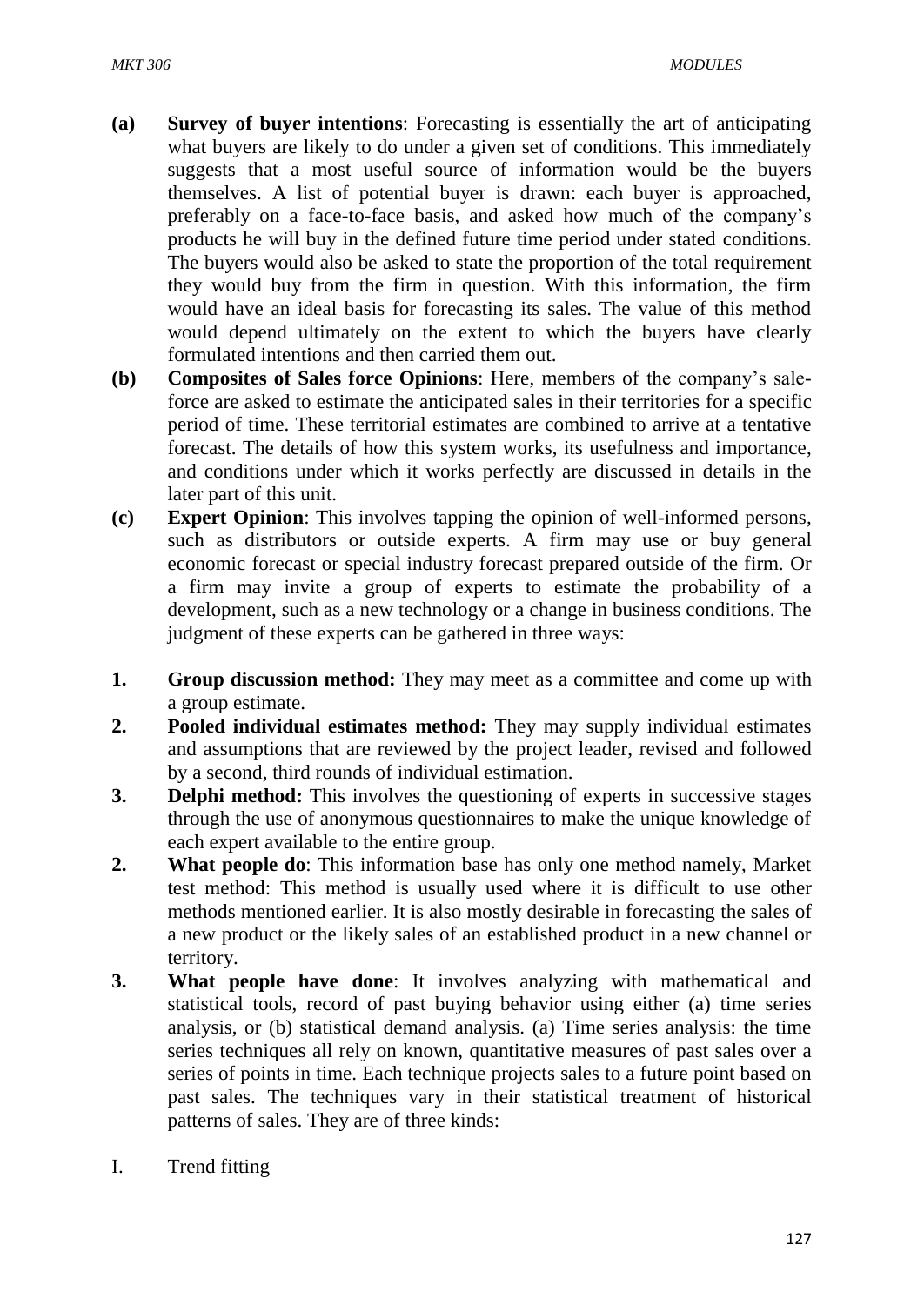**(a)** **Survey of buyer intentions**: Forecasting is essentially the art of anticipating what buyers are likely to do under a given set of conditions. This immediately suggests that a most useful source of information would be the buyers themselves. A list of potential buyer is drawn: each buyer is approached, preferably on a face-to-face basis, and asked how much of the company's products he will buy in the defined future time period under stated conditions. The buyers would also be asked to state the proportion of the total requirement they would buy from the firm in question. With this information, the firm would have an ideal basis for forecasting its sales. The value of this method would depend ultimately on the extent to which the buyers have clearly formulated intentions and then carried them out.

**(b)** **Composites of Sales force Opinions**: Here, members of the company's sale-force are asked to estimate the anticipated sales in their territories for a specific period of time. These territorial estimates are combined to arrive at a tentative forecast. The details of how this system works, its usefulness and importance, and conditions under which it works perfectly are discussed in details in the later part of this unit.

**(c)** **Expert Opinion**: This involves tapping the opinion of well-informed persons, such as distributors or outside experts. A firm may use or buy general economic forecast or special industry forecast prepared outside of the firm. Or a firm may invite a group of experts to estimate the probability of a development, such as a new technology or a change in business conditions. The judgment of these experts can be gathered in three ways:

1. **Group discussion method:** They may meet as a committee and come up with a group estimate.
2. **Pooled individual estimates method:** They may supply individual estimates and assumptions that are reviewed by the project leader, revised and followed by a second, third rounds of individual estimation.
3. **Delphi method:** This involves the questioning of experts in successive stages through the use of anonymous questionnaires to make the unique knowledge of each expert available to the entire group.

**2.** **What people do**: This information base has only one method namely, Market test method: This method is usually used where it is difficult to use other methods mentioned earlier. It is also mostly desirable in forecasting the sales of a new product or the likely sales of an established product in a new channel or territory.

**3.** **What people have done**: It involves analyzing with mathematical and statistical tools, record of past buying behavior using either (a) time series analysis, or (b) statistical demand analysis. (a) Time series analysis: the time series techniques all rely on known, quantitative measures of past sales over a series of points in time. Each technique projects sales to a future point based on past sales. The techniques vary in their statistical treatment of historical patterns of sales. They are of three kinds:

I. Trend fitting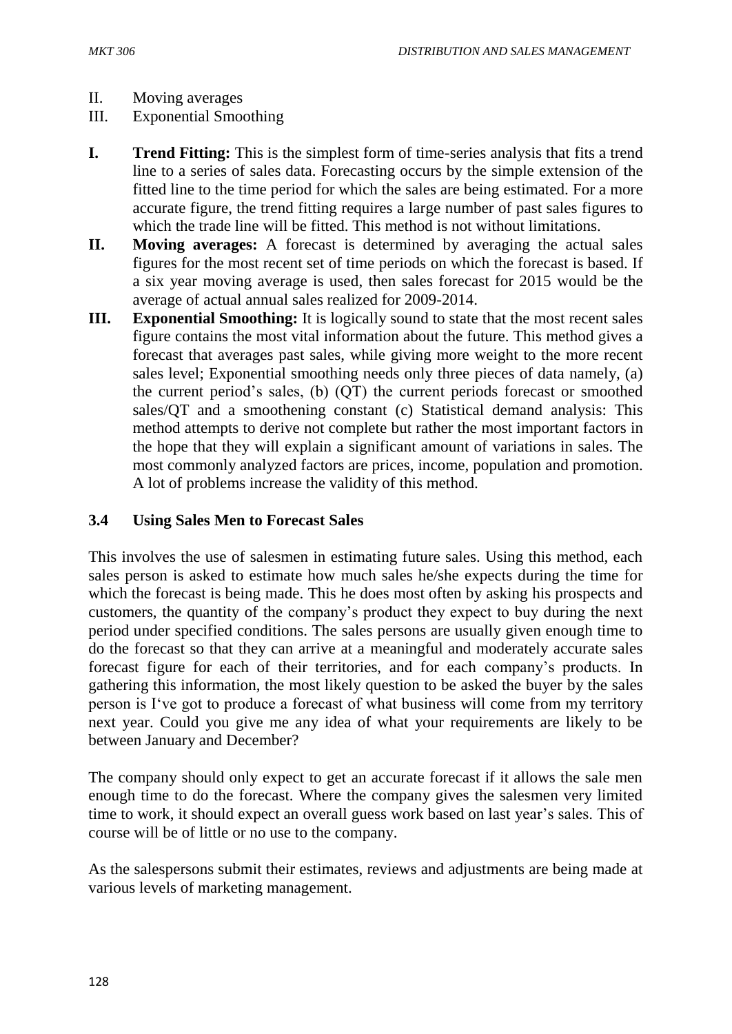II. Moving averages
III. Exponential Smoothing

**I. Trend Fitting:** This is the simplest form of time-series analysis that fits a trend line to a series of sales data. Forecasting occurs by the simple extension of the fitted line to the time period for which the sales are being estimated. For a more accurate figure, the trend fitting requires a large number of past sales figures to which the trade line will be fitted. This method is not without limitations.

**II. Moving averages:** A forecast is determined by averaging the actual sales figures for the most recent set of time periods on which the forecast is based. If a six year moving average is used, then sales forecast for 2015 would be the average of actual annual sales realized for 2009-2014.

**III. Exponential Smoothing:** It is logically sound to state that the most recent sales figure contains the most vital information about the future. This method gives a forecast that averages past sales, while giving more weight to the more recent sales level; Exponential smoothing needs only three pieces of data namely, (a) the current period's sales, (b) (QT) the current periods forecast or smoothed sales/QT and a smoothening constant (c) Statistical demand analysis: This method attempts to derive not complete but rather the most important factors in the hope that they will explain a significant amount of variations in sales. The most commonly analyzed factors are prices, income, population and promotion. A lot of problems increase the validity of this method.

### 3.4 Using Sales Men to Forecast Sales

This involves the use of salesmen in estimating future sales. Using this method, each sales person is asked to estimate how much sales he/she expects during the time for which the forecast is being made. This he does most often by asking his prospects and customers, the quantity of the company's product they expect to buy during the next period under specified conditions. The sales persons are usually given enough time to do the forecast so that they can arrive at a meaningful and moderately accurate sales forecast figure for each of their territories, and for each company's products. In gathering this information, the most likely question to be asked the buyer by the sales person is I've got to produce a forecast of what business will come from my territory next year. Could you give me any idea of what your requirements are likely to be between January and December?

The company should only expect to get an accurate forecast if it allows the sale men enough time to do the forecast. Where the company gives the salesmen very limited time to work, it should expect an overall guess work based on last year's sales. This of course will be of little or no use to the company.

As the salespersons submit their estimates, reviews and adjustments are being made at various levels of marketing management.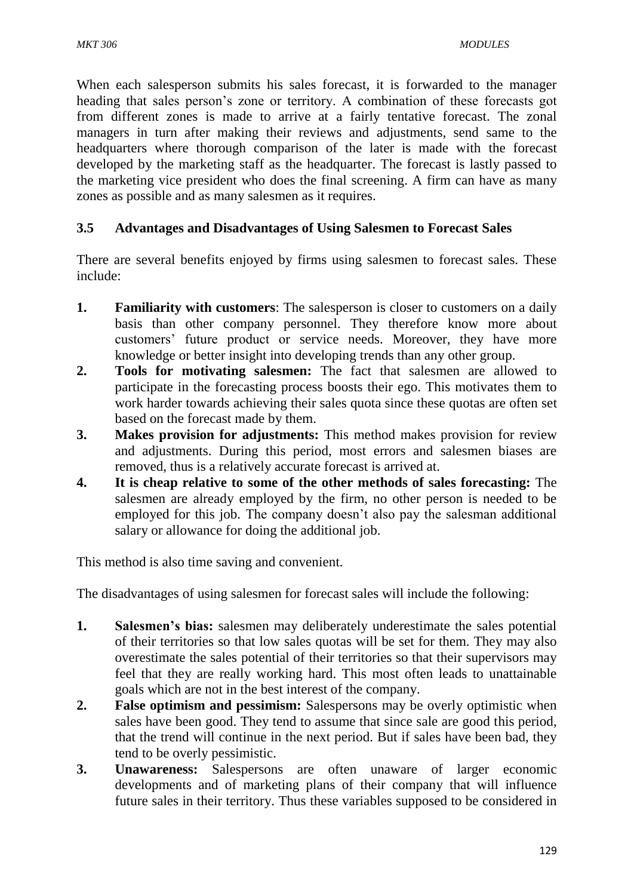When each salesperson submits his sales forecast, it is forwarded to the manager heading that sales person's zone or territory. A combination of these forecasts got from different zones is made to arrive at a fairly tentative forecast. The zonal managers in turn after making their reviews and adjustments, send same to the headquarters where thorough comparison of the later is made with the forecast developed by the marketing staff as the headquarter. The forecast is lastly passed to the marketing vice president who does the final screening. A firm can have as many zones as possible and as many salesmen as it requires.

### 3.5 Advantages and Disadvantages of Using Salesmen to Forecast Sales

There are several benefits enjoyed by firms using salesmen to forecast sales. These include:

1. **Familiarity with customers**: The salesperson is closer to customers on a daily basis than other company personnel. They therefore know more about customers' future product or service needs. Moreover, they have more knowledge or better insight into developing trends than any other group.
2. **Tools for motivating salesmen:** The fact that salesmen are allowed to participate in the forecasting process boosts their ego. This motivates them to work harder towards achieving their sales quota since these quotas are often set based on the forecast made by them.
3. **Makes provision for adjustments:** This method makes provision for review and adjustments. During this period, most errors and salesmen biases are removed, thus is a relatively accurate forecast is arrived at.
4. **It is cheap relative to some of the other methods of sales forecasting:** The salesmen are already employed by the firm, no other person is needed to be employed for this job. The company doesn't also pay the salesman additional salary or allowance for doing the additional job.

This method is also time saving and convenient.

The disadvantages of using salesmen for forecast sales will include the following:

1. **Salesmen's bias:** salesmen may deliberately underestimate the sales potential of their territories so that low sales quotas will be set for them. They may also overestimate the sales potential of their territories so that their supervisors may feel that they are really working hard. This most often leads to unattainable goals which are not in the best interest of the company.
2. **False optimism and pessimism:** Salespersons may be overly optimistic when sales have been good. They tend to assume that since sale are good this period, that the trend will continue in the next period. But if sales have been bad, they tend to be overly pessimistic.
3. **Unawareness:** Salespersons are often unaware of larger economic developments and of marketing plans of their company that will influence future sales in their territory. Thus these variables supposed to be considered in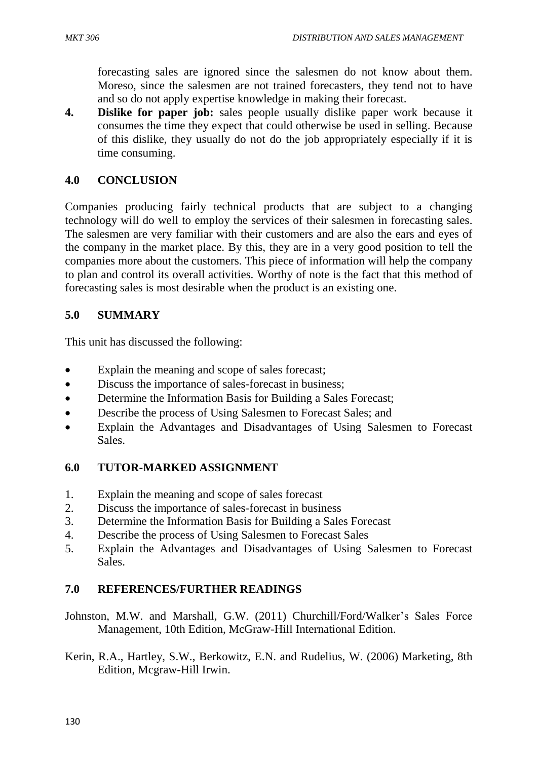forecasting sales are ignored since the salesmen do not know about them. Moreso, since the salesmen are not trained forecasters, they tend not to have and so do not apply expertise knowledge in making their forecast.

4. **Dislike for paper job:** sales people usually dislike paper work because it consumes the time they expect that could otherwise be used in selling. Because of this dislike, they usually do not do the job appropriately especially if it is time consuming.

## 4.0 CONCLUSION

Companies producing fairly technical products that are subject to a changing technology will do well to employ the services of their salesmen in forecasting sales. The salesmen are very familiar with their customers and are also the ears and eyes of the company in the market place. By this, they are in a very good position to tell the companies more about the customers. This piece of information will help the company to plan and control its overall activities. Worthy of note is the fact that this method of forecasting sales is most desirable when the product is an existing one.

## 5.0 SUMMARY

This unit has discussed the following:

- Explain the meaning and scope of sales forecast;
- Discuss the importance of sales-forecast in business;
- Determine the Information Basis for Building a Sales Forecast;
- Describe the process of Using Salesmen to Forecast Sales; and
- Explain the Advantages and Disadvantages of Using Salesmen to Forecast Sales.

## 6.0 TUTOR-MARKED ASSIGNMENT

1. Explain the meaning and scope of sales forecast
2. Discuss the importance of sales-forecast in business
3. Determine the Information Basis for Building a Sales Forecast
4. Describe the process of Using Salesmen to Forecast Sales
5. Explain the Advantages and Disadvantages of Using Salesmen to Forecast Sales.

## 7.0 REFERENCES/FURTHER READINGS

Johnston, M.W. and Marshall, G.W. (2011) Churchill/Ford/Walker's Sales Force Management, 10th Edition, McGraw-Hill International Edition.

Kerin, R.A., Hartley, S.W., Berkowitz, E.N. and Rudelius, W. (2006) Marketing, 8th Edition, Mcgraw-Hill Irwin.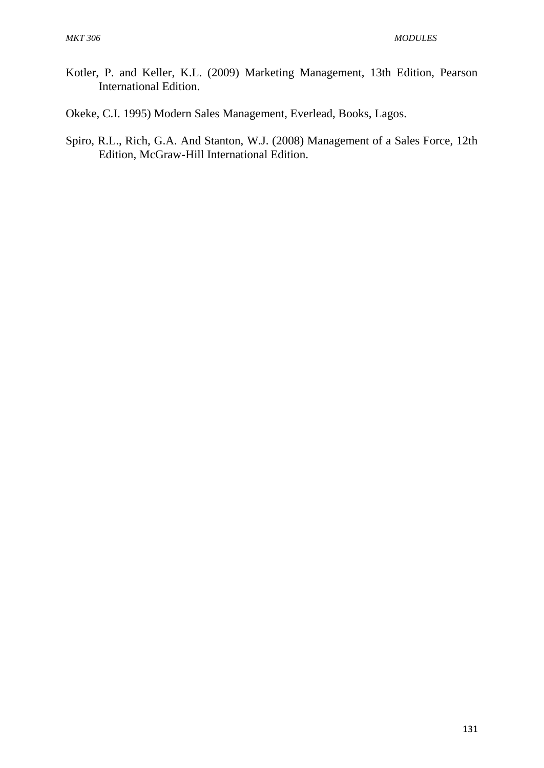Kotler, P. and Keller, K.L. (2009) Marketing Management, 13th Edition, Pearson International Edition.

Okeke, C.I. 1995) Modern Sales Management, Everlead, Books, Lagos.

Spiro, R.L., Rich, G.A. And Stanton, W.J. (2008) Management of a Sales Force, 12th Edition, McGraw-Hill International Edition.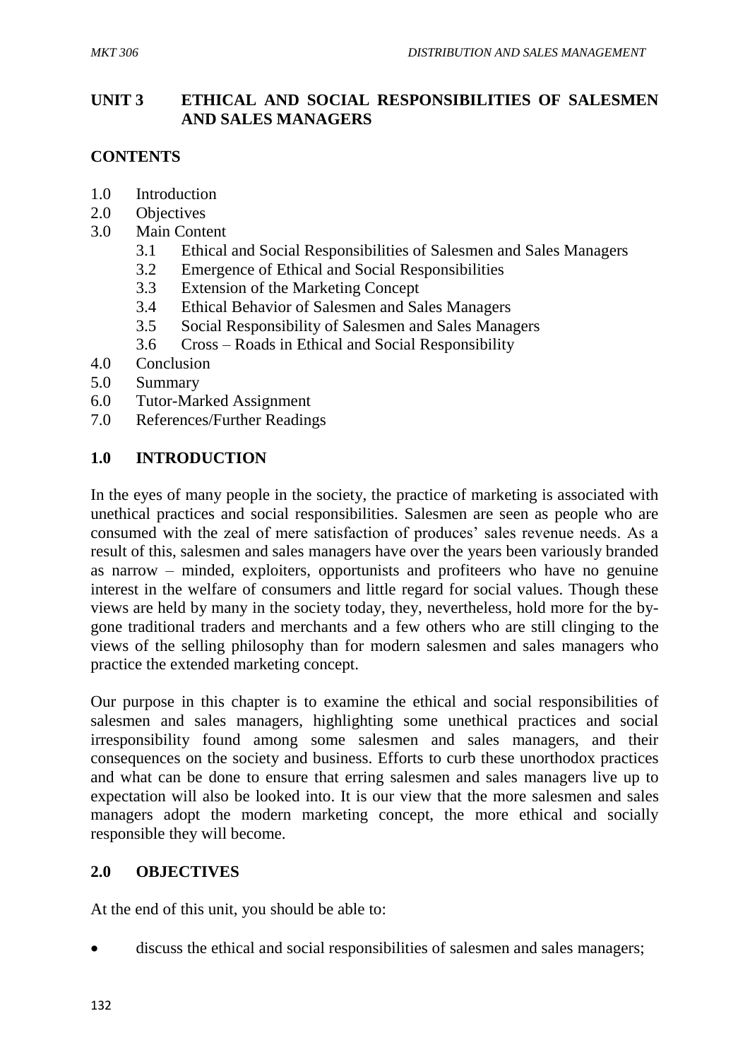## UNIT 3 ETHICAL AND SOCIAL RESPONSIBILITIES OF SALESMEN AND SALES MANAGERS

### CONTENTS

- 1.0 Introduction
- 2.0 Objectives
- 3.0 Main Content
  - 3.1 Ethical and Social Responsibilities of Salesmen and Sales Managers
  - 3.2 Emergence of Ethical and Social Responsibilities
  - 3.3 Extension of the Marketing Concept
  - 3.4 Ethical Behavior of Salesmen and Sales Managers
  - 3.5 Social Responsibility of Salesmen and Sales Managers
  - 3.6 Cross – Roads in Ethical and Social Responsibility
- 4.0 Conclusion
- 5.0 Summary
- 6.0 Tutor-Marked Assignment
- 7.0 References/Further Readings

### 1.0 INTRODUCTION

In the eyes of many people in the society, the practice of marketing is associated with unethical practices and social responsibilities. Salesmen are seen as people who are consumed with the zeal of mere satisfaction of produces' sales revenue needs. As a result of this, salesmen and sales managers have over the years been variously branded as narrow – minded, exploiters, opportunists and profiteers who have no genuine interest in the welfare of consumers and little regard for social values. Though these views are held by many in the society today, they, nevertheless, hold more for the by-gone traditional traders and merchants and a few others who are still clinging to the views of the selling philosophy than for modern salesmen and sales managers who practice the extended marketing concept.

Our purpose in this chapter is to examine the ethical and social responsibilities of salesmen and sales managers, highlighting some unethical practices and social irresponsibility found among some salesmen and sales managers, and their consequences on the society and business. Efforts to curb these unorthodox practices and what can be done to ensure that erring salesmen and sales managers live up to expectation will also be looked into. It is our view that the more salesmen and sales managers adopt the modern marketing concept, the more ethical and socially responsible they will become.

### 2.0 OBJECTIVES

At the end of this unit, you should be able to:

- discuss the ethical and social responsibilities of salesmen and sales managers;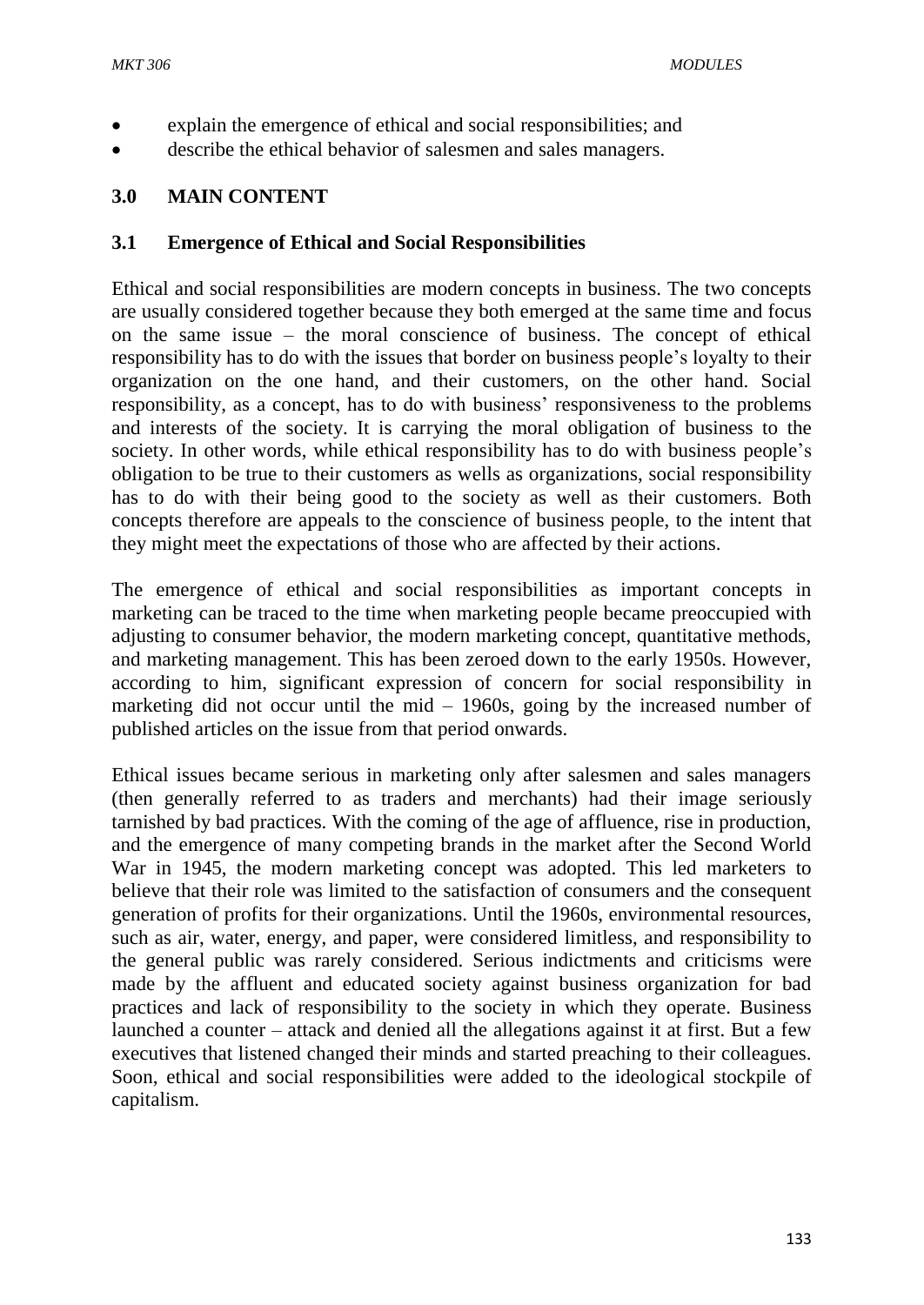- explain the emergence of ethical and social responsibilities; and
- describe the ethical behavior of salesmen and sales managers.

## 3.0 MAIN CONTENT

### 3.1 Emergence of Ethical and Social Responsibilities

Ethical and social responsibilities are modern concepts in business. The two concepts are usually considered together because they both emerged at the same time and focus on the same issue – the moral conscience of business. The concept of ethical responsibility has to do with the issues that border on business people's loyalty to their organization on the one hand, and their customers, on the other hand. Social responsibility, as a concept, has to do with business' responsiveness to the problems and interests of the society. It is carrying the moral obligation of business to the society. In other words, while ethical responsibility has to do with business people's obligation to be true to their customers as wells as organizations, social responsibility has to do with their being good to the society as well as their customers. Both concepts therefore are appeals to the conscience of business people, to the intent that they might meet the expectations of those who are affected by their actions.

The emergence of ethical and social responsibilities as important concepts in marketing can be traced to the time when marketing people became preoccupied with adjusting to consumer behavior, the modern marketing concept, quantitative methods, and marketing management. This has been zeroed down to the early 1950s. However, according to him, significant expression of concern for social responsibility in marketing did not occur until the mid – 1960s, going by the increased number of published articles on the issue from that period onwards.

Ethical issues became serious in marketing only after salesmen and sales managers (then generally referred to as traders and merchants) had their image seriously tarnished by bad practices. With the coming of the age of affluence, rise in production, and the emergence of many competing brands in the market after the Second World War in 1945, the modern marketing concept was adopted. This led marketers to believe that their role was limited to the satisfaction of consumers and the consequent generation of profits for their organizations. Until the 1960s, environmental resources, such as air, water, energy, and paper, were considered limitless, and responsibility to the general public was rarely considered. Serious indictments and criticisms were made by the affluent and educated society against business organization for bad practices and lack of responsibility to the society in which they operate. Business launched a counter – attack and denied all the allegations against it at first. But a few executives that listened changed their minds and started preaching to their colleagues. Soon, ethical and social responsibilities were added to the ideological stockpile of capitalism.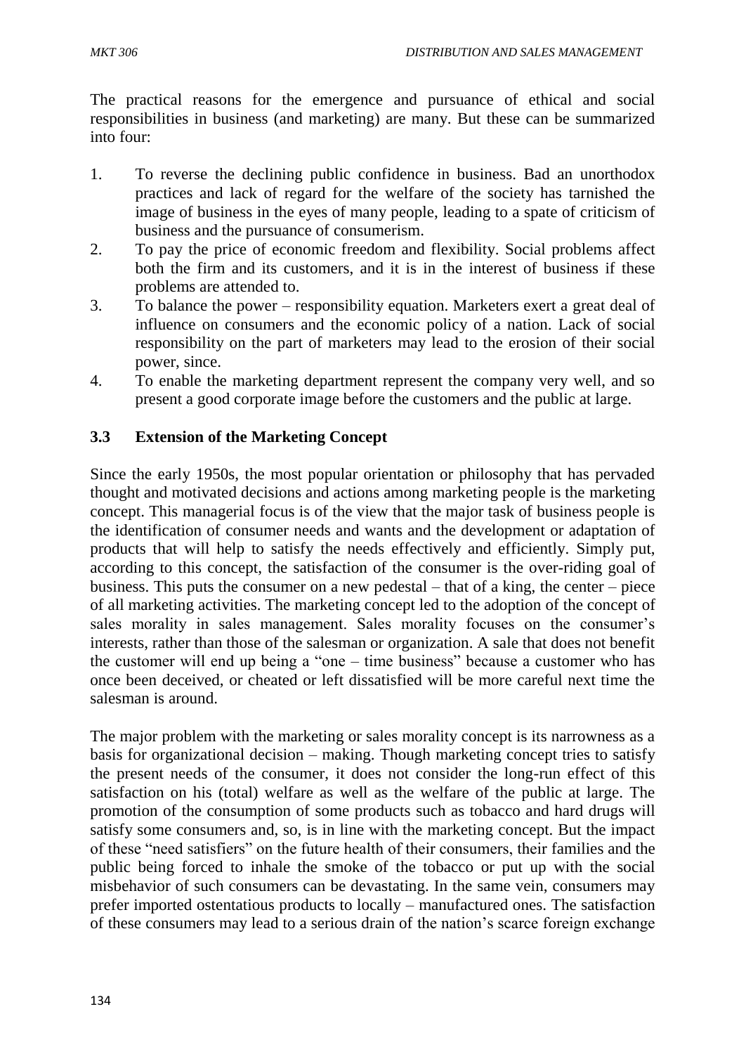The practical reasons for the emergence and pursuance of ethical and social responsibilities in business (and marketing) are many. But these can be summarized into four:

1. To reverse the declining public confidence in business. Bad an unorthodox practices and lack of regard for the welfare of the society has tarnished the image of business in the eyes of many people, leading to a spate of criticism of business and the pursuance of consumerism.
2. To pay the price of economic freedom and flexibility. Social problems affect both the firm and its customers, and it is in the interest of business if these problems are attended to.
3. To balance the power – responsibility equation. Marketers exert a great deal of influence on consumers and the economic policy of a nation. Lack of social responsibility on the part of marketers may lead to the erosion of their social power, since.
4. To enable the marketing department represent the company very well, and so present a good corporate image before the customers and the public at large.

### 3.3 Extension of the Marketing Concept

Since the early 1950s, the most popular orientation or philosophy that has pervaded thought and motivated decisions and actions among marketing people is the marketing concept. This managerial focus is of the view that the major task of business people is the identification of consumer needs and wants and the development or adaptation of products that will help to satisfy the needs effectively and efficiently. Simply put, according to this concept, the satisfaction of the consumer is the over-riding goal of business. This puts the consumer on a new pedestal – that of a king, the center – piece of all marketing activities. The marketing concept led to the adoption of the concept of sales morality in sales management. Sales morality focuses on the consumer's interests, rather than those of the salesman or organization. A sale that does not benefit the customer will end up being a "one – time business" because a customer who has once been deceived, or cheated or left dissatisfied will be more careful next time the salesman is around.

The major problem with the marketing or sales morality concept is its narrowness as a basis for organizational decision – making. Though marketing concept tries to satisfy the present needs of the consumer, it does not consider the long-run effect of this satisfaction on his (total) welfare as well as the welfare of the public at large. The promotion of the consumption of some products such as tobacco and hard drugs will satisfy some consumers and, so, is in line with the marketing concept. But the impact of these "need satisfiers" on the future health of their consumers, their families and the public being forced to inhale the smoke of the tobacco or put up with the social misbehavior of such consumers can be devastating. In the same vein, consumers may prefer imported ostentatious products to locally – manufactured ones. The satisfaction of these consumers may lead to a serious drain of the nation's scarce foreign exchange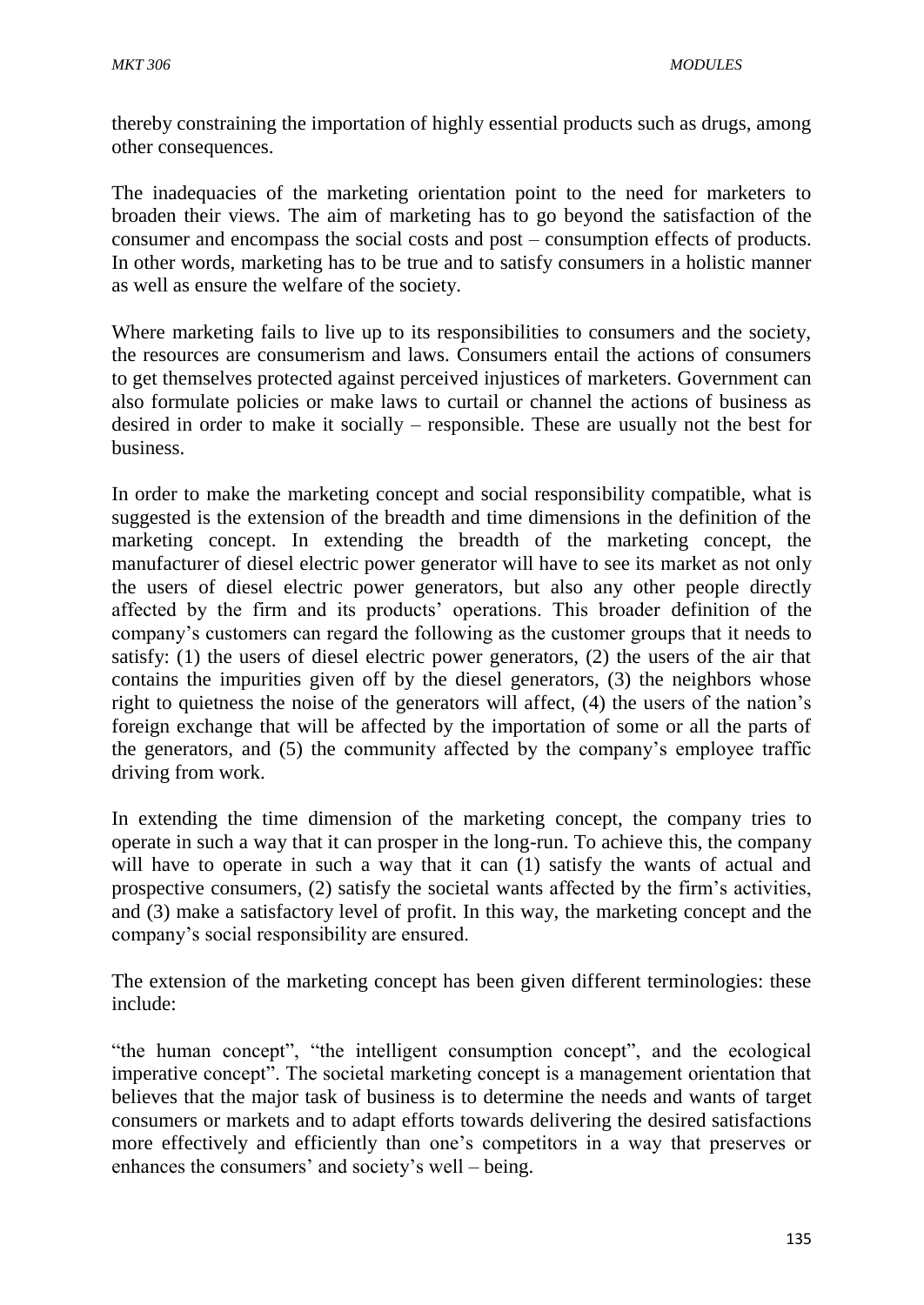thereby constraining the importation of highly essential products such as drugs, among other consequences.

The inadequacies of the marketing orientation point to the need for marketers to broaden their views. The aim of marketing has to go beyond the satisfaction of the consumer and encompass the social costs and post – consumption effects of products. In other words, marketing has to be true and to satisfy consumers in a holistic manner as well as ensure the welfare of the society.

Where marketing fails to live up to its responsibilities to consumers and the society, the resources are consumerism and laws. Consumers entail the actions of consumers to get themselves protected against perceived injustices of marketers. Government can also formulate policies or make laws to curtail or channel the actions of business as desired in order to make it socially – responsible. These are usually not the best for business.

In order to make the marketing concept and social responsibility compatible, what is suggested is the extension of the breadth and time dimensions in the definition of the marketing concept. In extending the breadth of the marketing concept, the manufacturer of diesel electric power generator will have to see its market as not only the users of diesel electric power generators, but also any other people directly affected by the firm and its products' operations. This broader definition of the company's customers can regard the following as the customer groups that it needs to satisfy: (1) the users of diesel electric power generators, (2) the users of the air that contains the impurities given off by the diesel generators, (3) the neighbors whose right to quietness the noise of the generators will affect, (4) the users of the nation's foreign exchange that will be affected by the importation of some or all the parts of the generators, and (5) the community affected by the company's employee traffic driving from work.

In extending the time dimension of the marketing concept, the company tries to operate in such a way that it can prosper in the long-run. To achieve this, the company will have to operate in such a way that it can (1) satisfy the wants of actual and prospective consumers, (2) satisfy the societal wants affected by the firm's activities, and (3) make a satisfactory level of profit. In this way, the marketing concept and the company's social responsibility are ensured.

The extension of the marketing concept has been given different terminologies: these include:

"the human concept", "the intelligent consumption concept", and the ecological imperative concept". The societal marketing concept is a management orientation that believes that the major task of business is to determine the needs and wants of target consumers or markets and to adapt efforts towards delivering the desired satisfactions more effectively and efficiently than one's competitors in a way that preserves or enhances the consumers' and society's well – being.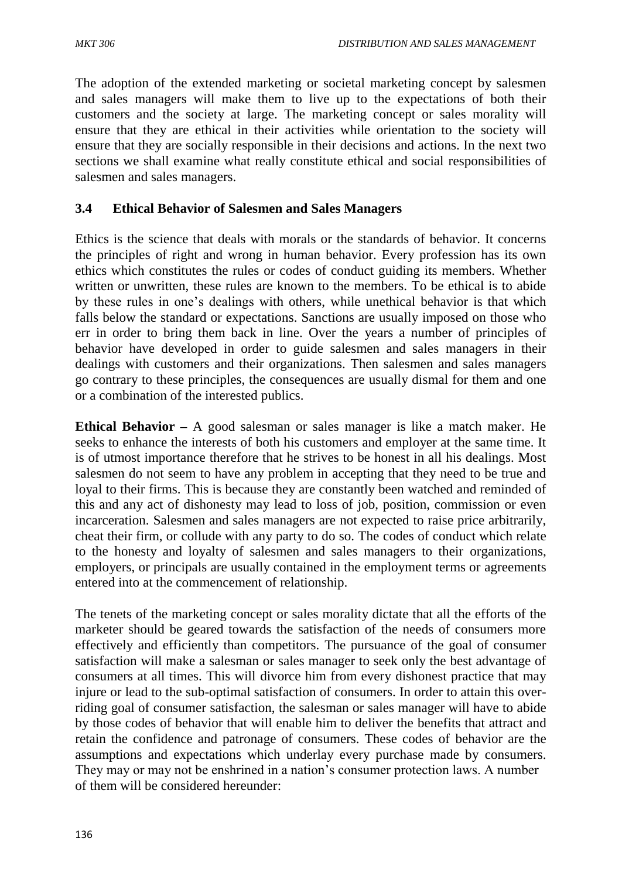The adoption of the extended marketing or societal marketing concept by salesmen and sales managers will make them to live up to the expectations of both their customers and the society at large. The marketing concept or sales morality will ensure that they are ethical in their activities while orientation to the society will ensure that they are socially responsible in their decisions and actions. In the next two sections we shall examine what really constitute ethical and social responsibilities of salesmen and sales managers.

### 3.4 Ethical Behavior of Salesmen and Sales Managers

Ethics is the science that deals with morals or the standards of behavior. It concerns the principles of right and wrong in human behavior. Every profession has its own ethics which constitutes the rules or codes of conduct guiding its members. Whether written or unwritten, these rules are known to the members. To be ethical is to abide by these rules in one's dealings with others, while unethical behavior is that which falls below the standard or expectations. Sanctions are usually imposed on those who err in order to bring them back in line. Over the years a number of principles of behavior have developed in order to guide salesmen and sales managers in their dealings with customers and their organizations. Then salesmen and sales managers go contrary to these principles, the consequences are usually dismal for them and one or a combination of the interested publics.

**Ethical Behavior** – A good salesman or sales manager is like a match maker. He seeks to enhance the interests of both his customers and employer at the same time. It is of utmost importance therefore that he strives to be honest in all his dealings. Most salesmen do not seem to have any problem in accepting that they need to be true and loyal to their firms. This is because they are constantly been watched and reminded of this and any act of dishonesty may lead to loss of job, position, commission or even incarceration. Salesmen and sales managers are not expected to raise price arbitrarily, cheat their firm, or collude with any party to do so. The codes of conduct which relate to the honesty and loyalty of salesmen and sales managers to their organizations, employers, or principals are usually contained in the employment terms or agreements entered into at the commencement of relationship.

The tenets of the marketing concept or sales morality dictate that all the efforts of the marketer should be geared towards the satisfaction of the needs of consumers more effectively and efficiently than competitors. The pursuance of the goal of consumer satisfaction will make a salesman or sales manager to seek only the best advantage of consumers at all times. This will divorce him from every dishonest practice that may injure or lead to the sub-optimal satisfaction of consumers. In order to attain this over-riding goal of consumer satisfaction, the salesman or sales manager will have to abide by those codes of behavior that will enable him to deliver the benefits that attract and retain the confidence and patronage of consumers. These codes of behavior are the assumptions and expectations which underlay every purchase made by consumers. They may or may not be enshrined in a nation's consumer protection laws. A number of them will be considered hereunder: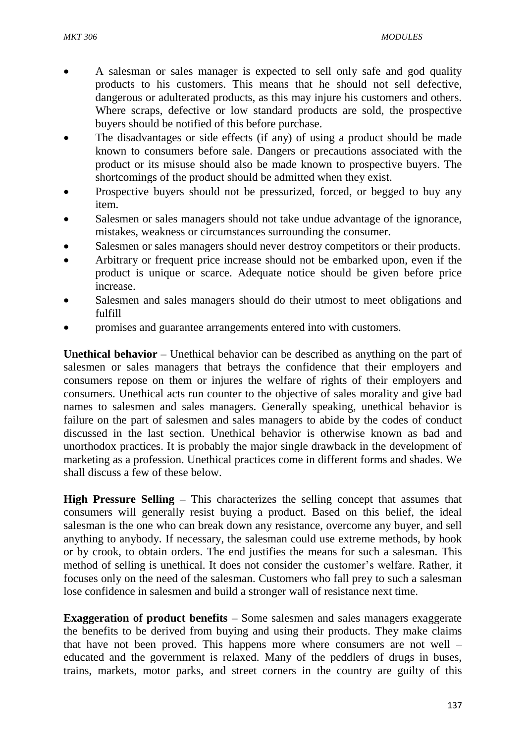- A salesman or sales manager is expected to sell only safe and god quality products to his customers. This means that he should not sell defective, dangerous or adulterated products, as this may injure his customers and others. Where scraps, defective or low standard products are sold, the prospective buyers should be notified of this before purchase.
- The disadvantages or side effects (if any) of using a product should be made known to consumers before sale. Dangers or precautions associated with the product or its misuse should also be made known to prospective buyers. The shortcomings of the product should be admitted when they exist.
- Prospective buyers should not be pressurized, forced, or begged to buy any item.
- Salesmen or sales managers should not take undue advantage of the ignorance, mistakes, weakness or circumstances surrounding the consumer.
- Salesmen or sales managers should never destroy competitors or their products.
- Arbitrary or frequent price increase should not be embarked upon, even if the product is unique or scarce. Adequate notice should be given before price increase.
- Salesmen and sales managers should do their utmost to meet obligations and fulfill
- promises and guarantee arrangements entered into with customers.

**Unethical behavior –** Unethical behavior can be described as anything on the part of salesmen or sales managers that betrays the confidence that their employers and consumers repose on them or injures the welfare of rights of their employers and consumers. Unethical acts run counter to the objective of sales morality and give bad names to salesmen and sales managers. Generally speaking, unethical behavior is failure on the part of salesmen and sales managers to abide by the codes of conduct discussed in the last section. Unethical behavior is otherwise known as bad and unorthodox practices. It is probably the major single drawback in the development of marketing as a profession. Unethical practices come in different forms and shades. We shall discuss a few of these below.

**High Pressure Selling –** This characterizes the selling concept that assumes that consumers will generally resist buying a product. Based on this belief, the ideal salesman is the one who can break down any resistance, overcome any buyer, and sell anything to anybody. If necessary, the salesman could use extreme methods, by hook or by crook, to obtain orders. The end justifies the means for such a salesman. This method of selling is unethical. It does not consider the customer's welfare. Rather, it focuses only on the need of the salesman. Customers who fall prey to such a salesman lose confidence in salesmen and build a stronger wall of resistance next time.

**Exaggeration of product benefits –** Some salesmen and sales managers exaggerate the benefits to be derived from buying and using their products. They make claims that have not been proved. This happens more where consumers are not well – educated and the government is relaxed. Many of the peddlers of drugs in buses, trains, markets, motor parks, and street corners in the country are guilty of this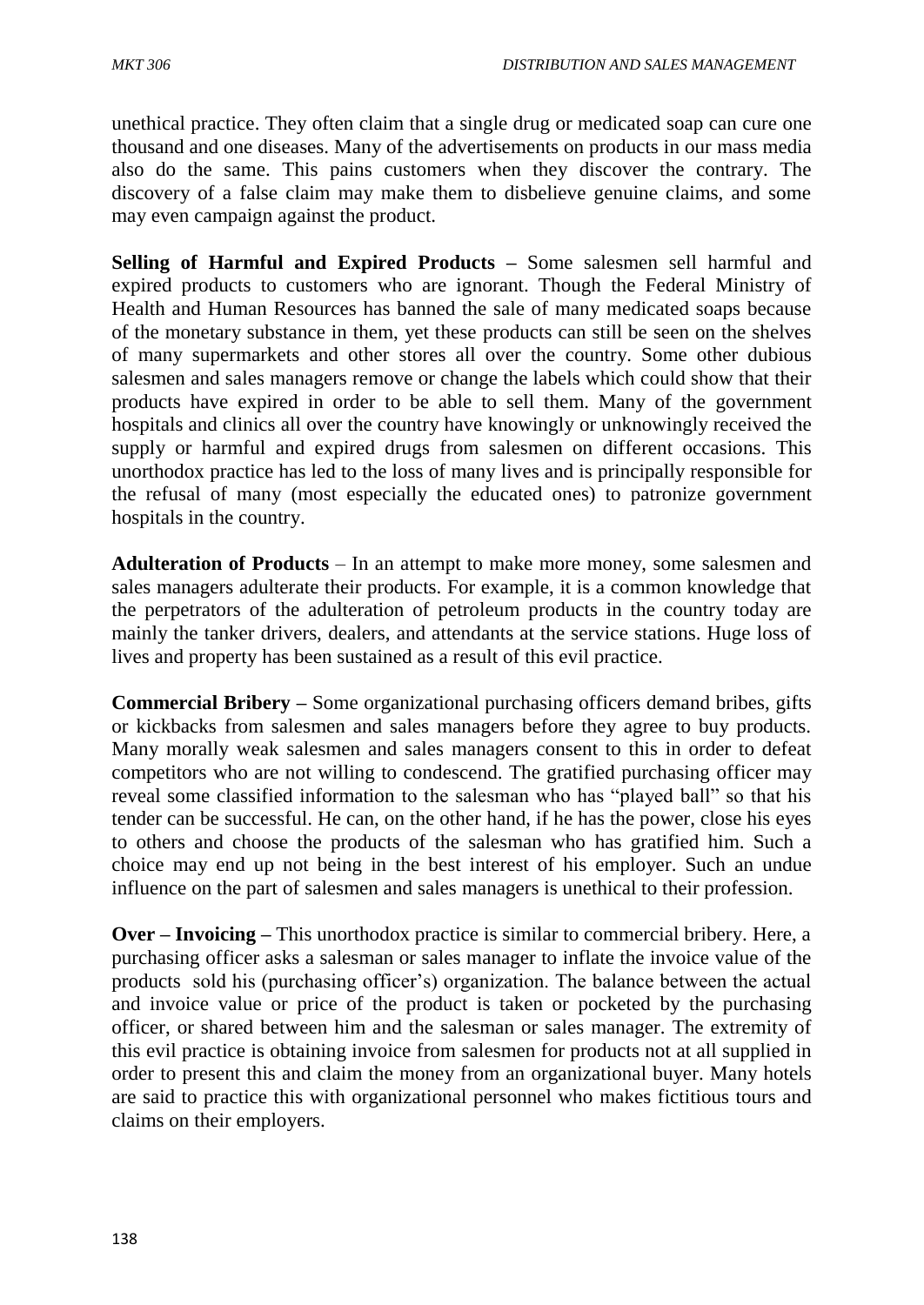unethical practice. They often claim that a single drug or medicated soap can cure one thousand and one diseases. Many of the advertisements on products in our mass media also do the same. This pains customers when they discover the contrary. The discovery of a false claim may make them to disbelieve genuine claims, and some may even campaign against the product.

**Selling of Harmful and Expired Products –** Some salesmen sell harmful and expired products to customers who are ignorant. Though the Federal Ministry of Health and Human Resources has banned the sale of many medicated soaps because of the monetary substance in them, yet these products can still be seen on the shelves of many supermarkets and other stores all over the country. Some other dubious salesmen and sales managers remove or change the labels which could show that their products have expired in order to be able to sell them. Many of the government hospitals and clinics all over the country have knowingly or unknowingly received the supply or harmful and expired drugs from salesmen on different occasions. This unorthodox practice has led to the loss of many lives and is principally responsible for the refusal of many (most especially the educated ones) to patronize government hospitals in the country.

**Adulteration of Products** – In an attempt to make more money, some salesmen and sales managers adulterate their products. For example, it is a common knowledge that the perpetrators of the adulteration of petroleum products in the country today are mainly the tanker drivers, dealers, and attendants at the service stations. Huge loss of lives and property has been sustained as a result of this evil practice.

**Commercial Bribery –** Some organizational purchasing officers demand bribes, gifts or kickbacks from salesmen and sales managers before they agree to buy products. Many morally weak salesmen and sales managers consent to this in order to defeat competitors who are not willing to condescend. The gratified purchasing officer may reveal some classified information to the salesman who has "played ball" so that his tender can be successful. He can, on the other hand, if he has the power, close his eyes to others and choose the products of the salesman who has gratified him. Such a choice may end up not being in the best interest of his employer. Such an undue influence on the part of salesmen and sales managers is unethical to their profession.

**Over – Invoicing –** This unorthodox practice is similar to commercial bribery. Here, a purchasing officer asks a salesman or sales manager to inflate the invoice value of the products sold his (purchasing officer's) organization. The balance between the actual and invoice value or price of the product is taken or pocketed by the purchasing officer, or shared between him and the salesman or sales manager. The extremity of this evil practice is obtaining invoice from salesmen for products not at all supplied in order to present this and claim the money from an organizational buyer. Many hotels are said to practice this with organizational personnel who makes fictitious tours and claims on their employers.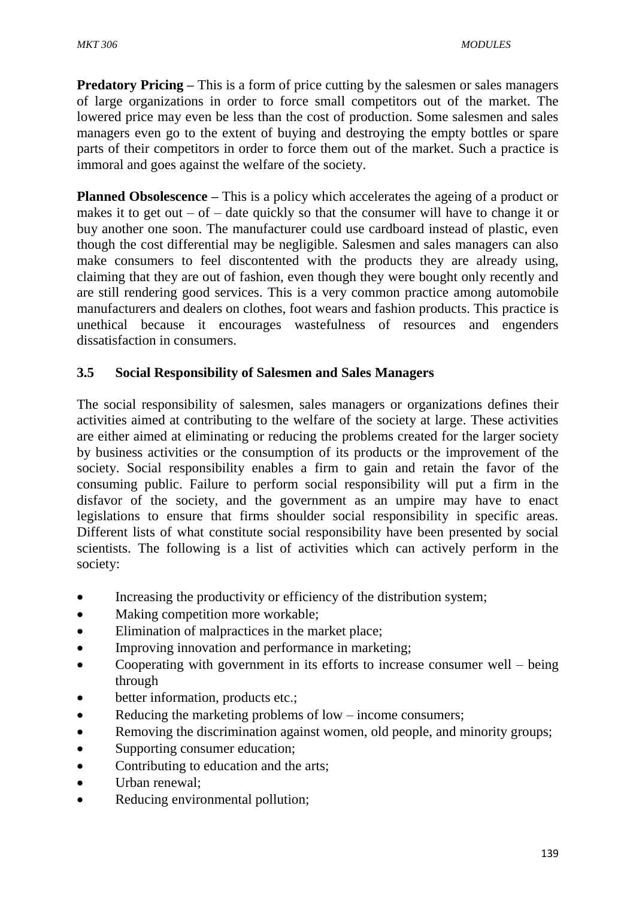**Predatory Pricing –** This is a form of price cutting by the salesmen or sales managers of large organizations in order to force small competitors out of the market. The lowered price may even be less than the cost of production. Some salesmen and sales managers even go to the extent of buying and destroying the empty bottles or spare parts of their competitors in order to force them out of the market. Such a practice is immoral and goes against the welfare of the society.

**Planned Obsolescence –** This is a policy which accelerates the ageing of a product or makes it to get out – of – date quickly so that the consumer will have to change it or buy another one soon. The manufacturer could use cardboard instead of plastic, even though the cost differential may be negligible. Salesmen and sales managers can also make consumers to feel discontented with the products they are already using, claiming that they are out of fashion, even though they were bought only recently and are still rendering good services. This is a very common practice among automobile manufacturers and dealers on clothes, foot wears and fashion products. This practice is unethical because it encourages wastefulness of resources and engenders dissatisfaction in consumers.

### 3.5 Social Responsibility of Salesmen and Sales Managers

The social responsibility of salesmen, sales managers or organizations defines their activities aimed at contributing to the welfare of the society at large. These activities are either aimed at eliminating or reducing the problems created for the larger society by business activities or the consumption of its products or the improvement of the society. Social responsibility enables a firm to gain and retain the favor of the consuming public. Failure to perform social responsibility will put a firm in the disfavor of the society, and the government as an umpire may have to enact legislations to ensure that firms shoulder social responsibility in specific areas. Different lists of what constitute social responsibility have been presented by social scientists. The following is a list of activities which can actively perform in the society:

- Increasing the productivity or efficiency of the distribution system;
- Making competition more workable;
- Elimination of malpractices in the market place;
- Improving innovation and performance in marketing;
- Cooperating with government in its efforts to increase consumer well – being through
- better information, products etc.;
- Reducing the marketing problems of low – income consumers;
- Removing the discrimination against women, old people, and minority groups;
- Supporting consumer education;
- Contributing to education and the arts;
- Urban renewal;
- Reducing environmental pollution;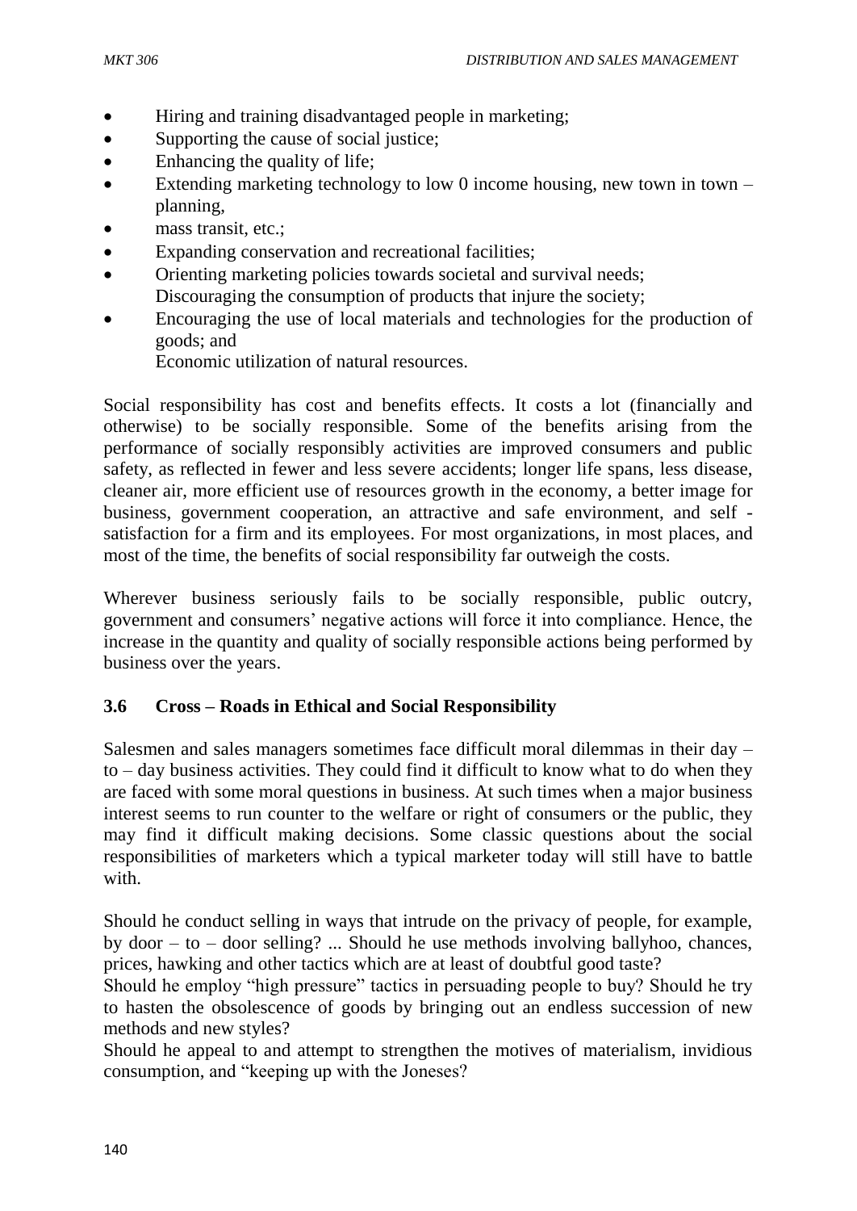- Hiring and training disadvantaged people in marketing;
- Supporting the cause of social justice;
- Enhancing the quality of life;
- Extending marketing technology to low 0 income housing, new town in town – planning,
- mass transit, etc.;
- Expanding conservation and recreational facilities;
- Orienting marketing policies towards societal and survival needs; Discouraging the consumption of products that injure the society;
- Encouraging the use of local materials and technologies for the production of goods; and
  Economic utilization of natural resources.

Social responsibility has cost and benefits effects. It costs a lot (financially and otherwise) to be socially responsible. Some of the benefits arising from the performance of socially responsibly activities are improved consumers and public safety, as reflected in fewer and less severe accidents; longer life spans, less disease, cleaner air, more efficient use of resources growth in the economy, a better image for business, government cooperation, an attractive and safe environment, and self - satisfaction for a firm and its employees. For most organizations, in most places, and most of the time, the benefits of social responsibility far outweigh the costs.

Wherever business seriously fails to be socially responsible, public outcry, government and consumers' negative actions will force it into compliance. Hence, the increase in the quantity and quality of socially responsible actions being performed by business over the years.

### 3.6 Cross – Roads in Ethical and Social Responsibility

Salesmen and sales managers sometimes face difficult moral dilemmas in their day – to – day business activities. They could find it difficult to know what to do when they are faced with some moral questions in business. At such times when a major business interest seems to run counter to the welfare or right of consumers or the public, they may find it difficult making decisions. Some classic questions about the social responsibilities of marketers which a typical marketer today will still have to battle with.

Should he conduct selling in ways that intrude on the privacy of people, for example, by door – to – door selling? ... Should he use methods involving ballyhoo, chances, prices, hawking and other tactics which are at least of doubtful good taste?
Should he employ "high pressure" tactics in persuading people to buy? Should he try to hasten the obsolescence of goods by bringing out an endless succession of new methods and new styles?
Should he appeal to and attempt to strengthen the motives of materialism, invidious consumption, and "keeping up with the Joneses?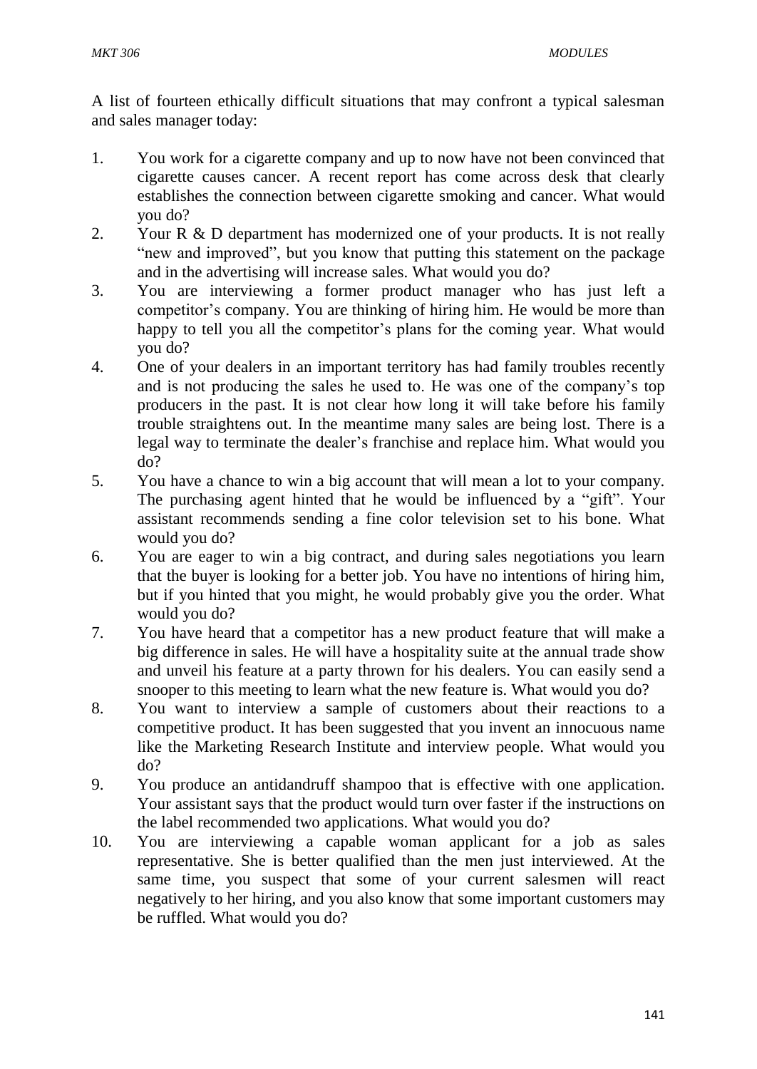A list of fourteen ethically difficult situations that may confront a typical salesman and sales manager today:

1. You work for a cigarette company and up to now have not been convinced that cigarette causes cancer. A recent report has come across desk that clearly establishes the connection between cigarette smoking and cancer. What would you do?
2. Your R & D department has modernized one of your products. It is not really "new and improved", but you know that putting this statement on the package and in the advertising will increase sales. What would you do?
3. You are interviewing a former product manager who has just left a competitor's company. You are thinking of hiring him. He would be more than happy to tell you all the competitor's plans for the coming year. What would you do?
4. One of your dealers in an important territory has had family troubles recently and is not producing the sales he used to. He was one of the company's top producers in the past. It is not clear how long it will take before his family trouble straightens out. In the meantime many sales are being lost. There is a legal way to terminate the dealer's franchise and replace him. What would you do?
5. You have a chance to win a big account that will mean a lot to your company. The purchasing agent hinted that he would be influenced by a "gift". Your assistant recommends sending a fine color television set to his bone. What would you do?
6. You are eager to win a big contract, and during sales negotiations you learn that the buyer is looking for a better job. You have no intentions of hiring him, but if you hinted that you might, he would probably give you the order. What would you do?
7. You have heard that a competitor has a new product feature that will make a big difference in sales. He will have a hospitality suite at the annual trade show and unveil his feature at a party thrown for his dealers. You can easily send a snooper to this meeting to learn what the new feature is. What would you do?
8. You want to interview a sample of customers about their reactions to a competitive product. It has been suggested that you invent an innocuous name like the Marketing Research Institute and interview people. What would you do?
9. You produce an antidandruff shampoo that is effective with one application. Your assistant says that the product would turn over faster if the instructions on the label recommended two applications. What would you do?
10. You are interviewing a capable woman applicant for a job as sales representative. She is better qualified than the men just interviewed. At the same time, you suspect that some of your current salesmen will react negatively to her hiring, and you also know that some important customers may be ruffled. What would you do?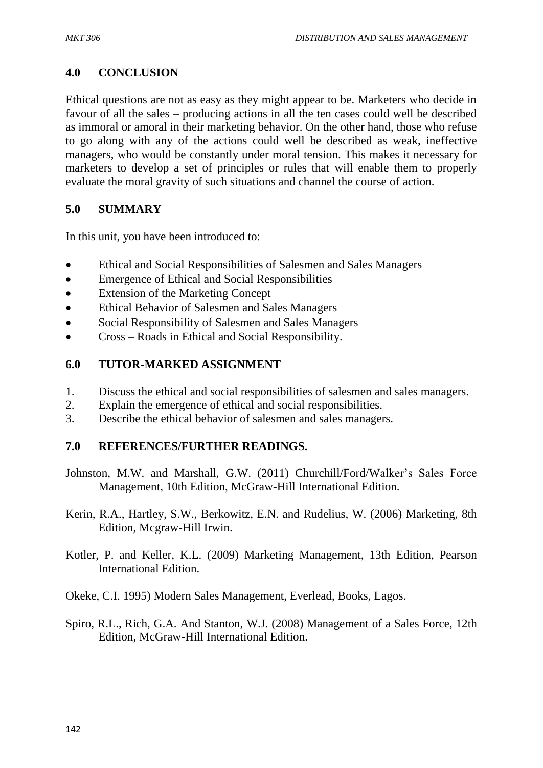## 4.0 CONCLUSION

Ethical questions are not as easy as they might appear to be. Marketers who decide in favour of all the sales – producing actions in all the ten cases could well be described as immoral or amoral in their marketing behavior. On the other hand, those who refuse to go along with any of the actions could well be described as weak, ineffective managers, who would be constantly under moral tension. This makes it necessary for marketers to develop a set of principles or rules that will enable them to properly evaluate the moral gravity of such situations and channel the course of action.

## 5.0 SUMMARY

In this unit, you have been introduced to:

- Ethical and Social Responsibilities of Salesmen and Sales Managers
- Emergence of Ethical and Social Responsibilities
- Extension of the Marketing Concept
- Ethical Behavior of Salesmen and Sales Managers
- Social Responsibility of Salesmen and Sales Managers
- Cross – Roads in Ethical and Social Responsibility.

## 6.0 TUTOR-MARKED ASSIGNMENT

1. Discuss the ethical and social responsibilities of salesmen and sales managers.
2. Explain the emergence of ethical and social responsibilities.
3. Describe the ethical behavior of salesmen and sales managers.

## 7.0 REFERENCES/FURTHER READINGS.

Johnston, M.W. and Marshall, G.W. (2011) Churchill/Ford/Walker's Sales Force Management, 10th Edition, McGraw-Hill International Edition.

Kerin, R.A., Hartley, S.W., Berkowitz, E.N. and Rudelius, W. (2006) Marketing, 8th Edition, Mcgraw-Hill Irwin.

Kotler, P. and Keller, K.L. (2009) Marketing Management, 13th Edition, Pearson International Edition.

Okeke, C.I. 1995) Modern Sales Management, Everlead, Books, Lagos.

Spiro, R.L., Rich, G.A. And Stanton, W.J. (2008) Management of a Sales Force, 12th Edition, McGraw-Hill International Edition.